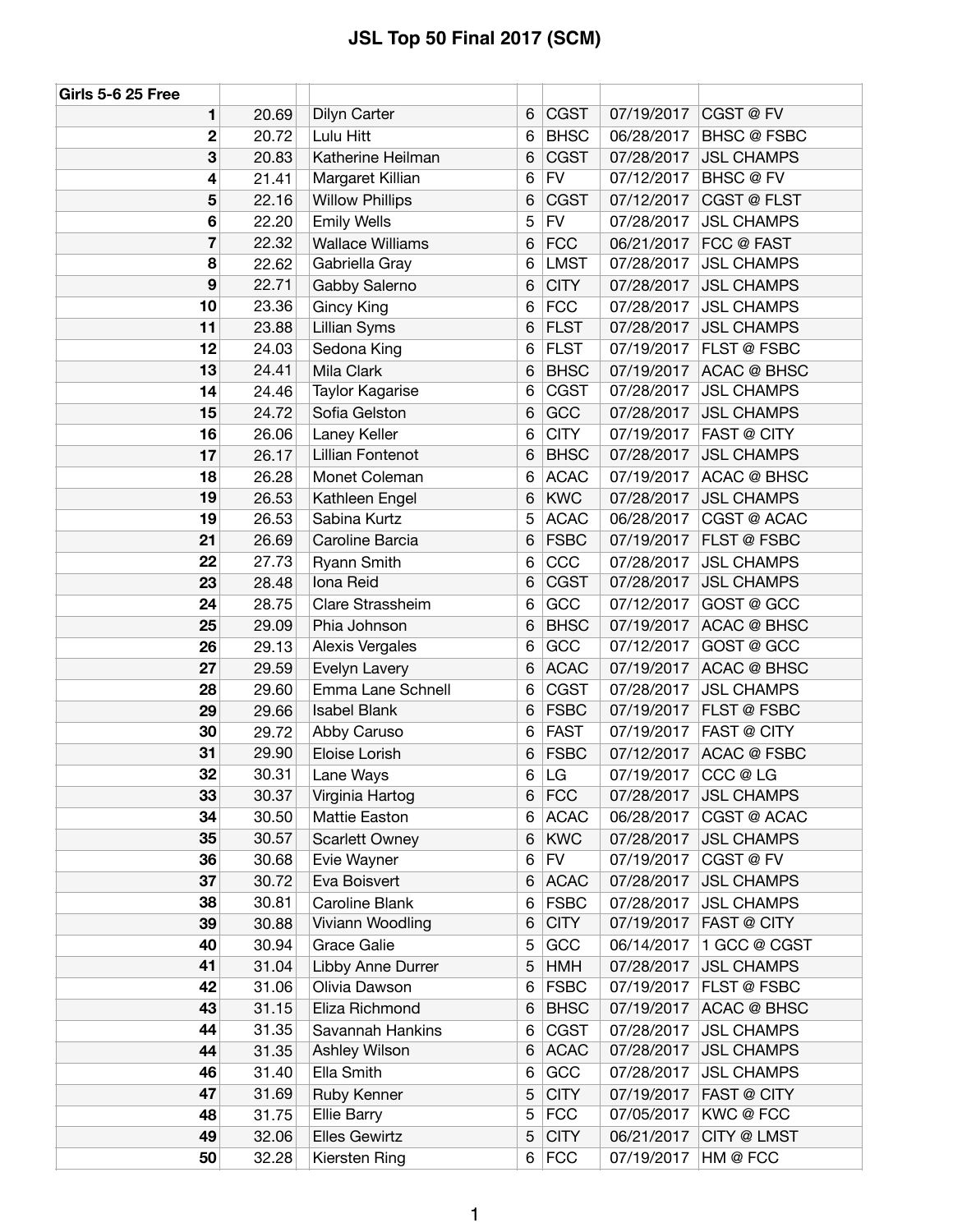# JSL Top 50 Final 2017 (SCM)

| Girls 5-6 25 Free | | | | | | |
|---|---|---|---|---|---|---|
| 1 | 20.69 | Dilyn Carter | 6 | CGST | 07/19/2017 | CGST @ FV |
| 2 | 20.72 | Lulu Hitt | 6 | BHSC | 06/28/2017 | BHSC @ FSBC |
| 3 | 20.83 | Katherine Heilman | 6 | CGST | 07/28/2017 | JSL CHAMPS |
| 4 | 21.41 | Margaret Killian | 6 | FV | 07/12/2017 | BHSC @ FV |
| 5 | 22.16 | Willow Phillips | 6 | CGST | 07/12/2017 | CGST @ FLST |
| 6 | 22.20 | Emily Wells | 5 | FV | 07/28/2017 | JSL CHAMPS |
| 7 | 22.32 | Wallace Williams | 6 | FCC | 06/21/2017 | FCC @ FAST |
| 8 | 22.62 | Gabriella Gray | 6 | LMST | 07/28/2017 | JSL CHAMPS |
| 9 | 22.71 | Gabby Salerno | 6 | CITY | 07/28/2017 | JSL CHAMPS |
| 10 | 23.36 | Gincy King | 6 | FCC | 07/28/2017 | JSL CHAMPS |
| 11 | 23.88 | Lillian Syms | 6 | FLST | 07/28/2017 | JSL CHAMPS |
| 12 | 24.03 | Sedona King | 6 | FLST | 07/19/2017 | FLST @ FSBC |
| 13 | 24.41 | Mila Clark | 6 | BHSC | 07/19/2017 | ACAC @ BHSC |
| 14 | 24.46 | Taylor Kagarise | 6 | CGST | 07/28/2017 | JSL CHAMPS |
| 15 | 24.72 | Sofia Gelston | 6 | GCC | 07/28/2017 | JSL CHAMPS |
| 16 | 26.06 | Laney Keller | 6 | CITY | 07/19/2017 | FAST @ CITY |
| 17 | 26.17 | Lillian Fontenot | 6 | BHSC | 07/28/2017 | JSL CHAMPS |
| 18 | 26.28 | Monet Coleman | 6 | ACAC | 07/19/2017 | ACAC @ BHSC |
| 19 | 26.53 | Kathleen Engel | 6 | KWC | 07/28/2017 | JSL CHAMPS |
| 19 | 26.53 | Sabina Kurtz | 5 | ACAC | 06/28/2017 | CGST @ ACAC |
| 21 | 26.69 | Caroline Barcia | 6 | FSBC | 07/19/2017 | FLST @ FSBC |
| 22 | 27.73 | Ryann Smith | 6 | CCC | 07/28/2017 | JSL CHAMPS |
| 23 | 28.48 | Iona Reid | 6 | CGST | 07/28/2017 | JSL CHAMPS |
| 24 | 28.75 | Clare Strassheim | 6 | GCC | 07/12/2017 | GOST @ GCC |
| 25 | 29.09 | Phia Johnson | 6 | BHSC | 07/19/2017 | ACAC @ BHSC |
| 26 | 29.13 | Alexis Vergales | 6 | GCC | 07/12/2017 | GOST @ GCC |
| 27 | 29.59 | Evelyn Lavery | 6 | ACAC | 07/19/2017 | ACAC @ BHSC |
| 28 | 29.60 | Emma Lane Schnell | 6 | CGST | 07/28/2017 | JSL CHAMPS |
| 29 | 29.66 | Isabel Blank | 6 | FSBC | 07/19/2017 | FLST @ FSBC |
| 30 | 29.72 | Abby Caruso | 6 | FAST | 07/19/2017 | FAST @ CITY |
| 31 | 29.90 | Eloise Lorish | 6 | FSBC | 07/12/2017 | ACAC @ FSBC |
| 32 | 30.31 | Lane Ways | 6 | LG | 07/19/2017 | CCC @ LG |
| 33 | 30.37 | Virginia Hartog | 6 | FCC | 07/28/2017 | JSL CHAMPS |
| 34 | 30.50 | Mattie Easton | 6 | ACAC | 06/28/2017 | CGST @ ACAC |
| 35 | 30.57 | Scarlett Owney | 6 | KWC | 07/28/2017 | JSL CHAMPS |
| 36 | 30.68 | Evie Wayner | 6 | FV | 07/19/2017 | CGST @ FV |
| 37 | 30.72 | Eva Boisvert | 6 | ACAC | 07/28/2017 | JSL CHAMPS |
| 38 | 30.81 | Caroline Blank | 6 | FSBC | 07/28/2017 | JSL CHAMPS |
| 39 | 30.88 | Viviann Woodling | 6 | CITY | 07/19/2017 | FAST @ CITY |
| 40 | 30.94 | Grace Galie | 5 | GCC | 06/14/2017 | 1 GCC @ CGST |
| 41 | 31.04 | Libby Anne Durrer | 5 | HMH | 07/28/2017 | JSL CHAMPS |
| 42 | 31.06 | Olivia Dawson | 6 | FSBC | 07/19/2017 | FLST @ FSBC |
| 43 | 31.15 | Eliza Richmond | 6 | BHSC | 07/19/2017 | ACAC @ BHSC |
| 44 | 31.35 | Savannah Hankins | 6 | CGST | 07/28/2017 | JSL CHAMPS |
| 44 | 31.35 | Ashley Wilson | 6 | ACAC | 07/28/2017 | JSL CHAMPS |
| 46 | 31.40 | Ella Smith | 6 | GCC | 07/28/2017 | JSL CHAMPS |
| 47 | 31.69 | Ruby Kenner | 5 | CITY | 07/19/2017 | FAST @ CITY |
| 48 | 31.75 | Ellie Barry | 5 | FCC | 07/05/2017 | KWC @ FCC |
| 49 | 32.06 | Elles Gewirtz | 5 | CITY | 06/21/2017 | CITY @ LMST |
| 50 | 32.28 | Kiersten Ring | 6 | FCC | 07/19/2017 | HM @ FCC |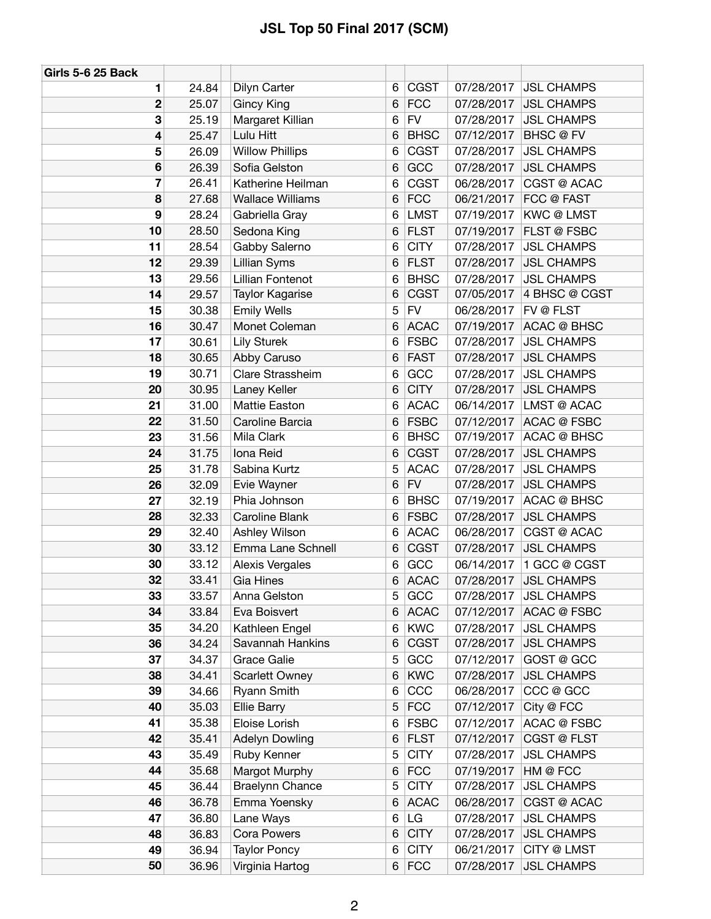# JSL Top 50 Final 2017 (SCM)

| Girls 5-6 25 Back | | | | | | |
|---|---|---|---|---|---|---|
| 1 | 24.84 | Dilyn Carter | 6 | CGST | 07/28/2017 | JSL CHAMPS |
| 2 | 25.07 | Gincy King | 6 | FCC | 07/28/2017 | JSL CHAMPS |
| 3 | 25.19 | Margaret Killian | 6 | FV | 07/28/2017 | JSL CHAMPS |
| 4 | 25.47 | Lulu Hitt | 6 | BHSC | 07/12/2017 | BHSC @ FV |
| 5 | 26.09 | Willow Phillips | 6 | CGST | 07/28/2017 | JSL CHAMPS |
| 6 | 26.39 | Sofia Gelston | 6 | GCC | 07/28/2017 | JSL CHAMPS |
| 7 | 26.41 | Katherine Heilman | 6 | CGST | 06/28/2017 | CGST @ ACAC |
| 8 | 27.68 | Wallace Williams | 6 | FCC | 06/21/2017 | FCC @ FAST |
| 9 | 28.24 | Gabriella Gray | 6 | LMST | 07/19/2017 | KWC @ LMST |
| 10 | 28.50 | Sedona King | 6 | FLST | 07/19/2017 | FLST @ FSBC |
| 11 | 28.54 | Gabby Salerno | 6 | CITY | 07/28/2017 | JSL CHAMPS |
| 12 | 29.39 | Lillian Syms | 6 | FLST | 07/28/2017 | JSL CHAMPS |
| 13 | 29.56 | Lillian Fontenot | 6 | BHSC | 07/28/2017 | JSL CHAMPS |
| 14 | 29.57 | Taylor Kagarise | 6 | CGST | 07/05/2017 | 4 BHSC @ CGST |
| 15 | 30.38 | Emily Wells | 5 | FV | 06/28/2017 | FV @ FLST |
| 16 | 30.47 | Monet Coleman | 6 | ACAC | 07/19/2017 | ACAC @ BHSC |
| 17 | 30.61 | Lily Sturek | 6 | FSBC | 07/28/2017 | JSL CHAMPS |
| 18 | 30.65 | Abby Caruso | 6 | FAST | 07/28/2017 | JSL CHAMPS |
| 19 | 30.71 | Clare Strassheim | 6 | GCC | 07/28/2017 | JSL CHAMPS |
| 20 | 30.95 | Laney Keller | 6 | CITY | 07/28/2017 | JSL CHAMPS |
| 21 | 31.00 | Mattie Easton | 6 | ACAC | 06/14/2017 | LMST @ ACAC |
| 22 | 31.50 | Caroline Barcia | 6 | FSBC | 07/12/2017 | ACAC @ FSBC |
| 23 | 31.56 | Mila Clark | 6 | BHSC | 07/19/2017 | ACAC @ BHSC |
| 24 | 31.75 | Iona Reid | 6 | CGST | 07/28/2017 | JSL CHAMPS |
| 25 | 31.78 | Sabina Kurtz | 5 | ACAC | 07/28/2017 | JSL CHAMPS |
| 26 | 32.09 | Evie Wayner | 6 | FV | 07/28/2017 | JSL CHAMPS |
| 27 | 32.19 | Phia Johnson | 6 | BHSC | 07/19/2017 | ACAC @ BHSC |
| 28 | 32.33 | Caroline Blank | 6 | FSBC | 07/28/2017 | JSL CHAMPS |
| 29 | 32.40 | Ashley Wilson | 6 | ACAC | 06/28/2017 | CGST @ ACAC |
| 30 | 33.12 | Emma Lane Schnell | 6 | CGST | 07/28/2017 | JSL CHAMPS |
| 30 | 33.12 | Alexis Vergales | 6 | GCC | 06/14/2017 | 1 GCC @ CGST |
| 32 | 33.41 | Gia Hines | 6 | ACAC | 07/28/2017 | JSL CHAMPS |
| 33 | 33.57 | Anna Gelston | 5 | GCC | 07/28/2017 | JSL CHAMPS |
| 34 | 33.84 | Eva Boisvert | 6 | ACAC | 07/12/2017 | ACAC @ FSBC |
| 35 | 34.20 | Kathleen Engel | 6 | KWC | 07/28/2017 | JSL CHAMPS |
| 36 | 34.24 | Savannah Hankins | 6 | CGST | 07/28/2017 | JSL CHAMPS |
| 37 | 34.37 | Grace Galie | 5 | GCC | 07/12/2017 | GOST @ GCC |
| 38 | 34.41 | Scarlett Owney | 6 | KWC | 07/28/2017 | JSL CHAMPS |
| 39 | 34.66 | Ryann Smith | 6 | CCC | 06/28/2017 | CCC @ GCC |
| 40 | 35.03 | Ellie Barry | 5 | FCC | 07/12/2017 | City @ FCC |
| 41 | 35.38 | Eloise Lorish | 6 | FSBC | 07/12/2017 | ACAC @ FSBC |
| 42 | 35.41 | Adelyn Dowling | 6 | FLST | 07/12/2017 | CGST @ FLST |
| 43 | 35.49 | Ruby Kenner | 5 | CITY | 07/28/2017 | JSL CHAMPS |
| 44 | 35.68 | Margot Murphy | 6 | FCC | 07/19/2017 | HM @ FCC |
| 45 | 36.44 | Braelynn Chance | 5 | CITY | 07/28/2017 | JSL CHAMPS |
| 46 | 36.78 | Emma Yoensky | 6 | ACAC | 06/28/2017 | CGST @ ACAC |
| 47 | 36.80 | Lane Ways | 6 | LG | 07/28/2017 | JSL CHAMPS |
| 48 | 36.83 | Cora Powers | 6 | CITY | 07/28/2017 | JSL CHAMPS |
| 49 | 36.94 | Taylor Poncy | 6 | CITY | 06/21/2017 | CITY @ LMST |
| 50 | 36.96 | Virginia Hartog | 6 | FCC | 07/28/2017 | JSL CHAMPS |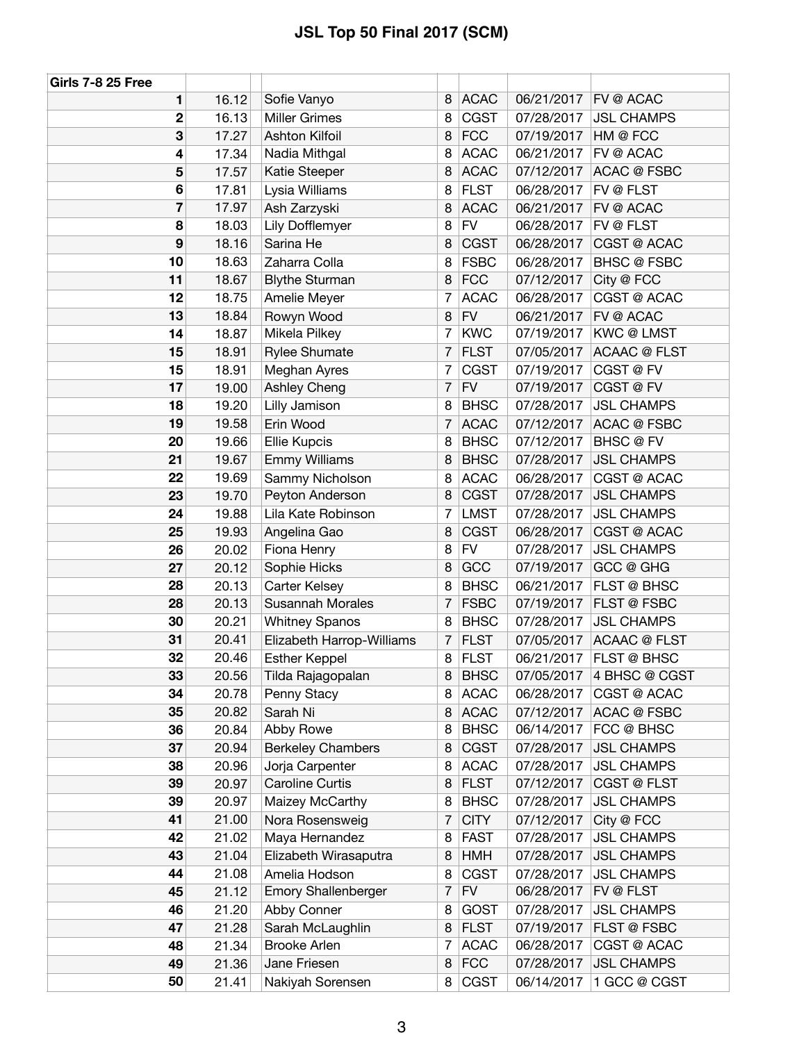# JSL Top 50 Final 2017 (SCM)

| Girls 7-8 25 Free | | | | | | |
|---|---|---|---|---|---|---|
| 1 | 16.12 | Sofie Vanyo | 8 | ACAC | 06/21/2017 | FV @ ACAC |
| 2 | 16.13 | Miller Grimes | 8 | CGST | 07/28/2017 | JSL CHAMPS |
| 3 | 17.27 | Ashton Kilfoil | 8 | FCC | 07/19/2017 | HM @ FCC |
| 4 | 17.34 | Nadia Mithgal | 8 | ACAC | 06/21/2017 | FV @ ACAC |
| 5 | 17.57 | Katie Steeper | 8 | ACAC | 07/12/2017 | ACAC @ FSBC |
| 6 | 17.81 | Lysia Williams | 8 | FLST | 06/28/2017 | FV @ FLST |
| 7 | 17.97 | Ash Zarzyski | 8 | ACAC | 06/21/2017 | FV @ ACAC |
| 8 | 18.03 | Lily Dofflemyer | 8 | FV | 06/28/2017 | FV @ FLST |
| 9 | 18.16 | Sarina He | 8 | CGST | 06/28/2017 | CGST @ ACAC |
| 10 | 18.63 | Zaharra Colla | 8 | FSBC | 06/28/2017 | BHSC @ FSBC |
| 11 | 18.67 | Blythe Sturman | 8 | FCC | 07/12/2017 | City @ FCC |
| 12 | 18.75 | Amelie Meyer | 7 | ACAC | 06/28/2017 | CGST @ ACAC |
| 13 | 18.84 | Rowyn Wood | 8 | FV | 06/21/2017 | FV @ ACAC |
| 14 | 18.87 | Mikela Pilkey | 7 | KWC | 07/19/2017 | KWC @ LMST |
| 15 | 18.91 | Rylee Shumate | 7 | FLST | 07/05/2017 | ACAAC @ FLST |
| 15 | 18.91 | Meghan Ayres | 7 | CGST | 07/19/2017 | CGST @ FV |
| 17 | 19.00 | Ashley Cheng | 7 | FV | 07/19/2017 | CGST @ FV |
| 18 | 19.20 | Lilly Jamison | 8 | BHSC | 07/28/2017 | JSL CHAMPS |
| 19 | 19.58 | Erin Wood | 7 | ACAC | 07/12/2017 | ACAC @ FSBC |
| 20 | 19.66 | Ellie Kupcis | 8 | BHSC | 07/12/2017 | BHSC @ FV |
| 21 | 19.67 | Emmy Williams | 8 | BHSC | 07/28/2017 | JSL CHAMPS |
| 22 | 19.69 | Sammy Nicholson | 8 | ACAC | 06/28/2017 | CGST @ ACAC |
| 23 | 19.70 | Peyton Anderson | 8 | CGST | 07/28/2017 | JSL CHAMPS |
| 24 | 19.88 | Lila Kate Robinson | 7 | LMST | 07/28/2017 | JSL CHAMPS |
| 25 | 19.93 | Angelina Gao | 8 | CGST | 06/28/2017 | CGST @ ACAC |
| 26 | 20.02 | Fiona Henry | 8 | FV | 07/28/2017 | JSL CHAMPS |
| 27 | 20.12 | Sophie Hicks | 8 | GCC | 07/19/2017 | GCC @ GHG |
| 28 | 20.13 | Carter Kelsey | 8 | BHSC | 06/21/2017 | FLST @ BHSC |
| 28 | 20.13 | Susannah Morales | 7 | FSBC | 07/19/2017 | FLST @ FSBC |
| 30 | 20.21 | Whitney Spanos | 8 | BHSC | 07/28/2017 | JSL CHAMPS |
| 31 | 20.41 | Elizabeth Harrop-Williams | 7 | FLST | 07/05/2017 | ACAAC @ FLST |
| 32 | 20.46 | Esther Keppel | 8 | FLST | 06/21/2017 | FLST @ BHSC |
| 33 | 20.56 | Tilda Rajagopalan | 8 | BHSC | 07/05/2017 | 4 BHSC @ CGST |
| 34 | 20.78 | Penny Stacy | 8 | ACAC | 06/28/2017 | CGST @ ACAC |
| 35 | 20.82 | Sarah Ni | 8 | ACAC | 07/12/2017 | ACAC @ FSBC |
| 36 | 20.84 | Abby Rowe | 8 | BHSC | 06/14/2017 | FCC @ BHSC |
| 37 | 20.94 | Berkeley Chambers | 8 | CGST | 07/28/2017 | JSL CHAMPS |
| 38 | 20.96 | Jorja Carpenter | 8 | ACAC | 07/28/2017 | JSL CHAMPS |
| 39 | 20.97 | Caroline Curtis | 8 | FLST | 07/12/2017 | CGST @ FLST |
| 39 | 20.97 | Maizey McCarthy | 8 | BHSC | 07/28/2017 | JSL CHAMPS |
| 41 | 21.00 | Nora Rosensweig | 7 | CITY | 07/12/2017 | City @ FCC |
| 42 | 21.02 | Maya Hernandez | 8 | FAST | 07/28/2017 | JSL CHAMPS |
| 43 | 21.04 | Elizabeth Wirasaputra | 8 | HMH | 07/28/2017 | JSL CHAMPS |
| 44 | 21.08 | Amelia Hodson | 8 | CGST | 07/28/2017 | JSL CHAMPS |
| 45 | 21.12 | Emory Shallenberger | 7 | FV | 06/28/2017 | FV @ FLST |
| 46 | 21.20 | Abby Conner | 8 | GOST | 07/28/2017 | JSL CHAMPS |
| 47 | 21.28 | Sarah McLaughlin | 8 | FLST | 07/19/2017 | FLST @ FSBC |
| 48 | 21.34 | Brooke Arlen | 7 | ACAC | 06/28/2017 | CGST @ ACAC |
| 49 | 21.36 | Jane Friesen | 8 | FCC | 07/28/2017 | JSL CHAMPS |
| 50 | 21.41 | Nakiyah Sorensen | 8 | CGST | 06/14/2017 | 1 GCC @ CGST |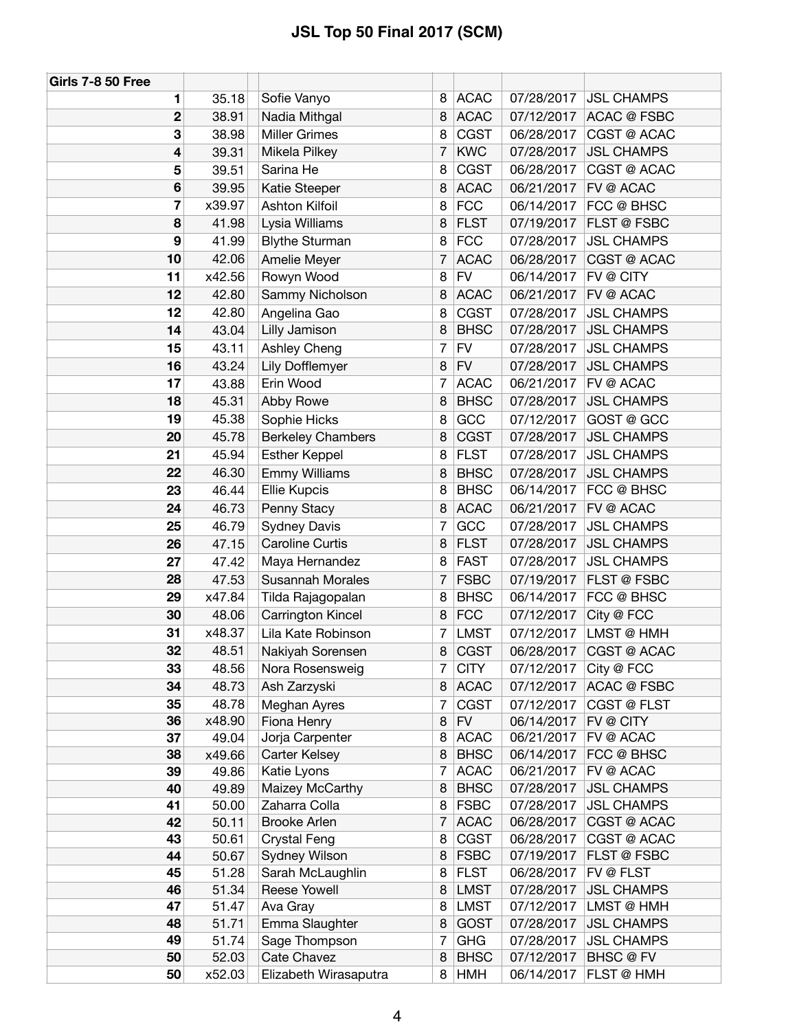# JSL Top 50 Final 2017 (SCM)

| Girls 7-8 50 Free | | | | | | |
|---|---|---|---|---|---|---|
| 1 | 35.18 | Sofie Vanyo | 8 | ACAC | 07/28/2017 | JSL CHAMPS |
| 2 | 38.91 | Nadia Mithgal | 8 | ACAC | 07/12/2017 | ACAC @ FSBC |
| 3 | 38.98 | Miller Grimes | 8 | CGST | 06/28/2017 | CGST @ ACAC |
| 4 | 39.31 | Mikela Pilkey | 7 | KWC | 07/28/2017 | JSL CHAMPS |
| 5 | 39.51 | Sarina He | 8 | CGST | 06/28/2017 | CGST @ ACAC |
| 6 | 39.95 | Katie Steeper | 8 | ACAC | 06/21/2017 | FV @ ACAC |
| 7 | x39.97 | Ashton Kilfoil | 8 | FCC | 06/14/2017 | FCC @ BHSC |
| 8 | 41.98 | Lysia Williams | 8 | FLST | 07/19/2017 | FLST @ FSBC |
| 9 | 41.99 | Blythe Sturman | 8 | FCC | 07/28/2017 | JSL CHAMPS |
| 10 | 42.06 | Amelie Meyer | 7 | ACAC | 06/28/2017 | CGST @ ACAC |
| 11 | x42.56 | Rowyn Wood | 8 | FV | 06/14/2017 | FV @ CITY |
| 12 | 42.80 | Sammy Nicholson | 8 | ACAC | 06/21/2017 | FV @ ACAC |
| 12 | 42.80 | Angelina Gao | 8 | CGST | 07/28/2017 | JSL CHAMPS |
| 14 | 43.04 | Lilly Jamison | 8 | BHSC | 07/28/2017 | JSL CHAMPS |
| 15 | 43.11 | Ashley Cheng | 7 | FV | 07/28/2017 | JSL CHAMPS |
| 16 | 43.24 | Lily Dofflemyer | 8 | FV | 07/28/2017 | JSL CHAMPS |
| 17 | 43.88 | Erin Wood | 7 | ACAC | 06/21/2017 | FV @ ACAC |
| 18 | 45.31 | Abby Rowe | 8 | BHSC | 07/28/2017 | JSL CHAMPS |
| 19 | 45.38 | Sophie Hicks | 8 | GCC | 07/12/2017 | GOST @ GCC |
| 20 | 45.78 | Berkeley Chambers | 8 | CGST | 07/28/2017 | JSL CHAMPS |
| 21 | 45.94 | Esther Keppel | 8 | FLST | 07/28/2017 | JSL CHAMPS |
| 22 | 46.30 | Emmy Williams | 8 | BHSC | 07/28/2017 | JSL CHAMPS |
| 23 | 46.44 | Ellie Kupcis | 8 | BHSC | 06/14/2017 | FCC @ BHSC |
| 24 | 46.73 | Penny Stacy | 8 | ACAC | 06/21/2017 | FV @ ACAC |
| 25 | 46.79 | Sydney Davis | 7 | GCC | 07/28/2017 | JSL CHAMPS |
| 26 | 47.15 | Caroline Curtis | 8 | FLST | 07/28/2017 | JSL CHAMPS |
| 27 | 47.42 | Maya Hernandez | 8 | FAST | 07/28/2017 | JSL CHAMPS |
| 28 | 47.53 | Susannah Morales | 7 | FSBC | 07/19/2017 | FLST @ FSBC |
| 29 | x47.84 | Tilda Rajagopalan | 8 | BHSC | 06/14/2017 | FCC @ BHSC |
| 30 | 48.06 | Carrington Kincel | 8 | FCC | 07/12/2017 | City @ FCC |
| 31 | x48.37 | Lila Kate Robinson | 7 | LMST | 07/12/2017 | LMST @ HMH |
| 32 | 48.51 | Nakiyah Sorensen | 8 | CGST | 06/28/2017 | CGST @ ACAC |
| 33 | 48.56 | Nora Rosensweig | 7 | CITY | 07/12/2017 | City @ FCC |
| 34 | 48.73 | Ash Zarzyski | 8 | ACAC | 07/12/2017 | ACAC @ FSBC |
| 35 | 48.78 | Meghan Ayres | 7 | CGST | 07/12/2017 | CGST @ FLST |
| 36 | x48.90 | Fiona Henry | 8 | FV | 06/14/2017 | FV @ CITY |
| 37 | 49.04 | Jorja Carpenter | 8 | ACAC | 06/21/2017 | FV @ ACAC |
| 38 | x49.66 | Carter Kelsey | 8 | BHSC | 06/14/2017 | FCC @ BHSC |
| 39 | 49.86 | Katie Lyons | 7 | ACAC | 06/21/2017 | FV @ ACAC |
| 40 | 49.89 | Maizey McCarthy | 8 | BHSC | 07/28/2017 | JSL CHAMPS |
| 41 | 50.00 | Zaharra Colla | 8 | FSBC | 07/28/2017 | JSL CHAMPS |
| 42 | 50.11 | Brooke Arlen | 7 | ACAC | 06/28/2017 | CGST @ ACAC |
| 43 | 50.61 | Crystal Feng | 8 | CGST | 06/28/2017 | CGST @ ACAC |
| 44 | 50.67 | Sydney Wilson | 8 | FSBC | 07/19/2017 | FLST @ FSBC |
| 45 | 51.28 | Sarah McLaughlin | 8 | FLST | 06/28/2017 | FV @ FLST |
| 46 | 51.34 | Reese Yowell | 8 | LMST | 07/28/2017 | JSL CHAMPS |
| 47 | 51.47 | Ava Gray | 8 | LMST | 07/12/2017 | LMST @ HMH |
| 48 | 51.71 | Emma Slaughter | 8 | GOST | 07/28/2017 | JSL CHAMPS |
| 49 | 51.74 | Sage Thompson | 7 | GHG | 07/28/2017 | JSL CHAMPS |
| 50 | 52.03 | Cate Chavez | 8 | BHSC | 07/12/2017 | BHSC @ FV |
| 50 | x52.03 | Elizabeth Wirasaputra | 8 | HMH | 06/14/2017 | FLST @ HMH |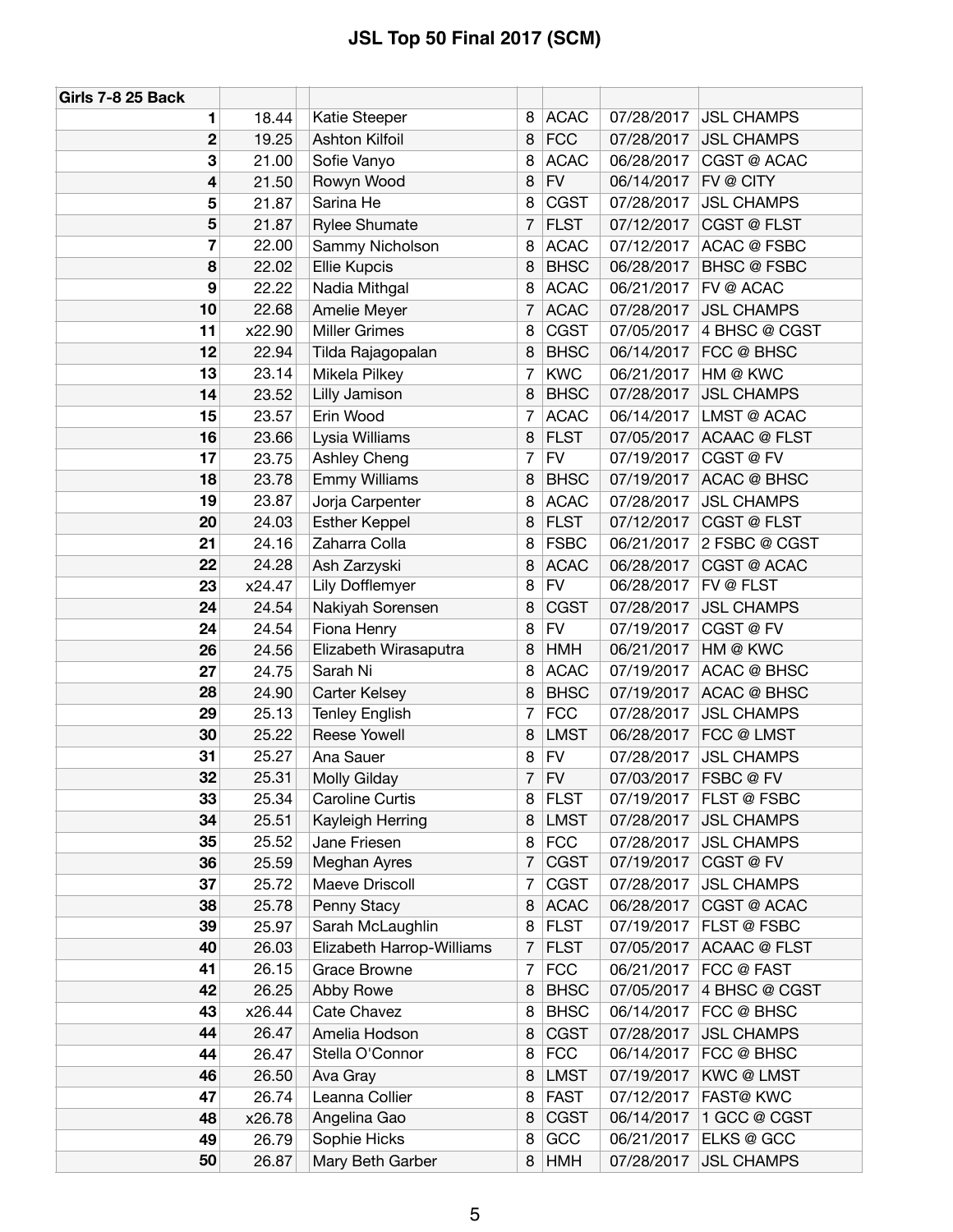# JSL Top 50 Final 2017 (SCM)

| Girls 7-8 25 Back | | | | | | |
|---|---|---|---|---|---|---|
| 1 | 18.44 | Katie Steeper | 8 | ACAC | 07/28/2017 | JSL CHAMPS |
| 2 | 19.25 | Ashton Kilfoil | 8 | FCC | 07/28/2017 | JSL CHAMPS |
| 3 | 21.00 | Sofie Vanyo | 8 | ACAC | 06/28/2017 | CGST @ ACAC |
| 4 | 21.50 | Rowyn Wood | 8 | FV | 06/14/2017 | FV @ CITY |
| 5 | 21.87 | Sarina He | 8 | CGST | 07/28/2017 | JSL CHAMPS |
| 5 | 21.87 | Rylee Shumate | 7 | FLST | 07/12/2017 | CGST @ FLST |
| 7 | 22.00 | Sammy Nicholson | 8 | ACAC | 07/12/2017 | ACAC @ FSBC |
| 8 | 22.02 | Ellie Kupcis | 8 | BHSC | 06/28/2017 | BHSC @ FSBC |
| 9 | 22.22 | Nadia Mithgal | 8 | ACAC | 06/21/2017 | FV @ ACAC |
| 10 | 22.68 | Amelie Meyer | 7 | ACAC | 07/28/2017 | JSL CHAMPS |
| 11 | x22.90 | Miller Grimes | 8 | CGST | 07/05/2017 | 4 BHSC @ CGST |
| 12 | 22.94 | Tilda Rajagopalan | 8 | BHSC | 06/14/2017 | FCC @ BHSC |
| 13 | 23.14 | Mikela Pilkey | 7 | KWC | 06/21/2017 | HM @ KWC |
| 14 | 23.52 | Lilly Jamison | 8 | BHSC | 07/28/2017 | JSL CHAMPS |
| 15 | 23.57 | Erin Wood | 7 | ACAC | 06/14/2017 | LMST @ ACAC |
| 16 | 23.66 | Lysia Williams | 8 | FLST | 07/05/2017 | ACAAC @ FLST |
| 17 | 23.75 | Ashley Cheng | 7 | FV | 07/19/2017 | CGST @ FV |
| 18 | 23.78 | Emmy Williams | 8 | BHSC | 07/19/2017 | ACAC @ BHSC |
| 19 | 23.87 | Jorja Carpenter | 8 | ACAC | 07/28/2017 | JSL CHAMPS |
| 20 | 24.03 | Esther Keppel | 8 | FLST | 07/12/2017 | CGST @ FLST |
| 21 | 24.16 | Zaharra Colla | 8 | FSBC | 06/21/2017 | 2 FSBC @ CGST |
| 22 | 24.28 | Ash Zarzyski | 8 | ACAC | 06/28/2017 | CGST @ ACAC |
| 23 | x24.47 | Lily Dofflemyer | 8 | FV | 06/28/2017 | FV @ FLST |
| 24 | 24.54 | Nakiyah Sorensen | 8 | CGST | 07/28/2017 | JSL CHAMPS |
| 24 | 24.54 | Fiona Henry | 8 | FV | 07/19/2017 | CGST @ FV |
| 26 | 24.56 | Elizabeth Wirasaputra | 8 | HMH | 06/21/2017 | HM @ KWC |
| 27 | 24.75 | Sarah Ni | 8 | ACAC | 07/19/2017 | ACAC @ BHSC |
| 28 | 24.90 | Carter Kelsey | 8 | BHSC | 07/19/2017 | ACAC @ BHSC |
| 29 | 25.13 | Tenley English | 7 | FCC | 07/28/2017 | JSL CHAMPS |
| 30 | 25.22 | Reese Yowell | 8 | LMST | 06/28/2017 | FCC @ LMST |
| 31 | 25.27 | Ana Sauer | 8 | FV | 07/28/2017 | JSL CHAMPS |
| 32 | 25.31 | Molly Gilday | 7 | FV | 07/03/2017 | FSBC @ FV |
| 33 | 25.34 | Caroline Curtis | 8 | FLST | 07/19/2017 | FLST @ FSBC |
| 34 | 25.51 | Kayleigh Herring | 8 | LMST | 07/28/2017 | JSL CHAMPS |
| 35 | 25.52 | Jane Friesen | 8 | FCC | 07/28/2017 | JSL CHAMPS |
| 36 | 25.59 | Meghan Ayres | 7 | CGST | 07/19/2017 | CGST @ FV |
| 37 | 25.72 | Maeve Driscoll | 7 | CGST | 07/28/2017 | JSL CHAMPS |
| 38 | x25.78 | Penny Stacy | 8 | ACAC | 06/28/2017 | CGST @ ACAC |
| 39 | 25.97 | Sarah McLaughlin | 8 | FLST | 07/19/2017 | FLST @ FSBC |
| 40 | 26.03 | Elizabeth Harrop-Williams | 7 | FLST | 07/05/2017 | ACAAC @ FLST |
| 41 | 26.15 | Grace Browne | 7 | FCC | 06/21/2017 | FCC @ FAST |
| 42 | 26.25 | Abby Rowe | 8 | BHSC | 07/05/2017 | 4 BHSC @ CGST |
| 43 | x26.44 | Cate Chavez | 8 | BHSC | 06/14/2017 | FCC @ BHSC |
| 44 | 26.47 | Amelia Hodson | 8 | CGST | 07/28/2017 | JSL CHAMPS |
| 44 | 26.47 | Stella O'Connor | 8 | FCC | 06/14/2017 | FCC @ BHSC |
| 46 | 26.50 | Ava Gray | 8 | LMST | 07/19/2017 | KWC @ LMST |
| 47 | 26.74 | Leanna Collier | 8 | FAST | 07/12/2017 | FAST@ KWC |
| 48 | x26.78 | Angelina Gao | 8 | CGST | 06/14/2017 | 1 GCC @ CGST |
| 49 | 26.79 | Sophie Hicks | 8 | GCC | 06/21/2017 | ELKS @ GCC |
| 50 | 26.87 | Mary Beth Garber | 8 | HMH | 07/28/2017 | JSL CHAMPS |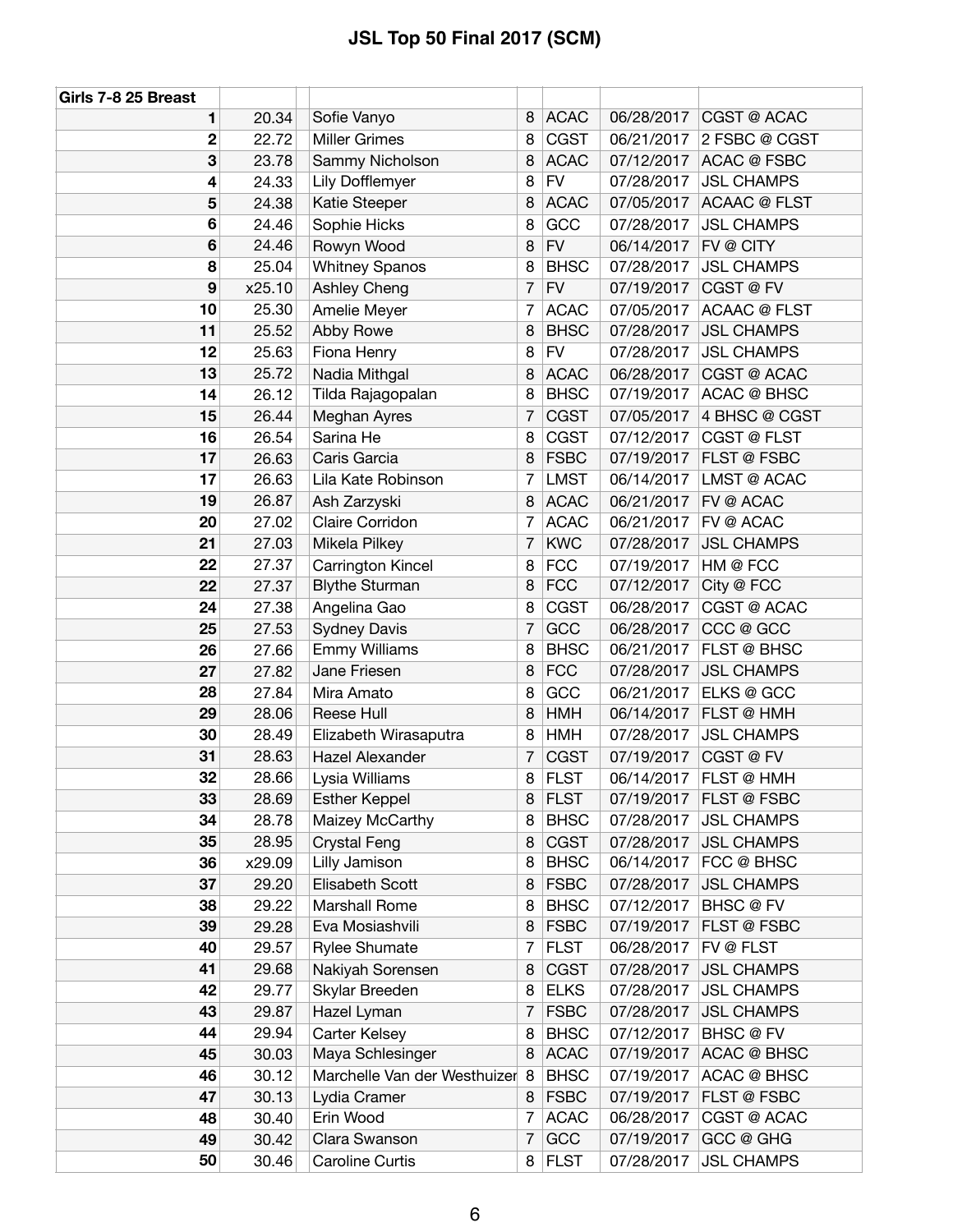# JSL Top 50 Final 2017 (SCM)

| Girls 7-8 25 Breast | | | | | | | |
|---|---|---|---|---|---|---|---|
| 1 | 20.34 | | Sofie Vanyo | 8 | ACAC | 06/28/2017 | CGST @ ACAC |
| 2 | 22.72 | | Miller Grimes | 8 | CGST | 06/21/2017 | 2 FSBC @ CGST |
| 3 | 23.78 | | Sammy Nicholson | 8 | ACAC | 07/12/2017 | ACAC @ FSBC |
| 4 | 24.33 | | Lily Dofflemyer | 8 | FV | 07/28/2017 | JSL CHAMPS |
| 5 | 24.38 | | Katie Steeper | 8 | ACAC | 07/05/2017 | ACAAC @ FLST |
| 6 | 24.46 | | Sophie Hicks | 8 | GCC | 07/28/2017 | JSL CHAMPS |
| 6 | 24.46 | | Rowyn Wood | 8 | FV | 06/14/2017 | FV @ CITY |
| 8 | 25.04 | | Whitney Spanos | 8 | BHSC | 07/28/2017 | JSL CHAMPS |
| 9 | x25.10 | | Ashley Cheng | 7 | FV | 07/19/2017 | CGST @ FV |
| 10 | 25.30 | | Amelie Meyer | 7 | ACAC | 07/05/2017 | ACAAC @ FLST |
| 11 | 25.52 | | Abby Rowe | 8 | BHSC | 07/28/2017 | JSL CHAMPS |
| 12 | 25.63 | | Fiona Henry | 8 | FV | 07/28/2017 | JSL CHAMPS |
| 13 | 25.72 | | Nadia Mithgal | 8 | ACAC | 06/28/2017 | CGST @ ACAC |
| 14 | 26.12 | | Tilda Rajagopalan | 8 | BHSC | 07/19/2017 | ACAC @ BHSC |
| 15 | 26.44 | | Meghan Ayres | 7 | CGST | 07/05/2017 | 4 BHSC @ CGST |
| 16 | 26.54 | | Sarina He | 8 | CGST | 07/12/2017 | CGST @ FLST |
| 17 | 26.63 | | Caris Garcia | 8 | FSBC | 07/19/2017 | FLST @ FSBC |
| 17 | 26.63 | | Lila Kate Robinson | 7 | LMST | 06/14/2017 | LMST @ ACAC |
| 19 | 26.87 | | Ash Zarzyski | 8 | ACAC | 06/21/2017 | FV @ ACAC |
| 20 | 27.02 | | Claire Corridon | 7 | ACAC | 06/21/2017 | FV @ ACAC |
| 21 | 27.03 | | Mikela Pilkey | 7 | KWC | 07/28/2017 | JSL CHAMPS |
| 22 | 27.37 | | Carrington Kincel | 8 | FCC | 07/19/2017 | HM @ FCC |
| 22 | 27.37 | | Blythe Sturman | 8 | FCC | 07/12/2017 | City @ FCC |
| 24 | 27.38 | | Angelina Gao | 8 | CGST | 06/28/2017 | CGST @ ACAC |
| 25 | 27.53 | | Sydney Davis | 7 | GCC | 06/28/2017 | CCC @ GCC |
| 26 | 27.66 | | Emmy Williams | 8 | BHSC | 06/21/2017 | FLST @ BHSC |
| 27 | 27.82 | | Jane Friesen | 8 | FCC | 07/28/2017 | JSL CHAMPS |
| 28 | 27.84 | | Mira Amato | 8 | GCC | 06/21/2017 | ELKS @ GCC |
| 29 | 28.06 | | Reese Hull | 8 | HMH | 06/14/2017 | FLST @ HMH |
| 30 | 28.49 | | Elizabeth Wirasaputra | 8 | HMH | 07/28/2017 | JSL CHAMPS |
| 31 | 28.63 | | Hazel Alexander | 7 | CGST | 07/19/2017 | CGST @ FV |
| 32 | 28.66 | | Lysia Williams | 8 | FLST | 06/14/2017 | FLST @ HMH |
| 33 | 28.69 | | Esther Keppel | 8 | FLST | 07/19/2017 | FLST @ FSBC |
| 34 | 28.78 | | Maizey McCarthy | 8 | BHSC | 07/28/2017 | JSL CHAMPS |
| 35 | 28.95 | | Crystal Feng | 8 | CGST | 07/28/2017 | JSL CHAMPS |
| 36 | x29.09 | | Lilly Jamison | 8 | BHSC | 06/14/2017 | FCC @ BHSC |
| 37 | 29.20 | | Elisabeth Scott | 8 | FSBC | 07/28/2017 | JSL CHAMPS |
| 38 | 29.22 | | Marshall Rome | 8 | BHSC | 07/12/2017 | BHSC @ FV |
| 39 | 29.28 | | Eva Mosiashvili | 8 | FSBC | 07/19/2017 | FLST @ FSBC |
| 40 | 29.57 | | Rylee Shumate | 7 | FLST | 06/28/2017 | FV @ FLST |
| 41 | 29.68 | | Nakiyah Sorensen | 8 | CGST | 07/28/2017 | JSL CHAMPS |
| 42 | 29.77 | | Skylar Breeden | 8 | ELKS | 07/28/2017 | JSL CHAMPS |
| 43 | 29.87 | | Hazel Lyman | 7 | FSBC | 07/28/2017 | JSL CHAMPS |
| 44 | 29.94 | | Carter Kelsey | 8 | BHSC | 07/12/2017 | BHSC @ FV |
| 45 | 30.03 | | Maya Schlesinger | 8 | ACAC | 07/19/2017 | ACAC @ BHSC |
| 46 | 30.12 | | Marchelle Van der Westhuizer | 8 | BHSC | 07/19/2017 | ACAC @ BHSC |
| 47 | 30.13 | | Lydia Cramer | 8 | FSBC | 07/19/2017 | FLST @ FSBC |
| 48 | 30.40 | | Erin Wood | 7 | ACAC | 06/28/2017 | CGST @ ACAC |
| 49 | 30.42 | | Clara Swanson | 7 | GCC | 07/19/2017 | GCC @ GHG |
| 50 | 30.46 | | Caroline Curtis | 8 | FLST | 07/28/2017 | JSL CHAMPS |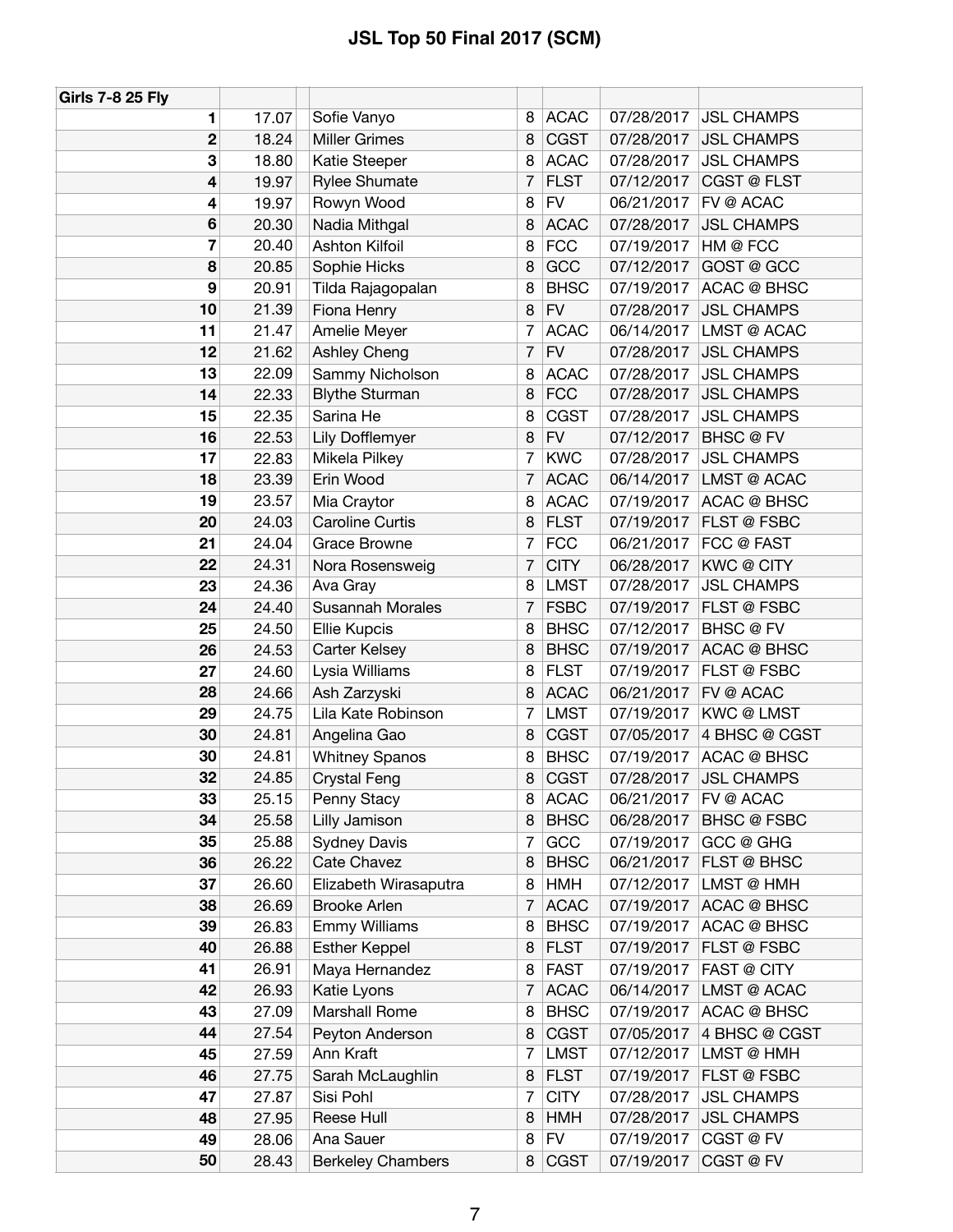# JSL Top 50 Final 2017 (SCM)

| Girls 7-8 25 Fly | | | | | | | |
|---|---|---|---|---|---|---|---|
| 1 | 17.07 | | Sofie Vanyo | 8 | ACAC | 07/28/2017 | JSL CHAMPS |
| 2 | 18.24 | | Miller Grimes | 8 | CGST | 07/28/2017 | JSL CHAMPS |
| 3 | 18.80 | | Katie Steeper | 8 | ACAC | 07/28/2017 | JSL CHAMPS |
| 4 | 19.97 | | Rylee Shumate | 7 | FLST | 07/12/2017 | CGST @ FLST |
| 4 | 19.97 | | Rowyn Wood | 8 | FV | 06/21/2017 | FV @ ACAC |
| 6 | 20.30 | | Nadia Mithgal | 8 | ACAC | 07/28/2017 | JSL CHAMPS |
| 7 | 20.40 | | Ashton Kilfoil | 8 | FCC | 07/19/2017 | HM @ FCC |
| 8 | 20.85 | | Sophie Hicks | 8 | GCC | 07/12/2017 | GOST @ GCC |
| 9 | 20.91 | | Tilda Rajagopalan | 8 | BHSC | 07/19/2017 | ACAC @ BHSC |
| 10 | 21.39 | | Fiona Henry | 8 | FV | 07/28/2017 | JSL CHAMPS |
| 11 | 21.47 | | Amelie Meyer | 7 | ACAC | 06/14/2017 | LMST @ ACAC |
| 12 | 21.62 | | Ashley Cheng | 7 | FV | 07/28/2017 | JSL CHAMPS |
| 13 | 22.09 | | Sammy Nicholson | 8 | ACAC | 07/28/2017 | JSL CHAMPS |
| 14 | 22.33 | | Blythe Sturman | 8 | FCC | 07/28/2017 | JSL CHAMPS |
| 15 | 22.35 | | Sarina He | 8 | CGST | 07/28/2017 | JSL CHAMPS |
| 16 | 22.53 | | Lily Dofflemyer | 8 | FV | 07/12/2017 | BHSC @ FV |
| 17 | 22.83 | | Mikela Pilkey | 7 | KWC | 07/28/2017 | JSL CHAMPS |
| 18 | 23.39 | | Erin Wood | 7 | ACAC | 06/14/2017 | LMST @ ACAC |
| 19 | 23.57 | | Mia Craytor | 8 | ACAC | 07/19/2017 | ACAC @ BHSC |
| 20 | 24.03 | | Caroline Curtis | 8 | FLST | 07/19/2017 | FLST @ FSBC |
| 21 | 24.04 | | Grace Browne | 7 | FCC | 06/21/2017 | FCC @ FAST |
| 22 | 24.31 | | Nora Rosensweig | 7 | CITY | 06/28/2017 | KWC @ CITY |
| 23 | 24.36 | | Ava Gray | 8 | LMST | 07/28/2017 | JSL CHAMPS |
| 24 | 24.40 | | Susannah Morales | 7 | FSBC | 07/19/2017 | FLST @ FSBC |
| 25 | 24.50 | | Ellie Kupcis | 8 | BHSC | 07/12/2017 | BHSC @ FV |
| 26 | 24.53 | | Carter Kelsey | 8 | BHSC | 07/19/2017 | ACAC @ BHSC |
| 27 | 24.60 | | Lysia Williams | 8 | FLST | 07/19/2017 | FLST @ FSBC |
| 28 | 24.66 | | Ash Zarzyski | 8 | ACAC | 06/21/2017 | FV @ ACAC |
| 29 | 24.75 | | Lila Kate Robinson | 7 | LMST | 07/19/2017 | KWC @ LMST |
| 30 | 24.81 | | Angelina Gao | 8 | CGST | 07/05/2017 | 4 BHSC @ CGST |
| 30 | 24.81 | | Whitney Spanos | 8 | BHSC | 07/19/2017 | ACAC @ BHSC |
| 32 | 24.85 | | Crystal Feng | 8 | CGST | 07/28/2017 | JSL CHAMPS |
| 33 | 25.15 | | Penny Stacy | 8 | ACAC | 06/21/2017 | FV @ ACAC |
| 34 | 25.58 | | Lilly Jamison | 8 | BHSC | 06/28/2017 | BHSC @ FSBC |
| 35 | 25.88 | | Sydney Davis | 7 | GCC | 07/19/2017 | GCC @ GHG |
| 36 | 26.22 | | Cate Chavez | 8 | BHSC | 06/21/2017 | FLST @ BHSC |
| 37 | 26.60 | | Elizabeth Wirasaputra | 8 | HMH | 07/12/2017 | LMST @ HMH |
| 38 | 26.69 | | Brooke Arlen | 7 | ACAC | 07/19/2017 | ACAC @ BHSC |
| 39 | 26.83 | | Emmy Williams | 8 | BHSC | 07/19/2017 | ACAC @ BHSC |
| 40 | 26.88 | | Esther Keppel | 8 | FLST | 07/19/2017 | FLST @ FSBC |
| 41 | 26.91 | | Maya Hernandez | 8 | FAST | 07/19/2017 | FAST @ CITY |
| 42 | 26.93 | | Katie Lyons | 7 | ACAC | 06/14/2017 | LMST @ ACAC |
| 43 | 27.09 | | Marshall Rome | 8 | BHSC | 07/19/2017 | ACAC @ BHSC |
| 44 | 27.54 | | Peyton Anderson | 8 | CGST | 07/05/2017 | 4 BHSC @ CGST |
| 45 | 27.59 | | Ann Kraft | 7 | LMST | 07/12/2017 | LMST @ HMH |
| 46 | 27.75 | | Sarah McLaughlin | 8 | FLST | 07/19/2017 | FLST @ FSBC |
| 47 | 27.87 | | Sisi Pohl | 7 | CITY | 07/28/2017 | JSL CHAMPS |
| 48 | 27.95 | | Reese Hull | 8 | HMH | 07/28/2017 | JSL CHAMPS |
| 49 | 28.06 | | Ana Sauer | 8 | FV | 07/19/2017 | CGST @ FV |
| 50 | 28.43 | | Berkeley Chambers | 8 | CGST | 07/19/2017 | CGST @ FV |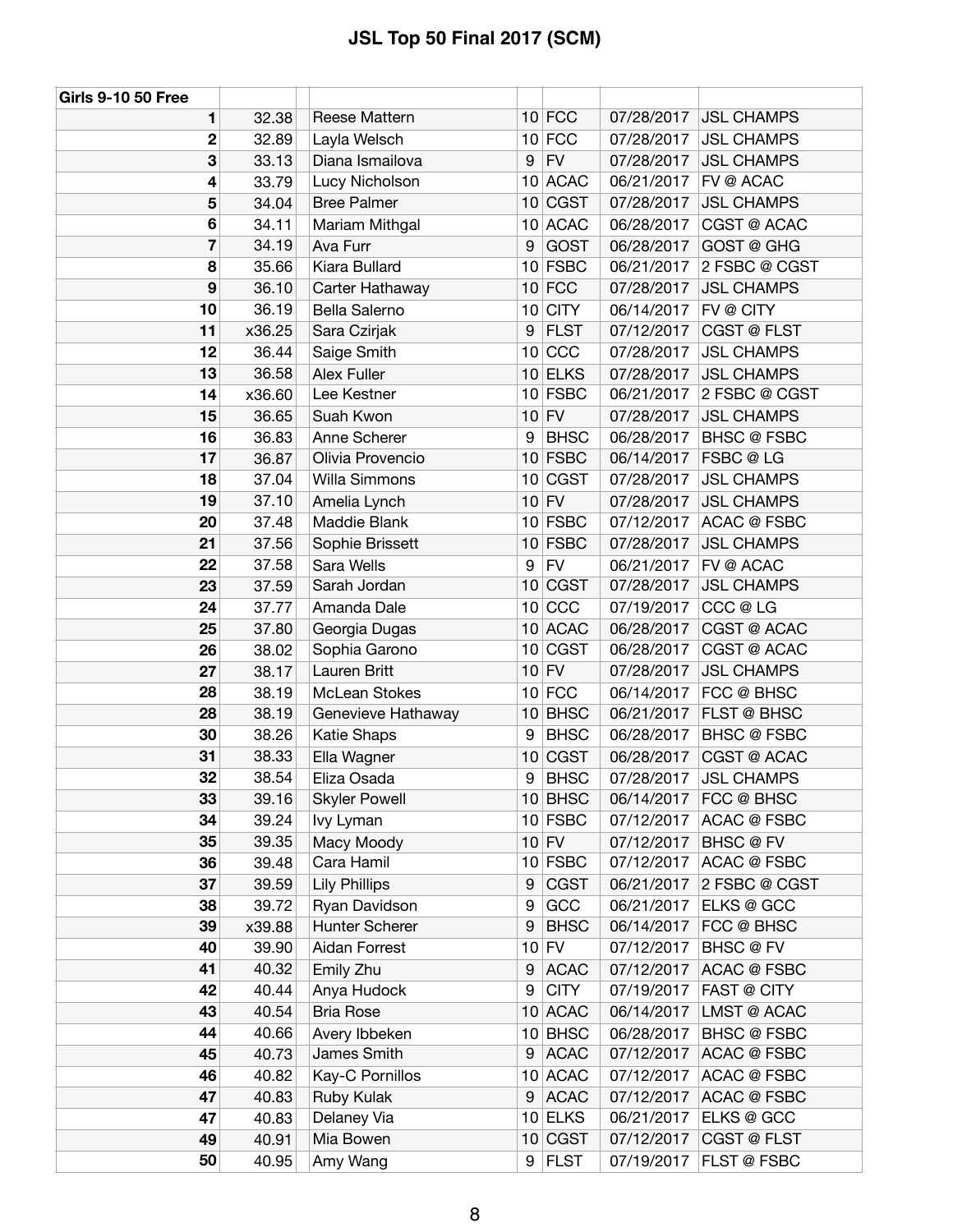# JSL Top 50 Final 2017 (SCM)

| Girls 9-10 50 Free | | | | | | |
|---|---|---|---|---|---|---|
| 1 | 32.38 | Reese Mattern | 10 | FCC | 07/28/2017 | JSL CHAMPS |
| 2 | 32.89 | Layla Welsch | 10 | FCC | 07/28/2017 | JSL CHAMPS |
| 3 | 33.13 | Diana Ismailova | 9 | FV | 07/28/2017 | JSL CHAMPS |
| 4 | 33.79 | Lucy Nicholson | 10 | ACAC | 06/21/2017 | FV @ ACAC |
| 5 | 34.04 | Bree Palmer | 10 | CGST | 07/28/2017 | JSL CHAMPS |
| 6 | 34.11 | Mariam Mithgal | 10 | ACAC | 06/28/2017 | CGST @ ACAC |
| 7 | 34.19 | Ava Furr | 9 | GOST | 06/28/2017 | GOST @ GHG |
| 8 | 35.66 | Kiara Bullard | 10 | FSBC | 06/21/2017 | 2 FSBC @ CGST |
| 9 | 36.10 | Carter Hathaway | 10 | FCC | 07/28/2017 | JSL CHAMPS |
| 10 | 36.19 | Bella Salerno | 10 | CITY | 06/14/2017 | FV @ CITY |
| 11 | x36.25 | Sara Czirjak | 9 | FLST | 07/12/2017 | CGST @ FLST |
| 12 | 36.44 | Saige Smith | 10 | CCC | 07/28/2017 | JSL CHAMPS |
| 13 | 36.58 | Alex Fuller | 10 | ELKS | 07/28/2017 | JSL CHAMPS |
| 14 | x36.60 | Lee Kestner | 10 | FSBC | 06/21/2017 | 2 FSBC @ CGST |
| 15 | 36.65 | Suah Kwon | 10 | FV | 07/28/2017 | JSL CHAMPS |
| 16 | 36.83 | Anne Scherer | 9 | BHSC | 06/28/2017 | BHSC @ FSBC |
| 17 | 36.87 | Olivia Provencio | 10 | FSBC | 06/14/2017 | FSBC @ LG |
| 18 | 37.04 | Willa Simmons | 10 | CGST | 07/28/2017 | JSL CHAMPS |
| 19 | 37.10 | Amelia Lynch | 10 | FV | 07/28/2017 | JSL CHAMPS |
| 20 | 37.48 | Maddie Blank | 10 | FSBC | 07/12/2017 | ACAC @ FSBC |
| 21 | 37.56 | Sophie Brissett | 10 | FSBC | 07/28/2017 | JSL CHAMPS |
| 22 | 37.58 | Sara Wells | 9 | FV | 06/21/2017 | FV @ ACAC |
| 23 | 37.59 | Sarah Jordan | 10 | CGST | 07/28/2017 | JSL CHAMPS |
| 24 | 37.77 | Amanda Dale | 10 | CCC | 07/19/2017 | CCC @ LG |
| 25 | 37.80 | Georgia Dugas | 10 | ACAC | 06/28/2017 | CGST @ ACAC |
| 26 | 38.02 | Sophia Garono | 10 | CGST | 06/28/2017 | CGST @ ACAC |
| 27 | 38.17 | Lauren Britt | 10 | FV | 07/28/2017 | JSL CHAMPS |
| 28 | 38.19 | McLean Stokes | 10 | FCC | 06/14/2017 | FCC @ BHSC |
| 28 | 38.19 | Genevieve Hathaway | 10 | BHSC | 06/21/2017 | FLST @ BHSC |
| 30 | 38.26 | Katie Shaps | 9 | BHSC | 06/28/2017 | BHSC @ FSBC |
| 31 | 38.33 | Ella Wagner | 10 | CGST | 06/28/2017 | CGST @ ACAC |
| 32 | 38.54 | Eliza Osada | 9 | BHSC | 07/28/2017 | JSL CHAMPS |
| 33 | 39.16 | Skyler Powell | 10 | BHSC | 06/14/2017 | FCC @ BHSC |
| 34 | 39.24 | Ivy Lyman | 10 | FSBC | 07/12/2017 | ACAC @ FSBC |
| 35 | 39.35 | Macy Moody | 10 | FV | 07/12/2017 | BHSC @ FV |
| 36 | 39.48 | Cara Hamil | 10 | FSBC | 07/12/2017 | ACAC @ FSBC |
| 37 | 39.59 | Lily Phillips | 9 | CGST | 06/21/2017 | 2 FSBC @ CGST |
| 38 | 39.72 | Ryan Davidson | 9 | GCC | 06/21/2017 | ELKS @ GCC |
| 39 | x39.88 | Hunter Scherer | 9 | BHSC | 06/14/2017 | FCC @ BHSC |
| 40 | 39.90 | Aidan Forrest | 10 | FV | 07/12/2017 | BHSC @ FV |
| 41 | 40.32 | Emily Zhu | 9 | ACAC | 07/12/2017 | ACAC @ FSBC |
| 42 | 40.44 | Anya Hudock | 9 | CITY | 07/19/2017 | FAST @ CITY |
| 43 | 40.54 | Bria Rose | 10 | ACAC | 06/14/2017 | LMST @ ACAC |
| 44 | 40.66 | Avery Ibbeken | 10 | BHSC | 06/28/2017 | BHSC @ FSBC |
| 45 | 40.73 | James Smith | 9 | ACAC | 07/12/2017 | ACAC @ FSBC |
| 46 | 40.82 | Kay-C Pornillos | 10 | ACAC | 07/12/2017 | ACAC @ FSBC |
| 47 | 40.83 | Ruby Kulak | 9 | ACAC | 07/12/2017 | ACAC @ FSBC |
| 47 | 40.83 | Delaney Via | 10 | ELKS | 06/21/2017 | ELKS @ GCC |
| 49 | 40.91 | Mia Bowen | 10 | CGST | 07/12/2017 | CGST @ FLST |
| 50 | 40.95 | Amy Wang | 9 | FLST | 07/19/2017 | FLST @ FSBC |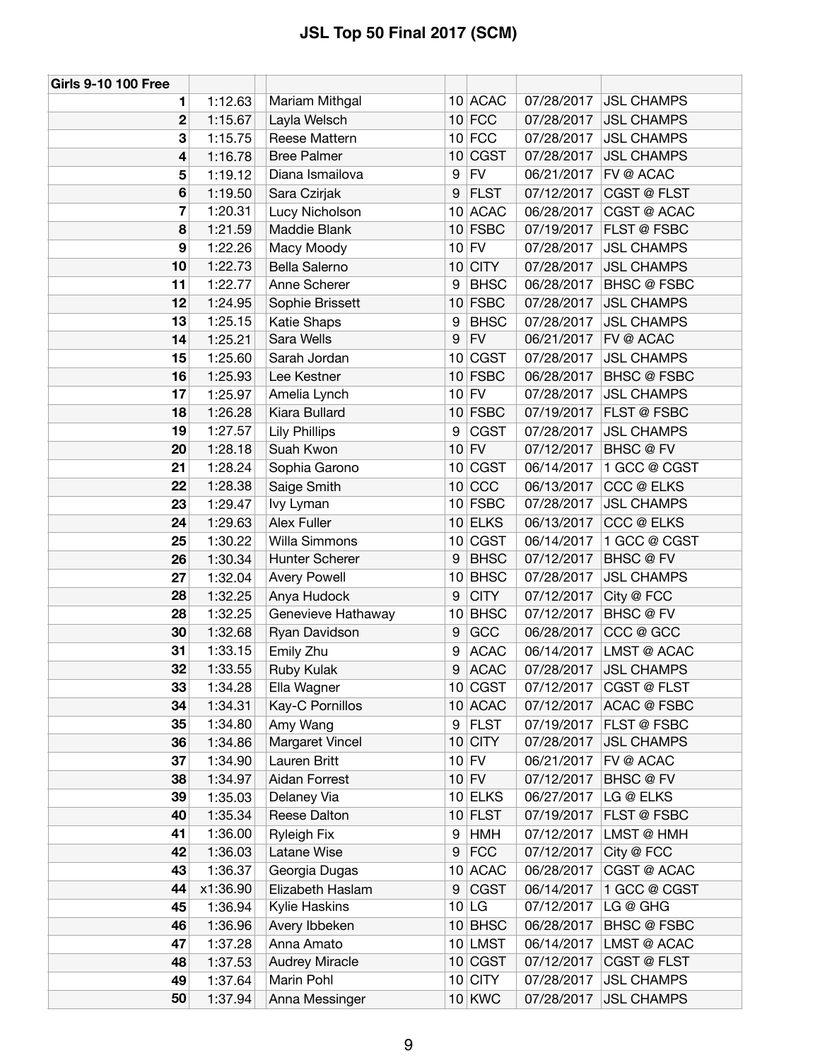# JSL Top 50 Final 2017 (SCM)

| Girls 9-10 100 Free | | | | | | | |
|---|---|---|---|---|---|---|---|
| 1 | 1:12.63 | | Mariam Mithgal | 10 | ACAC | 07/28/2017 | JSL CHAMPS |
| 2 | 1:15.67 | | Layla Welsch | 10 | FCC | 07/28/2017 | JSL CHAMPS |
| 3 | 1:15.75 | | Reese Mattern | 10 | FCC | 07/28/2017 | JSL CHAMPS |
| 4 | 1:16.78 | | Bree Palmer | 10 | CGST | 07/28/2017 | JSL CHAMPS |
| 5 | 1:19.12 | | Diana Ismailova | 9 | FV | 06/21/2017 | FV @ ACAC |
| 6 | 1:19.50 | | Sara Czirjak | 9 | FLST | 07/12/2017 | CGST @ FLST |
| 7 | 1:20.31 | | Lucy Nicholson | 10 | ACAC | 06/28/2017 | CGST @ ACAC |
| 8 | 1:21.59 | | Maddie Blank | 10 | FSBC | 07/19/2017 | FLST @ FSBC |
| 9 | 1:22.26 | | Macy Moody | 10 | FV | 07/28/2017 | JSL CHAMPS |
| 10 | 1:22.73 | | Bella Salerno | 10 | CITY | 07/28/2017 | JSL CHAMPS |
| 11 | 1:22.77 | | Anne Scherer | 9 | BHSC | 06/28/2017 | BHSC @ FSBC |
| 12 | 1:24.95 | | Sophie Brissett | 10 | FSBC | 07/28/2017 | JSL CHAMPS |
| 13 | 1:25.15 | | Katie Shaps | 9 | BHSC | 07/28/2017 | JSL CHAMPS |
| 14 | 1:25.21 | | Sara Wells | 9 | FV | 06/21/2017 | FV @ ACAC |
| 15 | 1:25.60 | | Sarah Jordan | 10 | CGST | 07/28/2017 | JSL CHAMPS |
| 16 | 1:25.93 | | Lee Kestner | 10 | FSBC | 06/28/2017 | BHSC @ FSBC |
| 17 | 1:25.97 | | Amelia Lynch | 10 | FV | 07/28/2017 | JSL CHAMPS |
| 18 | 1:26.28 | | Kiara Bullard | 10 | FSBC | 07/19/2017 | FLST @ FSBC |
| 19 | 1:27.57 | | Lily Phillips | 9 | CGST | 07/28/2017 | JSL CHAMPS |
| 20 | 1:28.18 | | Suah Kwon | 10 | FV | 07/12/2017 | BHSC @ FV |
| 21 | 1:28.24 | | Sophia Garono | 10 | CGST | 06/14/2017 | 1 GCC @ CGST |
| 22 | 1:28.38 | | Saige Smith | 10 | CCC | 06/13/2017 | CCC @ ELKS |
| 23 | 1:29.47 | | Ivy Lyman | 10 | FSBC | 07/28/2017 | JSL CHAMPS |
| 24 | 1:29.63 | | Alex Fuller | 10 | ELKS | 06/13/2017 | CCC @ ELKS |
| 25 | 1:30.22 | | Willa Simmons | 10 | CGST | 06/14/2017 | 1 GCC @ CGST |
| 26 | 1:30.34 | | Hunter Scherer | 9 | BHSC | 07/12/2017 | BHSC @ FV |
| 27 | 1:32.04 | | Avery Powell | 10 | BHSC | 07/28/2017 | JSL CHAMPS |
| 28 | 1:32.25 | | Anya Hudock | 9 | CITY | 07/12/2017 | City @ FCC |
| 28 | 1:32.25 | | Genevieve Hathaway | 10 | BHSC | 07/12/2017 | BHSC @ FV |
| 30 | 1:32.68 | | Ryan Davidson | 9 | GCC | 06/28/2017 | CCC @ GCC |
| 31 | 1:33.15 | | Emily Zhu | 9 | ACAC | 06/14/2017 | LMST @ ACAC |
| 32 | 1:33.55 | | Ruby Kulak | 9 | ACAC | 07/28/2017 | JSL CHAMPS |
| 33 | 1:34.28 | | Ella Wagner | 10 | CGST | 07/12/2017 | CGST @ FLST |
| 34 | 1:34.31 | | Kay-C Pornillos | 10 | ACAC | 07/12/2017 | ACAC @ FSBC |
| 35 | 1:34.80 | | Amy Wang | 9 | FLST | 07/19/2017 | FLST @ FSBC |
| 36 | 1:34.86 | | Margaret Vincel | 10 | CITY | 07/28/2017 | JSL CHAMPS |
| 37 | 1:34.90 | | Lauren Britt | 10 | FV | 06/21/2017 | FV @ ACAC |
| 38 | 1:34.97 | | Aidan Forrest | 10 | FV | 07/12/2017 | BHSC @ FV |
| 39 | 1:35.03 | | Delaney Via | 10 | ELKS | 06/27/2017 | LG @ ELKS |
| 40 | 1:35.34 | | Reese Dalton | 10 | FLST | 07/19/2017 | FLST @ FSBC |
| 41 | 1:36.00 | | Ryleigh Fix | 9 | HMH | 07/12/2017 | LMST @ HMH |
| 42 | 1:36.03 | | Latane Wise | 9 | FCC | 07/12/2017 | City @ FCC |
| 43 | 1:36.37 | | Georgia Dugas | 10 | ACAC | 06/28/2017 | CGST @ ACAC |
| 44 | x1:36.90 | | Elizabeth Haslam | 9 | CGST | 06/14/2017 | 1 GCC @ CGST |
| 45 | 1:36.94 | | Kylie Haskins | 10 | LG | 07/12/2017 | LG @ GHG |
| 46 | 1:36.96 | | Avery Ibbeken | 10 | BHSC | 06/28/2017 | BHSC @ FSBC |
| 47 | 1:37.28 | | Anna Amato | 10 | LMST | 06/14/2017 | LMST @ ACAC |
| 48 | 1:37.53 | | Audrey Miracle | 10 | CGST | 07/12/2017 | CGST @ FLST |
| 49 | 1:37.64 | | Marin Pohl | 10 | CITY | 07/28/2017 | JSL CHAMPS |
| 50 | 1:37.94 | | Anna Messinger | 10 | KWC | 07/28/2017 | JSL CHAMPS |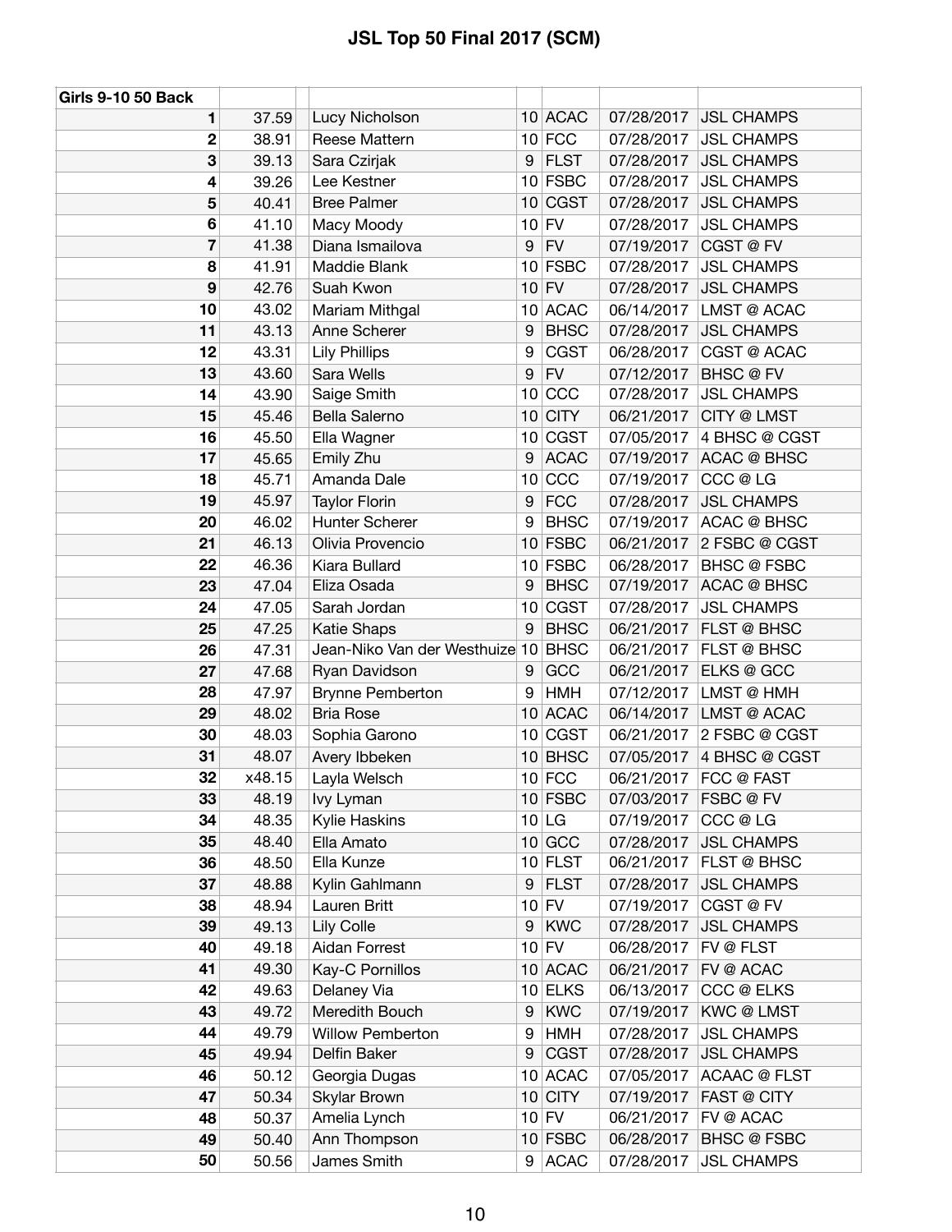# JSL Top 50 Final 2017 (SCM)

| Girls 9-10 50 Back | | | | | | |
|---|---|---|---|---|---|---|
| 1 | 37.59 | Lucy Nicholson | 10 | ACAC | 07/28/2017 | JSL CHAMPS |
| 2 | 38.91 | Reese Mattern | 10 | FCC | 07/28/2017 | JSL CHAMPS |
| 3 | 39.13 | Sara Czirjak | 9 | FLST | 07/28/2017 | JSL CHAMPS |
| 4 | 39.26 | Lee Kestner | 10 | FSBC | 07/28/2017 | JSL CHAMPS |
| 5 | 40.41 | Bree Palmer | 10 | CGST | 07/28/2017 | JSL CHAMPS |
| 6 | 41.10 | Macy Moody | 10 | FV | 07/28/2017 | JSL CHAMPS |
| 7 | 41.38 | Diana Ismailova | 9 | FV | 07/19/2017 | CGST @ FV |
| 8 | 41.91 | Maddie Blank | 10 | FSBC | 07/28/2017 | JSL CHAMPS |
| 9 | 42.76 | Suah Kwon | 10 | FV | 07/28/2017 | JSL CHAMPS |
| 10 | 43.02 | Mariam Mithgal | 10 | ACAC | 06/14/2017 | LMST @ ACAC |
| 11 | 43.13 | Anne Scherer | 9 | BHSC | 07/28/2017 | JSL CHAMPS |
| 12 | 43.31 | Lily Phillips | 9 | CGST | 06/28/2017 | CGST @ ACAC |
| 13 | 43.60 | Sara Wells | 9 | FV | 07/12/2017 | BHSC @ FV |
| 14 | 43.90 | Saige Smith | 10 | CCC | 07/28/2017 | JSL CHAMPS |
| 15 | 45.46 | Bella Salerno | 10 | CITY | 06/21/2017 | CITY @ LMST |
| 16 | 45.50 | Ella Wagner | 10 | CGST | 07/05/2017 | 4 BHSC @ CGST |
| 17 | 45.65 | Emily Zhu | 9 | ACAC | 07/19/2017 | ACAC @ BHSC |
| 18 | 45.71 | Amanda Dale | 10 | CCC | 07/19/2017 | CCC @ LG |
| 19 | 45.97 | Taylor Florin | 9 | FCC | 07/28/2017 | JSL CHAMPS |
| 20 | 46.02 | Hunter Scherer | 9 | BHSC | 07/19/2017 | ACAC @ BHSC |
| 21 | 46.13 | Olivia Provencio | 10 | FSBC | 06/21/2017 | 2 FSBC @ CGST |
| 22 | 46.36 | Kiara Bullard | 10 | FSBC | 06/28/2017 | BHSC @ FSBC |
| 23 | 47.04 | Eliza Osada | 9 | BHSC | 07/19/2017 | ACAC @ BHSC |
| 24 | 47.05 | Sarah Jordan | 10 | CGST | 07/28/2017 | JSL CHAMPS |
| 25 | 47.25 | Katie Shaps | 9 | BHSC | 06/21/2017 | FLST @ BHSC |
| 26 | 47.31 | Jean-Niko Van der Westhuize | 10 | BHSC | 06/21/2017 | FLST @ BHSC |
| 27 | 47.68 | Ryan Davidson | 9 | GCC | 06/21/2017 | ELKS @ GCC |
| 28 | 47.97 | Brynne Pemberton | 9 | HMH | 07/12/2017 | LMST @ HMH |
| 29 | 48.02 | Bria Rose | 10 | ACAC | 06/14/2017 | LMST @ ACAC |
| 30 | 48.03 | Sophia Garono | 10 | CGST | 06/21/2017 | 2 FSBC @ CGST |
| 31 | 48.07 | Avery Ibbeken | 10 | BHSC | 07/05/2017 | 4 BHSC @ CGST |
| 32 | x48.15 | Layla Welsch | 10 | FCC | 06/21/2017 | FCC @ FAST |
| 33 | 48.19 | Ivy Lyman | 10 | FSBC | 07/03/2017 | FSBC @ FV |
| 34 | 48.35 | Kylie Haskins | 10 | LG | 07/19/2017 | CCC @ LG |
| 35 | 48.40 | Ella Amato | 10 | GCC | 07/28/2017 | JSL CHAMPS |
| 36 | 48.50 | Ella Kunze | 10 | FLST | 06/21/2017 | FLST @ BHSC |
| 37 | 48.88 | Kylin Gahlmann | 9 | FLST | 07/28/2017 | JSL CHAMPS |
| 38 | 48.94 | Lauren Britt | 10 | FV | 07/19/2017 | CGST @ FV |
| 39 | 49.13 | Lily Colle | 9 | KWC | 07/28/2017 | JSL CHAMPS |
| 40 | 49.18 | Aidan Forrest | 10 | FV | 06/28/2017 | FV @ FLST |
| 41 | 49.30 | Kay-C Pornillos | 10 | ACAC | 06/21/2017 | FV @ ACAC |
| 42 | 49.63 | Delaney Via | 10 | ELKS | 06/13/2017 | CCC @ ELKS |
| 43 | 49.72 | Meredith Bouch | 9 | KWC | 07/19/2017 | KWC @ LMST |
| 44 | 49.79 | Willow Pemberton | 9 | HMH | 07/28/2017 | JSL CHAMPS |
| 45 | 49.94 | Delfin Baker | 9 | CGST | 07/28/2017 | JSL CHAMPS |
| 46 | 50.12 | Georgia Dugas | 10 | ACAC | 07/05/2017 | ACAAC @ FLST |
| 47 | 50.34 | Skylar Brown | 10 | CITY | 07/19/2017 | FAST @ CITY |
| 48 | 50.37 | Amelia Lynch | 10 | FV | 06/21/2017 | FV @ ACAC |
| 49 | 50.40 | Ann Thompson | 10 | FSBC | 06/28/2017 | BHSC @ FSBC |
| 50 | 50.56 | James Smith | 9 | ACAC | 07/28/2017 | JSL CHAMPS |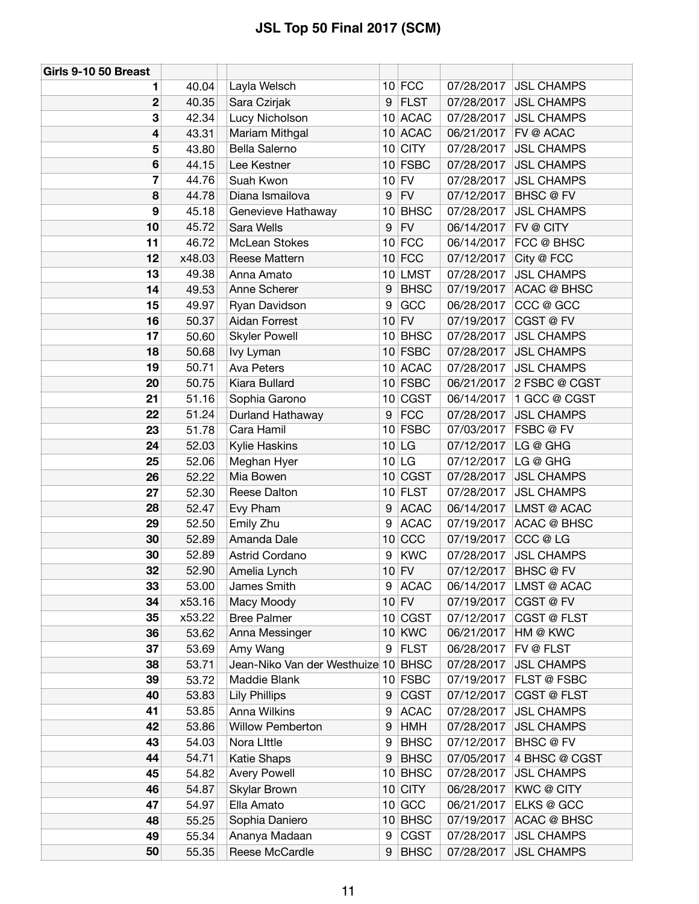# JSL Top 50 Final 2017 (SCM)

| Girls 9-10 50 Breast | | | | | | | |
|---|---|---|---|---|---|---|---|
| 1 | 40.04 | | Layla Welsch | 10 | FCC | 07/28/2017 | JSL CHAMPS |
| 2 | 40.35 | | Sara Czirjak | 9 | FLST | 07/28/2017 | JSL CHAMPS |
| 3 | 42.34 | | Lucy Nicholson | 10 | ACAC | 07/28/2017 | JSL CHAMPS |
| 4 | 43.31 | | Mariam Mithgal | 10 | ACAC | 06/21/2017 | FV @ ACAC |
| 5 | 43.80 | | Bella Salerno | 10 | CITY | 07/28/2017 | JSL CHAMPS |
| 6 | 44.15 | | Lee Kestner | 10 | FSBC | 07/28/2017 | JSL CHAMPS |
| 7 | 44.76 | | Suah Kwon | 10 | FV | 07/28/2017 | JSL CHAMPS |
| 8 | 44.78 | | Diana Ismailova | 9 | FV | 07/12/2017 | BHSC @ FV |
| 9 | 45.18 | | Genevieve Hathaway | 10 | BHSC | 07/28/2017 | JSL CHAMPS |
| 10 | 45.72 | | Sara Wells | 9 | FV | 06/14/2017 | FV @ CITY |
| 11 | 46.72 | | McLean Stokes | 10 | FCC | 06/14/2017 | FCC @ BHSC |
| 12 | x48.03 | | Reese Mattern | 10 | FCC | 07/12/2017 | City @ FCC |
| 13 | 49.38 | | Anna Amato | 10 | LMST | 07/28/2017 | JSL CHAMPS |
| 14 | 49.53 | | Anne Scherer | 9 | BHSC | 07/19/2017 | ACAC @ BHSC |
| 15 | 49.97 | | Ryan Davidson | 9 | GCC | 06/28/2017 | CCC @ GCC |
| 16 | 50.37 | | Aidan Forrest | 10 | FV | 07/19/2017 | CGST @ FV |
| 17 | 50.60 | | Skyler Powell | 10 | BHSC | 07/28/2017 | JSL CHAMPS |
| 18 | 50.68 | | Ivy Lyman | 10 | FSBC | 07/28/2017 | JSL CHAMPS |
| 19 | 50.71 | | Ava Peters | 10 | ACAC | 07/28/2017 | JSL CHAMPS |
| 20 | 50.75 | | Kiara Bullard | 10 | FSBC | 06/21/2017 | 2 FSBC @ CGST |
| 21 | 51.16 | | Sophia Garono | 10 | CGST | 06/14/2017 | 1 GCC @ CGST |
| 22 | 51.24 | | Durland Hathaway | 9 | FCC | 07/28/2017 | JSL CHAMPS |
| 23 | 51.78 | | Cara Hamil | 10 | FSBC | 07/03/2017 | FSBC @ FV |
| 24 | 52.03 | | Kylie Haskins | 10 | LG | 07/12/2017 | LG @ GHG |
| 25 | 52.06 | | Meghan Hyer | 10 | LG | 07/12/2017 | LG @ GHG |
| 26 | 52.22 | | Mia Bowen | 10 | CGST | 07/28/2017 | JSL CHAMPS |
| 27 | 52.30 | | Reese Dalton | 10 | FLST | 07/28/2017 | JSL CHAMPS |
| 28 | 52.47 | | Evy Pham | 9 | ACAC | 06/14/2017 | LMST @ ACAC |
| 29 | 52.50 | | Emily Zhu | 9 | ACAC | 07/19/2017 | ACAC @ BHSC |
| 30 | 52.89 | | Amanda Dale | 10 | CCC | 07/19/2017 | CCC @ LG |
| 30 | 52.89 | | Astrid Cordano | 9 | KWC | 07/28/2017 | JSL CHAMPS |
| 32 | 52.90 | | Amelia Lynch | 10 | FV | 07/12/2017 | BHSC @ FV |
| 33 | 53.00 | | James Smith | 9 | ACAC | 06/14/2017 | LMST @ ACAC |
| 34 | x53.16 | | Macy Moody | 10 | FV | 07/19/2017 | CGST @ FV |
| 35 | x53.22 | | Bree Palmer | 10 | CGST | 07/12/2017 | CGST @ FLST |
| 36 | 53.62 | | Anna Messinger | 10 | KWC | 06/21/2017 | HM @ KWC |
| 37 | 53.69 | | Amy Wang | 9 | FLST | 06/28/2017 | FV @ FLST |
| 38 | 53.71 | | Jean-Niko Van der Westhuize | 10 | BHSC | 07/28/2017 | JSL CHAMPS |
| 39 | 53.72 | | Maddie Blank | 10 | FSBC | 07/19/2017 | FLST @ FSBC |
| 40 | 53.83 | | Lily Phillips | 9 | CGST | 07/12/2017 | CGST @ FLST |
| 41 | 53.85 | | Anna Wilkins | 9 | ACAC | 07/28/2017 | JSL CHAMPS |
| 42 | 53.86 | | Willow Pemberton | 9 | HMH | 07/28/2017 | JSL CHAMPS |
| 43 | 54.03 | | Nora LIttle | 9 | BHSC | 07/12/2017 | BHSC @ FV |
| 44 | 54.71 | | Katie Shaps | 9 | BHSC | 07/05/2017 | 4 BHSC @ CGST |
| 45 | 54.82 | | Avery Powell | 10 | BHSC | 07/28/2017 | JSL CHAMPS |
| 46 | 54.87 | | Skylar Brown | 10 | CITY | 06/28/2017 | KWC @ CITY |
| 47 | 54.97 | | Ella Amato | 10 | GCC | 06/21/2017 | ELKS @ GCC |
| 48 | 55.25 | | Sophia Daniero | 10 | BHSC | 07/19/2017 | ACAC @ BHSC |
| 49 | 55.34 | | Ananya Madaan | 9 | CGST | 07/28/2017 | JSL CHAMPS |
| 50 | 55.35 | | Reese McCardle | 9 | BHSC | 07/28/2017 | JSL CHAMPS |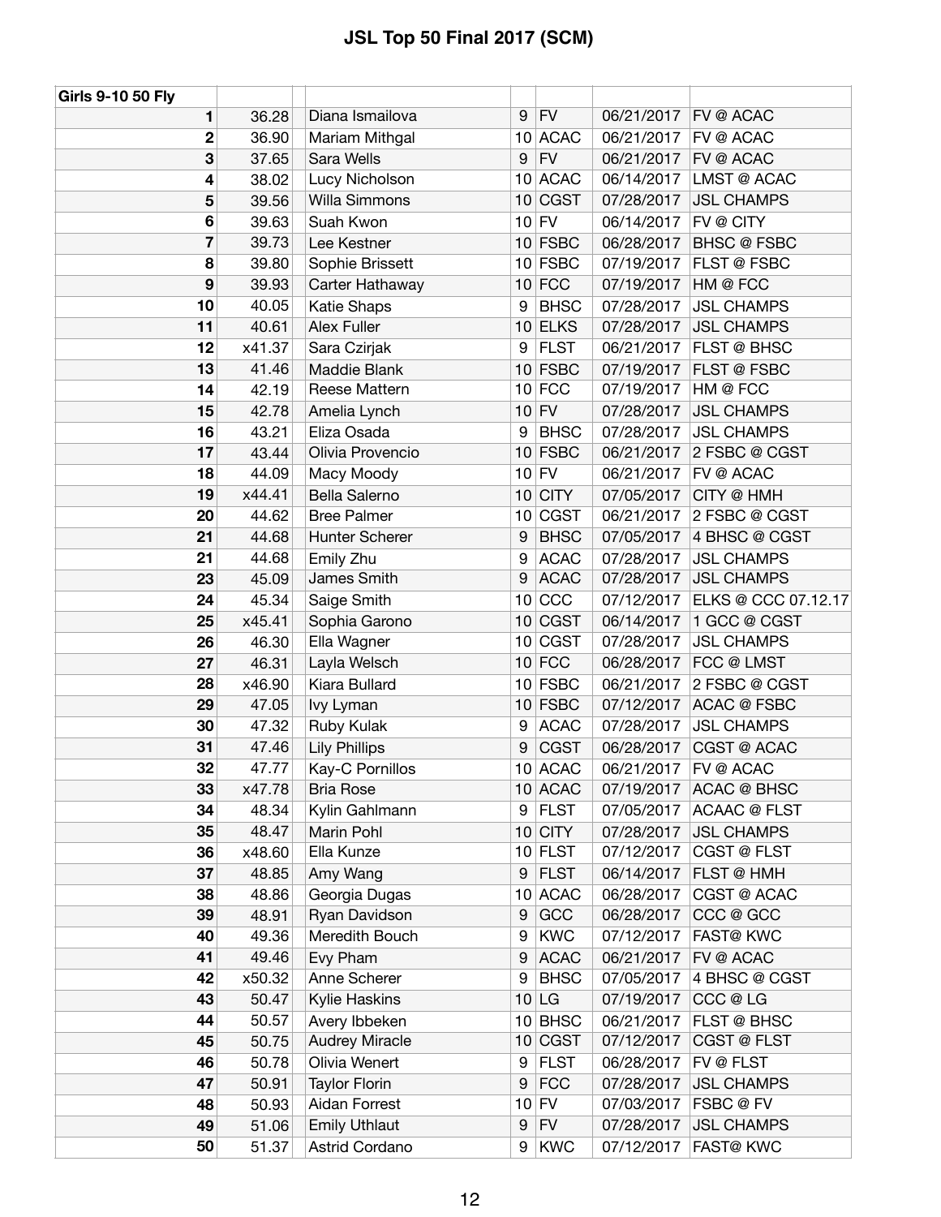# JSL Top 50 Final 2017 (SCM)

| Girls 9-10 50 Fly | | | | | | |
|---|---|---|---|---|---|---|
| 1 | 36.28 | Diana Ismailova | 9 | FV | 06/21/2017 | FV @ ACAC |
| 2 | 36.90 | Mariam Mithgal | 10 | ACAC | 06/21/2017 | FV @ ACAC |
| 3 | 37.65 | Sara Wells | 9 | FV | 06/21/2017 | FV @ ACAC |
| 4 | 38.02 | Lucy Nicholson | 10 | ACAC | 06/14/2017 | LMST @ ACAC |
| 5 | 39.56 | Willa Simmons | 10 | CGST | 07/28/2017 | JSL CHAMPS |
| 6 | 39.63 | Suah Kwon | 10 | FV | 06/14/2017 | FV @ CITY |
| 7 | 39.73 | Lee Kestner | 10 | FSBC | 06/28/2017 | BHSC @ FSBC |
| 8 | 39.80 | Sophie Brissett | 10 | FSBC | 07/19/2017 | FLST @ FSBC |
| 9 | 39.93 | Carter Hathaway | 10 | FCC | 07/19/2017 | HM @ FCC |
| 10 | 40.05 | Katie Shaps | 9 | BHSC | 07/28/2017 | JSL CHAMPS |
| 11 | 40.61 | Alex Fuller | 10 | ELKS | 07/28/2017 | JSL CHAMPS |
| 12 | x41.37 | Sara Czirjak | 9 | FLST | 06/21/2017 | FLST @ BHSC |
| 13 | 41.46 | Maddie Blank | 10 | FSBC | 07/19/2017 | FLST @ FSBC |
| 14 | 42.19 | Reese Mattern | 10 | FCC | 07/19/2017 | HM @ FCC |
| 15 | 42.78 | Amelia Lynch | 10 | FV | 07/28/2017 | JSL CHAMPS |
| 16 | 43.21 | Eliza Osada | 9 | BHSC | 07/28/2017 | JSL CHAMPS |
| 17 | 43.44 | Olivia Provencio | 10 | FSBC | 06/21/2017 | 2 FSBC @ CGST |
| 18 | 44.09 | Macy Moody | 10 | FV | 06/21/2017 | FV @ ACAC |
| 19 | x44.41 | Bella Salerno | 10 | CITY | 07/05/2017 | CITY @ HMH |
| 20 | 44.62 | Bree Palmer | 10 | CGST | 06/21/2017 | 2 FSBC @ CGST |
| 21 | 44.68 | Hunter Scherer | 9 | BHSC | 07/05/2017 | 4 BHSC @ CGST |
| 21 | 44.68 | Emily Zhu | 9 | ACAC | 07/28/2017 | JSL CHAMPS |
| 23 | 45.09 | James Smith | 9 | ACAC | 07/28/2017 | JSL CHAMPS |
| 24 | 45.34 | Saige Smith | 10 | CCC | 07/12/2017 | ELKS @ CCC 07.12.17 |
| 25 | x45.41 | Sophia Garono | 10 | CGST | 06/14/2017 | 1 GCC @ CGST |
| 26 | 46.30 | Ella Wagner | 10 | CGST | 07/28/2017 | JSL CHAMPS |
| 27 | 46.31 | Layla Welsch | 10 | FCC | 06/28/2017 | FCC @ LMST |
| 28 | x46.90 | Kiara Bullard | 10 | FSBC | 06/21/2017 | 2 FSBC @ CGST |
| 29 | 47.05 | Ivy Lyman | 10 | FSBC | 07/12/2017 | ACAC @ FSBC |
| 30 | 47.32 | Ruby Kulak | 9 | ACAC | 07/28/2017 | JSL CHAMPS |
| 31 | 47.46 | Lily Phillips | 9 | CGST | 06/28/2017 | CGST @ ACAC |
| 32 | 47.77 | Kay-C Pornillos | 10 | ACAC | 06/21/2017 | FV @ ACAC |
| 33 | x47.78 | Bria Rose | 10 | ACAC | 07/19/2017 | ACAC @ BHSC |
| 34 | 48.34 | Kylin Gahlmann | 9 | FLST | 07/05/2017 | ACAAC @ FLST |
| 35 | 48.47 | Marin Pohl | 10 | CITY | 07/28/2017 | JSL CHAMPS |
| 36 | x48.60 | Ella Kunze | 10 | FLST | 07/12/2017 | CGST @ FLST |
| 37 | 48.85 | Amy Wang | 9 | FLST | 06/14/2017 | FLST @ HMH |
| 38 | 48.86 | Georgia Dugas | 10 | ACAC | 06/28/2017 | CGST @ ACAC |
| 39 | 48.91 | Ryan Davidson | 9 | GCC | 06/28/2017 | CCC @ GCC |
| 40 | 49.36 | Meredith Bouch | 9 | KWC | 07/12/2017 | FAST@ KWC |
| 41 | 49.46 | Evy Pham | 9 | ACAC | 06/21/2017 | FV @ ACAC |
| 42 | x50.32 | Anne Scherer | 9 | BHSC | 07/05/2017 | 4 BHSC @ CGST |
| 43 | 50.47 | Kylie Haskins | 10 | LG | 07/19/2017 | CCC @ LG |
| 44 | 50.57 | Avery Ibbeken | 10 | BHSC | 06/21/2017 | FLST @ BHSC |
| 45 | 50.75 | Audrey Miracle | 10 | CGST | 07/12/2017 | CGST @ FLST |
| 46 | 50.78 | Olivia Wenert | 9 | FLST | 06/28/2017 | FV @ FLST |
| 47 | 50.91 | Taylor Florin | 9 | FCC | 07/28/2017 | JSL CHAMPS |
| 48 | 50.93 | Aidan Forrest | 10 | FV | 07/03/2017 | FSBC @ FV |
| 49 | 51.06 | Emily Uthlaut | 9 | FV | 07/28/2017 | JSL CHAMPS |
| 50 | 51.37 | Astrid Cordano | 9 | KWC | 07/12/2017 | FAST@ KWC |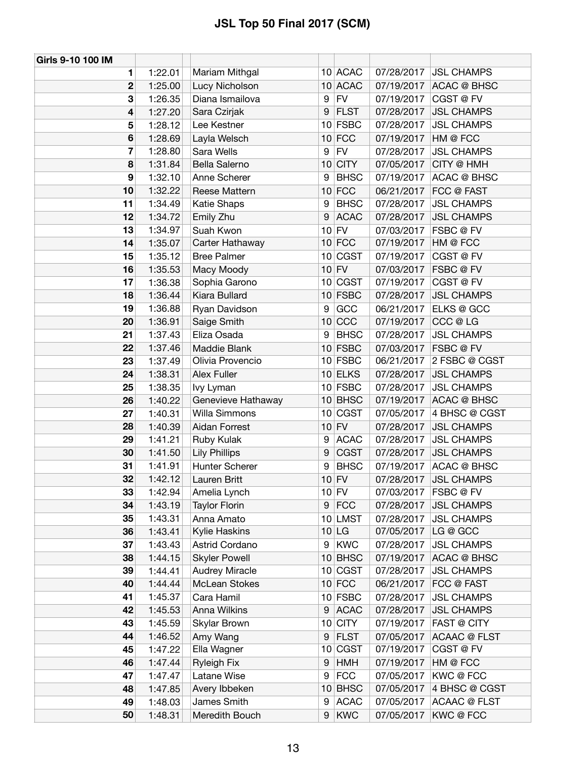# JSL Top 50 Final 2017 (SCM)

| Girls 9-10 100 IM | | | | | | |
|---|---|---|---|---|---|---|
| 1 | 1:22.01 | Mariam Mithgal | 10 | ACAC | 07/28/2017 | JSL CHAMPS |
| 2 | 1:25.00 | Lucy Nicholson | 10 | ACAC | 07/19/2017 | ACAC @ BHSC |
| 3 | 1:26.35 | Diana Ismailova | 9 | FV | 07/19/2017 | CGST @ FV |
| 4 | 1:27.20 | Sara Czirjak | 9 | FLST | 07/28/2017 | JSL CHAMPS |
| 5 | 1:28.12 | Lee Kestner | 10 | FSBC | 07/28/2017 | JSL CHAMPS |
| 6 | 1:28.69 | Layla Welsch | 10 | FCC | 07/19/2017 | HM @ FCC |
| 7 | 1:28.80 | Sara Wells | 9 | FV | 07/28/2017 | JSL CHAMPS |
| 8 | 1:31.84 | Bella Salerno | 10 | CITY | 07/05/2017 | CITY @ HMH |
| 9 | 1:32.10 | Anne Scherer | 9 | BHSC | 07/19/2017 | ACAC @ BHSC |
| 10 | 1:32.22 | Reese Mattern | 10 | FCC | 06/21/2017 | FCC @ FAST |
| 11 | 1:34.49 | Katie Shaps | 9 | BHSC | 07/28/2017 | JSL CHAMPS |
| 12 | 1:34.72 | Emily Zhu | 9 | ACAC | 07/28/2017 | JSL CHAMPS |
| 13 | 1:34.97 | Suah Kwon | 10 | FV | 07/03/2017 | FSBC @ FV |
| 14 | 1:35.07 | Carter Hathaway | 10 | FCC | 07/19/2017 | HM @ FCC |
| 15 | 1:35.12 | Bree Palmer | 10 | CGST | 07/19/2017 | CGST @ FV |
| 16 | 1:35.53 | Macy Moody | 10 | FV | 07/03/2017 | FSBC @ FV |
| 17 | 1:36.38 | Sophia Garono | 10 | CGST | 07/19/2017 | CGST @ FV |
| 18 | 1:36.44 | Kiara Bullard | 10 | FSBC | 07/28/2017 | JSL CHAMPS |
| 19 | 1:36.88 | Ryan Davidson | 9 | GCC | 06/21/2017 | ELKS @ GCC |
| 20 | 1:36.91 | Saige Smith | 10 | CCC | 07/19/2017 | CCC @ LG |
| 21 | 1:37.43 | Eliza Osada | 9 | BHSC | 07/28/2017 | JSL CHAMPS |
| 22 | 1:37.46 | Maddie Blank | 10 | FSBC | 07/03/2017 | FSBC @ FV |
| 23 | 1:37.49 | Olivia Provencio | 10 | FSBC | 06/21/2017 | 2 FSBC @ CGST |
| 24 | 1:38.31 | Alex Fuller | 10 | ELKS | 07/28/2017 | JSL CHAMPS |
| 25 | 1:38.35 | Ivy Lyman | 10 | FSBC | 07/28/2017 | JSL CHAMPS |
| 26 | 1:40.22 | Genevieve Hathaway | 10 | BHSC | 07/19/2017 | ACAC @ BHSC |
| 27 | 1:40.31 | Willa Simmons | 10 | CGST | 07/05/2017 | 4 BHSC @ CGST |
| 28 | 1:40.39 | Aidan Forrest | 10 | FV | 07/28/2017 | JSL CHAMPS |
| 29 | 1:41.21 | Ruby Kulak | 9 | ACAC | 07/28/2017 | JSL CHAMPS |
| 30 | 1:41.50 | Lily Phillips | 9 | CGST | 07/28/2017 | JSL CHAMPS |
| 31 | 1:41.91 | Hunter Scherer | 9 | BHSC | 07/19/2017 | ACAC @ BHSC |
| 32 | 1:42.12 | Lauren Britt | 10 | FV | 07/28/2017 | JSL CHAMPS |
| 33 | 1:42.94 | Amelia Lynch | 10 | FV | 07/03/2017 | FSBC @ FV |
| 34 | 1:43.19 | Taylor Florin | 9 | FCC | 07/28/2017 | JSL CHAMPS |
| 35 | 1:43.31 | Anna Amato | 10 | LMST | 07/28/2017 | JSL CHAMPS |
| 36 | 1:43.41 | Kylie Haskins | 10 | LG | 07/05/2017 | LG @ GCC |
| 37 | 1:43.43 | Astrid Cordano | 9 | KWC | 07/28/2017 | JSL CHAMPS |
| 38 | 1:44.15 | Skyler Powell | 10 | BHSC | 07/19/2017 | ACAC @ BHSC |
| 39 | 1:44.41 | Audrey Miracle | 10 | CGST | 07/28/2017 | JSL CHAMPS |
| 40 | 1:44.44 | McLean Stokes | 10 | FCC | 06/21/2017 | FCC @ FAST |
| 41 | 1:45.37 | Cara Hamil | 10 | FSBC | 07/28/2017 | JSL CHAMPS |
| 42 | 1:45.53 | Anna Wilkins | 9 | ACAC | 07/28/2017 | JSL CHAMPS |
| 43 | 1:45.59 | Skylar Brown | 10 | CITY | 07/19/2017 | FAST @ CITY |
| 44 | 1:46.52 | Amy Wang | 9 | FLST | 07/05/2017 | ACAAC @ FLST |
| 45 | 1:47.22 | Ella Wagner | 10 | CGST | 07/19/2017 | CGST @ FV |
| 46 | 1:47.44 | Ryleigh Fix | 9 | HMH | 07/19/2017 | HM @ FCC |
| 47 | 1:47.47 | Latane Wise | 9 | FCC | 07/05/2017 | KWC @ FCC |
| 48 | 1:47.85 | Avery Ibbeken | 10 | BHSC | 07/05/2017 | 4 BHSC @ CGST |
| 49 | 1:48.03 | James Smith | 9 | ACAC | 07/05/2017 | ACAAC @ FLST |
| 50 | 1:48.31 | Meredith Bouch | 9 | KWC | 07/05/2017 | KWC @ FCC |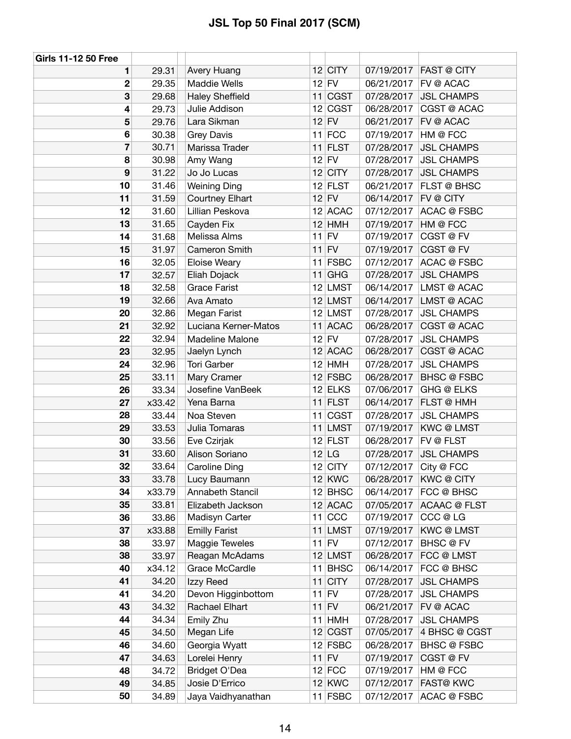# JSL Top 50 Final 2017 (SCM)

| Girls 11-12 50 Free | | | | | | |
|---|---|---|---|---|---|---|
| 1 | 29.31 | Avery Huang | 12 | CITY | 07/19/2017 | FAST @ CITY |
| 2 | 29.35 | Maddie Wells | 12 | FV | 06/21/2017 | FV @ ACAC |
| 3 | 29.68 | Haley Sheffield | 11 | CGST | 07/28/2017 | JSL CHAMPS |
| 4 | 29.73 | Julie Addison | 12 | CGST | 06/28/2017 | CGST @ ACAC |
| 5 | 29.76 | Lara Sikman | 12 | FV | 06/21/2017 | FV @ ACAC |
| 6 | 30.38 | Grey Davis | 11 | FCC | 07/19/2017 | HM @ FCC |
| 7 | 30.71 | Marissa Trader | 11 | FLST | 07/28/2017 | JSL CHAMPS |
| 8 | 30.98 | Amy Wang | 12 | FV | 07/28/2017 | JSL CHAMPS |
| 9 | 31.22 | Jo Jo Lucas | 12 | CITY | 07/28/2017 | JSL CHAMPS |
| 10 | 31.46 | Weining Ding | 12 | FLST | 06/21/2017 | FLST @ BHSC |
| 11 | 31.59 | Courtney Elhart | 12 | FV | 06/14/2017 | FV @ CITY |
| 12 | 31.60 | Lillian Peskova | 12 | ACAC | 07/12/2017 | ACAC @ FSBC |
| 13 | 31.65 | Cayden Fix | 12 | HMH | 07/19/2017 | HM @ FCC |
| 14 | 31.68 | Melissa Alms | 11 | FV | 07/19/2017 | CGST @ FV |
| 15 | 31.97 | Cameron Smith | 11 | FV | 07/19/2017 | CGST @ FV |
| 16 | 32.05 | Eloise Weary | 11 | FSBC | 07/12/2017 | ACAC @ FSBC |
| 17 | 32.57 | Eliah Dojack | 11 | GHG | 07/28/2017 | JSL CHAMPS |
| 18 | 32.58 | Grace Farist | 12 | LMST | 06/14/2017 | LMST @ ACAC |
| 19 | 32.66 | Ava Amato | 12 | LMST | 06/14/2017 | LMST @ ACAC |
| 20 | 32.86 | Megan Farist | 12 | LMST | 07/28/2017 | JSL CHAMPS |
| 21 | 32.92 | Luciana Kerner-Matos | 11 | ACAC | 06/28/2017 | CGST @ ACAC |
| 22 | 32.94 | Madeline Malone | 12 | FV | 07/28/2017 | JSL CHAMPS |
| 23 | 32.95 | Jaelyn Lynch | 12 | ACAC | 06/28/2017 | CGST @ ACAC |
| 24 | 32.96 | Tori Garber | 12 | HMH | 07/28/2017 | JSL CHAMPS |
| 25 | 33.11 | Mary Cramer | 12 | FSBC | 06/28/2017 | BHSC @ FSBC |
| 26 | 33.34 | Josefine VanBeek | 12 | ELKS | 07/06/2017 | GHG @ ELKS |
| 27 | x33.42 | Yena Barna | 11 | FLST | 06/14/2017 | FLST @ HMH |
| 28 | 33.44 | Noa Steven | 11 | CGST | 07/28/2017 | JSL CHAMPS |
| 29 | 33.53 | Julia Tomaras | 11 | LMST | 07/19/2017 | KWC @ LMST |
| 30 | 33.56 | Eve Czirjak | 12 | FLST | 06/28/2017 | FV @ FLST |
| 31 | 33.60 | Alison Soriano | 12 | LG | 07/28/2017 | JSL CHAMPS |
| 32 | 33.64 | Caroline Ding | 12 | CITY | 07/12/2017 | City @ FCC |
| 33 | 33.78 | Lucy Baumann | 12 | KWC | 06/28/2017 | KWC @ CITY |
| 34 | x33.79 | Annabeth Stancil | 12 | BHSC | 06/14/2017 | FCC @ BHSC |
| 35 | 33.81 | Elizabeth Jackson | 12 | ACAC | 07/05/2017 | ACAAC @ FLST |
| 36 | 33.86 | Madisyn Carter | 11 | CCC | 07/19/2017 | CCC @ LG |
| 37 | x33.88 | Emilly Farist | 11 | LMST | 07/19/2017 | KWC @ LMST |
| 38 | 33.97 | Maggie Teweles | 11 | FV | 07/12/2017 | BHSC @ FV |
| 38 | 33.97 | Reagan McAdams | 12 | LMST | 06/28/2017 | FCC @ LMST |
| 40 | x34.12 | Grace McCardle | 11 | BHSC | 06/14/2017 | FCC @ BHSC |
| 41 | 34.20 | Izzy Reed | 11 | CITY | 07/28/2017 | JSL CHAMPS |
| 41 | 34.20 | Devon Higginbottom | 11 | FV | 07/28/2017 | JSL CHAMPS |
| 43 | 34.32 | Rachael Elhart | 11 | FV | 06/21/2017 | FV @ ACAC |
| 44 | 34.34 | Emily Zhu | 11 | HMH | 07/28/2017 | JSL CHAMPS |
| 45 | 34.50 | Megan Life | 12 | CGST | 07/05/2017 | 4 BHSC @ CGST |
| 46 | 34.60 | Georgia Wyatt | 12 | FSBC | 06/28/2017 | BHSC @ FSBC |
| 47 | 34.63 | Lorelei Henry | 11 | FV | 07/19/2017 | CGST @ FV |
| 48 | 34.72 | Bridget O'Dea | 12 | FCC | 07/19/2017 | HM @ FCC |
| 49 | 34.85 | Josie D'Errico | 12 | KWC | 07/12/2017 | FAST@ KWC |
| 50 | 34.89 | Jaya Vaidhyanathan | 11 | FSBC | 07/12/2017 | ACAC @ FSBC |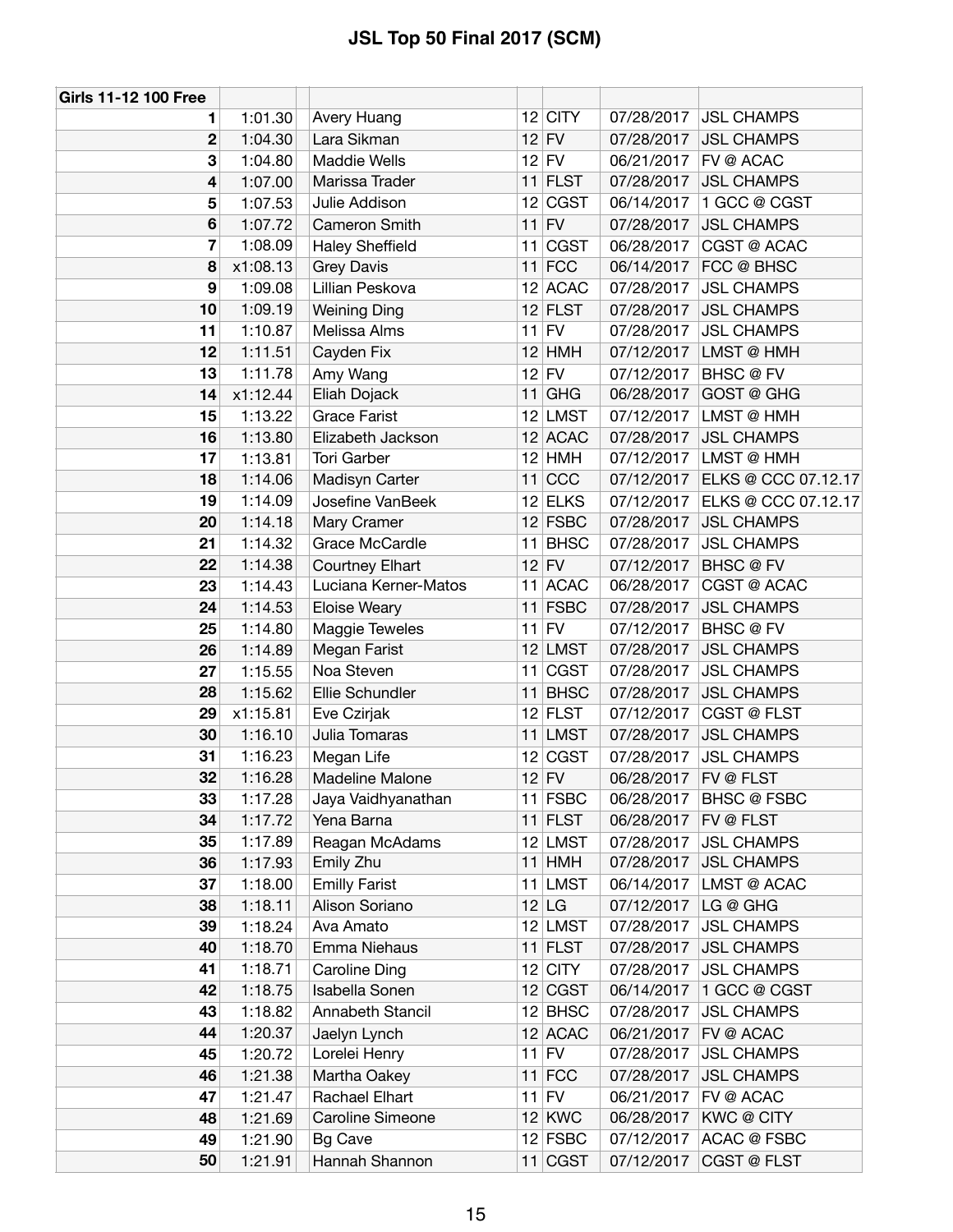# JSL Top 50 Final 2017 (SCM)

| Girls 11-12 100 Free | | | | | | |
|---|---|---|---|---|---|---|
| 1 | 1:01.30 | Avery Huang | 12 | CITY | 07/28/2017 | JSL CHAMPS |
| 2 | 1:04.30 | Lara Sikman | 12 | FV | 07/28/2017 | JSL CHAMPS |
| 3 | 1:04.80 | Maddie Wells | 12 | FV | 06/21/2017 | FV @ ACAC |
| 4 | 1:07.00 | Marissa Trader | 11 | FLST | 07/28/2017 | JSL CHAMPS |
| 5 | 1:07.53 | Julie Addison | 12 | CGST | 06/14/2017 | 1 GCC @ CGST |
| 6 | 1:07.72 | Cameron Smith | 11 | FV | 07/28/2017 | JSL CHAMPS |
| 7 | 1:08.09 | Haley Sheffield | 11 | CGST | 06/28/2017 | CGST @ ACAC |
| 8 | x1:08.13 | Grey Davis | 11 | FCC | 06/14/2017 | FCC @ BHSC |
| 9 | 1:09.08 | Lillian Peskova | 12 | ACAC | 07/28/2017 | JSL CHAMPS |
| 10 | 1:09.19 | Weining Ding | 12 | FLST | 07/28/2017 | JSL CHAMPS |
| 11 | 1:10.87 | Melissa Alms | 11 | FV | 07/28/2017 | JSL CHAMPS |
| 12 | 1:11.51 | Cayden Fix | 12 | HMH | 07/12/2017 | LMST @ HMH |
| 13 | 1:11.78 | Amy Wang | 12 | FV | 07/12/2017 | BHSC @ FV |
| 14 | x1:12.44 | Eliah Dojack | 11 | GHG | 06/28/2017 | GOST @ GHG |
| 15 | 1:13.22 | Grace Farist | 12 | LMST | 07/12/2017 | LMST @ HMH |
| 16 | 1:13.80 | Elizabeth Jackson | 12 | ACAC | 07/28/2017 | JSL CHAMPS |
| 17 | 1:13.81 | Tori Garber | 12 | HMH | 07/12/2017 | LMST @ HMH |
| 18 | 1:14.06 | Madisyn Carter | 11 | CCC | 07/12/2017 | ELKS @ CCC 07.12.17 |
| 19 | 1:14.09 | Josefine VanBeek | 12 | ELKS | 07/12/2017 | ELKS @ CCC 07.12.17 |
| 20 | 1:14.18 | Mary Cramer | 12 | FSBC | 07/28/2017 | JSL CHAMPS |
| 21 | 1:14.32 | Grace McCardle | 11 | BHSC | 07/28/2017 | JSL CHAMPS |
| 22 | 1:14.38 | Courtney Elhart | 12 | FV | 07/12/2017 | BHSC @ FV |
| 23 | 1:14.43 | Luciana Kerner-Matos | 11 | ACAC | 06/28/2017 | CGST @ ACAC |
| 24 | 1:14.53 | Eloise Weary | 11 | FSBC | 07/28/2017 | JSL CHAMPS |
| 25 | 1:14.80 | Maggie Teweles | 11 | FV | 07/12/2017 | BHSC @ FV |
| 26 | 1:14.89 | Megan Farist | 12 | LMST | 07/28/2017 | JSL CHAMPS |
| 27 | 1:15.55 | Noa Steven | 11 | CGST | 07/28/2017 | JSL CHAMPS |
| 28 | 1:15.62 | Ellie Schundler | 11 | BHSC | 07/28/2017 | JSL CHAMPS |
| 29 | x1:15.81 | Eve Czirjak | 12 | FLST | 07/12/2017 | CGST @ FLST |
| 30 | 1:16.10 | Julia Tomaras | 11 | LMST | 07/28/2017 | JSL CHAMPS |
| 31 | 1:16.23 | Megan Life | 12 | CGST | 07/28/2017 | JSL CHAMPS |
| 32 | 1:16.28 | Madeline Malone | 12 | FV | 06/28/2017 | FV @ FLST |
| 33 | 1:17.28 | Jaya Vaidhyanathan | 11 | FSBC | 06/28/2017 | BHSC @ FSBC |
| 34 | 1:17.72 | Yena Barna | 11 | FLST | 06/28/2017 | FV @ FLST |
| 35 | 1:17.89 | Reagan McAdams | 12 | LMST | 07/28/2017 | JSL CHAMPS |
| 36 | 1:17.93 | Emily Zhu | 11 | HMH | 07/28/2017 | JSL CHAMPS |
| 37 | 1:18.00 | Emilly Farist | 11 | LMST | 06/14/2017 | LMST @ ACAC |
| 38 | 1:18.11 | Alison Soriano | 12 | LG | 07/12/2017 | LG @ GHG |
| 39 | 1:18.24 | Ava Amato | 12 | LMST | 07/28/2017 | JSL CHAMPS |
| 40 | 1:18.70 | Emma Niehaus | 11 | FLST | 07/28/2017 | JSL CHAMPS |
| 41 | 1:18.71 | Caroline Ding | 12 | CITY | 07/28/2017 | JSL CHAMPS |
| 42 | 1:18.75 | Isabella Sonen | 12 | CGST | 06/14/2017 | 1 GCC @ CGST |
| 43 | 1:18.82 | Annabeth Stancil | 12 | BHSC | 07/28/2017 | JSL CHAMPS |
| 44 | 1:20.37 | Jaelyn Lynch | 12 | ACAC | 06/21/2017 | FV @ ACAC |
| 45 | 1:20.72 | Lorelei Henry | 11 | FV | 07/28/2017 | JSL CHAMPS |
| 46 | 1:21.38 | Martha Oakey | 11 | FCC | 07/28/2017 | JSL CHAMPS |
| 47 | 1:21.47 | Rachael Elhart | 11 | FV | 06/21/2017 | FV @ ACAC |
| 48 | 1:21.69 | Caroline Simeone | 12 | KWC | 06/28/2017 | KWC @ CITY |
| 49 | 1:21.90 | Bg Cave | 12 | FSBC | 07/12/2017 | ACAC @ FSBC |
| 50 | 1:21.91 | Hannah Shannon | 11 | CGST | 07/12/2017 | CGST @ FLST |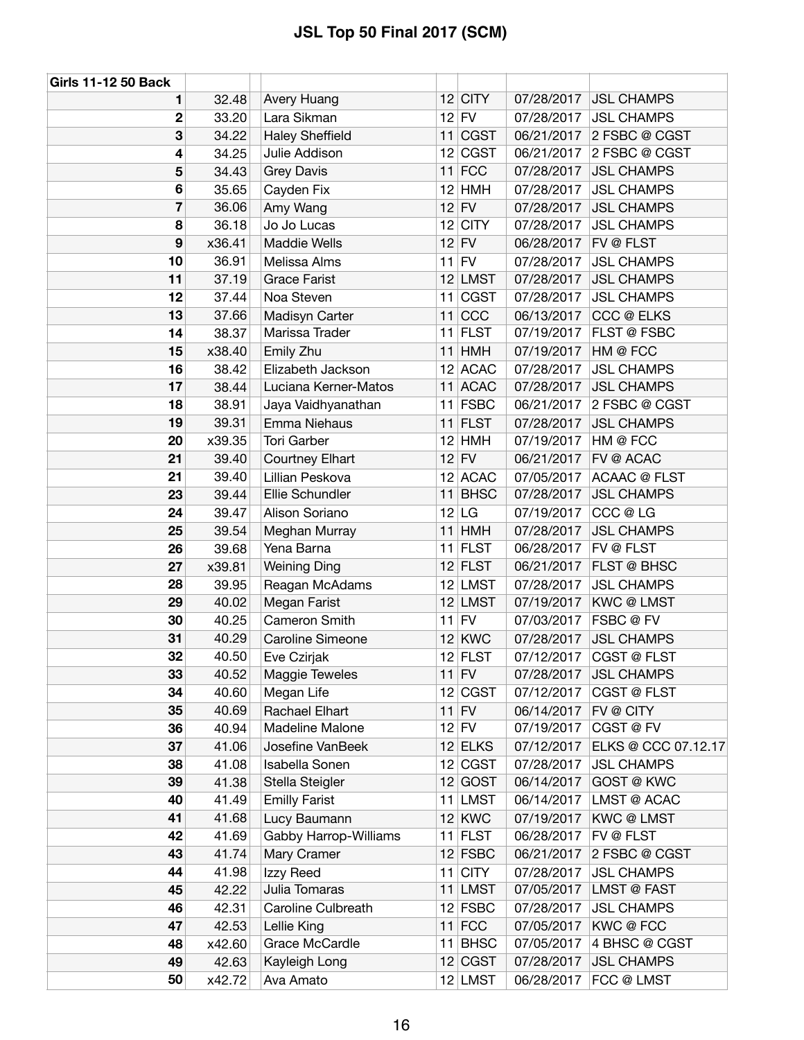# JSL Top 50 Final 2017 (SCM)

| Girls 11-12 50 Back | | | | | | |
|---|---|---|---|---|---|---|
| 1 | 32.48 | Avery Huang | 12 | CITY | 07/28/2017 | JSL CHAMPS |
| 2 | 33.20 | Lara Sikman | 12 | FV | 07/28/2017 | JSL CHAMPS |
| 3 | 34.22 | Haley Sheffield | 11 | CGST | 06/21/2017 | 2 FSBC @ CGST |
| 4 | 34.25 | Julie Addison | 12 | CGST | 06/21/2017 | 2 FSBC @ CGST |
| 5 | 34.43 | Grey Davis | 11 | FCC | 07/28/2017 | JSL CHAMPS |
| 6 | 35.65 | Cayden Fix | 12 | HMH | 07/28/2017 | JSL CHAMPS |
| 7 | 36.06 | Amy Wang | 12 | FV | 07/28/2017 | JSL CHAMPS |
| 8 | 36.18 | Jo Jo Lucas | 12 | CITY | 07/28/2017 | JSL CHAMPS |
| 9 | x36.41 | Maddie Wells | 12 | FV | 06/28/2017 | FV @ FLST |
| 10 | 36.91 | Melissa Alms | 11 | FV | 07/28/2017 | JSL CHAMPS |
| 11 | 37.19 | Grace Farist | 12 | LMST | 07/28/2017 | JSL CHAMPS |
| 12 | 37.44 | Noa Steven | 11 | CGST | 07/28/2017 | JSL CHAMPS |
| 13 | 37.66 | Madisyn Carter | 11 | CCC | 06/13/2017 | CCC @ ELKS |
| 14 | 38.37 | Marissa Trader | 11 | FLST | 07/19/2017 | FLST @ FSBC |
| 15 | x38.40 | Emily Zhu | 11 | HMH | 07/19/2017 | HM @ FCC |
| 16 | 38.42 | Elizabeth Jackson | 12 | ACAC | 07/28/2017 | JSL CHAMPS |
| 17 | 38.44 | Luciana Kerner-Matos | 11 | ACAC | 07/28/2017 | JSL CHAMPS |
| 18 | 38.91 | Jaya Vaidhyanathan | 11 | FSBC | 06/21/2017 | 2 FSBC @ CGST |
| 19 | 39.31 | Emma Niehaus | 11 | FLST | 07/28/2017 | JSL CHAMPS |
| 20 | x39.35 | Tori Garber | 12 | HMH | 07/19/2017 | HM @ FCC |
| 21 | 39.40 | Courtney Elhart | 12 | FV | 06/21/2017 | FV @ ACAC |
| 21 | 39.40 | Lillian Peskova | 12 | ACAC | 07/05/2017 | ACAAC @ FLST |
| 23 | 39.44 | Ellie Schundler | 11 | BHSC | 07/28/2017 | JSL CHAMPS |
| 24 | 39.47 | Alison Soriano | 12 | LG | 07/19/2017 | CCC @ LG |
| 25 | 39.54 | Meghan Murray | 11 | HMH | 07/28/2017 | JSL CHAMPS |
| 26 | 39.68 | Yena Barna | 11 | FLST | 06/28/2017 | FV @ FLST |
| 27 | x39.81 | Weining Ding | 12 | FLST | 06/21/2017 | FLST @ BHSC |
| 28 | 39.95 | Reagan McAdams | 12 | LMST | 07/28/2017 | JSL CHAMPS |
| 29 | 40.02 | Megan Farist | 12 | LMST | 07/19/2017 | KWC @ LMST |
| 30 | 40.25 | Cameron Smith | 11 | FV | 07/03/2017 | FSBC @ FV |
| 31 | 40.29 | Caroline Simeone | 12 | KWC | 07/28/2017 | JSL CHAMPS |
| 32 | 40.50 | Eve Czirjak | 12 | FLST | 07/12/2017 | CGST @ FLST |
| 33 | 40.52 | Maggie Teweles | 11 | FV | 07/28/2017 | JSL CHAMPS |
| 34 | 40.60 | Megan Life | 12 | CGST | 07/12/2017 | CGST @ FLST |
| 35 | 40.69 | Rachael Elhart | 11 | FV | 06/14/2017 | FV @ CITY |
| 36 | 40.94 | Madeline Malone | 12 | FV | 07/19/2017 | CGST @ FV |
| 37 | 41.06 | Josefine VanBeek | 12 | ELKS | 07/12/2017 | ELKS @ CCC 07.12.17 |
| 38 | 41.08 | Isabella Sonen | 12 | CGST | 07/28/2017 | JSL CHAMPS |
| 39 | 41.38 | Stella Steigler | 12 | GOST | 06/14/2017 | GOST @ KWC |
| 40 | 41.49 | Emilly Farist | 11 | LMST | 06/14/2017 | LMST @ ACAC |
| 41 | 41.68 | Lucy Baumann | 12 | KWC | 07/19/2017 | KWC @ LMST |
| 42 | 41.69 | Gabby Harrop-Williams | 11 | FLST | 06/28/2017 | FV @ FLST |
| 43 | 41.74 | Mary Cramer | 12 | FSBC | 06/21/2017 | 2 FSBC @ CGST |
| 44 | 41.98 | Izzy Reed | 11 | CITY | 07/28/2017 | JSL CHAMPS |
| 45 | 42.22 | Julia Tomaras | 11 | LMST | 07/05/2017 | LMST @ FAST |
| 46 | 42.31 | Caroline Culbreath | 12 | FSBC | 07/28/2017 | JSL CHAMPS |
| 47 | 42.53 | Lellie King | 11 | FCC | 07/05/2017 | KWC @ FCC |
| 48 | x42.60 | Grace McCardle | 11 | BHSC | 07/05/2017 | 4 BHSC @ CGST |
| 49 | 42.63 | Kayleigh Long | 12 | CGST | 07/28/2017 | JSL CHAMPS |
| 50 | x42.72 | Ava Amato | 12 | LMST | 06/28/2017 | FCC @ LMST |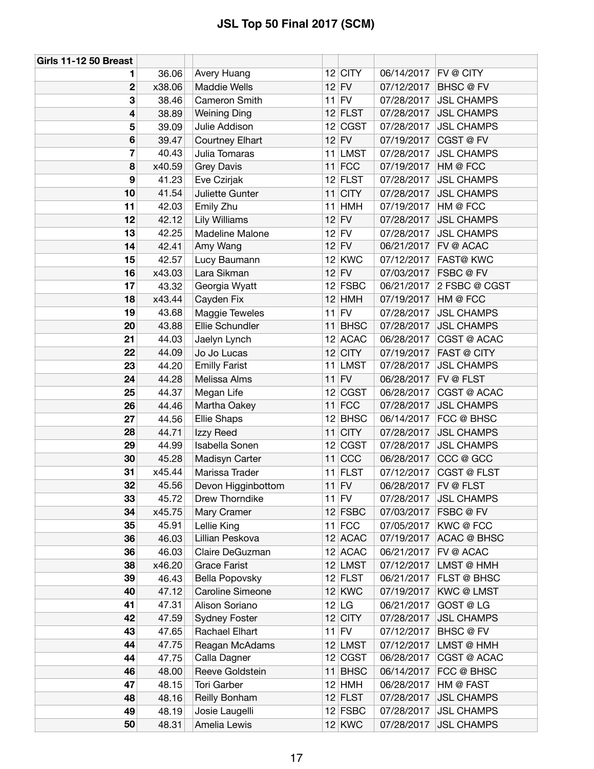# JSL Top 50 Final 2017 (SCM)

| Girls 11-12 50 Breast | | | | | | | |
|---|---|---|---|---|---|---|---|
| 1 | 36.06 | | Avery Huang | 12 | CITY | 06/14/2017 | FV @ CITY |
| 2 | x38.06 | | Maddie Wells | 12 | FV | 07/12/2017 | BHSC @ FV |
| 3 | 38.46 | | Cameron Smith | 11 | FV | 07/28/2017 | JSL CHAMPS |
| 4 | 38.89 | | Weining Ding | 12 | FLST | 07/28/2017 | JSL CHAMPS |
| 5 | 39.09 | | Julie Addison | 12 | CGST | 07/28/2017 | JSL CHAMPS |
| 6 | 39.47 | | Courtney Elhart | 12 | FV | 07/19/2017 | CGST @ FV |
| 7 | 40.43 | | Julia Tomaras | 11 | LMST | 07/28/2017 | JSL CHAMPS |
| 8 | x40.59 | | Grey Davis | 11 | FCC | 07/19/2017 | HM @ FCC |
| 9 | 41.23 | | Eve Czirjak | 12 | FLST | 07/28/2017 | JSL CHAMPS |
| 10 | 41.54 | | Juliette Gunter | 11 | CITY | 07/28/2017 | JSL CHAMPS |
| 11 | 42.03 | | Emily Zhu | 11 | HMH | 07/19/2017 | HM @ FCC |
| 12 | 42.12 | | Lily Williams | 12 | FV | 07/28/2017 | JSL CHAMPS |
| 13 | 42.25 | | Madeline Malone | 12 | FV | 07/28/2017 | JSL CHAMPS |
| 14 | 42.41 | | Amy Wang | 12 | FV | 06/21/2017 | FV @ ACAC |
| 15 | 42.57 | | Lucy Baumann | 12 | KWC | 07/12/2017 | FAST@ KWC |
| 16 | x43.03 | | Lara Sikman | 12 | FV | 07/03/2017 | FSBC @ FV |
| 17 | 43.32 | | Georgia Wyatt | 12 | FSBC | 06/21/2017 | 2 FSBC @ CGST |
| 18 | x43.44 | | Cayden Fix | 12 | HMH | 07/19/2017 | HM @ FCC |
| 19 | 43.68 | | Maggie Teweles | 11 | FV | 07/28/2017 | JSL CHAMPS |
| 20 | 43.88 | | Ellie Schundler | 11 | BHSC | 07/28/2017 | JSL CHAMPS |
| 21 | 44.03 | | Jaelyn Lynch | 12 | ACAC | 06/28/2017 | CGST @ ACAC |
| 22 | 44.09 | | Jo Jo Lucas | 12 | CITY | 07/19/2017 | FAST @ CITY |
| 23 | 44.20 | | Emilly Farist | 11 | LMST | 07/28/2017 | JSL CHAMPS |
| 24 | 44.28 | | Melissa Alms | 11 | FV | 06/28/2017 | FV @ FLST |
| 25 | 44.37 | | Megan Life | 12 | CGST | 06/28/2017 | CGST @ ACAC |
| 26 | 44.46 | | Martha Oakey | 11 | FCC | 07/28/2017 | JSL CHAMPS |
| 27 | 44.56 | | Ellie Shaps | 12 | BHSC | 06/14/2017 | FCC @ BHSC |
| 28 | 44.71 | | Izzy Reed | 11 | CITY | 07/28/2017 | JSL CHAMPS |
| 29 | 44.99 | | Isabella Sonen | 12 | CGST | 07/28/2017 | JSL CHAMPS |
| 30 | 45.28 | | Madisyn Carter | 11 | CCC | 06/28/2017 | CCC @ GCC |
| 31 | x45.44 | | Marissa Trader | 11 | FLST | 07/12/2017 | CGST @ FLST |
| 32 | 45.56 | | Devon Higginbottom | 11 | FV | 06/28/2017 | FV @ FLST |
| 33 | 45.72 | | Drew Thorndike | 11 | FV | 07/28/2017 | JSL CHAMPS |
| 34 | x45.75 | | Mary Cramer | 12 | FSBC | 07/03/2017 | FSBC @ FV |
| 35 | 45.91 | | Lellie King | 11 | FCC | 07/05/2017 | KWC @ FCC |
| 36 | 46.03 | | Lillian Peskova | 12 | ACAC | 07/19/2017 | ACAC @ BHSC |
| 36 | 46.03 | | Claire DeGuzman | 12 | ACAC | 06/21/2017 | FV @ ACAC |
| 38 | x46.20 | | Grace Farist | 12 | LMST | 07/12/2017 | LMST @ HMH |
| 39 | 46.43 | | Bella Popovsky | 12 | FLST | 06/21/2017 | FLST @ BHSC |
| 40 | 47.12 | | Caroline Simeone | 12 | KWC | 07/19/2017 | KWC @ LMST |
| 41 | 47.31 | | Alison Soriano | 12 | LG | 06/21/2017 | GOST @ LG |
| 42 | 47.59 | | Sydney Foster | 12 | CITY | 07/28/2017 | JSL CHAMPS |
| 43 | 47.65 | | Rachael Elhart | 11 | FV | 07/12/2017 | BHSC @ FV |
| 44 | 47.75 | | Reagan McAdams | 12 | LMST | 07/12/2017 | LMST @ HMH |
| 44 | 47.75 | | Calla Dagner | 12 | CGST | 06/28/2017 | CGST @ ACAC |
| 46 | 48.00 | | Reeve Goldstein | 11 | BHSC | 06/14/2017 | FCC @ BHSC |
| 47 | 48.15 | | Tori Garber | 12 | HMH | 06/28/2017 | HM @ FAST |
| 48 | 48.16 | | Reilly Bonham | 12 | FLST | 07/28/2017 | JSL CHAMPS |
| 49 | 48.19 | | Josie Laugelli | 12 | FSBC | 07/28/2017 | JSL CHAMPS |
| 50 | 48.31 | | Amelia Lewis | 12 | KWC | 07/28/2017 | JSL CHAMPS |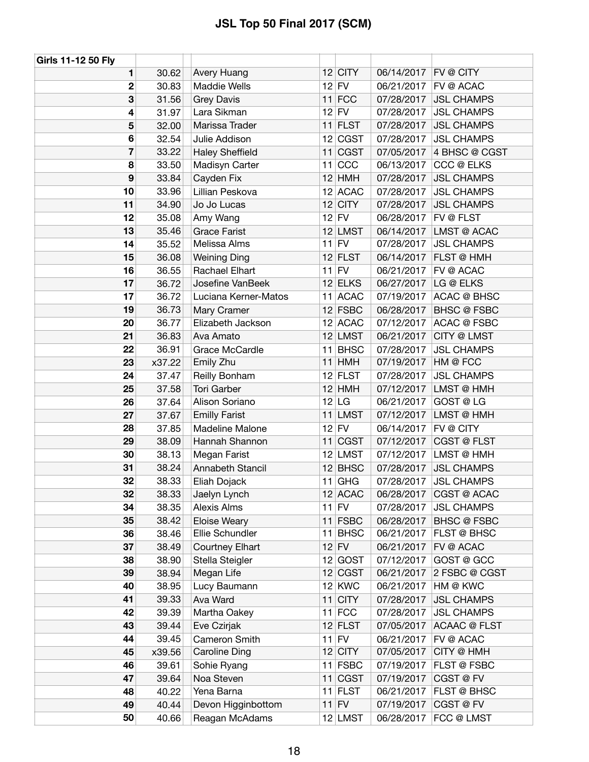# JSL Top 50 Final 2017 (SCM)

| Girls 11-12 50 Fly | | | | | | |
|---|---|---|---|---|---|---|
| 1 | 30.62 | Avery Huang | 12 | CITY | 06/14/2017 | FV @ CITY |
| 2 | 30.83 | Maddie Wells | 12 | FV | 06/21/2017 | FV @ ACAC |
| 3 | 31.56 | Grey Davis | 11 | FCC | 07/28/2017 | JSL CHAMPS |
| 4 | 31.97 | Lara Sikman | 12 | FV | 07/28/2017 | JSL CHAMPS |
| 5 | 32.00 | Marissa Trader | 11 | FLST | 07/28/2017 | JSL CHAMPS |
| 6 | 32.54 | Julie Addison | 12 | CGST | 07/28/2017 | JSL CHAMPS |
| 7 | 33.22 | Haley Sheffield | 11 | CGST | 07/05/2017 | 4 BHSC @ CGST |
| 8 | 33.50 | Madisyn Carter | 11 | CCC | 06/13/2017 | CCC @ ELKS |
| 9 | 33.84 | Cayden Fix | 12 | HMH | 07/28/2017 | JSL CHAMPS |
| 10 | 33.96 | Lillian Peskova | 12 | ACAC | 07/28/2017 | JSL CHAMPS |
| 11 | 34.90 | Jo Jo Lucas | 12 | CITY | 07/28/2017 | JSL CHAMPS |
| 12 | 35.08 | Amy Wang | 12 | FV | 06/28/2017 | FV @ FLST |
| 13 | 35.46 | Grace Farist | 12 | LMST | 06/14/2017 | LMST @ ACAC |
| 14 | 35.52 | Melissa Alms | 11 | FV | 07/28/2017 | JSL CHAMPS |
| 15 | 36.08 | Weining Ding | 12 | FLST | 06/14/2017 | FLST @ HMH |
| 16 | 36.55 | Rachael Elhart | 11 | FV | 06/21/2017 | FV @ ACAC |
| 17 | 36.72 | Josefine VanBeek | 12 | ELKS | 06/27/2017 | LG @ ELKS |
| 17 | 36.72 | Luciana Kerner-Matos | 11 | ACAC | 07/19/2017 | ACAC @ BHSC |
| 19 | 36.73 | Mary Cramer | 12 | FSBC | 06/28/2017 | BHSC @ FSBC |
| 20 | 36.77 | Elizabeth Jackson | 12 | ACAC | 07/12/2017 | ACAC @ FSBC |
| 21 | 36.83 | Ava Amato | 12 | LMST | 06/21/2017 | CITY @ LMST |
| 22 | 36.91 | Grace McCardle | 11 | BHSC | 07/28/2017 | JSL CHAMPS |
| 23 | x37.22 | Emily Zhu | 11 | HMH | 07/19/2017 | HM @ FCC |
| 24 | 37.47 | Reilly Bonham | 12 | FLST | 07/28/2017 | JSL CHAMPS |
| 25 | 37.58 | Tori Garber | 12 | HMH | 07/12/2017 | LMST @ HMH |
| 26 | 37.64 | Alison Soriano | 12 | LG | 06/21/2017 | GOST @ LG |
| 27 | 37.67 | Emilly Farist | 11 | LMST | 07/12/2017 | LMST @ HMH |
| 28 | 37.85 | Madeline Malone | 12 | FV | 06/14/2017 | FV @ CITY |
| 29 | 38.09 | Hannah Shannon | 11 | CGST | 07/12/2017 | CGST @ FLST |
| 30 | 38.13 | Megan Farist | 12 | LMST | 07/12/2017 | LMST @ HMH |
| 31 | 38.24 | Annabeth Stancil | 12 | BHSC | 07/28/2017 | JSL CHAMPS |
| 32 | 38.33 | Eliah Dojack | 11 | GHG | 07/28/2017 | JSL CHAMPS |
| 32 | 38.33 | Jaelyn Lynch | 12 | ACAC | 06/28/2017 | CGST @ ACAC |
| 34 | 38.35 | Alexis Alms | 11 | FV | 07/28/2017 | JSL CHAMPS |
| 35 | 38.42 | Eloise Weary | 11 | FSBC | 06/28/2017 | BHSC @ FSBC |
| 36 | 38.46 | Ellie Schundler | 11 | BHSC | 06/21/2017 | FLST @ BHSC |
| 37 | 38.49 | Courtney Elhart | 12 | FV | 06/21/2017 | FV @ ACAC |
| 38 | 38.90 | Stella Steigler | 12 | GOST | 07/12/2017 | GOST @ GCC |
| 39 | 38.94 | Megan Life | 12 | CGST | 06/21/2017 | 2 FSBC @ CGST |
| 40 | 38.95 | Lucy Baumann | 12 | KWC | 06/21/2017 | HM @ KWC |
| 41 | 39.33 | Ava Ward | 11 | CITY | 07/28/2017 | JSL CHAMPS |
| 42 | 39.39 | Martha Oakey | 11 | FCC | 07/28/2017 | JSL CHAMPS |
| 43 | 39.44 | Eve Czirjak | 12 | FLST | 07/05/2017 | ACAAC @ FLST |
| 44 | 39.45 | Cameron Smith | 11 | FV | 06/21/2017 | FV @ ACAC |
| 45 | x39.56 | Caroline Ding | 12 | CITY | 07/05/2017 | CITY @ HMH |
| 46 | 39.61 | Sohie Ryang | 11 | FSBC | 07/19/2017 | FLST @ FSBC |
| 47 | 39.64 | Noa Steven | 11 | CGST | 07/19/2017 | CGST @ FV |
| 48 | 40.22 | Yena Barna | 11 | FLST | 06/21/2017 | FLST @ BHSC |
| 49 | 40.44 | Devon Higginbottom | 11 | FV | 07/19/2017 | CGST @ FV |
| 50 | 40.66 | Reagan McAdams | 12 | LMST | 06/28/2017 | FCC @ LMST |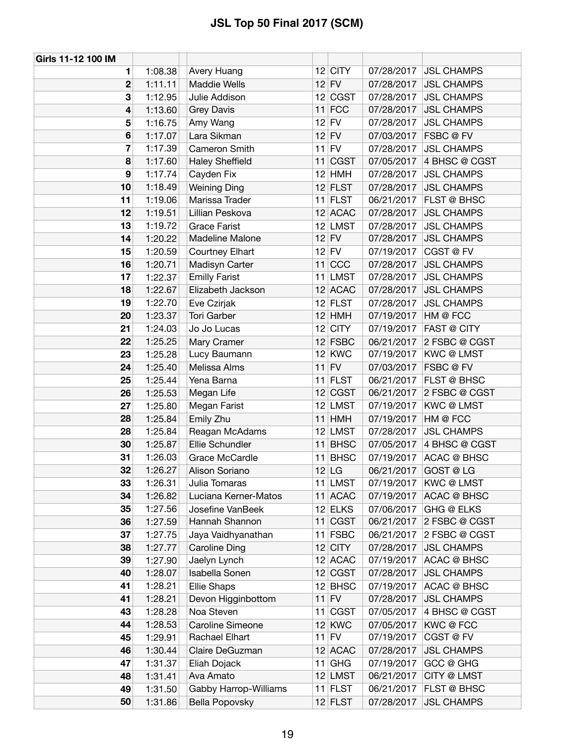# JSL Top 50 Final 2017 (SCM)

| Girls 11-12 100 IM | | | | | | |
|---|---|---|---|---|---|---|
| 1 | 1:08.38 | Avery Huang | 12 | CITY | 07/28/2017 | JSL CHAMPS |
| 2 | 1:11.11 | Maddie Wells | 12 | FV | 07/28/2017 | JSL CHAMPS |
| 3 | 1:12.95 | Julie Addison | 12 | CGST | 07/28/2017 | JSL CHAMPS |
| 4 | 1:13.60 | Grey Davis | 11 | FCC | 07/28/2017 | JSL CHAMPS |
| 5 | 1:16.75 | Amy Wang | 12 | FV | 07/28/2017 | JSL CHAMPS |
| 6 | 1:17.07 | Lara Sikman | 12 | FV | 07/03/2017 | FSBC @ FV |
| 7 | 1:17.39 | Cameron Smith | 11 | FV | 07/28/2017 | JSL CHAMPS |
| 8 | 1:17.60 | Haley Sheffield | 11 | CGST | 07/05/2017 | 4 BHSC @ CGST |
| 9 | 1:17.74 | Cayden Fix | 12 | HMH | 07/28/2017 | JSL CHAMPS |
| 10 | 1:18.49 | Weining Ding | 12 | FLST | 07/28/2017 | JSL CHAMPS |
| 11 | 1:19.06 | Marissa Trader | 11 | FLST | 06/21/2017 | FLST @ BHSC |
| 12 | 1:19.51 | Lillian Peskova | 12 | ACAC | 07/28/2017 | JSL CHAMPS |
| 13 | 1:19.72 | Grace Farist | 12 | LMST | 07/28/2017 | JSL CHAMPS |
| 14 | 1:20.22 | Madeline Malone | 12 | FV | 07/28/2017 | JSL CHAMPS |
| 15 | 1:20.59 | Courtney Elhart | 12 | FV | 07/19/2017 | CGST @ FV |
| 16 | 1:20.71 | Madisyn Carter | 11 | CCC | 07/28/2017 | JSL CHAMPS |
| 17 | 1:22.37 | Emilly Farist | 11 | LMST | 07/28/2017 | JSL CHAMPS |
| 18 | 1:22.67 | Elizabeth Jackson | 12 | ACAC | 07/28/2017 | JSL CHAMPS |
| 19 | 1:22.70 | Eve Czirjak | 12 | FLST | 07/28/2017 | JSL CHAMPS |
| 20 | 1:23.37 | Tori Garber | 12 | HMH | 07/19/2017 | HM @ FCC |
| 21 | 1:24.03 | Jo Jo Lucas | 12 | CITY | 07/19/2017 | FAST @ CITY |
| 22 | 1:25.25 | Mary Cramer | 12 | FSBC | 06/21/2017 | 2 FSBC @ CGST |
| 23 | 1:25.28 | Lucy Baumann | 12 | KWC | 07/19/2017 | KWC @ LMST |
| 24 | 1:25.40 | Melissa Alms | 11 | FV | 07/03/2017 | FSBC @ FV |
| 25 | 1:25.44 | Yena Barna | 11 | FLST | 06/21/2017 | FLST @ BHSC |
| 26 | 1:25.53 | Megan Life | 12 | CGST | 06/21/2017 | 2 FSBC @ CGST |
| 27 | 1:25.80 | Megan Farist | 12 | LMST | 07/19/2017 | KWC @ LMST |
| 28 | 1:25.84 | Emily Zhu | 11 | HMH | 07/19/2017 | HM @ FCC |
| 28 | 1:25.84 | Reagan McAdams | 12 | LMST | 07/28/2017 | JSL CHAMPS |
| 30 | 1:25.87 | Ellie Schundler | 11 | BHSC | 07/05/2017 | 4 BHSC @ CGST |
| 31 | 1:26.03 | Grace McCardle | 11 | BHSC | 07/19/2017 | ACAC @ BHSC |
| 32 | 1:26.27 | Alison Soriano | 12 | LG | 06/21/2017 | GOST @ LG |
| 33 | 1:26.31 | Julia Tomaras | 11 | LMST | 07/19/2017 | KWC @ LMST |
| 34 | 1:26.82 | Luciana Kerner-Matos | 11 | ACAC | 07/19/2017 | ACAC @ BHSC |
| 35 | 1:27.56 | Josefine VanBeek | 12 | ELKS | 07/06/2017 | GHG @ ELKS |
| 36 | 1:27.59 | Hannah Shannon | 11 | CGST | 06/21/2017 | 2 FSBC @ CGST |
| 37 | 1:27.75 | Jaya Vaidhyanathan | 11 | FSBC | 06/21/2017 | 2 FSBC @ CGST |
| 38 | 1:27.77 | Caroline Ding | 12 | CITY | 07/28/2017 | JSL CHAMPS |
| 39 | 1:27.90 | Jaelyn Lynch | 12 | ACAC | 07/19/2017 | ACAC @ BHSC |
| 40 | 1:28.07 | Isabella Sonen | 12 | CGST | 07/28/2017 | JSL CHAMPS |
| 41 | 1:28.21 | Ellie Shaps | 12 | BHSC | 07/19/2017 | ACAC @ BHSC |
| 41 | 1:28.21 | Devon Higginbottom | 11 | FV | 07/28/2017 | JSL CHAMPS |
| 43 | 1:28.28 | Noa Steven | 11 | CGST | 07/05/2017 | 4 BHSC @ CGST |
| 44 | 1:28.53 | Caroline Simeone | 12 | KWC | 07/05/2017 | KWC @ FCC |
| 45 | 1:29.91 | Rachael Elhart | 11 | FV | 07/19/2017 | CGST @ FV |
| 46 | 1:30.44 | Claire DeGuzman | 12 | ACAC | 07/28/2017 | JSL CHAMPS |
| 47 | 1:31.37 | Eliah Dojack | 11 | GHG | 07/19/2017 | GCC @ GHG |
| 48 | 1:31.41 | Ava Amato | 12 | LMST | 06/21/2017 | CITY @ LMST |
| 49 | 1:31.50 | Gabby Harrop-Williams | 11 | FLST | 06/21/2017 | FLST @ BHSC |
| 50 | 1:31.86 | Bella Popovsky | 12 | FLST | 07/28/2017 | JSL CHAMPS |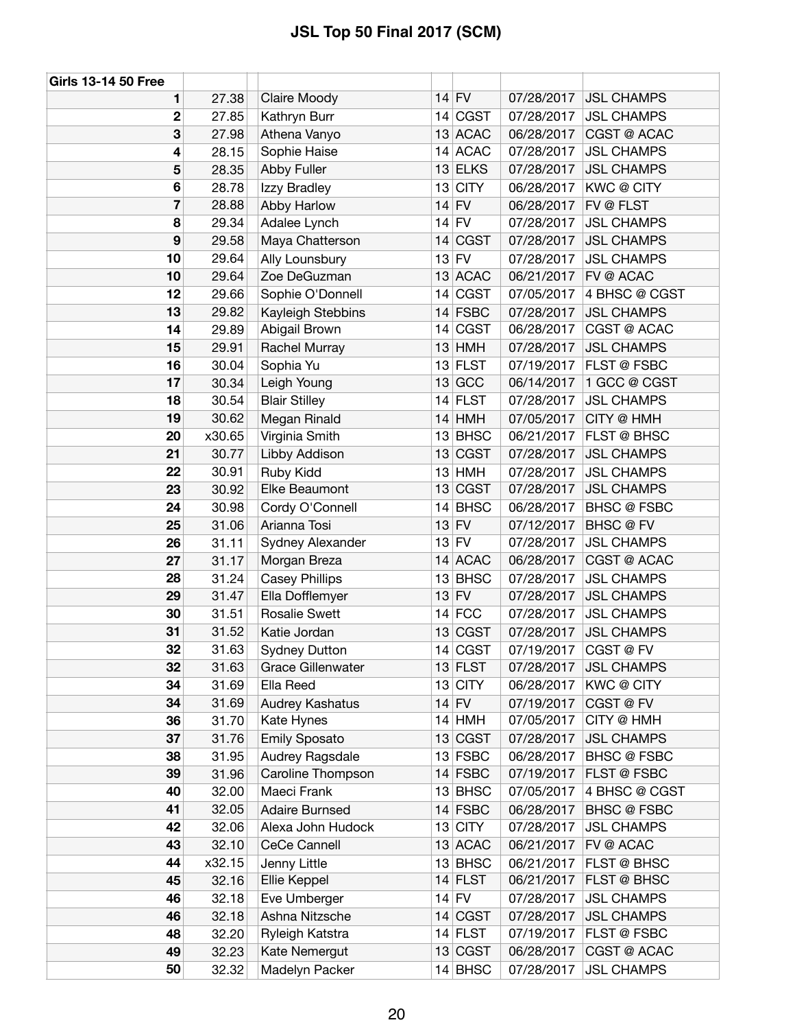# JSL Top 50 Final 2017 (SCM)

| Girls 13-14 50 Free | | | | | | |
|---|---|---|---|---|---|---|
| 1 | 27.38 | Claire Moody | 14 | FV | 07/28/2017 | JSL CHAMPS |
| 2 | 27.85 | Kathryn Burr | 14 | CGST | 07/28/2017 | JSL CHAMPS |
| 3 | 27.98 | Athena Vanyo | 13 | ACAC | 06/28/2017 | CGST @ ACAC |
| 4 | 28.15 | Sophie Haise | 14 | ACAC | 07/28/2017 | JSL CHAMPS |
| 5 | 28.35 | Abby Fuller | 13 | ELKS | 07/28/2017 | JSL CHAMPS |
| 6 | 28.78 | Izzy Bradley | 13 | CITY | 06/28/2017 | KWC @ CITY |
| 7 | 28.88 | Abby Harlow | 14 | FV | 06/28/2017 | FV @ FLST |
| 8 | 29.34 | Adalee Lynch | 14 | FV | 07/28/2017 | JSL CHAMPS |
| 9 | 29.58 | Maya Chatterson | 14 | CGST | 07/28/2017 | JSL CHAMPS |
| 10 | 29.64 | Ally Lounsbury | 13 | FV | 07/28/2017 | JSL CHAMPS |
| 10 | 29.64 | Zoe DeGuzman | 13 | ACAC | 06/21/2017 | FV @ ACAC |
| 12 | 29.66 | Sophie O'Donnell | 14 | CGST | 07/05/2017 | 4 BHSC @ CGST |
| 13 | 29.82 | Kayleigh Stebbins | 14 | FSBC | 07/28/2017 | JSL CHAMPS |
| 14 | 29.89 | Abigail Brown | 14 | CGST | 06/28/2017 | CGST @ ACAC |
| 15 | 29.91 | Rachel Murray | 13 | HMH | 07/28/2017 | JSL CHAMPS |
| 16 | 30.04 | Sophia Yu | 13 | FLST | 07/19/2017 | FLST @ FSBC |
| 17 | 30.34 | Leigh Young | 13 | GCC | 06/14/2017 | 1 GCC @ CGST |
| 18 | 30.54 | Blair Stilley | 14 | FLST | 07/28/2017 | JSL CHAMPS |
| 19 | 30.62 | Megan Rinald | 14 | HMH | 07/05/2017 | CITY @ HMH |
| 20 | x30.65 | Virginia Smith | 13 | BHSC | 06/21/2017 | FLST @ BHSC |
| 21 | 30.77 | Libby Addison | 13 | CGST | 07/28/2017 | JSL CHAMPS |
| 22 | 30.91 | Ruby Kidd | 13 | HMH | 07/28/2017 | JSL CHAMPS |
| 23 | 30.92 | Elke Beaumont | 13 | CGST | 07/28/2017 | JSL CHAMPS |
| 24 | 30.98 | Cordy O'Connell | 14 | BHSC | 06/28/2017 | BHSC @ FSBC |
| 25 | 31.06 | Arianna Tosi | 13 | FV | 07/12/2017 | BHSC @ FV |
| 26 | 31.11 | Sydney Alexander | 13 | FV | 07/28/2017 | JSL CHAMPS |
| 27 | 31.17 | Morgan Breza | 14 | ACAC | 06/28/2017 | CGST @ ACAC |
| 28 | 31.24 | Casey Phillips | 13 | BHSC | 07/28/2017 | JSL CHAMPS |
| 29 | 31.47 | Ella Dofflemyer | 13 | FV | 07/28/2017 | JSL CHAMPS |
| 30 | 31.51 | Rosalie Swett | 14 | FCC | 07/28/2017 | JSL CHAMPS |
| 31 | 31.52 | Katie Jordan | 13 | CGST | 07/28/2017 | JSL CHAMPS |
| 32 | 31.63 | Sydney Dutton | 14 | CGST | 07/19/2017 | CGST @ FV |
| 32 | 31.63 | Grace Gillenwater | 13 | FLST | 07/28/2017 | JSL CHAMPS |
| 34 | 31.69 | Ella Reed | 13 | CITY | 06/28/2017 | KWC @ CITY |
| 34 | 31.69 | Audrey Kashatus | 14 | FV | 07/19/2017 | CGST @ FV |
| 36 | 31.70 | Kate Hynes | 14 | HMH | 07/05/2017 | CITY @ HMH |
| 37 | 31.76 | Emily Sposato | 13 | CGST | 07/28/2017 | JSL CHAMPS |
| 38 | 31.95 | Audrey Ragsdale | 13 | FSBC | 06/28/2017 | BHSC @ FSBC |
| 39 | 31.96 | Caroline Thompson | 14 | FSBC | 07/19/2017 | FLST @ FSBC |
| 40 | 32.00 | Maeci Frank | 13 | BHSC | 07/05/2017 | 4 BHSC @ CGST |
| 41 | 32.05 | Adaire Burnsed | 14 | FSBC | 06/28/2017 | BHSC @ FSBC |
| 42 | 32.06 | Alexa John Hudock | 13 | CITY | 07/28/2017 | JSL CHAMPS |
| 43 | 32.10 | CeCe Cannell | 13 | ACAC | 06/21/2017 | FV @ ACAC |
| 44 | x32.15 | Jenny Little | 13 | BHSC | 06/21/2017 | FLST @ BHSC |
| 45 | 32.16 | Ellie Keppel | 14 | FLST | 06/21/2017 | FLST @ BHSC |
| 46 | 32.18 | Eve Umberger | 14 | FV | 07/28/2017 | JSL CHAMPS |
| 46 | 32.18 | Ashna Nitzsche | 14 | CGST | 07/28/2017 | JSL CHAMPS |
| 48 | 32.20 | Ryleigh Katstra | 14 | FLST | 07/19/2017 | FLST @ FSBC |
| 49 | 32.23 | Kate Nemergut | 13 | CGST | 06/28/2017 | CGST @ ACAC |
| 50 | 32.32 | Madelyn Packer | 14 | BHSC | 07/28/2017 | JSL CHAMPS |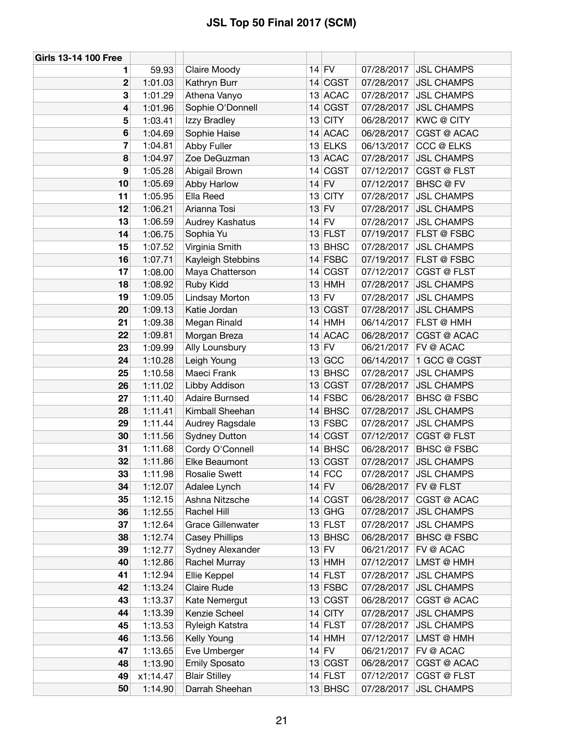# JSL Top 50 Final 2017 (SCM)

| Girls 13-14 100 Free | | | | | | | |
|---|---|---|---|---|---|---|---|
| 1 | 59.93 | | Claire Moody | 14 | FV | 07/28/2017 | JSL CHAMPS |
| 2 | 1:01.03 | | Kathryn Burr | 14 | CGST | 07/28/2017 | JSL CHAMPS |
| 3 | 1:01.29 | | Athena Vanyo | 13 | ACAC | 07/28/2017 | JSL CHAMPS |
| 4 | 1:01.96 | | Sophie O'Donnell | 14 | CGST | 07/28/2017 | JSL CHAMPS |
| 5 | 1:03.41 | | Izzy Bradley | 13 | CITY | 06/28/2017 | KWC @ CITY |
| 6 | 1:04.69 | | Sophie Haise | 14 | ACAC | 06/28/2017 | CGST @ ACAC |
| 7 | 1:04.81 | | Abby Fuller | 13 | ELKS | 06/13/2017 | CCC @ ELKS |
| 8 | 1:04.97 | | Zoe DeGuzman | 13 | ACAC | 07/28/2017 | JSL CHAMPS |
| 9 | 1:05.28 | | Abigail Brown | 14 | CGST | 07/12/2017 | CGST @ FLST |
| 10 | 1:05.69 | | Abby Harlow | 14 | FV | 07/12/2017 | BHSC @ FV |
| 11 | 1:05.95 | | Ella Reed | 13 | CITY | 07/28/2017 | JSL CHAMPS |
| 12 | 1:06.21 | | Arianna Tosi | 13 | FV | 07/28/2017 | JSL CHAMPS |
| 13 | 1:06.59 | | Audrey Kashatus | 14 | FV | 07/28/2017 | JSL CHAMPS |
| 14 | 1:06.75 | | Sophia Yu | 13 | FLST | 07/19/2017 | FLST @ FSBC |
| 15 | 1:07.52 | | Virginia Smith | 13 | BHSC | 07/28/2017 | JSL CHAMPS |
| 16 | 1:07.71 | | Kayleigh Stebbins | 14 | FSBC | 07/19/2017 | FLST @ FSBC |
| 17 | 1:08.00 | | Maya Chatterson | 14 | CGST | 07/12/2017 | CGST @ FLST |
| 18 | 1:08.92 | | Ruby Kidd | 13 | HMH | 07/28/2017 | JSL CHAMPS |
| 19 | 1:09.05 | | Lindsay Morton | 13 | FV | 07/28/2017 | JSL CHAMPS |
| 20 | 1:09.13 | | Katie Jordan | 13 | CGST | 07/28/2017 | JSL CHAMPS |
| 21 | 1:09.38 | | Megan Rinald | 14 | HMH | 06/14/2017 | FLST @ HMH |
| 22 | 1:09.81 | | Morgan Breza | 14 | ACAC | 06/28/2017 | CGST @ ACAC |
| 23 | 1:09.99 | | Ally Lounsbury | 13 | FV | 06/21/2017 | FV @ ACAC |
| 24 | 1:10.28 | | Leigh Young | 13 | GCC | 06/14/2017 | 1 GCC @ CGST |
| 25 | 1:10.58 | | Maeci Frank | 13 | BHSC | 07/28/2017 | JSL CHAMPS |
| 26 | 1:11.02 | | Libby Addison | 13 | CGST | 07/28/2017 | JSL CHAMPS |
| 27 | 1:11.40 | | Adaire Burnsed | 14 | FSBC | 06/28/2017 | BHSC @ FSBC |
| 28 | 1:11.41 | | Kimball Sheehan | 14 | BHSC | 07/28/2017 | JSL CHAMPS |
| 29 | 1:11.44 | | Audrey Ragsdale | 13 | FSBC | 07/28/2017 | JSL CHAMPS |
| 30 | 1:11.56 | | Sydney Dutton | 14 | CGST | 07/12/2017 | CGST @ FLST |
| 31 | 1:11.68 | | Cordy O'Connell | 14 | BHSC | 06/28/2017 | BHSC @ FSBC |
| 32 | 1:11.86 | | Elke Beaumont | 13 | CGST | 07/28/2017 | JSL CHAMPS |
| 33 | 1:11.98 | | Rosalie Swett | 14 | FCC | 07/28/2017 | JSL CHAMPS |
| 34 | 1:12.07 | | Adalee Lynch | 14 | FV | 06/28/2017 | FV @ FLST |
| 35 | 1:12.15 | | Ashna Nitzsche | 14 | CGST | 06/28/2017 | CGST @ ACAC |
| 36 | 1:12.55 | | Rachel Hill | 13 | GHG | 07/28/2017 | JSL CHAMPS |
| 37 | 1:12.64 | | Grace Gillenwater | 13 | FLST | 07/28/2017 | JSL CHAMPS |
| 38 | 1:12.74 | | Casey Phillips | 13 | BHSC | 06/28/2017 | BHSC @ FSBC |
| 39 | 1:12.77 | | Sydney Alexander | 13 | FV | 06/21/2017 | FV @ ACAC |
| 40 | 1:12.86 | | Rachel Murray | 13 | HMH | 07/12/2017 | LMST @ HMH |
| 41 | 1:12.94 | | Ellie Keppel | 14 | FLST | 07/28/2017 | JSL CHAMPS |
| 42 | 1:13.24 | | Claire Rude | 13 | FSBC | 07/28/2017 | JSL CHAMPS |
| 43 | 1:13.37 | | Kate Nemergut | 13 | CGST | 06/28/2017 | CGST @ ACAC |
| 44 | 1:13.39 | | Kenzie Scheel | 14 | CITY | 07/28/2017 | JSL CHAMPS |
| 45 | 1:13.53 | | Ryleigh Katstra | 14 | FLST | 07/28/2017 | JSL CHAMPS |
| 46 | 1:13.56 | | Kelly Young | 14 | HMH | 07/12/2017 | LMST @ HMH |
| 47 | 1:13.65 | | Eve Umberger | 14 | FV | 06/21/2017 | FV @ ACAC |
| 48 | 1:13.90 | | Emily Sposato | 13 | CGST | 06/28/2017 | CGST @ ACAC |
| 49 | x1:14.47 | | Blair Stilley | 14 | FLST | 07/12/2017 | CGST @ FLST |
| 50 | 1:14.90 | | Darrah Sheehan | 13 | BHSC | 07/28/2017 | JSL CHAMPS |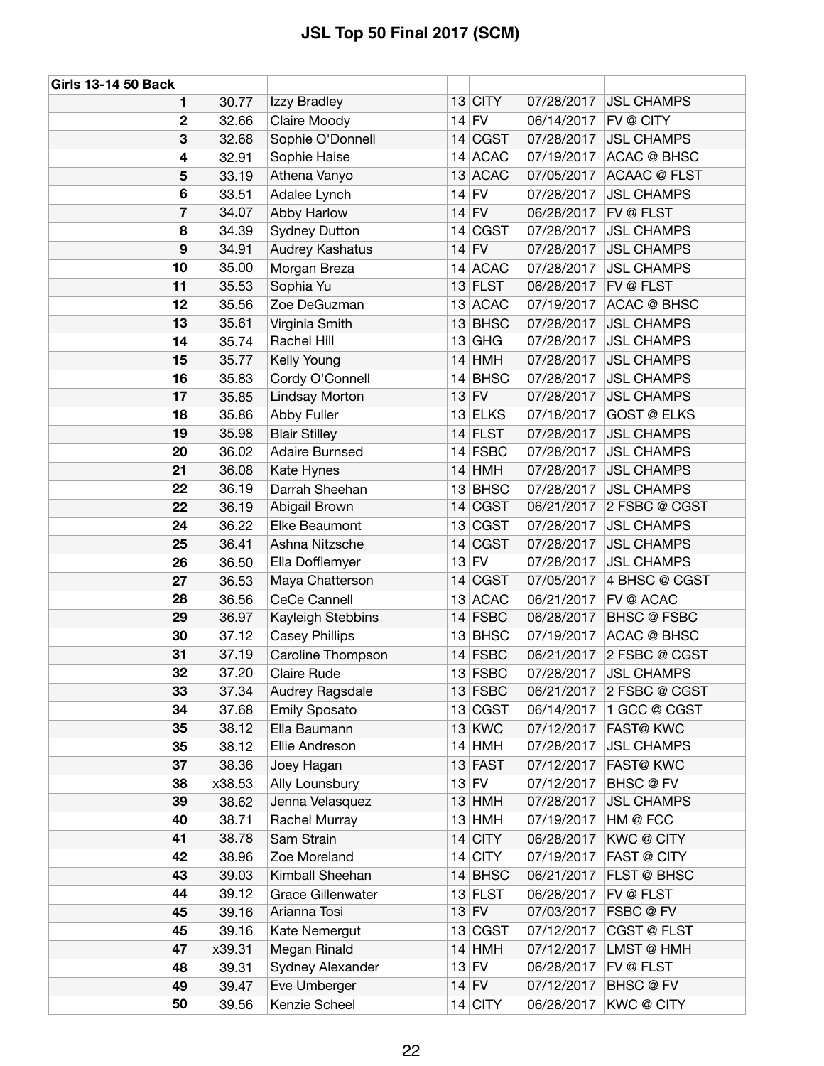# JSL Top 50 Final 2017 (SCM)

| Girls 13-14 50 Back | | | | | | |
|---|---|---|---|---|---|---|
| 1 | 30.77 | Izzy Bradley | 13 | CITY | 07/28/2017 | JSL CHAMPS |
| 2 | 32.66 | Claire Moody | 14 | FV | 06/14/2017 | FV @ CITY |
| 3 | 32.68 | Sophie O'Donnell | 14 | CGST | 07/28/2017 | JSL CHAMPS |
| 4 | 32.91 | Sophie Haise | 14 | ACAC | 07/19/2017 | ACAC @ BHSC |
| 5 | 33.19 | Athena Vanyo | 13 | ACAC | 07/05/2017 | ACAAC @ FLST |
| 6 | 33.51 | Adalee Lynch | 14 | FV | 07/28/2017 | JSL CHAMPS |
| 7 | 34.07 | Abby Harlow | 14 | FV | 06/28/2017 | FV @ FLST |
| 8 | 34.39 | Sydney Dutton | 14 | CGST | 07/28/2017 | JSL CHAMPS |
| 9 | 34.91 | Audrey Kashatus | 14 | FV | 07/28/2017 | JSL CHAMPS |
| 10 | 35.00 | Morgan Breza | 14 | ACAC | 07/28/2017 | JSL CHAMPS |
| 11 | 35.53 | Sophia Yu | 13 | FLST | 06/28/2017 | FV @ FLST |
| 12 | 35.56 | Zoe DeGuzman | 13 | ACAC | 07/19/2017 | ACAC @ BHSC |
| 13 | 35.61 | Virginia Smith | 13 | BHSC | 07/28/2017 | JSL CHAMPS |
| 14 | 35.74 | Rachel Hill | 13 | GHG | 07/28/2017 | JSL CHAMPS |
| 15 | 35.77 | Kelly Young | 14 | HMH | 07/28/2017 | JSL CHAMPS |
| 16 | 35.83 | Cordy O'Connell | 14 | BHSC | 07/28/2017 | JSL CHAMPS |
| 17 | 35.85 | Lindsay Morton | 13 | FV | 07/28/2017 | JSL CHAMPS |
| 18 | 35.86 | Abby Fuller | 13 | ELKS | 07/18/2017 | GOST @ ELKS |
| 19 | 35.98 | Blair Stilley | 14 | FLST | 07/28/2017 | JSL CHAMPS |
| 20 | 36.02 | Adaire Burnsed | 14 | FSBC | 07/28/2017 | JSL CHAMPS |
| 21 | 36.08 | Kate Hynes | 14 | HMH | 07/28/2017 | JSL CHAMPS |
| 22 | 36.19 | Darrah Sheehan | 13 | BHSC | 07/28/2017 | JSL CHAMPS |
| 22 | 36.19 | Abigail Brown | 14 | CGST | 06/21/2017 | 2 FSBC @ CGST |
| 24 | 36.22 | Elke Beaumont | 13 | CGST | 07/28/2017 | JSL CHAMPS |
| 25 | 36.41 | Ashna Nitzsche | 14 | CGST | 07/28/2017 | JSL CHAMPS |
| 26 | 36.50 | Ella Dofflemyer | 13 | FV | 07/28/2017 | JSL CHAMPS |
| 27 | 36.53 | Maya Chatterson | 14 | CGST | 07/05/2017 | 4 BHSC @ CGST |
| 28 | 36.56 | CeCe Cannell | 13 | ACAC | 06/21/2017 | FV @ ACAC |
| 29 | 36.97 | Kayleigh Stebbins | 14 | FSBC | 06/28/2017 | BHSC @ FSBC |
| 30 | 37.12 | Casey Phillips | 13 | BHSC | 07/19/2017 | ACAC @ BHSC |
| 31 | 37.19 | Caroline Thompson | 14 | FSBC | 06/21/2017 | 2 FSBC @ CGST |
| 32 | 37.20 | Claire Rude | 13 | FSBC | 07/28/2017 | JSL CHAMPS |
| 33 | 37.34 | Audrey Ragsdale | 13 | FSBC | 06/21/2017 | 2 FSBC @ CGST |
| 34 | 37.68 | Emily Sposato | 13 | CGST | 06/14/2017 | 1 GCC @ CGST |
| 35 | 38.12 | Ella Baumann | 13 | KWC | 07/12/2017 | FAST@ KWC |
| 35 | 38.12 | Ellie Andreson | 14 | HMH | 07/28/2017 | JSL CHAMPS |
| 37 | 38.36 | Joey Hagan | 13 | FAST | 07/12/2017 | FAST@ KWC |
| 38 | x38.53 | Ally Lounsbury | 13 | FV | 07/12/2017 | BHSC @ FV |
| 39 | 38.62 | Jenna Velasquez | 13 | HMH | 07/28/2017 | JSL CHAMPS |
| 40 | 38.71 | Rachel Murray | 13 | HMH | 07/19/2017 | HM @ FCC |
| 41 | 38.78 | Sam Strain | 14 | CITY | 06/28/2017 | KWC @ CITY |
| 42 | 38.96 | Zoe Moreland | 14 | CITY | 07/19/2017 | FAST @ CITY |
| 43 | 39.03 | Kimball Sheehan | 14 | BHSC | 06/21/2017 | FLST @ BHSC |
| 44 | 39.12 | Grace Gillenwater | 13 | FLST | 06/28/2017 | FV @ FLST |
| 45 | 39.16 | Arianna Tosi | 13 | FV | 07/03/2017 | FSBC @ FV |
| 45 | 39.16 | Kate Nemergut | 13 | CGST | 07/12/2017 | CGST @ FLST |
| 47 | x39.31 | Megan Rinald | 14 | HMH | 07/12/2017 | LMST @ HMH |
| 48 | 39.31 | Sydney Alexander | 13 | FV | 06/28/2017 | FV @ FLST |
| 49 | 39.47 | Eve Umberger | 14 | FV | 07/12/2017 | BHSC @ FV |
| 50 | 39.56 | Kenzie Scheel | 14 | CITY | 06/28/2017 | KWC @ CITY |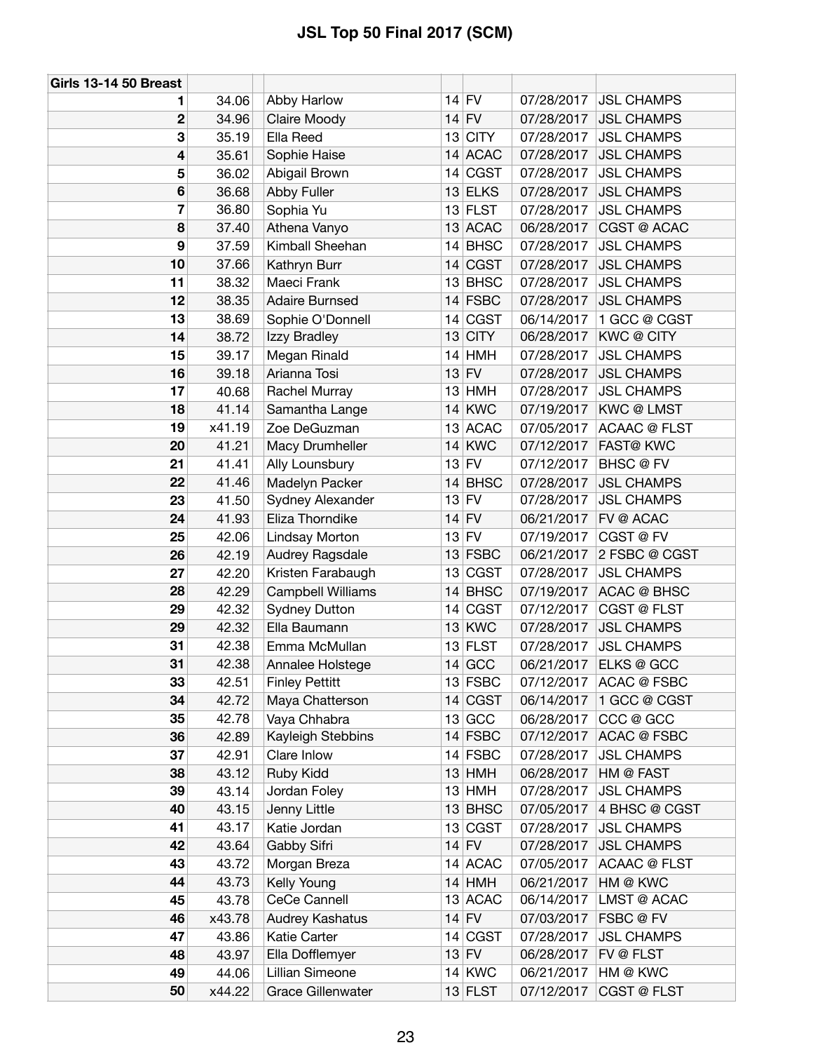# JSL Top 50 Final 2017 (SCM)

| Girls 13-14 50 Breast | | | | | | |
|---|---|---|---|---|---|---|
| 1 | 34.06 | Abby Harlow | 14 | FV | 07/28/2017 | JSL CHAMPS |
| 2 | 34.96 | Claire Moody | 14 | FV | 07/28/2017 | JSL CHAMPS |
| 3 | 35.19 | Ella Reed | 13 | CITY | 07/28/2017 | JSL CHAMPS |
| 4 | 35.61 | Sophie Haise | 14 | ACAC | 07/28/2017 | JSL CHAMPS |
| 5 | 36.02 | Abigail Brown | 14 | CGST | 07/28/2017 | JSL CHAMPS |
| 6 | 36.68 | Abby Fuller | 13 | ELKS | 07/28/2017 | JSL CHAMPS |
| 7 | 36.80 | Sophia Yu | 13 | FLST | 07/28/2017 | JSL CHAMPS |
| 8 | 37.40 | Athena Vanyo | 13 | ACAC | 06/28/2017 | CGST @ ACAC |
| 9 | 37.59 | Kimball Sheehan | 14 | BHSC | 07/28/2017 | JSL CHAMPS |
| 10 | 37.66 | Kathryn Burr | 14 | CGST | 07/28/2017 | JSL CHAMPS |
| 11 | 38.32 | Maeci Frank | 13 | BHSC | 07/28/2017 | JSL CHAMPS |
| 12 | 38.35 | Adaire Burnsed | 14 | FSBC | 07/28/2017 | JSL CHAMPS |
| 13 | 38.69 | Sophie O'Donnell | 14 | CGST | 06/14/2017 | 1 GCC @ CGST |
| 14 | 38.72 | Izzy Bradley | 13 | CITY | 06/28/2017 | KWC @ CITY |
| 15 | 39.17 | Megan Rinald | 14 | HMH | 07/28/2017 | JSL CHAMPS |
| 16 | 39.18 | Arianna Tosi | 13 | FV | 07/28/2017 | JSL CHAMPS |
| 17 | 40.68 | Rachel Murray | 13 | HMH | 07/28/2017 | JSL CHAMPS |
| 18 | 41.14 | Samantha Lange | 14 | KWC | 07/19/2017 | KWC @ LMST |
| 19 | x41.19 | Zoe DeGuzman | 13 | ACAC | 07/05/2017 | ACAAC @ FLST |
| 20 | 41.21 | Macy Drumheller | 14 | KWC | 07/12/2017 | FAST@ KWC |
| 21 | 41.41 | Ally Lounsbury | 13 | FV | 07/12/2017 | BHSC @ FV |
| 22 | 41.46 | Madelyn Packer | 14 | BHSC | 07/28/2017 | JSL CHAMPS |
| 23 | 41.50 | Sydney Alexander | 13 | FV | 07/28/2017 | JSL CHAMPS |
| 24 | 41.93 | Eliza Thorndike | 14 | FV | 06/21/2017 | FV @ ACAC |
| 25 | 42.06 | Lindsay Morton | 13 | FV | 07/19/2017 | CGST @ FV |
| 26 | 42.19 | Audrey Ragsdale | 13 | FSBC | 06/21/2017 | 2 FSBC @ CGST |
| 27 | 42.20 | Kristen Farabaugh | 13 | CGST | 07/28/2017 | JSL CHAMPS |
| 28 | 42.29 | Campbell Williams | 14 | BHSC | 07/19/2017 | ACAC @ BHSC |
| 29 | 42.32 | Sydney Dutton | 14 | CGST | 07/12/2017 | CGST @ FLST |
| 29 | 42.32 | Ella Baumann | 13 | KWC | 07/28/2017 | JSL CHAMPS |
| 31 | 42.38 | Emma McMullan | 13 | FLST | 07/28/2017 | JSL CHAMPS |
| 31 | 42.38 | Annalee Holstege | 14 | GCC | 06/21/2017 | ELKS @ GCC |
| 33 | 42.51 | Finley Pettitt | 13 | FSBC | 07/12/2017 | ACAC @ FSBC |
| 34 | 42.72 | Maya Chatterson | 14 | CGST | 06/14/2017 | 1 GCC @ CGST |
| 35 | 42.78 | Vaya Chhabra | 13 | GCC | 06/28/2017 | CCC @ GCC |
| 36 | 42.89 | Kayleigh Stebbins | 14 | FSBC | 07/12/2017 | ACAC @ FSBC |
| 37 | 42.91 | Clare Inlow | 14 | FSBC | 07/28/2017 | JSL CHAMPS |
| 38 | 43.12 | Ruby Kidd | 13 | HMH | 06/28/2017 | HM @ FAST |
| 39 | 43.14 | Jordan Foley | 13 | HMH | 07/28/2017 | JSL CHAMPS |
| 40 | 43.15 | Jenny Little | 13 | BHSC | 07/05/2017 | 4 BHSC @ CGST |
| 41 | 43.17 | Katie Jordan | 13 | CGST | 07/28/2017 | JSL CHAMPS |
| 42 | 43.64 | Gabby Sifri | 14 | FV | 07/28/2017 | JSL CHAMPS |
| 43 | 43.72 | Morgan Breza | 14 | ACAC | 07/05/2017 | ACAAC @ FLST |
| 44 | 43.73 | Kelly Young | 14 | HMH | 06/21/2017 | HM @ KWC |
| 45 | 43.78 | CeCe Cannell | 13 | ACAC | 06/14/2017 | LMST @ ACAC |
| 46 | x43.78 | Audrey Kashatus | 14 | FV | 07/03/2017 | FSBC @ FV |
| 47 | 43.86 | Katie Carter | 14 | CGST | 07/28/2017 | JSL CHAMPS |
| 48 | 43.97 | Ella Dofflemyer | 13 | FV | 06/28/2017 | FV @ FLST |
| 49 | 44.06 | Lillian Simeone | 14 | KWC | 06/21/2017 | HM @ KWC |
| 50 | x44.22 | Grace Gillenwater | 13 | FLST | 07/12/2017 | CGST @ FLST |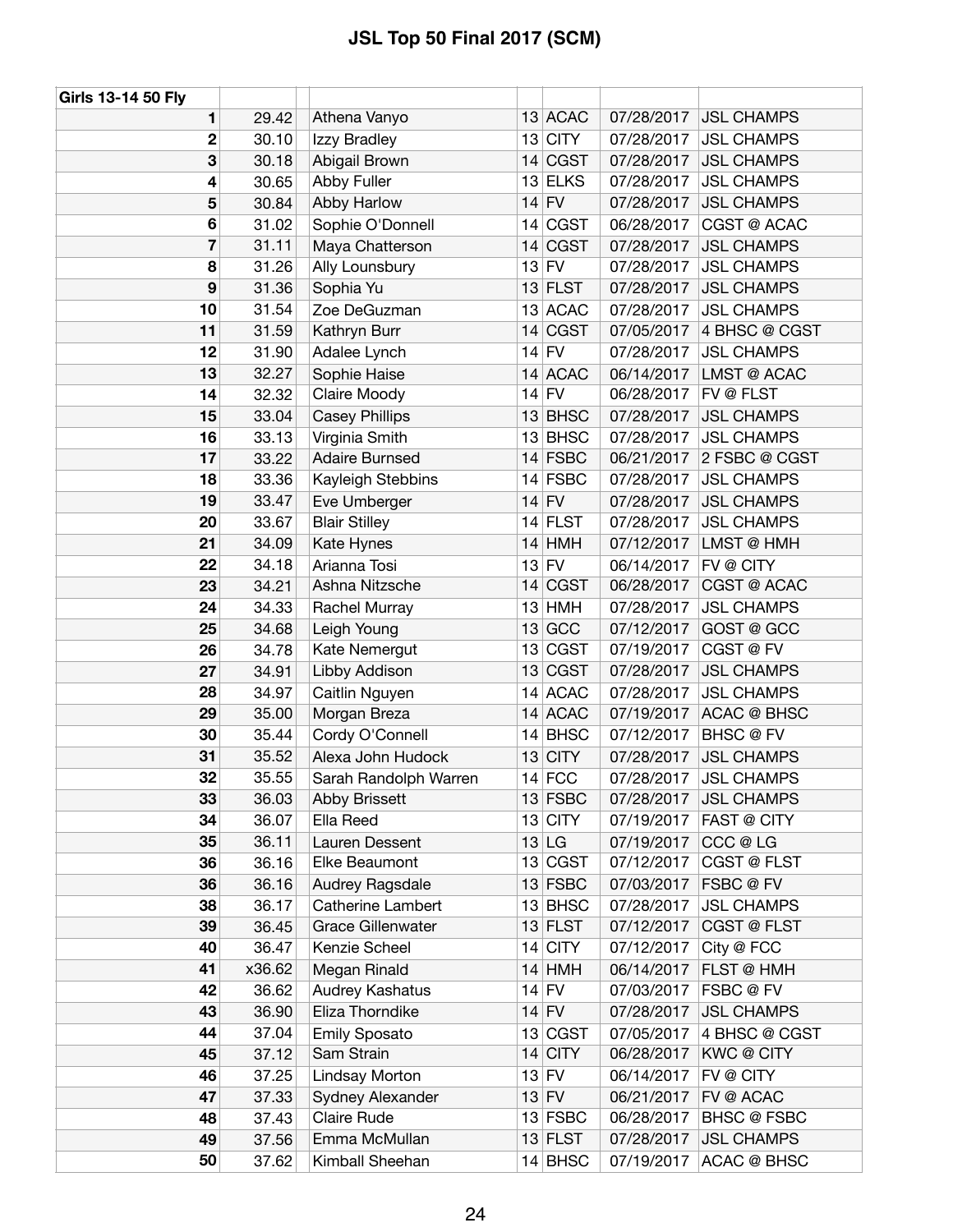# JSL Top 50 Final 2017 (SCM)

| Girls 13-14 50 Fly | | | | | | |
|---|---|---|---|---|---|---|
| 1 | 29.42 | Athena Vanyo | 13 | ACAC | 07/28/2017 | JSL CHAMPS |
| 2 | 30.10 | Izzy Bradley | 13 | CITY | 07/28/2017 | JSL CHAMPS |
| 3 | 30.18 | Abigail Brown | 14 | CGST | 07/28/2017 | JSL CHAMPS |
| 4 | 30.65 | Abby Fuller | 13 | ELKS | 07/28/2017 | JSL CHAMPS |
| 5 | 30.84 | Abby Harlow | 14 | FV | 07/28/2017 | JSL CHAMPS |
| 6 | 31.02 | Sophie O'Donnell | 14 | CGST | 06/28/2017 | CGST @ ACAC |
| 7 | 31.11 | Maya Chatterson | 14 | CGST | 07/28/2017 | JSL CHAMPS |
| 8 | 31.26 | Ally Lounsbury | 13 | FV | 07/28/2017 | JSL CHAMPS |
| 9 | 31.36 | Sophia Yu | 13 | FLST | 07/28/2017 | JSL CHAMPS |
| 10 | 31.54 | Zoe DeGuzman | 13 | ACAC | 07/28/2017 | JSL CHAMPS |
| 11 | 31.59 | Kathryn Burr | 14 | CGST | 07/05/2017 | 4 BHSC @ CGST |
| 12 | 31.90 | Adalee Lynch | 14 | FV | 07/28/2017 | JSL CHAMPS |
| 13 | 32.27 | Sophie Haise | 14 | ACAC | 06/14/2017 | LMST @ ACAC |
| 14 | 32.32 | Claire Moody | 14 | FV | 06/28/2017 | FV @ FLST |
| 15 | 33.04 | Casey Phillips | 13 | BHSC | 07/28/2017 | JSL CHAMPS |
| 16 | 33.13 | Virginia Smith | 13 | BHSC | 07/28/2017 | JSL CHAMPS |
| 17 | 33.22 | Adaire Burnsed | 14 | FSBC | 06/21/2017 | 2 FSBC @ CGST |
| 18 | 33.36 | Kayleigh Stebbins | 14 | FSBC | 07/28/2017 | JSL CHAMPS |
| 19 | 33.47 | Eve Umberger | 14 | FV | 07/28/2017 | JSL CHAMPS |
| 20 | 33.67 | Blair Stilley | 14 | FLST | 07/28/2017 | JSL CHAMPS |
| 21 | 34.09 | Kate Hynes | 14 | HMH | 07/12/2017 | LMST @ HMH |
| 22 | 34.18 | Arianna Tosi | 13 | FV | 06/14/2017 | FV @ CITY |
| 23 | 34.21 | Ashna Nitzsche | 14 | CGST | 06/28/2017 | CGST @ ACAC |
| 24 | 34.33 | Rachel Murray | 13 | HMH | 07/28/2017 | JSL CHAMPS |
| 25 | 34.68 | Leigh Young | 13 | GCC | 07/12/2017 | GOST @ GCC |
| 26 | 34.78 | Kate Nemergut | 13 | CGST | 07/19/2017 | CGST @ FV |
| 27 | 34.91 | Libby Addison | 13 | CGST | 07/28/2017 | JSL CHAMPS |
| 28 | 34.97 | Caitlin Nguyen | 14 | ACAC | 07/28/2017 | JSL CHAMPS |
| 29 | 35.00 | Morgan Breza | 14 | ACAC | 07/19/2017 | ACAC @ BHSC |
| 30 | 35.44 | Cordy O'Connell | 14 | BHSC | 07/12/2017 | BHSC @ FV |
| 31 | 35.52 | Alexa John Hudock | 13 | CITY | 07/28/2017 | JSL CHAMPS |
| 32 | 35.55 | Sarah Randolph Warren | 14 | FCC | 07/28/2017 | JSL CHAMPS |
| 33 | 36.03 | Abby Brissett | 13 | FSBC | 07/28/2017 | JSL CHAMPS |
| 34 | 36.07 | Ella Reed | 13 | CITY | 07/19/2017 | FAST @ CITY |
| 35 | 36.11 | Lauren Dessent | 13 | LG | 07/19/2017 | CCC @ LG |
| 36 | 36.16 | Elke Beaumont | 13 | CGST | 07/12/2017 | CGST @ FLST |
| 36 | 36.16 | Audrey Ragsdale | 13 | FSBC | 07/03/2017 | FSBC @ FV |
| 38 | 36.17 | Catherine Lambert | 13 | BHSC | 07/28/2017 | JSL CHAMPS |
| 39 | 36.45 | Grace Gillenwater | 13 | FLST | 07/12/2017 | CGST @ FLST |
| 40 | 36.47 | Kenzie Scheel | 14 | CITY | 07/12/2017 | City @ FCC |
| 41 | x36.62 | Megan Rinald | 14 | HMH | 06/14/2017 | FLST @ HMH |
| 42 | 36.62 | Audrey Kashatus | 14 | FV | 07/03/2017 | FSBC @ FV |
| 43 | 36.90 | Eliza Thorndike | 14 | FV | 07/28/2017 | JSL CHAMPS |
| 44 | 37.04 | Emily Sposato | 13 | CGST | 07/05/2017 | 4 BHSC @ CGST |
| 45 | 37.12 | Sam Strain | 14 | CITY | 06/28/2017 | KWC @ CITY |
| 46 | 37.25 | Lindsay Morton | 13 | FV | 06/14/2017 | FV @ CITY |
| 47 | 37.33 | Sydney Alexander | 13 | FV | 06/21/2017 | FV @ ACAC |
| 48 | 37.43 | Claire Rude | 13 | FSBC | 06/28/2017 | BHSC @ FSBC |
| 49 | 37.56 | Emma McMullan | 13 | FLST | 07/28/2017 | JSL CHAMPS |
| 50 | 37.62 | Kimball Sheehan | 14 | BHSC | 07/19/2017 | ACAC @ BHSC |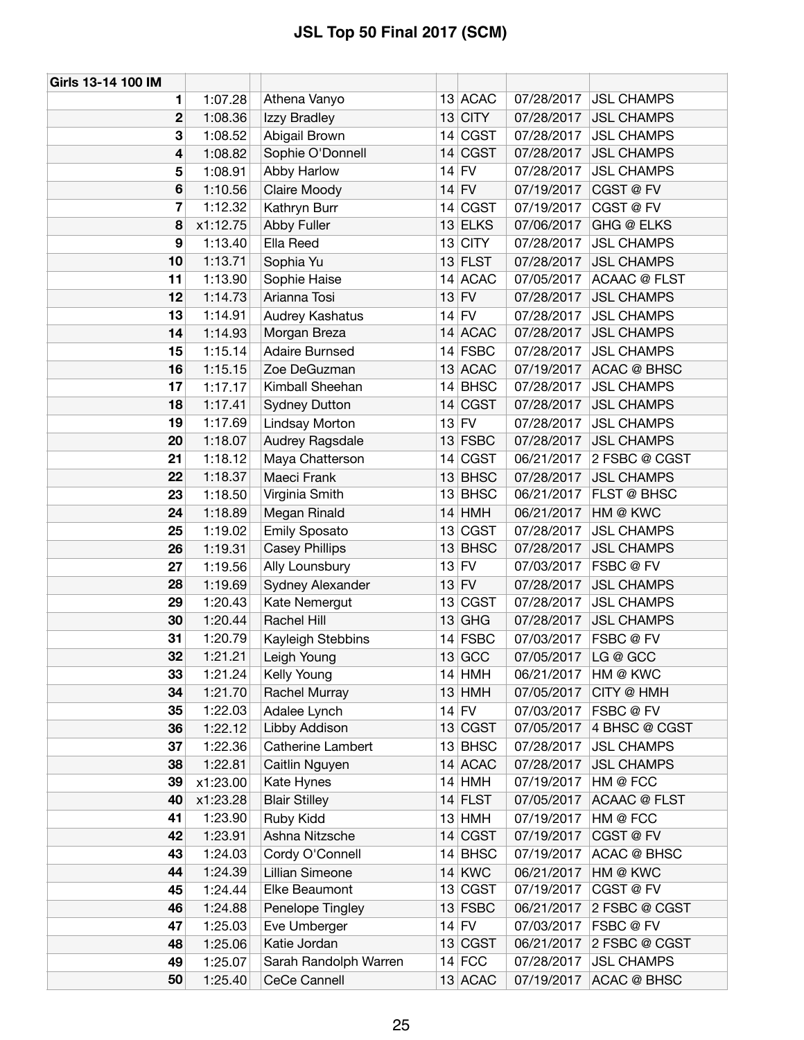# JSL Top 50 Final 2017 (SCM)

| Girls 13-14 100 IM | | | | | | |
|---|---|---|---|---|---|---|
| 1 | 1:07.28 | Athena Vanyo | 13 | ACAC | 07/28/2017 | JSL CHAMPS |
| 2 | 1:08.36 | Izzy Bradley | 13 | CITY | 07/28/2017 | JSL CHAMPS |
| 3 | 1:08.52 | Abigail Brown | 14 | CGST | 07/28/2017 | JSL CHAMPS |
| 4 | 1:08.82 | Sophie O'Donnell | 14 | CGST | 07/28/2017 | JSL CHAMPS |
| 5 | 1:08.91 | Abby Harlow | 14 | FV | 07/28/2017 | JSL CHAMPS |
| 6 | 1:10.56 | Claire Moody | 14 | FV | 07/19/2017 | CGST @ FV |
| 7 | 1:12.32 | Kathryn Burr | 14 | CGST | 07/19/2017 | CGST @ FV |
| 8 | x1:12.75 | Abby Fuller | 13 | ELKS | 07/06/2017 | GHG @ ELKS |
| 9 | 1:13.40 | Ella Reed | 13 | CITY | 07/28/2017 | JSL CHAMPS |
| 10 | 1:13.71 | Sophia Yu | 13 | FLST | 07/28/2017 | JSL CHAMPS |
| 11 | 1:13.90 | Sophie Haise | 14 | ACAC | 07/05/2017 | ACAAC @ FLST |
| 12 | 1:14.73 | Arianna Tosi | 13 | FV | 07/28/2017 | JSL CHAMPS |
| 13 | 1:14.91 | Audrey Kashatus | 14 | FV | 07/28/2017 | JSL CHAMPS |
| 14 | 1:14.93 | Morgan Breza | 14 | ACAC | 07/28/2017 | JSL CHAMPS |
| 15 | 1:15.14 | Adaire Burnsed | 14 | FSBC | 07/28/2017 | JSL CHAMPS |
| 16 | 1:15.15 | Zoe DeGuzman | 13 | ACAC | 07/19/2017 | ACAC @ BHSC |
| 17 | 1:17.17 | Kimball Sheehan | 14 | BHSC | 07/28/2017 | JSL CHAMPS |
| 18 | 1:17.41 | Sydney Dutton | 14 | CGST | 07/28/2017 | JSL CHAMPS |
| 19 | 1:17.69 | Lindsay Morton | 13 | FV | 07/28/2017 | JSL CHAMPS |
| 20 | 1:18.07 | Audrey Ragsdale | 13 | FSBC | 07/28/2017 | JSL CHAMPS |
| 21 | 1:18.12 | Maya Chatterson | 14 | CGST | 06/21/2017 | 2 FSBC @ CGST |
| 22 | 1:18.37 | Maeci Frank | 13 | BHSC | 07/28/2017 | JSL CHAMPS |
| 23 | 1:18.50 | Virginia Smith | 13 | BHSC | 06/21/2017 | FLST @ BHSC |
| 24 | 1:18.89 | Megan Rinald | 14 | HMH | 06/21/2017 | HM @ KWC |
| 25 | 1:19.02 | Emily Sposato | 13 | CGST | 07/28/2017 | JSL CHAMPS |
| 26 | 1:19.31 | Casey Phillips | 13 | BHSC | 07/28/2017 | JSL CHAMPS |
| 27 | 1:19.56 | Ally Lounsbury | 13 | FV | 07/03/2017 | FSBC @ FV |
| 28 | 1:19.69 | Sydney Alexander | 13 | FV | 07/28/2017 | JSL CHAMPS |
| 29 | 1:20.43 | Kate Nemergut | 13 | CGST | 07/28/2017 | JSL CHAMPS |
| 30 | 1:20.44 | Rachel Hill | 13 | GHG | 07/28/2017 | JSL CHAMPS |
| 31 | 1:20.79 | Kayleigh Stebbins | 14 | FSBC | 07/03/2017 | FSBC @ FV |
| 32 | 1:21.21 | Leigh Young | 13 | GCC | 07/05/2017 | LG @ GCC |
| 33 | 1:21.24 | Kelly Young | 14 | HMH | 06/21/2017 | HM @ KWC |
| 34 | 1:21.70 | Rachel Murray | 13 | HMH | 07/05/2017 | CITY @ HMH |
| 35 | 1:22.03 | Adalee Lynch | 14 | FV | 07/03/2017 | FSBC @ FV |
| 36 | 1:22.12 | Libby Addison | 13 | CGST | 07/05/2017 | 4 BHSC @ CGST |
| 37 | 1:22.36 | Catherine Lambert | 13 | BHSC | 07/28/2017 | JSL CHAMPS |
| 38 | 1:22.81 | Caitlin Nguyen | 14 | ACAC | 07/28/2017 | JSL CHAMPS |
| 39 | x1:23.00 | Kate Hynes | 14 | HMH | 07/19/2017 | HM @ FCC |
| 40 | x1:23.28 | Blair Stilley | 14 | FLST | 07/05/2017 | ACAAC @ FLST |
| 41 | 1:23.90 | Ruby Kidd | 13 | HMH | 07/19/2017 | HM @ FCC |
| 42 | 1:23.91 | Ashna Nitzsche | 14 | CGST | 07/19/2017 | CGST @ FV |
| 43 | 1:24.03 | Cordy O'Connell | 14 | BHSC | 07/19/2017 | ACAC @ BHSC |
| 44 | 1:24.39 | Lillian Simeone | 14 | KWC | 06/21/2017 | HM @ KWC |
| 45 | 1:24.44 | Elke Beaumont | 13 | CGST | 07/19/2017 | CGST @ FV |
| 46 | 1:24.88 | Penelope Tingley | 13 | FSBC | 06/21/2017 | 2 FSBC @ CGST |
| 47 | 1:25.03 | Eve Umberger | 14 | FV | 07/03/2017 | FSBC @ FV |
| 48 | 1:25.06 | Katie Jordan | 13 | CGST | 06/21/2017 | 2 FSBC @ CGST |
| 49 | 1:25.07 | Sarah Randolph Warren | 14 | FCC | 07/28/2017 | JSL CHAMPS |
| 50 | 1:25.40 | CeCe Cannell | 13 | ACAC | 07/19/2017 | ACAC @ BHSC |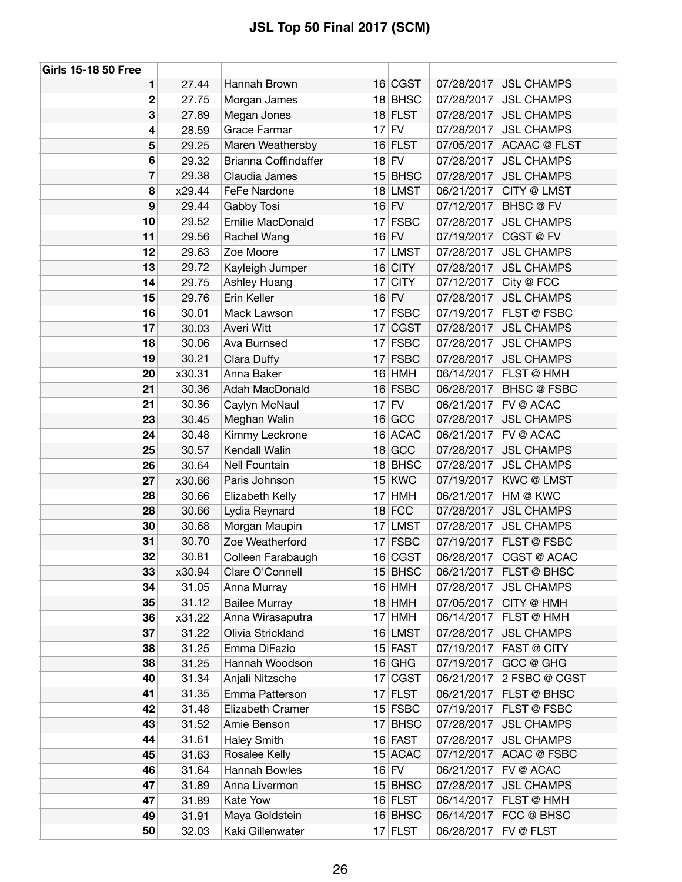# JSL Top 50 Final 2017 (SCM)

| Girls 15-18 50 Free | | | | | | |
|---|---|---|---|---|---|---|
| 1 | 27.44 | Hannah Brown | 16 | CGST | 07/28/2017 | JSL CHAMPS |
| 2 | 27.75 | Morgan James | 18 | BHSC | 07/28/2017 | JSL CHAMPS |
| 3 | 27.89 | Megan Jones | 18 | FLST | 07/28/2017 | JSL CHAMPS |
| 4 | 28.59 | Grace Farmar | 17 | FV | 07/28/2017 | JSL CHAMPS |
| 5 | 29.25 | Maren Weathersby | 16 | FLST | 07/05/2017 | ACAAC @ FLST |
| 6 | 29.32 | Brianna Coffindaffer | 18 | FV | 07/28/2017 | JSL CHAMPS |
| 7 | 29.38 | Claudia James | 15 | BHSC | 07/28/2017 | JSL CHAMPS |
| 8 | x29.44 | FeFe Nardone | 18 | LMST | 06/21/2017 | CITY @ LMST |
| 9 | 29.44 | Gabby Tosi | 16 | FV | 07/12/2017 | BHSC @ FV |
| 10 | 29.52 | Emilie MacDonald | 17 | FSBC | 07/28/2017 | JSL CHAMPS |
| 11 | 29.56 | Rachel Wang | 16 | FV | 07/19/2017 | CGST @ FV |
| 12 | 29.63 | Zoe Moore | 17 | LMST | 07/28/2017 | JSL CHAMPS |
| 13 | 29.72 | Kayleigh Jumper | 16 | CITY | 07/28/2017 | JSL CHAMPS |
| 14 | 29.75 | Ashley Huang | 17 | CITY | 07/12/2017 | City @ FCC |
| 15 | 29.76 | Erin Keller | 16 | FV | 07/28/2017 | JSL CHAMPS |
| 16 | 30.01 | Mack Lawson | 17 | FSBC | 07/19/2017 | FLST @ FSBC |
| 17 | 30.03 | Averi Witt | 17 | CGST | 07/28/2017 | JSL CHAMPS |
| 18 | 30.06 | Ava Burnsed | 17 | FSBC | 07/28/2017 | JSL CHAMPS |
| 19 | 30.21 | Clara Duffy | 17 | FSBC | 07/28/2017 | JSL CHAMPS |
| 20 | x30.31 | Anna Baker | 16 | HMH | 06/14/2017 | FLST @ HMH |
| 21 | 30.36 | Adah MacDonald | 16 | FSBC | 06/28/2017 | BHSC @ FSBC |
| 21 | 30.36 | Caylyn McNaul | 17 | FV | 06/21/2017 | FV @ ACAC |
| 23 | 30.45 | Meghan Walin | 16 | GCC | 07/28/2017 | JSL CHAMPS |
| 24 | 30.48 | Kimmy Leckrone | 16 | ACAC | 06/21/2017 | FV @ ACAC |
| 25 | 30.57 | Kendall Walin | 18 | GCC | 07/28/2017 | JSL CHAMPS |
| 26 | 30.64 | Nell Fountain | 18 | BHSC | 07/28/2017 | JSL CHAMPS |
| 27 | x30.66 | Paris Johnson | 15 | KWC | 07/19/2017 | KWC @ LMST |
| 28 | 30.66 | Elizabeth Kelly | 17 | HMH | 06/21/2017 | HM @ KWC |
| 28 | 30.66 | Lydia Reynard | 18 | FCC | 07/28/2017 | JSL CHAMPS |
| 30 | 30.68 | Morgan Maupin | 17 | LMST | 07/28/2017 | JSL CHAMPS |
| 31 | 30.70 | Zoe Weatherford | 17 | FSBC | 07/19/2017 | FLST @ FSBC |
| 32 | 30.81 | Colleen Farabaugh | 16 | CGST | 06/28/2017 | CGST @ ACAC |
| 33 | x30.94 | Clare O'Connell | 15 | BHSC | 06/21/2017 | FLST @ BHSC |
| 34 | 31.05 | Anna Murray | 16 | HMH | 07/28/2017 | JSL CHAMPS |
| 35 | 31.12 | Bailee Murray | 18 | HMH | 07/05/2017 | CITY @ HMH |
| 36 | x31.22 | Anna Wirasaputra | 17 | HMH | 06/14/2017 | FLST @ HMH |
| 37 | 31.22 | Olivia Strickland | 16 | LMST | 07/28/2017 | JSL CHAMPS |
| 38 | 31.25 | Emma DiFazio | 15 | FAST | 07/19/2017 | FAST @ CITY |
| 38 | 31.25 | Hannah Woodson | 16 | GHG | 07/19/2017 | GCC @ GHG |
| 40 | 31.34 | Anjali Nitzsche | 17 | CGST | 06/21/2017 | 2 FSBC @ CGST |
| 41 | 31.35 | Emma Patterson | 17 | FLST | 06/21/2017 | FLST @ BHSC |
| 42 | 31.48 | Elizabeth Cramer | 15 | FSBC | 07/19/2017 | FLST @ FSBC |
| 43 | 31.52 | Amie Benson | 17 | BHSC | 07/28/2017 | JSL CHAMPS |
| 44 | 31.61 | Haley Smith | 16 | FAST | 07/28/2017 | JSL CHAMPS |
| 45 | 31.63 | Rosalee Kelly | 15 | ACAC | 07/12/2017 | ACAC @ FSBC |
| 46 | 31.64 | Hannah Bowles | 16 | FV | 06/21/2017 | FV @ ACAC |
| 47 | 31.89 | Anna Livermon | 15 | BHSC | 07/28/2017 | JSL CHAMPS |
| 47 | 31.89 | Kate Yow | 16 | FLST | 06/14/2017 | FLST @ HMH |
| 49 | 31.91 | Maya Goldstein | 16 | BHSC | 06/14/2017 | FCC @ BHSC |
| 50 | 32.03 | Kaki Gillenwater | 17 | FLST | 06/28/2017 | FV @ FLST |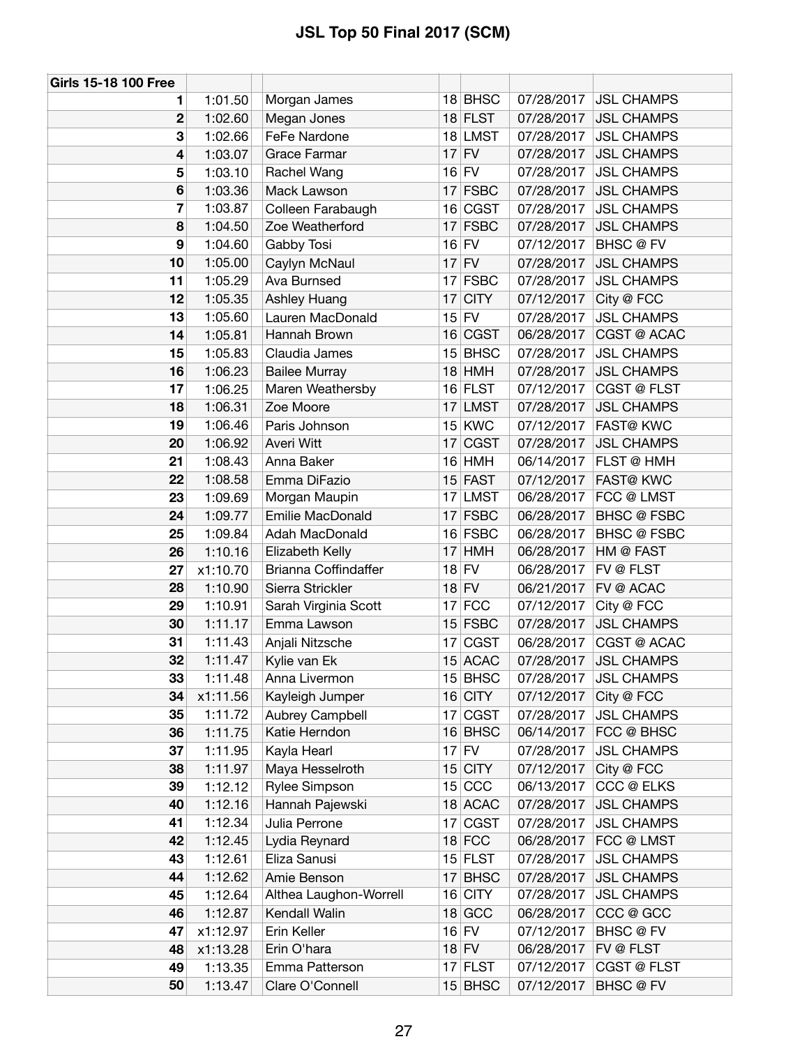# JSL Top 50 Final 2017 (SCM)

| Girls 15-18 100 Free | | | | | | |
|---|---|---|---|---|---|---|
| 1 | 1:01.50 | Morgan James | 18 | BHSC | 07/28/2017 | JSL CHAMPS |
| 2 | 1:02.60 | Megan Jones | 18 | FLST | 07/28/2017 | JSL CHAMPS |
| 3 | 1:02.66 | FeFe Nardone | 18 | LMST | 07/28/2017 | JSL CHAMPS |
| 4 | 1:03.07 | Grace Farmar | 17 | FV | 07/28/2017 | JSL CHAMPS |
| 5 | 1:03.10 | Rachel Wang | 16 | FV | 07/28/2017 | JSL CHAMPS |
| 6 | 1:03.36 | Mack Lawson | 17 | FSBC | 07/28/2017 | JSL CHAMPS |
| 7 | 1:03.87 | Colleen Farabaugh | 16 | CGST | 07/28/2017 | JSL CHAMPS |
| 8 | 1:04.50 | Zoe Weatherford | 17 | FSBC | 07/28/2017 | JSL CHAMPS |
| 9 | 1:04.60 | Gabby Tosi | 16 | FV | 07/12/2017 | BHSC @ FV |
| 10 | 1:05.00 | Caylyn McNaul | 17 | FV | 07/28/2017 | JSL CHAMPS |
| 11 | 1:05.29 | Ava Burnsed | 17 | FSBC | 07/28/2017 | JSL CHAMPS |
| 12 | 1:05.35 | Ashley Huang | 17 | CITY | 07/12/2017 | City @ FCC |
| 13 | 1:05.60 | Lauren MacDonald | 15 | FV | 07/28/2017 | JSL CHAMPS |
| 14 | 1:05.81 | Hannah Brown | 16 | CGST | 06/28/2017 | CGST @ ACAC |
| 15 | 1:05.83 | Claudia James | 15 | BHSC | 07/28/2017 | JSL CHAMPS |
| 16 | 1:06.23 | Bailee Murray | 18 | HMH | 07/28/2017 | JSL CHAMPS |
| 17 | 1:06.25 | Maren Weathersby | 16 | FLST | 07/12/2017 | CGST @ FLST |
| 18 | 1:06.31 | Zoe Moore | 17 | LMST | 07/28/2017 | JSL CHAMPS |
| 19 | 1:06.46 | Paris Johnson | 15 | KWC | 07/12/2017 | FAST@ KWC |
| 20 | 1:06.92 | Averi Witt | 17 | CGST | 07/28/2017 | JSL CHAMPS |
| 21 | 1:08.43 | Anna Baker | 16 | HMH | 06/14/2017 | FLST @ HMH |
| 22 | 1:08.58 | Emma DiFazio | 15 | FAST | 07/12/2017 | FAST@ KWC |
| 23 | 1:09.69 | Morgan Maupin | 17 | LMST | 06/28/2017 | FCC @ LMST |
| 24 | 1:09.77 | Emilie MacDonald | 17 | FSBC | 06/28/2017 | BHSC @ FSBC |
| 25 | 1:09.84 | Adah MacDonald | 16 | FSBC | 06/28/2017 | BHSC @ FSBC |
| 26 | 1:10.16 | Elizabeth Kelly | 17 | HMH | 06/28/2017 | HM @ FAST |
| 27 | x1:10.70 | Brianna Coffindaffer | 18 | FV | 06/28/2017 | FV @ FLST |
| 28 | 1:10.90 | Sierra Strickler | 18 | FV | 06/21/2017 | FV @ ACAC |
| 29 | 1:10.91 | Sarah Virginia Scott | 17 | FCC | 07/12/2017 | City @ FCC |
| 30 | 1:11.17 | Emma Lawson | 15 | FSBC | 07/28/2017 | JSL CHAMPS |
| 31 | 1:11.43 | Anjali Nitzsche | 17 | CGST | 06/28/2017 | CGST @ ACAC |
| 32 | 1:11.47 | Kylie van Ek | 15 | ACAC | 07/28/2017 | JSL CHAMPS |
| 33 | 1:11.48 | Anna Livermon | 15 | BHSC | 07/28/2017 | JSL CHAMPS |
| 34 | x1:11.56 | Kayleigh Jumper | 16 | CITY | 07/12/2017 | City @ FCC |
| 35 | 1:11.72 | Aubrey Campbell | 17 | CGST | 07/28/2017 | JSL CHAMPS |
| 36 | 1:11.75 | Katie Herndon | 16 | BHSC | 06/14/2017 | FCC @ BHSC |
| 37 | 1:11.95 | Kayla Hearl | 17 | FV | 07/28/2017 | JSL CHAMPS |
| 38 | 1:11.97 | Maya Hesselroth | 15 | CITY | 07/12/2017 | City @ FCC |
| 39 | 1:12.12 | Rylee Simpson | 15 | CCC | 06/13/2017 | CCC @ ELKS |
| 40 | 1:12.16 | Hannah Pajewski | 18 | ACAC | 07/28/2017 | JSL CHAMPS |
| 41 | 1:12.34 | Julia Perrone | 17 | CGST | 07/28/2017 | JSL CHAMPS |
| 42 | 1:12.45 | Lydia Reynard | 18 | FCC | 06/28/2017 | FCC @ LMST |
| 43 | 1:12.61 | Eliza Sanusi | 15 | FLST | 07/28/2017 | JSL CHAMPS |
| 44 | 1:12.62 | Amie Benson | 17 | BHSC | 07/28/2017 | JSL CHAMPS |
| 45 | 1:12.64 | Althea Laughon-Worrell | 16 | CITY | 07/28/2017 | JSL CHAMPS |
| 46 | 1:12.87 | Kendall Walin | 18 | GCC | 06/28/2017 | CCC @ GCC |
| 47 | x1:12.97 | Erin Keller | 16 | FV | 07/12/2017 | BHSC @ FV |
| 48 | x1:13.28 | Erin O'hara | 18 | FV | 06/28/2017 | FV @ FLST |
| 49 | 1:13.35 | Emma Patterson | 17 | FLST | 07/12/2017 | CGST @ FLST |
| 50 | 1:13.47 | Clare O'Connell | 15 | BHSC | 07/12/2017 | BHSC @ FV |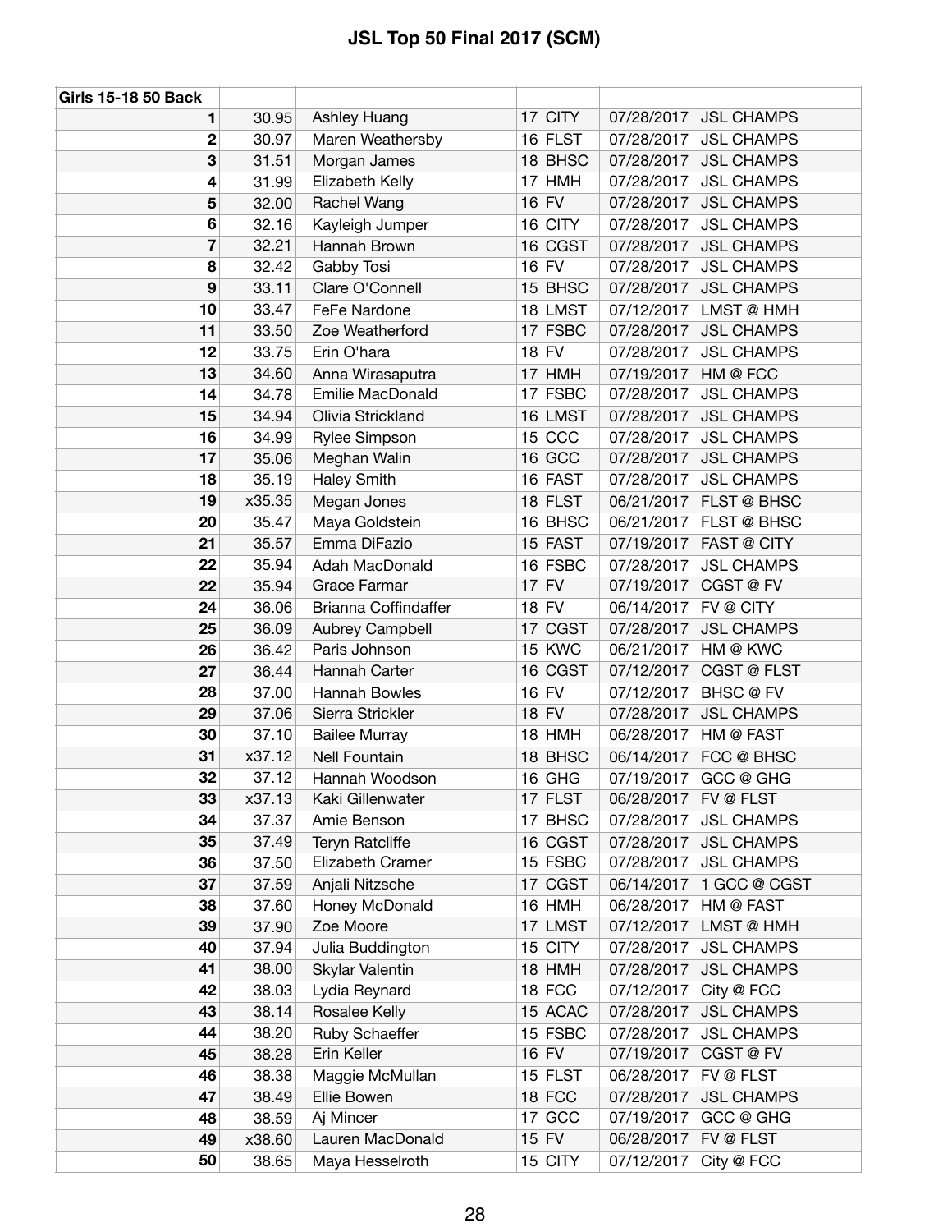# JSL Top 50 Final 2017 (SCM)

| Girls 15-18 50 Back | | | | | | |
|---|---|---|---|---|---|---|
| 1 | 30.95 | Ashley Huang | 17 | CITY | 07/28/2017 | JSL CHAMPS |
| 2 | 30.97 | Maren Weathersby | 16 | FLST | 07/28/2017 | JSL CHAMPS |
| 3 | 31.51 | Morgan James | 18 | BHSC | 07/28/2017 | JSL CHAMPS |
| 4 | 31.99 | Elizabeth Kelly | 17 | HMH | 07/28/2017 | JSL CHAMPS |
| 5 | 32.00 | Rachel Wang | 16 | FV | 07/28/2017 | JSL CHAMPS |
| 6 | 32.16 | Kayleigh Jumper | 16 | CITY | 07/28/2017 | JSL CHAMPS |
| 7 | 32.21 | Hannah Brown | 16 | CGST | 07/28/2017 | JSL CHAMPS |
| 8 | 32.42 | Gabby Tosi | 16 | FV | 07/28/2017 | JSL CHAMPS |
| 9 | 33.11 | Clare O'Connell | 15 | BHSC | 07/28/2017 | JSL CHAMPS |
| 10 | 33.47 | FeFe Nardone | 18 | LMST | 07/12/2017 | LMST @ HMH |
| 11 | 33.50 | Zoe Weatherford | 17 | FSBC | 07/28/2017 | JSL CHAMPS |
| 12 | 33.75 | Erin O'hara | 18 | FV | 07/28/2017 | JSL CHAMPS |
| 13 | 34.60 | Anna Wirasaputra | 17 | HMH | 07/19/2017 | HM @ FCC |
| 14 | 34.78 | Emilie MacDonald | 17 | FSBC | 07/28/2017 | JSL CHAMPS |
| 15 | 34.94 | Olivia Strickland | 16 | LMST | 07/28/2017 | JSL CHAMPS |
| 16 | 34.99 | Rylee Simpson | 15 | CCC | 07/28/2017 | JSL CHAMPS |
| 17 | 35.06 | Meghan Walin | 16 | GCC | 07/28/2017 | JSL CHAMPS |
| 18 | 35.19 | Haley Smith | 16 | FAST | 07/28/2017 | JSL CHAMPS |
| 19 | x35.35 | Megan Jones | 18 | FLST | 06/21/2017 | FLST @ BHSC |
| 20 | 35.47 | Maya Goldstein | 16 | BHSC | 06/21/2017 | FLST @ BHSC |
| 21 | 35.57 | Emma DiFazio | 15 | FAST | 07/19/2017 | FAST @ CITY |
| 22 | 35.94 | Adah MacDonald | 16 | FSBC | 07/28/2017 | JSL CHAMPS |
| 22 | 35.94 | Grace Farmar | 17 | FV | 07/19/2017 | CGST @ FV |
| 24 | 36.06 | Brianna Coffindaffer | 18 | FV | 06/14/2017 | FV @ CITY |
| 25 | 36.09 | Aubrey Campbell | 17 | CGST | 07/28/2017 | JSL CHAMPS |
| 26 | 36.42 | Paris Johnson | 15 | KWC | 06/21/2017 | HM @ KWC |
| 27 | 36.44 | Hannah Carter | 16 | CGST | 07/12/2017 | CGST @ FLST |
| 28 | 37.00 | Hannah Bowles | 16 | FV | 07/12/2017 | BHSC @ FV |
| 29 | 37.06 | Sierra Strickler | 18 | FV | 07/28/2017 | JSL CHAMPS |
| 30 | 37.10 | Bailee Murray | 18 | HMH | 06/28/2017 | HM @ FAST |
| 31 | x37.12 | Nell Fountain | 18 | BHSC | 06/14/2017 | FCC @ BHSC |
| 32 | 37.12 | Hannah Woodson | 16 | GHG | 07/19/2017 | GCC @ GHG |
| 33 | x37.13 | Kaki Gillenwater | 17 | FLST | 06/28/2017 | FV @ FLST |
| 34 | 37.37 | Amie Benson | 17 | BHSC | 07/28/2017 | JSL CHAMPS |
| 35 | 37.49 | Teryn Ratcliffe | 16 | CGST | 07/28/2017 | JSL CHAMPS |
| 36 | 37.50 | Elizabeth Cramer | 15 | FSBC | 07/28/2017 | JSL CHAMPS |
| 37 | 37.59 | Anjali Nitzsche | 17 | CGST | 06/14/2017 | 1 GCC @ CGST |
| 38 | 37.60 | Honey McDonald | 16 | HMH | 06/28/2017 | HM @ FAST |
| 39 | 37.90 | Zoe Moore | 17 | LMST | 07/12/2017 | LMST @ HMH |
| 40 | 37.94 | Julia Buddington | 15 | CITY | 07/28/2017 | JSL CHAMPS |
| 41 | 38.00 | Skylar Valentin | 18 | HMH | 07/28/2017 | JSL CHAMPS |
| 42 | 38.03 | Lydia Reynard | 18 | FCC | 07/12/2017 | City @ FCC |
| 43 | 38.14 | Rosalee Kelly | 15 | ACAC | 07/28/2017 | JSL CHAMPS |
| 44 | 38.20 | Ruby Schaeffer | 15 | FSBC | 07/28/2017 | JSL CHAMPS |
| 45 | 38.28 | Erin Keller | 16 | FV | 07/19/2017 | CGST @ FV |
| 46 | 38.38 | Maggie McMullan | 15 | FLST | 06/28/2017 | FV @ FLST |
| 47 | 38.49 | Ellie Bowen | 18 | FCC | 07/28/2017 | JSL CHAMPS |
| 48 | 38.59 | Aj Mincer | 17 | GCC | 07/19/2017 | GCC @ GHG |
| 49 | x38.60 | Lauren MacDonald | 15 | FV | 06/28/2017 | FV @ FLST |
| 50 | 38.65 | Maya Hesselroth | 15 | CITY | 07/12/2017 | City @ FCC |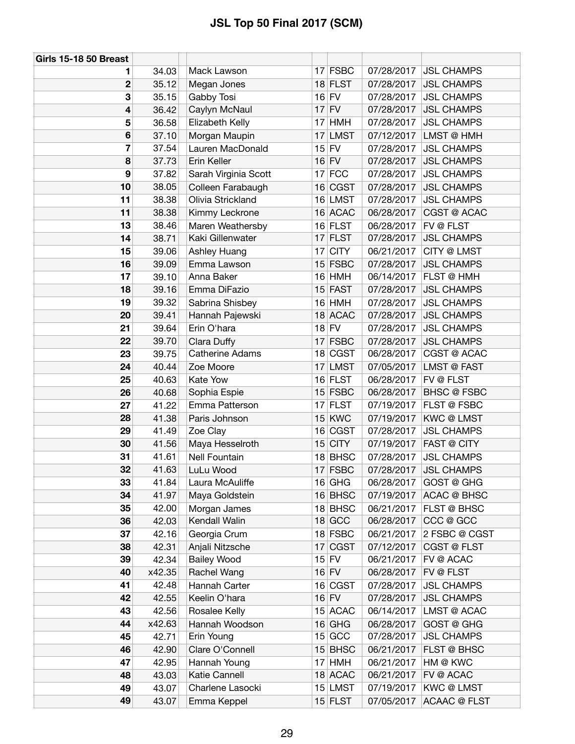# JSL Top 50 Final 2017 (SCM)

| Girls 15-18 50 Breast | | | | | | |
|---|---|---|---|---|---|---|
| 1 | 34.03 | Mack Lawson | 17 | FSBC | 07/28/2017 | JSL CHAMPS |
| 2 | 35.12 | Megan Jones | 18 | FLST | 07/28/2017 | JSL CHAMPS |
| 3 | 35.15 | Gabby Tosi | 16 | FV | 07/28/2017 | JSL CHAMPS |
| 4 | 36.42 | Caylyn McNaul | 17 | FV | 07/28/2017 | JSL CHAMPS |
| 5 | 36.58 | Elizabeth Kelly | 17 | HMH | 07/28/2017 | JSL CHAMPS |
| 6 | 37.10 | Morgan Maupin | 17 | LMST | 07/12/2017 | LMST @ HMH |
| 7 | 37.54 | Lauren MacDonald | 15 | FV | 07/28/2017 | JSL CHAMPS |
| 8 | 37.73 | Erin Keller | 16 | FV | 07/28/2017 | JSL CHAMPS |
| 9 | 37.82 | Sarah Virginia Scott | 17 | FCC | 07/28/2017 | JSL CHAMPS |
| 10 | 38.05 | Colleen Farabaugh | 16 | CGST | 07/28/2017 | JSL CHAMPS |
| 11 | 38.38 | Olivia Strickland | 16 | LMST | 07/28/2017 | JSL CHAMPS |
| 11 | 38.38 | Kimmy Leckrone | 16 | ACAC | 06/28/2017 | CGST @ ACAC |
| 13 | 38.46 | Maren Weathersby | 16 | FLST | 06/28/2017 | FV @ FLST |
| 14 | 38.71 | Kaki Gillenwater | 17 | FLST | 07/28/2017 | JSL CHAMPS |
| 15 | 39.06 | Ashley Huang | 17 | CITY | 06/21/2017 | CITY @ LMST |
| 16 | 39.09 | Emma Lawson | 15 | FSBC | 07/28/2017 | JSL CHAMPS |
| 17 | 39.10 | Anna Baker | 16 | HMH | 06/14/2017 | FLST @ HMH |
| 18 | 39.16 | Emma DiFazio | 15 | FAST | 07/28/2017 | JSL CHAMPS |
| 19 | 39.32 | Sabrina Shisbey | 16 | HMH | 07/28/2017 | JSL CHAMPS |
| 20 | 39.41 | Hannah Pajewski | 18 | ACAC | 07/28/2017 | JSL CHAMPS |
| 21 | 39.64 | Erin O'hara | 18 | FV | 07/28/2017 | JSL CHAMPS |
| 22 | 39.70 | Clara Duffy | 17 | FSBC | 07/28/2017 | JSL CHAMPS |
| 23 | 39.75 | Catherine Adams | 18 | CGST | 06/28/2017 | CGST @ ACAC |
| 24 | 40.44 | Zoe Moore | 17 | LMST | 07/05/2017 | LMST @ FAST |
| 25 | 40.63 | Kate Yow | 16 | FLST | 06/28/2017 | FV @ FLST |
| 26 | 40.68 | Sophia Espie | 15 | FSBC | 06/28/2017 | BHSC @ FSBC |
| 27 | 41.22 | Emma Patterson | 17 | FLST | 07/19/2017 | FLST @ FSBC |
| 28 | 41.38 | Paris Johnson | 15 | KWC | 07/19/2017 | KWC @ LMST |
| 29 | 41.49 | Zoe Clay | 16 | CGST | 07/28/2017 | JSL CHAMPS |
| 30 | 41.56 | Maya Hesselroth | 15 | CITY | 07/19/2017 | FAST @ CITY |
| 31 | 41.61 | Nell Fountain | 18 | BHSC | 07/28/2017 | JSL CHAMPS |
| 32 | 41.63 | LuLu Wood | 17 | FSBC | 07/28/2017 | JSL CHAMPS |
| 33 | 41.84 | Laura McAuliffe | 16 | GHG | 06/28/2017 | GOST @ GHG |
| 34 | 41.97 | Maya Goldstein | 16 | BHSC | 07/19/2017 | ACAC @ BHSC |
| 35 | 42.00 | Morgan James | 18 | BHSC | 06/21/2017 | FLST @ BHSC |
| 36 | 42.03 | Kendall Walin | 18 | GCC | 06/28/2017 | CCC @ GCC |
| 37 | 42.16 | Georgia Crum | 18 | FSBC | 06/21/2017 | 2 FSBC @ CGST |
| 38 | 42.31 | Anjali Nitzsche | 17 | CGST | 07/12/2017 | CGST @ FLST |
| 39 | 42.34 | Bailey Wood | 15 | FV | 06/21/2017 | FV @ ACAC |
| 40 | x42.35 | Rachel Wang | 16 | FV | 06/28/2017 | FV @ FLST |
| 41 | 42.48 | Hannah Carter | 16 | CGST | 07/28/2017 | JSL CHAMPS |
| 42 | 42.55 | Keelin O'hara | 16 | FV | 07/28/2017 | JSL CHAMPS |
| 43 | 42.56 | Rosalee Kelly | 15 | ACAC | 06/14/2017 | LMST @ ACAC |
| 44 | x42.63 | Hannah Woodson | 16 | GHG | 06/28/2017 | GOST @ GHG |
| 45 | 42.71 | Erin Young | 15 | GCC | 07/28/2017 | JSL CHAMPS |
| 46 | 42.90 | Clare O'Connell | 15 | BHSC | 06/21/2017 | FLST @ BHSC |
| 47 | 42.95 | Hannah Young | 17 | HMH | 06/21/2017 | HM @ KWC |
| 48 | 43.03 | Katie Cannell | 18 | ACAC | 06/21/2017 | FV @ ACAC |
| 49 | 43.07 | Charlene Lasocki | 15 | LMST | 07/19/2017 | KWC @ LMST |
| 49 | 43.07 | Emma Keppel | 15 | FLST | 07/05/2017 | ACAAC @ FLST |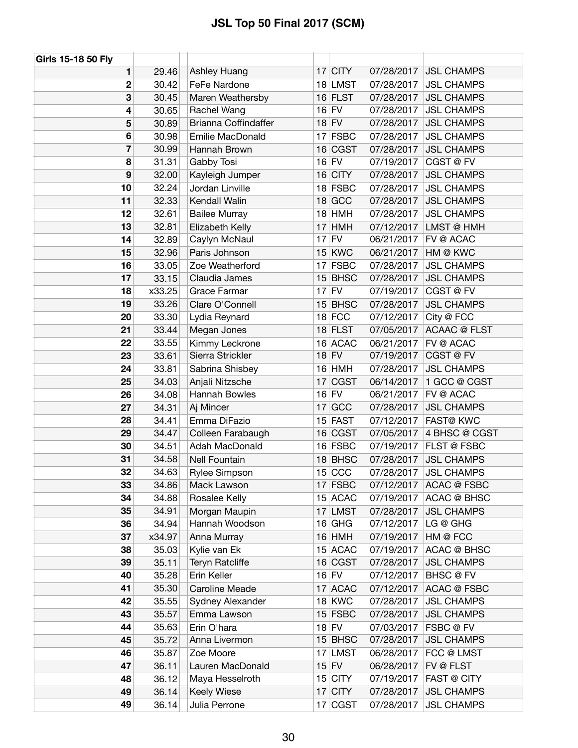# JSL Top 50 Final 2017 (SCM)

| Girls 15-18 50 Fly | | | | | | |
|---|---|---|---|---|---|---|
| 1 | 29.46 | Ashley Huang | 17 | CITY | 07/28/2017 | JSL CHAMPS |
| 2 | 30.42 | FeFe Nardone | 18 | LMST | 07/28/2017 | JSL CHAMPS |
| 3 | 30.45 | Maren Weathersby | 16 | FLST | 07/28/2017 | JSL CHAMPS |
| 4 | 30.65 | Rachel Wang | 16 | FV | 07/28/2017 | JSL CHAMPS |
| 5 | 30.89 | Brianna Coffindaffer | 18 | FV | 07/28/2017 | JSL CHAMPS |
| 6 | 30.98 | Emilie MacDonald | 17 | FSBC | 07/28/2017 | JSL CHAMPS |
| 7 | 30.99 | Hannah Brown | 16 | CGST | 07/28/2017 | JSL CHAMPS |
| 8 | 31.31 | Gabby Tosi | 16 | FV | 07/19/2017 | CGST @ FV |
| 9 | 32.00 | Kayleigh Jumper | 16 | CITY | 07/28/2017 | JSL CHAMPS |
| 10 | 32.24 | Jordan Linville | 18 | FSBC | 07/28/2017 | JSL CHAMPS |
| 11 | 32.33 | Kendall Walin | 18 | GCC | 07/28/2017 | JSL CHAMPS |
| 12 | 32.61 | Bailee Murray | 18 | HMH | 07/28/2017 | JSL CHAMPS |
| 13 | 32.81 | Elizabeth Kelly | 17 | HMH | 07/12/2017 | LMST @ HMH |
| 14 | 32.89 | Caylyn McNaul | 17 | FV | 06/21/2017 | FV @ ACAC |
| 15 | 32.96 | Paris Johnson | 15 | KWC | 06/21/2017 | HM @ KWC |
| 16 | 33.05 | Zoe Weatherford | 17 | FSBC | 07/28/2017 | JSL CHAMPS |
| 17 | 33.15 | Claudia James | 15 | BHSC | 07/28/2017 | JSL CHAMPS |
| 18 | x33.25 | Grace Farmar | 17 | FV | 07/19/2017 | CGST @ FV |
| 19 | 33.26 | Clare O'Connell | 15 | BHSC | 07/28/2017 | JSL CHAMPS |
| 20 | 33.30 | Lydia Reynard | 18 | FCC | 07/12/2017 | City @ FCC |
| 21 | 33.44 | Megan Jones | 18 | FLST | 07/05/2017 | ACAAC @ FLST |
| 22 | 33.55 | Kimmy Leckrone | 16 | ACAC | 06/21/2017 | FV @ ACAC |
| 23 | 33.61 | Sierra Strickler | 18 | FV | 07/19/2017 | CGST @ FV |
| 24 | 33.81 | Sabrina Shisbey | 16 | HMH | 07/28/2017 | JSL CHAMPS |
| 25 | 34.03 | Anjali Nitzsche | 17 | CGST | 06/14/2017 | 1 GCC @ CGST |
| 26 | 34.08 | Hannah Bowles | 16 | FV | 06/21/2017 | FV @ ACAC |
| 27 | 34.31 | Aj Mincer | 17 | GCC | 07/28/2017 | JSL CHAMPS |
| 28 | 34.41 | Emma DiFazio | 15 | FAST | 07/12/2017 | FAST@ KWC |
| 29 | 34.47 | Colleen Farabaugh | 16 | CGST | 07/05/2017 | 4 BHSC @ CGST |
| 30 | 34.51 | Adah MacDonald | 16 | FSBC | 07/19/2017 | FLST @ FSBC |
| 31 | 34.58 | Nell Fountain | 18 | BHSC | 07/28/2017 | JSL CHAMPS |
| 32 | 34.63 | Rylee Simpson | 15 | CCC | 07/28/2017 | JSL CHAMPS |
| 33 | 34.86 | Mack Lawson | 17 | FSBC | 07/12/2017 | ACAC @ FSBC |
| 34 | 34.88 | Rosalee Kelly | 15 | ACAC | 07/19/2017 | ACAC @ BHSC |
| 35 | 34.91 | Morgan Maupin | 17 | LMST | 07/28/2017 | JSL CHAMPS |
| 36 | 34.94 | Hannah Woodson | 16 | GHG | 07/12/2017 | LG @ GHG |
| 37 | x34.97 | Anna Murray | 16 | HMH | 07/19/2017 | HM @ FCC |
| 38 | 35.03 | Kylie van Ek | 15 | ACAC | 07/19/2017 | ACAC @ BHSC |
| 39 | 35.11 | Teryn Ratcliffe | 16 | CGST | 07/28/2017 | JSL CHAMPS |
| 40 | 35.28 | Erin Keller | 16 | FV | 07/12/2017 | BHSC @ FV |
| 41 | 35.30 | Caroline Meade | 17 | ACAC | 07/12/2017 | ACAC @ FSBC |
| 42 | 35.55 | Sydney Alexander | 18 | KWC | 07/28/2017 | JSL CHAMPS |
| 43 | 35.57 | Emma Lawson | 15 | FSBC | 07/28/2017 | JSL CHAMPS |
| 44 | 35.63 | Erin O'hara | 18 | FV | 07/03/2017 | FSBC @ FV |
| 45 | 35.72 | Anna Livermon | 15 | BHSC | 07/28/2017 | JSL CHAMPS |
| 46 | 35.87 | Zoe Moore | 17 | LMST | 06/28/2017 | FCC @ LMST |
| 47 | 36.11 | Lauren MacDonald | 15 | FV | 06/28/2017 | FV @ FLST |
| 48 | 36.12 | Maya Hesselroth | 15 | CITY | 07/19/2017 | FAST @ CITY |
| 49 | 36.14 | Keely Wiese | 17 | CITY | 07/28/2017 | JSL CHAMPS |
| 49 | 36.14 | Julia Perrone | 17 | CGST | 07/28/2017 | JSL CHAMPS |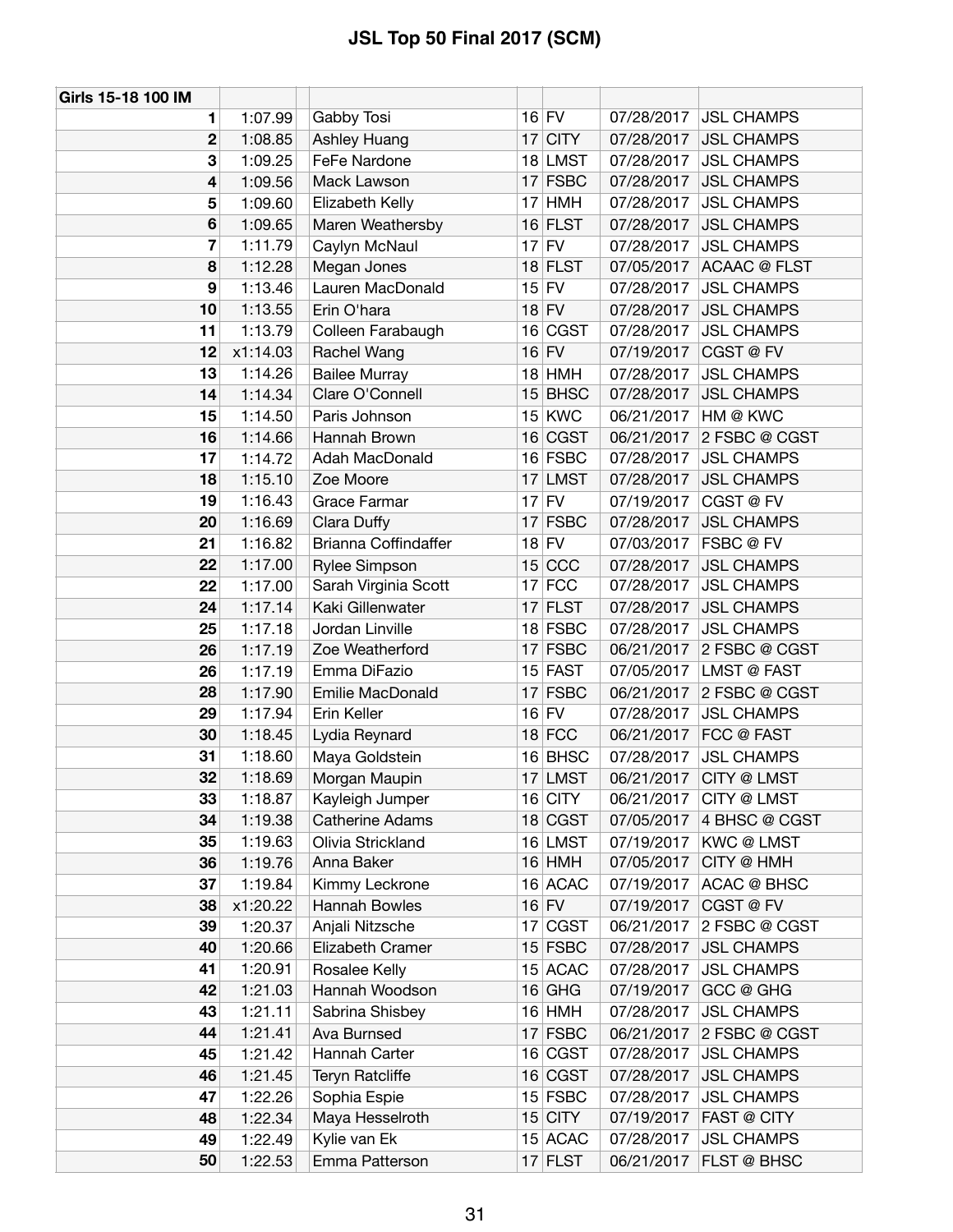# JSL Top 50 Final 2017 (SCM)

| Girls 15-18 100 IM | | | | | | |
|---|---|---|---|---|---|---|
| 1 | 1:07.99 | Gabby Tosi | 16 | FV | 07/28/2017 | JSL CHAMPS |
| 2 | 1:08.85 | Ashley Huang | 17 | CITY | 07/28/2017 | JSL CHAMPS |
| 3 | 1:09.25 | FeFe Nardone | 18 | LMST | 07/28/2017 | JSL CHAMPS |
| 4 | 1:09.56 | Mack Lawson | 17 | FSBC | 07/28/2017 | JSL CHAMPS |
| 5 | 1:09.60 | Elizabeth Kelly | 17 | HMH | 07/28/2017 | JSL CHAMPS |
| 6 | 1:09.65 | Maren Weathersby | 16 | FLST | 07/28/2017 | JSL CHAMPS |
| 7 | 1:11.79 | Caylyn McNaul | 17 | FV | 07/28/2017 | JSL CHAMPS |
| 8 | 1:12.28 | Megan Jones | 18 | FLST | 07/05/2017 | ACAAC @ FLST |
| 9 | 1:13.46 | Lauren MacDonald | 15 | FV | 07/28/2017 | JSL CHAMPS |
| 10 | 1:13.55 | Erin O'hara | 18 | FV | 07/28/2017 | JSL CHAMPS |
| 11 | 1:13.79 | Colleen Farabaugh | 16 | CGST | 07/28/2017 | JSL CHAMPS |
| 12 | x1:14.03 | Rachel Wang | 16 | FV | 07/19/2017 | CGST @ FV |
| 13 | 1:14.26 | Bailee Murray | 18 | HMH | 07/28/2017 | JSL CHAMPS |
| 14 | 1:14.34 | Clare O'Connell | 15 | BHSC | 07/28/2017 | JSL CHAMPS |
| 15 | 1:14.50 | Paris Johnson | 15 | KWC | 06/21/2017 | HM @ KWC |
| 16 | 1:14.66 | Hannah Brown | 16 | CGST | 06/21/2017 | 2 FSBC @ CGST |
| 17 | 1:14.72 | Adah MacDonald | 16 | FSBC | 07/28/2017 | JSL CHAMPS |
| 18 | 1:15.10 | Zoe Moore | 17 | LMST | 07/28/2017 | JSL CHAMPS |
| 19 | 1:16.43 | Grace Farmar | 17 | FV | 07/19/2017 | CGST @ FV |
| 20 | 1:16.69 | Clara Duffy | 17 | FSBC | 07/28/2017 | JSL CHAMPS |
| 21 | 1:16.82 | Brianna Coffindaffer | 18 | FV | 07/03/2017 | FSBC @ FV |
| 22 | 1:17.00 | Rylee Simpson | 15 | CCC | 07/28/2017 | JSL CHAMPS |
| 22 | 1:17.00 | Sarah Virginia Scott | 17 | FCC | 07/28/2017 | JSL CHAMPS |
| 24 | 1:17.14 | Kaki Gillenwater | 17 | FLST | 07/28/2017 | JSL CHAMPS |
| 25 | 1:17.18 | Jordan Linville | 18 | FSBC | 07/28/2017 | JSL CHAMPS |
| 26 | 1:17.19 | Zoe Weatherford | 17 | FSBC | 06/21/2017 | 2 FSBC @ CGST |
| 26 | 1:17.19 | Emma DiFazio | 15 | FAST | 07/05/2017 | LMST @ FAST |
| 28 | 1:17.90 | Emilie MacDonald | 17 | FSBC | 06/21/2017 | 2 FSBC @ CGST |
| 29 | 1:17.94 | Erin Keller | 16 | FV | 07/28/2017 | JSL CHAMPS |
| 30 | 1:18.45 | Lydia Reynard | 18 | FCC | 06/21/2017 | FCC @ FAST |
| 31 | 1:18.60 | Maya Goldstein | 16 | BHSC | 07/28/2017 | JSL CHAMPS |
| 32 | 1:18.69 | Morgan Maupin | 17 | LMST | 06/21/2017 | CITY @ LMST |
| 33 | 1:18.87 | Kayleigh Jumper | 16 | CITY | 06/21/2017 | CITY @ LMST |
| 34 | 1:19.38 | Catherine Adams | 18 | CGST | 07/05/2017 | 4 BHSC @ CGST |
| 35 | 1:19.63 | Olivia Strickland | 16 | LMST | 07/19/2017 | KWC @ LMST |
| 36 | 1:19.76 | Anna Baker | 16 | HMH | 07/05/2017 | CITY @ HMH |
| 37 | 1:19.84 | Kimmy Leckrone | 16 | ACAC | 07/19/2017 | ACAC @ BHSC |
| 38 | x1:20.22 | Hannah Bowles | 16 | FV | 07/19/2017 | CGST @ FV |
| 39 | 1:20.37 | Anjali Nitzsche | 17 | CGST | 06/21/2017 | 2 FSBC @ CGST |
| 40 | 1:20.66 | Elizabeth Cramer | 15 | FSBC | 07/28/2017 | JSL CHAMPS |
| 41 | 1:20.91 | Rosalee Kelly | 15 | ACAC | 07/28/2017 | JSL CHAMPS |
| 42 | 1:21.03 | Hannah Woodson | 16 | GHG | 07/19/2017 | GCC @ GHG |
| 43 | 1:21.11 | Sabrina Shisbey | 16 | HMH | 07/28/2017 | JSL CHAMPS |
| 44 | 1:21.41 | Ava Burnsed | 17 | FSBC | 06/21/2017 | 2 FSBC @ CGST |
| 45 | 1:21.42 | Hannah Carter | 16 | CGST | 07/28/2017 | JSL CHAMPS |
| 46 | 1:21.45 | Teryn Ratcliffe | 16 | CGST | 07/28/2017 | JSL CHAMPS |
| 47 | 1:22.26 | Sophia Espie | 15 | FSBC | 07/28/2017 | JSL CHAMPS |
| 48 | 1:22.34 | Maya Hesselroth | 15 | CITY | 07/19/2017 | FAST @ CITY |
| 49 | 1:22.49 | Kylie van Ek | 15 | ACAC | 07/28/2017 | JSL CHAMPS |
| 50 | 1:22.53 | Emma Patterson | 17 | FLST | 06/21/2017 | FLST @ BHSC |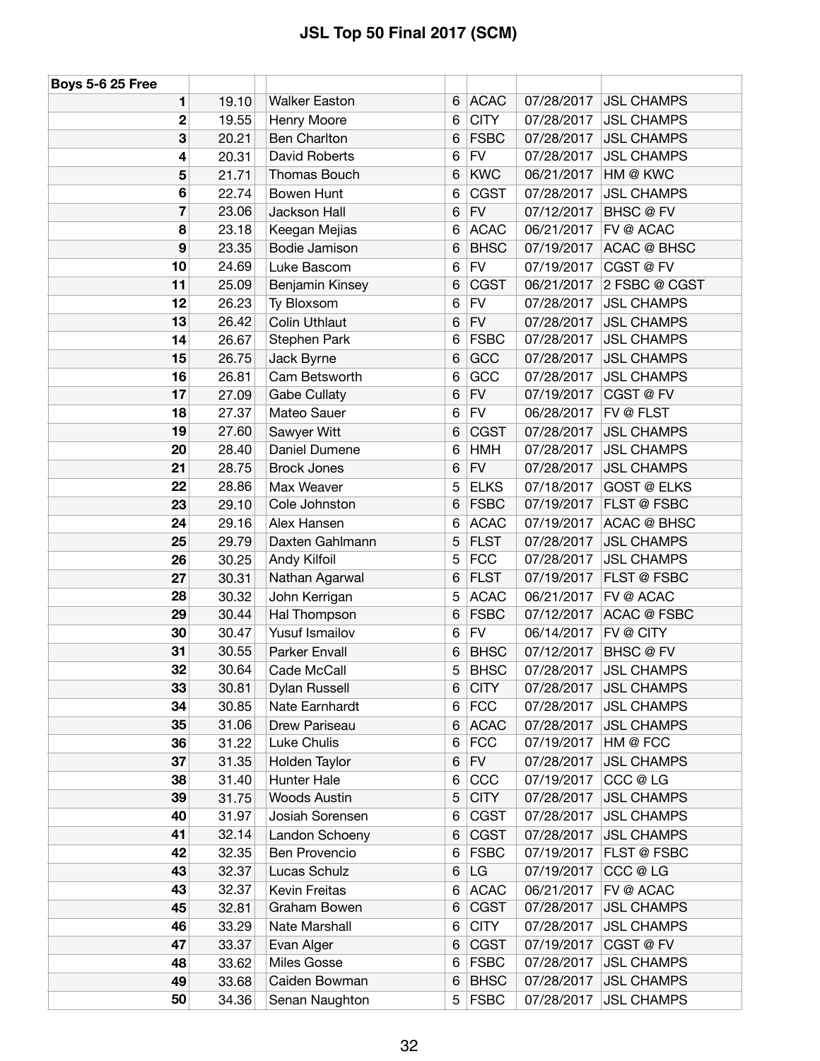# JSL Top 50 Final 2017 (SCM)

| Boys 5-6 25 Free | | | | | | |
|---|---|---|---|---|---|---|
| 1 | 19.10 | Walker Easton | 6 | ACAC | 07/28/2017 | JSL CHAMPS |
| 2 | 19.55 | Henry Moore | 6 | CITY | 07/28/2017 | JSL CHAMPS |
| 3 | 20.21 | Ben Charlton | 6 | FSBC | 07/28/2017 | JSL CHAMPS |
| 4 | 20.31 | David Roberts | 6 | FV | 07/28/2017 | JSL CHAMPS |
| 5 | 21.71 | Thomas Bouch | 6 | KWC | 06/21/2017 | HM @ KWC |
| 6 | 22.74 | Bowen Hunt | 6 | CGST | 07/28/2017 | JSL CHAMPS |
| 7 | 23.06 | Jackson Hall | 6 | FV | 07/12/2017 | BHSC @ FV |
| 8 | 23.18 | Keegan Mejias | 6 | ACAC | 06/21/2017 | FV @ ACAC |
| 9 | 23.35 | Bodie Jamison | 6 | BHSC | 07/19/2017 | ACAC @ BHSC |
| 10 | 24.69 | Luke Bascom | 6 | FV | 07/19/2017 | CGST @ FV |
| 11 | 25.09 | Benjamin Kinsey | 6 | CGST | 06/21/2017 | 2 FSBC @ CGST |
| 12 | 26.23 | Ty Bloxsom | 6 | FV | 07/28/2017 | JSL CHAMPS |
| 13 | 26.42 | Colin Uthlaut | 6 | FV | 07/28/2017 | JSL CHAMPS |
| 14 | 26.67 | Stephen Park | 6 | FSBC | 07/28/2017 | JSL CHAMPS |
| 15 | 26.75 | Jack Byrne | 6 | GCC | 07/28/2017 | JSL CHAMPS |
| 16 | 26.81 | Cam Betsworth | 6 | GCC | 07/28/2017 | JSL CHAMPS |
| 17 | 27.09 | Gabe Cullaty | 6 | FV | 07/19/2017 | CGST @ FV |
| 18 | 27.37 | Mateo Sauer | 6 | FV | 06/28/2017 | FV @ FLST |
| 19 | 27.60 | Sawyer Witt | 6 | CGST | 07/28/2017 | JSL CHAMPS |
| 20 | 28.40 | Daniel Dumene | 6 | HMH | 07/28/2017 | JSL CHAMPS |
| 21 | 28.75 | Brock Jones | 6 | FV | 07/28/2017 | JSL CHAMPS |
| 22 | 28.86 | Max Weaver | 5 | ELKS | 07/18/2017 | GOST @ ELKS |
| 23 | 29.10 | Cole Johnston | 6 | FSBC | 07/19/2017 | FLST @ FSBC |
| 24 | 29.16 | Alex Hansen | 6 | ACAC | 07/19/2017 | ACAC @ BHSC |
| 25 | 29.79 | Daxten Gahlmann | 5 | FLST | 07/28/2017 | JSL CHAMPS |
| 26 | 30.25 | Andy Kilfoil | 5 | FCC | 07/28/2017 | JSL CHAMPS |
| 27 | 30.31 | Nathan Agarwal | 6 | FLST | 07/19/2017 | FLST @ FSBC |
| 28 | 30.32 | John Kerrigan | 5 | ACAC | 06/21/2017 | FV @ ACAC |
| 29 | 30.44 | Hal Thompson | 6 | FSBC | 07/12/2017 | ACAC @ FSBC |
| 30 | 30.47 | Yusuf Ismailov | 6 | FV | 06/14/2017 | FV @ CITY |
| 31 | 30.55 | Parker Envall | 6 | BHSC | 07/12/2017 | BHSC @ FV |
| 32 | 30.64 | Cade McCall | 5 | BHSC | 07/28/2017 | JSL CHAMPS |
| 33 | 30.81 | Dylan Russell | 6 | CITY | 07/28/2017 | JSL CHAMPS |
| 34 | 30.85 | Nate Earnhardt | 6 | FCC | 07/28/2017 | JSL CHAMPS |
| 35 | 31.06 | Drew Pariseau | 6 | ACAC | 07/28/2017 | JSL CHAMPS |
| 36 | 31.22 | Luke Chulis | 6 | FCC | 07/19/2017 | HM @ FCC |
| 37 | 31.35 | Holden Taylor | 6 | FV | 07/28/2017 | JSL CHAMPS |
| 38 | 31.40 | Hunter Hale | 6 | CCC | 07/19/2017 | CCC @ LG |
| 39 | 31.75 | Woods Austin | 5 | CITY | 07/28/2017 | JSL CHAMPS |
| 40 | 31.97 | Josiah Sorensen | 6 | CGST | 07/28/2017 | JSL CHAMPS |
| 41 | 32.14 | Landon Schoeny | 6 | CGST | 07/28/2017 | JSL CHAMPS |
| 42 | 32.35 | Ben Provencio | 6 | FSBC | 07/19/2017 | FLST @ FSBC |
| 43 | 32.37 | Lucas Schulz | 6 | LG | 07/19/2017 | CCC @ LG |
| 43 | 32.37 | Kevin Freitas | 6 | ACAC | 06/21/2017 | FV @ ACAC |
| 45 | 32.81 | Graham Bowen | 6 | CGST | 07/28/2017 | JSL CHAMPS |
| 46 | 33.29 | Nate Marshall | 6 | CITY | 07/28/2017 | JSL CHAMPS |
| 47 | 33.37 | Evan Alger | 6 | CGST | 07/19/2017 | CGST @ FV |
| 48 | 33.62 | Miles Gosse | 6 | FSBC | 07/28/2017 | JSL CHAMPS |
| 49 | 33.68 | Caiden Bowman | 6 | BHSC | 07/28/2017 | JSL CHAMPS |
| 50 | 34.36 | Senan Naughton | 5 | FSBC | 07/28/2017 | JSL CHAMPS |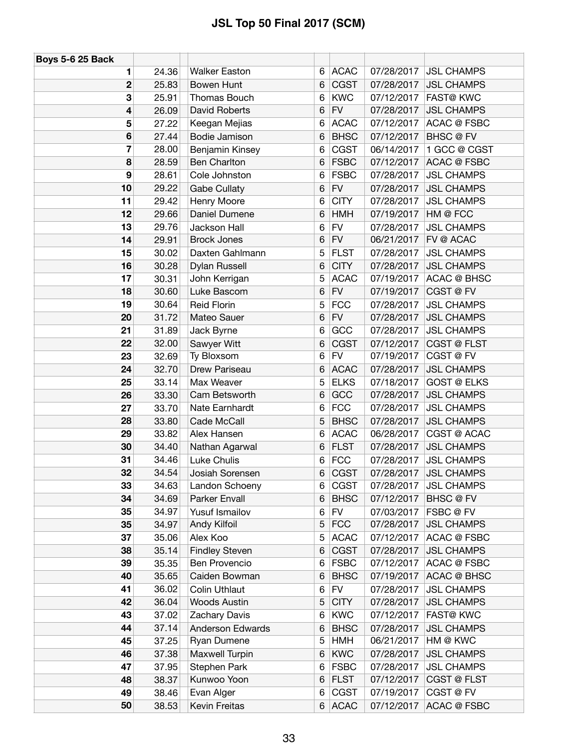# JSL Top 50 Final 2017 (SCM)

| Boys 5-6 25 Back | | | | | | | |
|---|---|---|---|---|---|---|---|
| 1 | 24.36 | | Walker Easton | 6 | ACAC | 07/28/2017 | JSL CHAMPS |
| 2 | 25.83 | | Bowen Hunt | 6 | CGST | 07/28/2017 | JSL CHAMPS |
| 3 | 25.91 | | Thomas Bouch | 6 | KWC | 07/12/2017 | FAST@ KWC |
| 4 | 26.09 | | David Roberts | 6 | FV | 07/28/2017 | JSL CHAMPS |
| 5 | 27.22 | | Keegan Mejias | 6 | ACAC | 07/12/2017 | ACAC @ FSBC |
| 6 | 27.44 | | Bodie Jamison | 6 | BHSC | 07/12/2017 | BHSC @ FV |
| 7 | 28.00 | | Benjamin Kinsey | 6 | CGST | 06/14/2017 | 1 GCC @ CGST |
| 8 | 28.59 | | Ben Charlton | 6 | FSBC | 07/12/2017 | ACAC @ FSBC |
| 9 | 28.61 | | Cole Johnston | 6 | FSBC | 07/28/2017 | JSL CHAMPS |
| 10 | 29.22 | | Gabe Cullaty | 6 | FV | 07/28/2017 | JSL CHAMPS |
| 11 | 29.42 | | Henry Moore | 6 | CITY | 07/28/2017 | JSL CHAMPS |
| 12 | 29.66 | | Daniel Dumene | 6 | HMH | 07/19/2017 | HM @ FCC |
| 13 | 29.76 | | Jackson Hall | 6 | FV | 07/28/2017 | JSL CHAMPS |
| 14 | 29.91 | | Brock Jones | 6 | FV | 06/21/2017 | FV @ ACAC |
| 15 | 30.02 | | Daxten Gahlmann | 5 | FLST | 07/28/2017 | JSL CHAMPS |
| 16 | 30.28 | | Dylan Russell | 6 | CITY | 07/28/2017 | JSL CHAMPS |
| 17 | 30.31 | | John Kerrigan | 5 | ACAC | 07/19/2017 | ACAC @ BHSC |
| 18 | 30.60 | | Luke Bascom | 6 | FV | 07/19/2017 | CGST @ FV |
| 19 | 30.64 | | Reid Florin | 5 | FCC | 07/28/2017 | JSL CHAMPS |
| 20 | 31.72 | | Mateo Sauer | 6 | FV | 07/28/2017 | JSL CHAMPS |
| 21 | 31.89 | | Jack Byrne | 6 | GCC | 07/28/2017 | JSL CHAMPS |
| 22 | 32.00 | | Sawyer Witt | 6 | CGST | 07/12/2017 | CGST @ FLST |
| 23 | 32.69 | | Ty Bloxsom | 6 | FV | 07/19/2017 | CGST @ FV |
| 24 | 32.70 | | Drew Pariseau | 6 | ACAC | 07/28/2017 | JSL CHAMPS |
| 25 | 33.14 | | Max Weaver | 5 | ELKS | 07/18/2017 | GOST @ ELKS |
| 26 | 33.30 | | Cam Betsworth | 6 | GCC | 07/28/2017 | JSL CHAMPS |
| 27 | 33.70 | | Nate Earnhardt | 6 | FCC | 07/28/2017 | JSL CHAMPS |
| 28 | 33.80 | | Cade McCall | 5 | BHSC | 07/28/2017 | JSL CHAMPS |
| 29 | 33.82 | | Alex Hansen | 6 | ACAC | 06/28/2017 | CGST @ ACAC |
| 30 | 34.40 | | Nathan Agarwal | 6 | FLST | 07/28/2017 | JSL CHAMPS |
| 31 | 34.46 | | Luke Chulis | 6 | FCC | 07/28/2017 | JSL CHAMPS |
| 32 | 34.54 | | Josiah Sorensen | 6 | CGST | 07/28/2017 | JSL CHAMPS |
| 33 | 34.63 | | Landon Schoeny | 6 | CGST | 07/28/2017 | JSL CHAMPS |
| 34 | 34.69 | | Parker Envall | 6 | BHSC | 07/12/2017 | BHSC @ FV |
| 35 | 34.97 | | Yusuf Ismailov | 6 | FV | 07/03/2017 | FSBC @ FV |
| 35 | 34.97 | | Andy Kilfoil | 5 | FCC | 07/28/2017 | JSL CHAMPS |
| 37 | 35.06 | | Alex Koo | 5 | ACAC | 07/12/2017 | ACAC @ FSBC |
| 38 | 35.14 | | Findley Steven | 6 | CGST | 07/28/2017 | JSL CHAMPS |
| 39 | 35.35 | | Ben Provencio | 6 | FSBC | 07/12/2017 | ACAC @ FSBC |
| 40 | 35.65 | | Caiden Bowman | 6 | BHSC | 07/19/2017 | ACAC @ BHSC |
| 41 | 36.02 | | Colin Uthlaut | 6 | FV | 07/28/2017 | JSL CHAMPS |
| 42 | 36.04 | | Woods Austin | 5 | CITY | 07/28/2017 | JSL CHAMPS |
| 43 | 37.02 | | Zachary Davis | 6 | KWC | 07/12/2017 | FAST@ KWC |
| 44 | 37.14 | | Anderson Edwards | 6 | BHSC | 07/28/2017 | JSL CHAMPS |
| 45 | 37.25 | | Ryan Dumene | 5 | HMH | 06/21/2017 | HM @ KWC |
| 46 | 37.38 | | Maxwell Turpin | 6 | KWC | 07/28/2017 | JSL CHAMPS |
| 47 | 37.95 | | Stephen Park | 6 | FSBC | 07/28/2017 | JSL CHAMPS |
| 48 | 38.37 | | Kunwoo Yoon | 6 | FLST | 07/12/2017 | CGST @ FLST |
| 49 | 38.46 | | Evan Alger | 6 | CGST | 07/19/2017 | CGST @ FV |
| 50 | 38.53 | | Kevin Freitas | 6 | ACAC | 07/12/2017 | ACAC @ FSBC |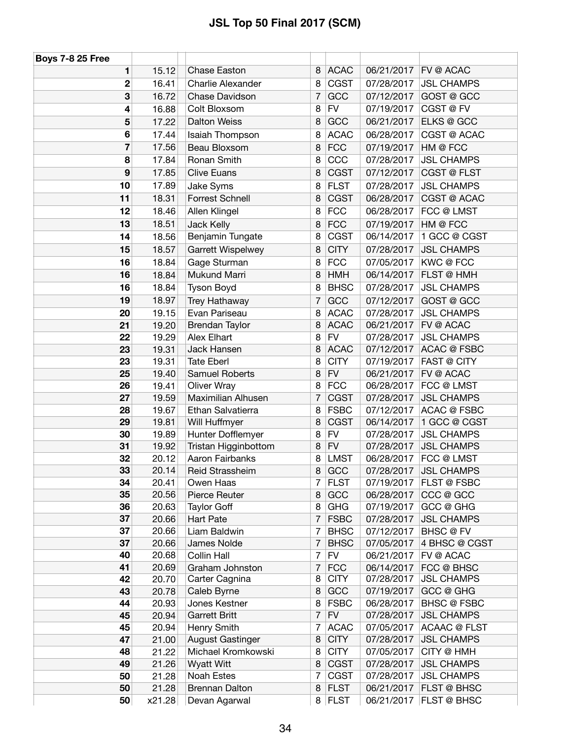# JSL Top 50 Final 2017 (SCM)

| Boys 7-8 25 Free | | | | | | |
|---|---|---|---|---|---|---|
| 1 | 15.12 | Chase Easton | 8 | ACAC | 06/21/2017 | FV @ ACAC |
| 2 | 16.41 | Charlie Alexander | 8 | CGST | 07/28/2017 | JSL CHAMPS |
| 3 | 16.72 | Chase Davidson | 7 | GCC | 07/12/2017 | GOST @ GCC |
| 4 | 16.88 | Colt Bloxsom | 8 | FV | 07/19/2017 | CGST @ FV |
| 5 | 17.22 | Dalton Weiss | 8 | GCC | 06/21/2017 | ELKS @ GCC |
| 6 | 17.44 | Isaiah Thompson | 8 | ACAC | 06/28/2017 | CGST @ ACAC |
| 7 | 17.56 | Beau Bloxsom | 8 | FCC | 07/19/2017 | HM @ FCC |
| 8 | 17.84 | Ronan Smith | 8 | CCC | 07/28/2017 | JSL CHAMPS |
| 9 | 17.85 | Clive Euans | 8 | CGST | 07/12/2017 | CGST @ FLST |
| 10 | 17.89 | Jake Syms | 8 | FLST | 07/28/2017 | JSL CHAMPS |
| 11 | 18.31 | Forrest Schnell | 8 | CGST | 06/28/2017 | CGST @ ACAC |
| 12 | 18.46 | Allen Klingel | 8 | FCC | 06/28/2017 | FCC @ LMST |
| 13 | 18.51 | Jack Kelly | 8 | FCC | 07/19/2017 | HM @ FCC |
| 14 | 18.56 | Benjamin Tungate | 8 | CGST | 06/14/2017 | 1 GCC @ CGST |
| 15 | 18.57 | Garrett Wispelwey | 8 | CITY | 07/28/2017 | JSL CHAMPS |
| 16 | 18.84 | Gage Sturman | 8 | FCC | 07/05/2017 | KWC @ FCC |
| 16 | 18.84 | Mukund Marri | 8 | HMH | 06/14/2017 | FLST @ HMH |
| 16 | 18.84 | Tyson Boyd | 8 | BHSC | 07/28/2017 | JSL CHAMPS |
| 19 | 18.97 | Trey Hathaway | 7 | GCC | 07/12/2017 | GOST @ GCC |
| 20 | 19.15 | Evan Pariseau | 8 | ACAC | 07/28/2017 | JSL CHAMPS |
| 21 | 19.20 | Brendan Taylor | 8 | ACAC | 06/21/2017 | FV @ ACAC |
| 22 | 19.29 | Alex Elhart | 8 | FV | 07/28/2017 | JSL CHAMPS |
| 23 | 19.31 | Jack Hansen | 8 | ACAC | 07/12/2017 | ACAC @ FSBC |
| 23 | 19.31 | Tate Eberl | 8 | CITY | 07/19/2017 | FAST @ CITY |
| 25 | 19.40 | Samuel Roberts | 8 | FV | 06/21/2017 | FV @ ACAC |
| 26 | 19.41 | Oliver Wray | 8 | FCC | 06/28/2017 | FCC @ LMST |
| 27 | 19.59 | Maximilian Alhusen | 7 | CGST | 07/28/2017 | JSL CHAMPS |
| 28 | 19.67 | Ethan Salvatierra | 8 | FSBC | 07/12/2017 | ACAC @ FSBC |
| 29 | 19.81 | Will Huffmyer | 8 | CGST | 06/14/2017 | 1 GCC @ CGST |
| 30 | 19.89 | Hunter Dofflemyer | 8 | FV | 07/28/2017 | JSL CHAMPS |
| 31 | 19.92 | Tristan Higginbottom | 8 | FV | 07/28/2017 | JSL CHAMPS |
| 32 | 20.12 | Aaron Fairbanks | 8 | LMST | 06/28/2017 | FCC @ LMST |
| 33 | 20.14 | Reid Strassheim | 8 | GCC | 07/28/2017 | JSL CHAMPS |
| 34 | 20.41 | Owen Haas | 7 | FLST | 07/19/2017 | FLST @ FSBC |
| 35 | 20.56 | Pierce Reuter | 8 | GCC | 06/28/2017 | CCC @ GCC |
| 36 | 20.63 | Taylor Goff | 8 | GHG | 07/19/2017 | GCC @ GHG |
| 37 | 20.66 | Hart Pate | 7 | FSBC | 07/28/2017 | JSL CHAMPS |
| 37 | 20.66 | Liam Baldwin | 7 | BHSC | 07/12/2017 | BHSC @ FV |
| 37 | 20.66 | James Nolde | 7 | BHSC | 07/05/2017 | 4 BHSC @ CGST |
| 40 | 20.68 | Collin Hall | 7 | FV | 06/21/2017 | FV @ ACAC |
| 41 | 20.69 | Graham Johnston | 7 | FCC | 06/14/2017 | FCC @ BHSC |
| 42 | 20.70 | Carter Cagnina | 8 | CITY | 07/28/2017 | JSL CHAMPS |
| 43 | 20.78 | Caleb Byrne | 8 | GCC | 07/19/2017 | GCC @ GHG |
| 44 | 20.93 | Jones Kestner | 8 | FSBC | 06/28/2017 | BHSC @ FSBC |
| 45 | 20.94 | Garrett Britt | 7 | FV | 07/28/2017 | JSL CHAMPS |
| 45 | 20.94 | Henry Smith | 7 | ACAC | 07/05/2017 | ACAAC @ FLST |
| 47 | 21.00 | August Gastinger | 8 | CITY | 07/28/2017 | JSL CHAMPS |
| 48 | 21.22 | Michael Kromkowski | 8 | CITY | 07/05/2017 | CITY @ HMH |
| 49 | 21.26 | Wyatt Witt | 8 | CGST | 07/28/2017 | JSL CHAMPS |
| 50 | 21.28 | Noah Estes | 7 | CGST | 07/28/2017 | JSL CHAMPS |
| 50 | 21.28 | Brennan Dalton | 8 | FLST | 06/21/2017 | FLST @ BHSC |
| 50 | x21.28 | Devan Agarwal | 8 | FLST | 06/21/2017 | FLST @ BHSC |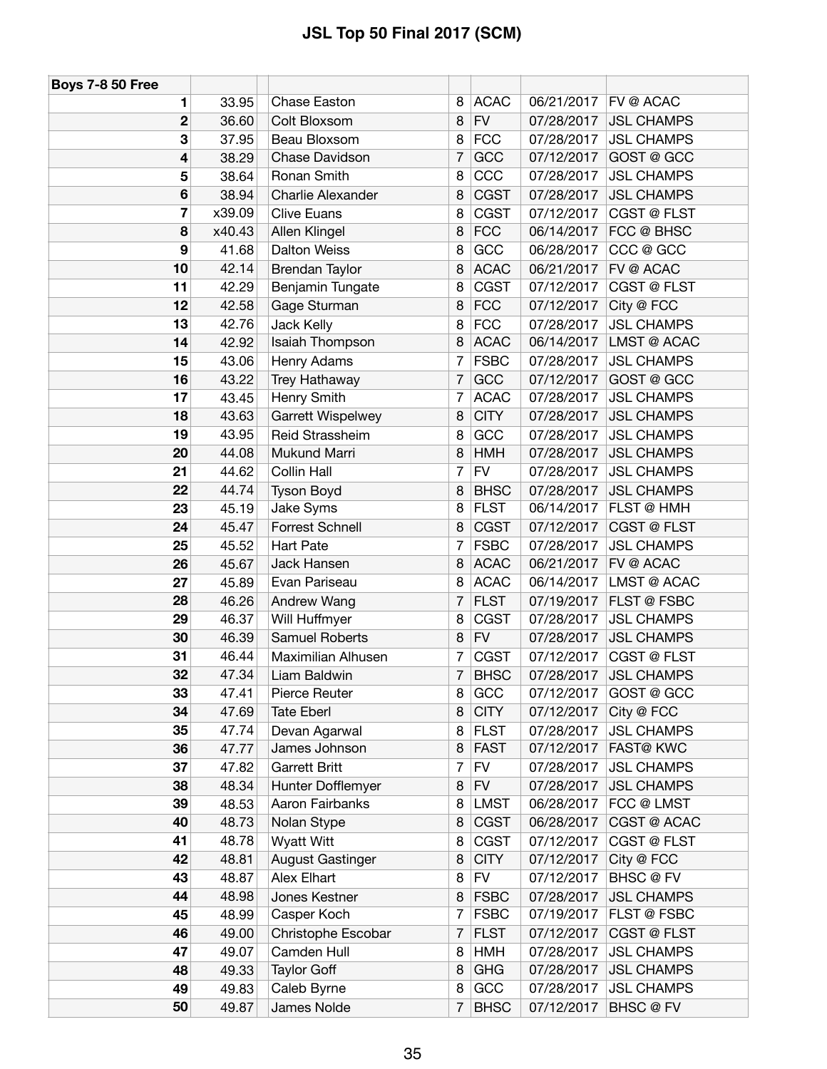# JSL Top 50 Final 2017 (SCM)

| Boys 7-8 50 Free | | | | | | |
|---|---|---|---|---|---|---|
| 1 | 33.95 | Chase Easton | 8 | ACAC | 06/21/2017 | FV @ ACAC |
| 2 | 36.60 | Colt Bloxsom | 8 | FV | 07/28/2017 | JSL CHAMPS |
| 3 | 37.95 | Beau Bloxsom | 8 | FCC | 07/28/2017 | JSL CHAMPS |
| 4 | 38.29 | Chase Davidson | 7 | GCC | 07/12/2017 | GOST @ GCC |
| 5 | 38.64 | Ronan Smith | 8 | CCC | 07/28/2017 | JSL CHAMPS |
| 6 | 38.94 | Charlie Alexander | 8 | CGST | 07/28/2017 | JSL CHAMPS |
| 7 | x39.09 | Clive Euans | 8 | CGST | 07/12/2017 | CGST @ FLST |
| 8 | x40.43 | Allen Klingel | 8 | FCC | 06/14/2017 | FCC @ BHSC |
| 9 | 41.68 | Dalton Weiss | 8 | GCC | 06/28/2017 | CCC @ GCC |
| 10 | 42.14 | Brendan Taylor | 8 | ACAC | 06/21/2017 | FV @ ACAC |
| 11 | 42.29 | Benjamin Tungate | 8 | CGST | 07/12/2017 | CGST @ FLST |
| 12 | 42.58 | Gage Sturman | 8 | FCC | 07/12/2017 | City @ FCC |
| 13 | 42.76 | Jack Kelly | 8 | FCC | 07/28/2017 | JSL CHAMPS |
| 14 | 42.92 | Isaiah Thompson | 8 | ACAC | 06/14/2017 | LMST @ ACAC |
| 15 | 43.06 | Henry Adams | 7 | FSBC | 07/28/2017 | JSL CHAMPS |
| 16 | 43.22 | Trey Hathaway | 7 | GCC | 07/12/2017 | GOST @ GCC |
| 17 | 43.45 | Henry Smith | 7 | ACAC | 07/28/2017 | JSL CHAMPS |
| 18 | 43.63 | Garrett Wispelwey | 8 | CITY | 07/28/2017 | JSL CHAMPS |
| 19 | 43.95 | Reid Strassheim | 8 | GCC | 07/28/2017 | JSL CHAMPS |
| 20 | 44.08 | Mukund Marri | 8 | HMH | 07/28/2017 | JSL CHAMPS |
| 21 | 44.62 | Collin Hall | 7 | FV | 07/28/2017 | JSL CHAMPS |
| 22 | 44.74 | Tyson Boyd | 8 | BHSC | 07/28/2017 | JSL CHAMPS |
| 23 | 45.19 | Jake Syms | 8 | FLST | 06/14/2017 | FLST @ HMH |
| 24 | 45.47 | Forrest Schnell | 8 | CGST | 07/12/2017 | CGST @ FLST |
| 25 | 45.52 | Hart Pate | 7 | FSBC | 07/28/2017 | JSL CHAMPS |
| 26 | 45.67 | Jack Hansen | 8 | ACAC | 06/21/2017 | FV @ ACAC |
| 27 | 45.89 | Evan Pariseau | 8 | ACAC | 06/14/2017 | LMST @ ACAC |
| 28 | 46.26 | Andrew Wang | 7 | FLST | 07/19/2017 | FLST @ FSBC |
| 29 | 46.37 | Will Huffmyer | 8 | CGST | 07/28/2017 | JSL CHAMPS |
| 30 | 46.39 | Samuel Roberts | 8 | FV | 07/28/2017 | JSL CHAMPS |
| 31 | 46.44 | Maximilian Alhusen | 7 | CGST | 07/12/2017 | CGST @ FLST |
| 32 | 47.34 | Liam Baldwin | 7 | BHSC | 07/28/2017 | JSL CHAMPS |
| 33 | 47.41 | Pierce Reuter | 8 | GCC | 07/12/2017 | GOST @ GCC |
| 34 | 47.69 | Tate Eberl | 8 | CITY | 07/12/2017 | City @ FCC |
| 35 | 47.74 | Devan Agarwal | 8 | FLST | 07/28/2017 | JSL CHAMPS |
| 36 | 47.77 | James Johnson | 8 | FAST | 07/12/2017 | FAST@ KWC |
| 37 | 47.82 | Garrett Britt | 7 | FV | 07/28/2017 | JSL CHAMPS |
| 38 | 48.34 | Hunter Dofflemyer | 8 | FV | 07/28/2017 | JSL CHAMPS |
| 39 | 48.53 | Aaron Fairbanks | 8 | LMST | 06/28/2017 | FCC @ LMST |
| 40 | 48.73 | Nolan Stype | 8 | CGST | 06/28/2017 | CGST @ ACAC |
| 41 | 48.78 | Wyatt Witt | 8 | CGST | 07/12/2017 | CGST @ FLST |
| 42 | 48.81 | August Gastinger | 8 | CITY | 07/12/2017 | City @ FCC |
| 43 | 48.87 | Alex Elhart | 8 | FV | 07/12/2017 | BHSC @ FV |
| 44 | 48.98 | Jones Kestner | 8 | FSBC | 07/28/2017 | JSL CHAMPS |
| 45 | 48.99 | Casper Koch | 7 | FSBC | 07/19/2017 | FLST @ FSBC |
| 46 | 49.00 | Christophe Escobar | 7 | FLST | 07/12/2017 | CGST @ FLST |
| 47 | 49.07 | Camden Hull | 8 | HMH | 07/28/2017 | JSL CHAMPS |
| 48 | 49.33 | Taylor Goff | 8 | GHG | 07/28/2017 | JSL CHAMPS |
| 49 | 49.83 | Caleb Byrne | 8 | GCC | 07/28/2017 | JSL CHAMPS |
| 50 | 49.87 | James Nolde | 7 | BHSC | 07/12/2017 | BHSC @ FV |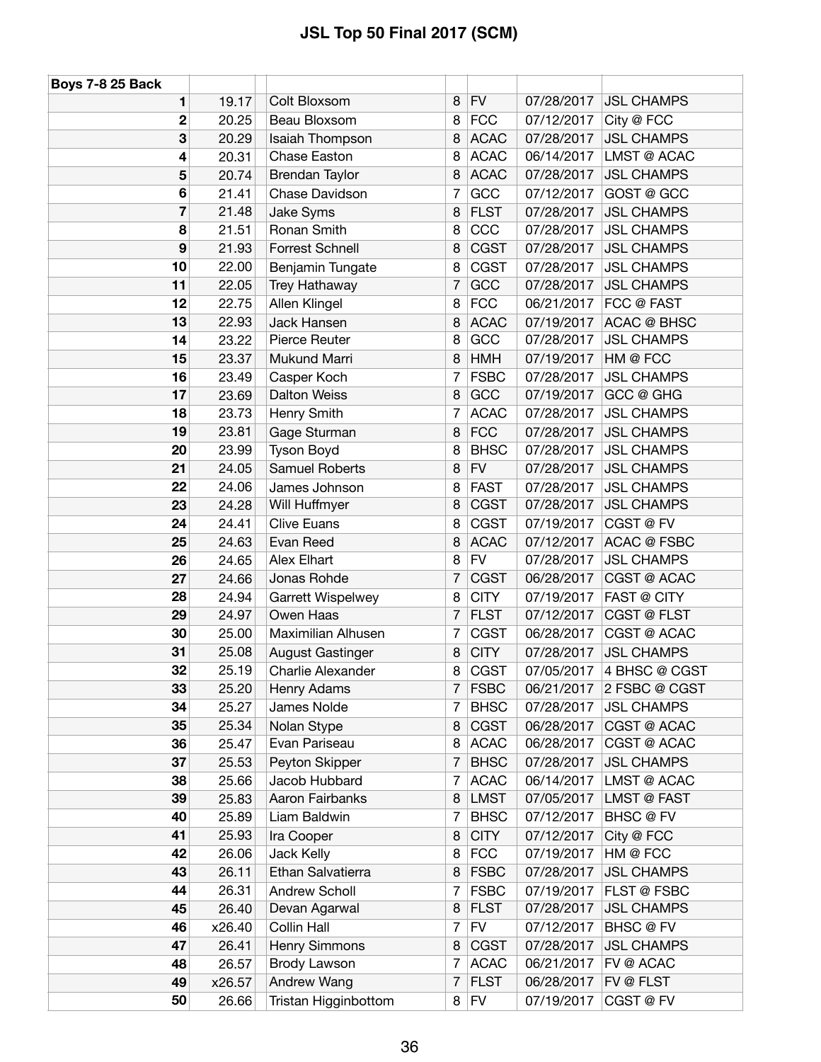# JSL Top 50 Final 2017 (SCM)

| Boys 7-8 25 Back | | | | | | | |
|---|---|---|---|---|---|---|---|
| 1 | 19.17 | | Colt Bloxsom | 8 | FV | 07/28/2017 | JSL CHAMPS |
| 2 | 20.25 | | Beau Bloxsom | 8 | FCC | 07/12/2017 | City @ FCC |
| 3 | 20.29 | | Isaiah Thompson | 8 | ACAC | 07/28/2017 | JSL CHAMPS |
| 4 | 20.31 | | Chase Easton | 8 | ACAC | 06/14/2017 | LMST @ ACAC |
| 5 | 20.74 | | Brendan Taylor | 8 | ACAC | 07/28/2017 | JSL CHAMPS |
| 6 | 21.41 | | Chase Davidson | 7 | GCC | 07/12/2017 | GOST @ GCC |
| 7 | 21.48 | | Jake Syms | 8 | FLST | 07/28/2017 | JSL CHAMPS |
| 8 | 21.51 | | Ronan Smith | 8 | CCC | 07/28/2017 | JSL CHAMPS |
| 9 | 21.93 | | Forrest Schnell | 8 | CGST | 07/28/2017 | JSL CHAMPS |
| 10 | 22.00 | | Benjamin Tungate | 8 | CGST | 07/28/2017 | JSL CHAMPS |
| 11 | 22.05 | | Trey Hathaway | 7 | GCC | 07/28/2017 | JSL CHAMPS |
| 12 | 22.75 | | Allen Klingel | 8 | FCC | 06/21/2017 | FCC @ FAST |
| 13 | 22.93 | | Jack Hansen | 8 | ACAC | 07/19/2017 | ACAC @ BHSC |
| 14 | 23.22 | | Pierce Reuter | 8 | GCC | 07/28/2017 | JSL CHAMPS |
| 15 | 23.37 | | Mukund Marri | 8 | HMH | 07/19/2017 | HM @ FCC |
| 16 | 23.49 | | Casper Koch | 7 | FSBC | 07/28/2017 | JSL CHAMPS |
| 17 | 23.69 | | Dalton Weiss | 8 | GCC | 07/19/2017 | GCC @ GHG |
| 18 | 23.73 | | Henry Smith | 7 | ACAC | 07/28/2017 | JSL CHAMPS |
| 19 | 23.81 | | Gage Sturman | 8 | FCC | 07/28/2017 | JSL CHAMPS |
| 20 | 23.99 | | Tyson Boyd | 8 | BHSC | 07/28/2017 | JSL CHAMPS |
| 21 | 24.05 | | Samuel Roberts | 8 | FV | 07/28/2017 | JSL CHAMPS |
| 22 | 24.06 | | James Johnson | 8 | FAST | 07/28/2017 | JSL CHAMPS |
| 23 | 24.28 | | Will Huffmyer | 8 | CGST | 07/28/2017 | JSL CHAMPS |
| 24 | 24.41 | | Clive Euans | 8 | CGST | 07/19/2017 | CGST @ FV |
| 25 | 24.63 | | Evan Reed | 8 | ACAC | 07/12/2017 | ACAC @ FSBC |
| 26 | 24.65 | | Alex Elhart | 8 | FV | 07/28/2017 | JSL CHAMPS |
| 27 | 24.66 | | Jonas Rohde | 7 | CGST | 06/28/2017 | CGST @ ACAC |
| 28 | 24.94 | | Garrett Wispelwey | 8 | CITY | 07/19/2017 | FAST @ CITY |
| 29 | 24.97 | | Owen Haas | 7 | FLST | 07/12/2017 | CGST @ FLST |
| 30 | 25.00 | | Maximilian Alhusen | 7 | CGST | 06/28/2017 | CGST @ ACAC |
| 31 | 25.08 | | August Gastinger | 8 | CITY | 07/28/2017 | JSL CHAMPS |
| 32 | 25.19 | | Charlie Alexander | 8 | CGST | 07/05/2017 | 4 BHSC @ CGST |
| 33 | 25.20 | | Henry Adams | 7 | FSBC | 06/21/2017 | 2 FSBC @ CGST |
| 34 | 25.27 | | James Nolde | 7 | BHSC | 07/28/2017 | JSL CHAMPS |
| 35 | 25.34 | | Nolan Stype | 8 | CGST | 06/28/2017 | CGST @ ACAC |
| 36 | 25.47 | | Evan Pariseau | 8 | ACAC | 06/28/2017 | CGST @ ACAC |
| 37 | 25.53 | | Peyton Skipper | 7 | BHSC | 07/28/2017 | JSL CHAMPS |
| 38 | 25.66 | | Jacob Hubbard | 7 | ACAC | 06/14/2017 | LMST @ ACAC |
| 39 | 25.83 | | Aaron Fairbanks | 8 | LMST | 07/05/2017 | LMST @ FAST |
| 40 | 25.89 | | Liam Baldwin | 7 | BHSC | 07/12/2017 | BHSC @ FV |
| 41 | 25.93 | | Ira Cooper | 8 | CITY | 07/12/2017 | City @ FCC |
| 42 | 26.06 | | Jack Kelly | 8 | FCC | 07/19/2017 | HM @ FCC |
| 43 | 26.11 | | Ethan Salvatierra | 8 | FSBC | 07/28/2017 | JSL CHAMPS |
| 44 | 26.31 | | Andrew Scholl | 7 | FSBC | 07/19/2017 | FLST @ FSBC |
| 45 | 26.40 | | Devan Agarwal | 8 | FLST | 07/28/2017 | JSL CHAMPS |
| 46 | x26.40 | | Collin Hall | 7 | FV | 07/12/2017 | BHSC @ FV |
| 47 | 26.41 | | Henry Simmons | 8 | CGST | 07/28/2017 | JSL CHAMPS |
| 48 | 26.57 | | Brody Lawson | 7 | ACAC | 06/21/2017 | FV @ ACAC |
| 49 | x26.57 | | Andrew Wang | 7 | FLST | 06/28/2017 | FV @ FLST |
| 50 | 26.66 | | Tristan Higginbottom | 8 | FV | 07/19/2017 | CGST @ FV |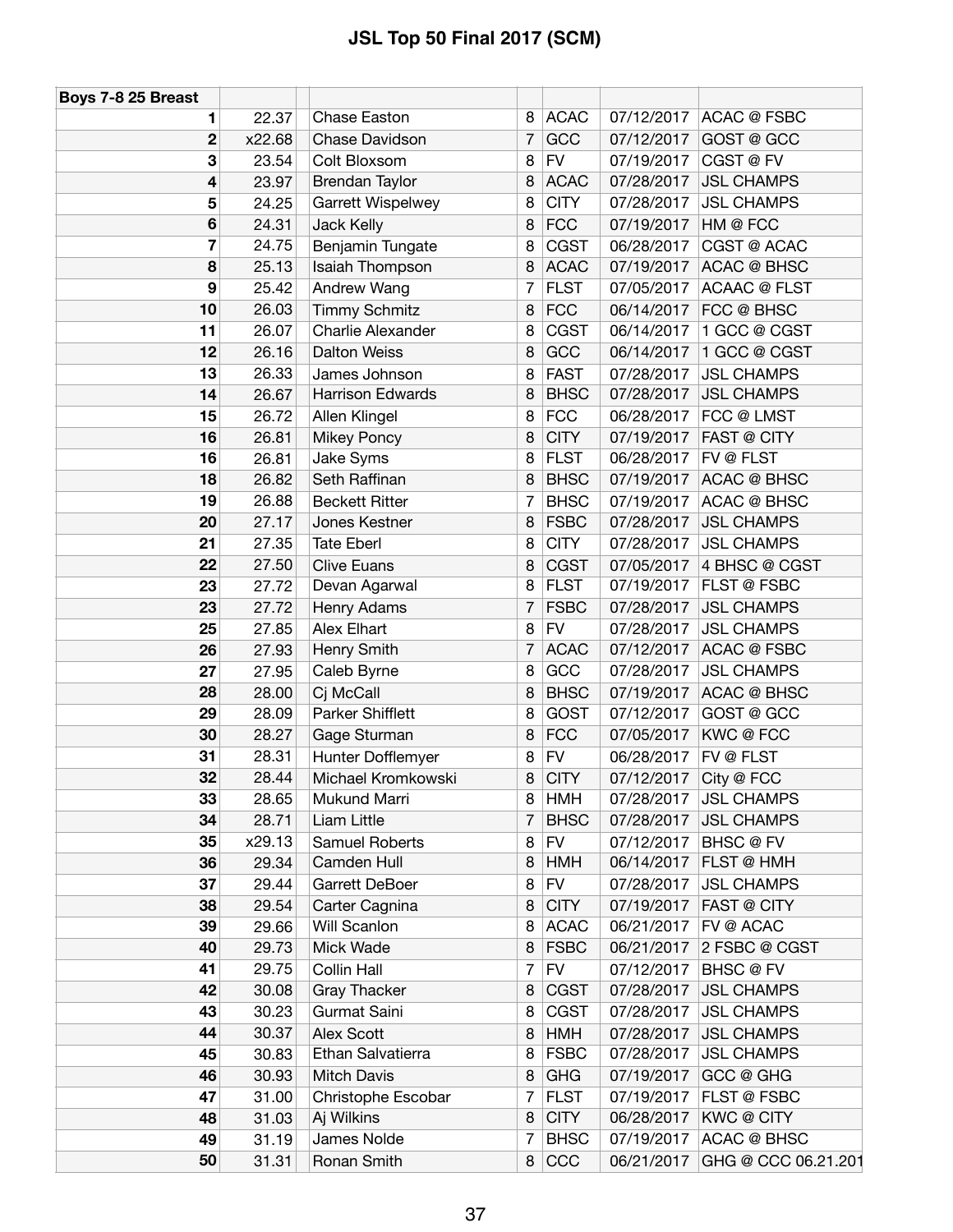# JSL Top 50 Final 2017 (SCM)

| Boys 7-8 25 Breast | | | | | | |
|---|---|---|---|---|---|---|
| 1 | 22.37 | Chase Easton | 8 | ACAC | 07/12/2017 | ACAC @ FSBC |
| 2 | x22.68 | Chase Davidson | 7 | GCC | 07/12/2017 | GOST @ GCC |
| 3 | 23.54 | Colt Bloxsom | 8 | FV | 07/19/2017 | CGST @ FV |
| 4 | 23.97 | Brendan Taylor | 8 | ACAC | 07/28/2017 | JSL CHAMPS |
| 5 | 24.25 | Garrett Wispelwey | 8 | CITY | 07/28/2017 | JSL CHAMPS |
| 6 | 24.31 | Jack Kelly | 8 | FCC | 07/19/2017 | HM @ FCC |
| 7 | 24.75 | Benjamin Tungate | 8 | CGST | 06/28/2017 | CGST @ ACAC |
| 8 | 25.13 | Isaiah Thompson | 8 | ACAC | 07/19/2017 | ACAC @ BHSC |
| 9 | 25.42 | Andrew Wang | 7 | FLST | 07/05/2017 | ACAAC @ FLST |
| 10 | 26.03 | Timmy Schmitz | 8 | FCC | 06/14/2017 | FCC @ BHSC |
| 11 | 26.07 | Charlie Alexander | 8 | CGST | 06/14/2017 | 1 GCC @ CGST |
| 12 | 26.16 | Dalton Weiss | 8 | GCC | 06/14/2017 | 1 GCC @ CGST |
| 13 | 26.33 | James Johnson | 8 | FAST | 07/28/2017 | JSL CHAMPS |
| 14 | 26.67 | Harrison Edwards | 8 | BHSC | 07/28/2017 | JSL CHAMPS |
| 15 | 26.72 | Allen Klingel | 8 | FCC | 06/28/2017 | FCC @ LMST |
| 16 | 26.81 | Mikey Poncy | 8 | CITY | 07/19/2017 | FAST @ CITY |
| 16 | 26.81 | Jake Syms | 8 | FLST | 06/28/2017 | FV @ FLST |
| 18 | 26.82 | Seth Raffinan | 8 | BHSC | 07/19/2017 | ACAC @ BHSC |
| 19 | 26.88 | Beckett Ritter | 7 | BHSC | 07/19/2017 | ACAC @ BHSC |
| 20 | 27.17 | Jones Kestner | 8 | FSBC | 07/28/2017 | JSL CHAMPS |
| 21 | 27.35 | Tate Eberl | 8 | CITY | 07/28/2017 | JSL CHAMPS |
| 22 | 27.50 | Clive Euans | 8 | CGST | 07/05/2017 | 4 BHSC @ CGST |
| 23 | 27.72 | Devan Agarwal | 8 | FLST | 07/19/2017 | FLST @ FSBC |
| 23 | 27.72 | Henry Adams | 7 | FSBC | 07/28/2017 | JSL CHAMPS |
| 25 | 27.85 | Alex Elhart | 8 | FV | 07/28/2017 | JSL CHAMPS |
| 26 | 27.93 | Henry Smith | 7 | ACAC | 07/12/2017 | ACAC @ FSBC |
| 27 | 27.95 | Caleb Byrne | 8 | GCC | 07/28/2017 | JSL CHAMPS |
| 28 | 28.00 | Cj McCall | 8 | BHSC | 07/19/2017 | ACAC @ BHSC |
| 29 | 28.09 | Parker Shifflett | 8 | GOST | 07/12/2017 | GOST @ GCC |
| 30 | 28.27 | Gage Sturman | 8 | FCC | 07/05/2017 | KWC @ FCC |
| 31 | 28.31 | Hunter Dofflemyer | 8 | FV | 06/28/2017 | FV @ FLST |
| 32 | 28.44 | Michael Kromkowski | 8 | CITY | 07/12/2017 | City @ FCC |
| 33 | 28.65 | Mukund Marri | 8 | HMH | 07/28/2017 | JSL CHAMPS |
| 34 | 28.71 | Liam Little | 7 | BHSC | 07/28/2017 | JSL CHAMPS |
| 35 | x29.13 | Samuel Roberts | 8 | FV | 07/12/2017 | BHSC @ FV |
| 36 | 29.34 | Camden Hull | 8 | HMH | 06/14/2017 | FLST @ HMH |
| 37 | 29.44 | Garrett DeBoer | 8 | FV | 07/28/2017 | JSL CHAMPS |
| 38 | 29.54 | Carter Cagnina | 8 | CITY | 07/19/2017 | FAST @ CITY |
| 39 | 29.66 | Will Scanlon | 8 | ACAC | 06/21/2017 | FV @ ACAC |
| 40 | 29.73 | Mick Wade | 8 | FSBC | 06/21/2017 | 2 FSBC @ CGST |
| 41 | 29.75 | Collin Hall | 7 | FV | 07/12/2017 | BHSC @ FV |
| 42 | 30.08 | Gray Thacker | 8 | CGST | 07/28/2017 | JSL CHAMPS |
| 43 | 30.23 | Gurmat Saini | 8 | CGST | 07/28/2017 | JSL CHAMPS |
| 44 | 30.37 | Alex Scott | 8 | HMH | 07/28/2017 | JSL CHAMPS |
| 45 | 30.83 | Ethan Salvatierra | 8 | FSBC | 07/28/2017 | JSL CHAMPS |
| 46 | 30.93 | Mitch Davis | 8 | GHG | 07/19/2017 | GCC @ GHG |
| 47 | 31.00 | Christophe Escobar | 7 | FLST | 07/19/2017 | FLST @ FSBC |
| 48 | 31.03 | Aj Wilkins | 8 | CITY | 06/28/2017 | KWC @ CITY |
| 49 | 31.19 | James Nolde | 7 | BHSC | 07/19/2017 | ACAC @ BHSC |
| 50 | 31.31 | Ronan Smith | 8 | CCC | 06/21/2017 | GHG @ CCC 06.21.201 |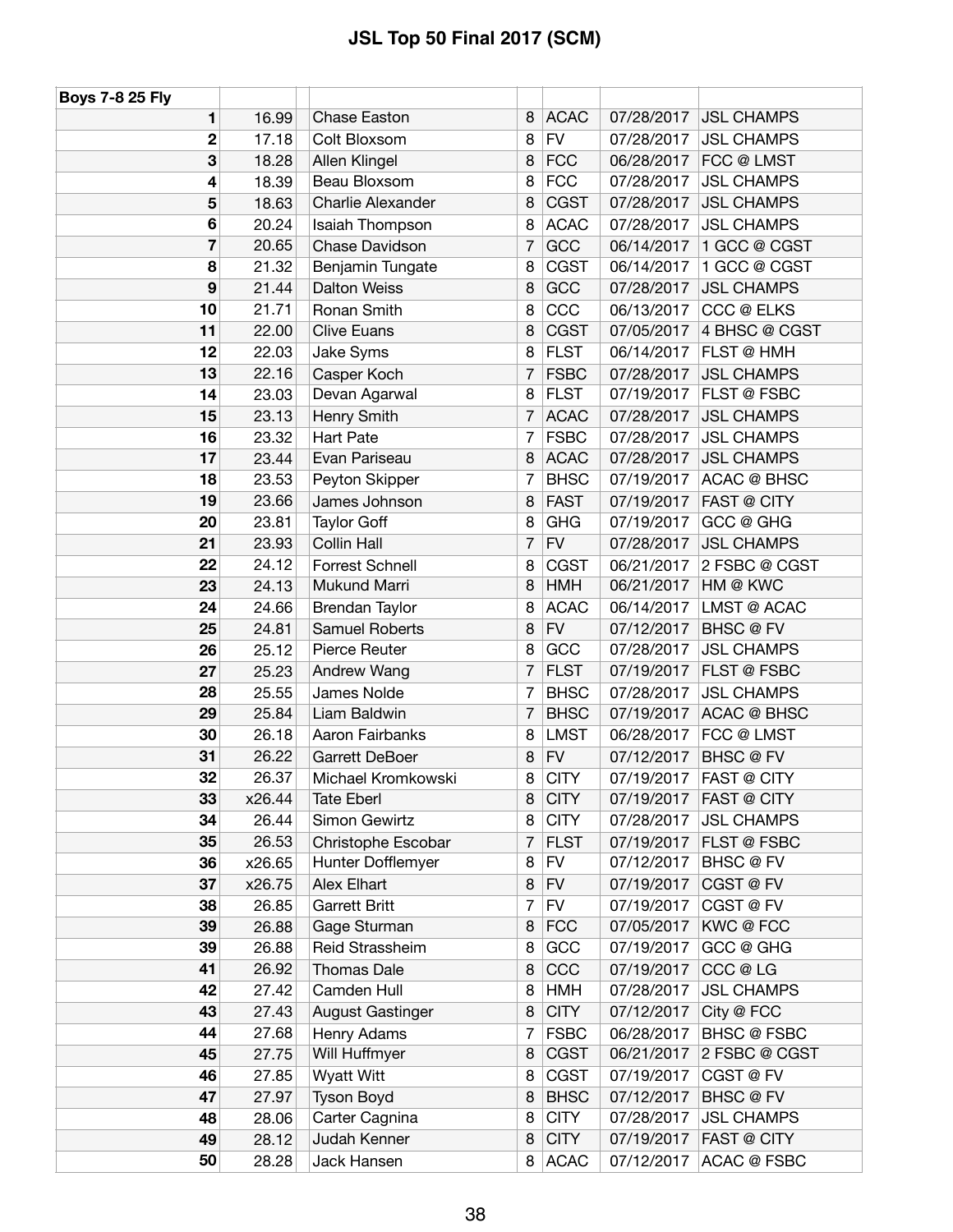# JSL Top 50 Final 2017 (SCM)

| Boys 7-8 25 Fly | | | | | | |
|---|---|---|---|---|---|---|
| 1 | 16.99 | Chase Easton | 8 | ACAC | 07/28/2017 | JSL CHAMPS |
| 2 | 17.18 | Colt Bloxsom | 8 | FV | 07/28/2017 | JSL CHAMPS |
| 3 | 18.28 | Allen Klingel | 8 | FCC | 06/28/2017 | FCC @ LMST |
| 4 | 18.39 | Beau Bloxsom | 8 | FCC | 07/28/2017 | JSL CHAMPS |
| 5 | 18.63 | Charlie Alexander | 8 | CGST | 07/28/2017 | JSL CHAMPS |
| 6 | 20.24 | Isaiah Thompson | 8 | ACAC | 07/28/2017 | JSL CHAMPS |
| 7 | 20.65 | Chase Davidson | 7 | GCC | 06/14/2017 | 1 GCC @ CGST |
| 8 | 21.32 | Benjamin Tungate | 8 | CGST | 06/14/2017 | 1 GCC @ CGST |
| 9 | 21.44 | Dalton Weiss | 8 | GCC | 07/28/2017 | JSL CHAMPS |
| 10 | 21.71 | Ronan Smith | 8 | CCC | 06/13/2017 | CCC @ ELKS |
| 11 | 22.00 | Clive Euans | 8 | CGST | 07/05/2017 | 4 BHSC @ CGST |
| 12 | 22.03 | Jake Syms | 8 | FLST | 06/14/2017 | FLST @ HMH |
| 13 | 22.16 | Casper Koch | 7 | FSBC | 07/28/2017 | JSL CHAMPS |
| 14 | 23.03 | Devan Agarwal | 8 | FLST | 07/19/2017 | FLST @ FSBC |
| 15 | 23.13 | Henry Smith | 7 | ACAC | 07/28/2017 | JSL CHAMPS |
| 16 | 23.32 | Hart Pate | 7 | FSBC | 07/28/2017 | JSL CHAMPS |
| 17 | 23.44 | Evan Pariseau | 8 | ACAC | 07/28/2017 | JSL CHAMPS |
| 18 | 23.53 | Peyton Skipper | 7 | BHSC | 07/19/2017 | ACAC @ BHSC |
| 19 | 23.66 | James Johnson | 8 | FAST | 07/19/2017 | FAST @ CITY |
| 20 | 23.81 | Taylor Goff | 8 | GHG | 07/19/2017 | GCC @ GHG |
| 21 | 23.93 | Collin Hall | 7 | FV | 07/28/2017 | JSL CHAMPS |
| 22 | 24.12 | Forrest Schnell | 8 | CGST | 06/21/2017 | 2 FSBC @ CGST |
| 23 | 24.13 | Mukund Marri | 8 | HMH | 06/21/2017 | HM @ KWC |
| 24 | 24.66 | Brendan Taylor | 8 | ACAC | 06/14/2017 | LMST @ ACAC |
| 25 | 24.81 | Samuel Roberts | 8 | FV | 07/12/2017 | BHSC @ FV |
| 26 | 25.12 | Pierce Reuter | 8 | GCC | 07/28/2017 | JSL CHAMPS |
| 27 | 25.23 | Andrew Wang | 7 | FLST | 07/19/2017 | FLST @ FSBC |
| 28 | 25.55 | James Nolde | 7 | BHSC | 07/28/2017 | JSL CHAMPS |
| 29 | 25.84 | Liam Baldwin | 7 | BHSC | 07/19/2017 | ACAC @ BHSC |
| 30 | 26.18 | Aaron Fairbanks | 8 | LMST | 06/28/2017 | FCC @ LMST |
| 31 | 26.22 | Garrett DeBoer | 8 | FV | 07/12/2017 | BHSC @ FV |
| 32 | 26.37 | Michael Kromkowski | 8 | CITY | 07/19/2017 | FAST @ CITY |
| 33 | x26.44 | Tate Eberl | 8 | CITY | 07/19/2017 | FAST @ CITY |
| 34 | 26.44 | Simon Gewirtz | 8 | CITY | 07/28/2017 | JSL CHAMPS |
| 35 | 26.53 | Christophe Escobar | 7 | FLST | 07/19/2017 | FLST @ FSBC |
| 36 | x26.65 | Hunter Dofflemyer | 8 | FV | 07/12/2017 | BHSC @ FV |
| 37 | x26.75 | Alex Elhart | 8 | FV | 07/19/2017 | CGST @ FV |
| 38 | 26.85 | Garrett Britt | 7 | FV | 07/19/2017 | CGST @ FV |
| 39 | 26.88 | Gage Sturman | 8 | FCC | 07/05/2017 | KWC @ FCC |
| 39 | 26.88 | Reid Strassheim | 8 | GCC | 07/19/2017 | GCC @ GHG |
| 41 | 26.92 | Thomas Dale | 8 | CCC | 07/19/2017 | CCC @ LG |
| 42 | 27.42 | Camden Hull | 8 | HMH | 07/28/2017 | JSL CHAMPS |
| 43 | 27.43 | August Gastinger | 8 | CITY | 07/12/2017 | City @ FCC |
| 44 | 27.68 | Henry Adams | 7 | FSBC | 06/28/2017 | BHSC @ FSBC |
| 45 | 27.75 | Will Huffmyer | 8 | CGST | 06/21/2017 | 2 FSBC @ CGST |
| 46 | 27.85 | Wyatt Witt | 8 | CGST | 07/19/2017 | CGST @ FV |
| 47 | 27.97 | Tyson Boyd | 8 | BHSC | 07/12/2017 | BHSC @ FV |
| 48 | 28.06 | Carter Cagnina | 8 | CITY | 07/28/2017 | JSL CHAMPS |
| 49 | 28.12 | Judah Kenner | 8 | CITY | 07/19/2017 | FAST @ CITY |
| 50 | 28.28 | Jack Hansen | 8 | ACAC | 07/12/2017 | ACAC @ FSBC |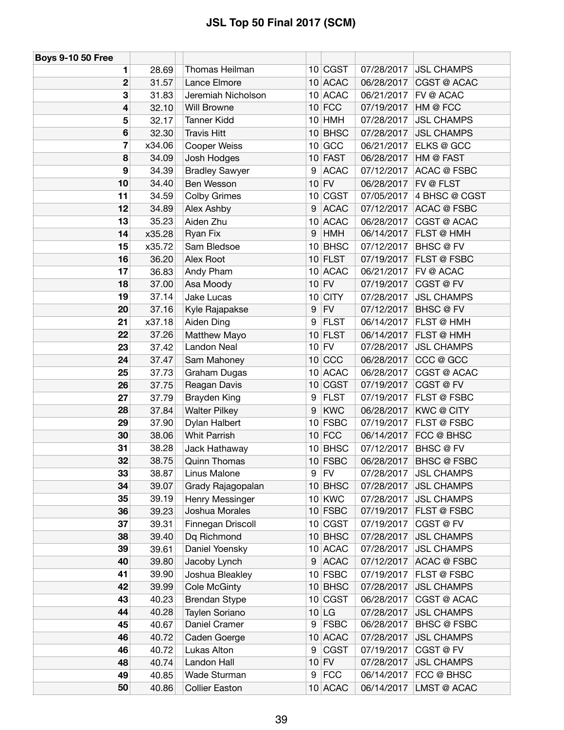# JSL Top 50 Final 2017 (SCM)

| Boys 9-10 50 Free | | | | | | |
|---|---|---|---|---|---|---|
| 1 | 28.69 | Thomas Heilman | 10 | CGST | 07/28/2017 | JSL CHAMPS |
| 2 | 31.57 | Lance Elmore | 10 | ACAC | 06/28/2017 | CGST @ ACAC |
| 3 | 31.83 | Jeremiah Nicholson | 10 | ACAC | 06/21/2017 | FV @ ACAC |
| 4 | 32.10 | Will Browne | 10 | FCC | 07/19/2017 | HM @ FCC |
| 5 | 32.17 | Tanner Kidd | 10 | HMH | 07/28/2017 | JSL CHAMPS |
| 6 | 32.30 | Travis Hitt | 10 | BHSC | 07/28/2017 | JSL CHAMPS |
| 7 | x34.06 | Cooper Weiss | 10 | GCC | 06/21/2017 | ELKS @ GCC |
| 8 | 34.09 | Josh Hodges | 10 | FAST | 06/28/2017 | HM @ FAST |
| 9 | 34.39 | Bradley Sawyer | 9 | ACAC | 07/12/2017 | ACAC @ FSBC |
| 10 | 34.40 | Ben Wesson | 10 | FV | 06/28/2017 | FV @ FLST |
| 11 | 34.59 | Colby Grimes | 10 | CGST | 07/05/2017 | 4 BHSC @ CGST |
| 12 | 34.89 | Alex Ashby | 9 | ACAC | 07/12/2017 | ACAC @ FSBC |
| 13 | 35.23 | Aiden Zhu | 10 | ACAC | 06/28/2017 | CGST @ ACAC |
| 14 | x35.28 | Ryan Fix | 9 | HMH | 06/14/2017 | FLST @ HMH |
| 15 | x35.72 | Sam Bledsoe | 10 | BHSC | 07/12/2017 | BHSC @ FV |
| 16 | 36.20 | Alex Root | 10 | FLST | 07/19/2017 | FLST @ FSBC |
| 17 | 36.83 | Andy Pham | 10 | ACAC | 06/21/2017 | FV @ ACAC |
| 18 | 37.00 | Asa Moody | 10 | FV | 07/19/2017 | CGST @ FV |
| 19 | 37.14 | Jake Lucas | 10 | CITY | 07/28/2017 | JSL CHAMPS |
| 20 | 37.16 | Kyle Rajapakse | 9 | FV | 07/12/2017 | BHSC @ FV |
| 21 | x37.18 | Aiden Ding | 9 | FLST | 06/14/2017 | FLST @ HMH |
| 22 | 37.26 | Matthew Mayo | 10 | FLST | 06/14/2017 | FLST @ HMH |
| 23 | 37.42 | Landon Neal | 10 | FV | 07/28/2017 | JSL CHAMPS |
| 24 | 37.47 | Sam Mahoney | 10 | CCC | 06/28/2017 | CCC @ GCC |
| 25 | 37.73 | Graham Dugas | 10 | ACAC | 06/28/2017 | CGST @ ACAC |
| 26 | 37.75 | Reagan Davis | 10 | CGST | 07/19/2017 | CGST @ FV |
| 27 | 37.79 | Brayden King | 9 | FLST | 07/19/2017 | FLST @ FSBC |
| 28 | 37.84 | Walter Pilkey | 9 | KWC | 06/28/2017 | KWC @ CITY |
| 29 | 37.90 | Dylan Halbert | 10 | FSBC | 07/19/2017 | FLST @ FSBC |
| 30 | 38.06 | Whit Parrish | 10 | FCC | 06/14/2017 | FCC @ BHSC |
| 31 | 38.28 | Jack Hathaway | 10 | BHSC | 07/12/2017 | BHSC @ FV |
| 32 | 38.75 | Quinn Thomas | 10 | FSBC | 06/28/2017 | BHSC @ FSBC |
| 33 | 38.87 | Linus Malone | 9 | FV | 07/28/2017 | JSL CHAMPS |
| 34 | 39.07 | Grady Rajagopalan | 10 | BHSC | 07/28/2017 | JSL CHAMPS |
| 35 | 39.19 | Henry Messinger | 10 | KWC | 07/28/2017 | JSL CHAMPS |
| 36 | 39.23 | Joshua Morales | 10 | FSBC | 07/19/2017 | FLST @ FSBC |
| 37 | 39.31 | Finnegan Driscoll | 10 | CGST | 07/19/2017 | CGST @ FV |
| 38 | 39.40 | Dq Richmond | 10 | BHSC | 07/28/2017 | JSL CHAMPS |
| 39 | 39.61 | Daniel Yoensky | 10 | ACAC | 07/28/2017 | JSL CHAMPS |
| 40 | 39.80 | Jacoby Lynch | 9 | ACAC | 07/12/2017 | ACAC @ FSBC |
| 41 | 39.90 | Joshua Bleakley | 10 | FSBC | 07/19/2017 | FLST @ FSBC |
| 42 | 39.99 | Cole McGinty | 10 | BHSC | 07/28/2017 | JSL CHAMPS |
| 43 | 40.23 | Brendan Stype | 10 | CGST | 06/28/2017 | CGST @ ACAC |
| 44 | 40.28 | Taylen Soriano | 10 | LG | 07/28/2017 | JSL CHAMPS |
| 45 | 40.67 | Daniel Cramer | 9 | FSBC | 06/28/2017 | BHSC @ FSBC |
| 46 | 40.72 | Caden Goerge | 10 | ACAC | 07/28/2017 | JSL CHAMPS |
| 46 | 40.72 | Lukas Alton | 9 | CGST | 07/19/2017 | CGST @ FV |
| 48 | 40.74 | Landon Hall | 10 | FV | 07/28/2017 | JSL CHAMPS |
| 49 | 40.85 | Wade Sturman | 9 | FCC | 06/14/2017 | FCC @ BHSC |
| 50 | 40.86 | Collier Easton | 10 | ACAC | 06/14/2017 | LMST @ ACAC |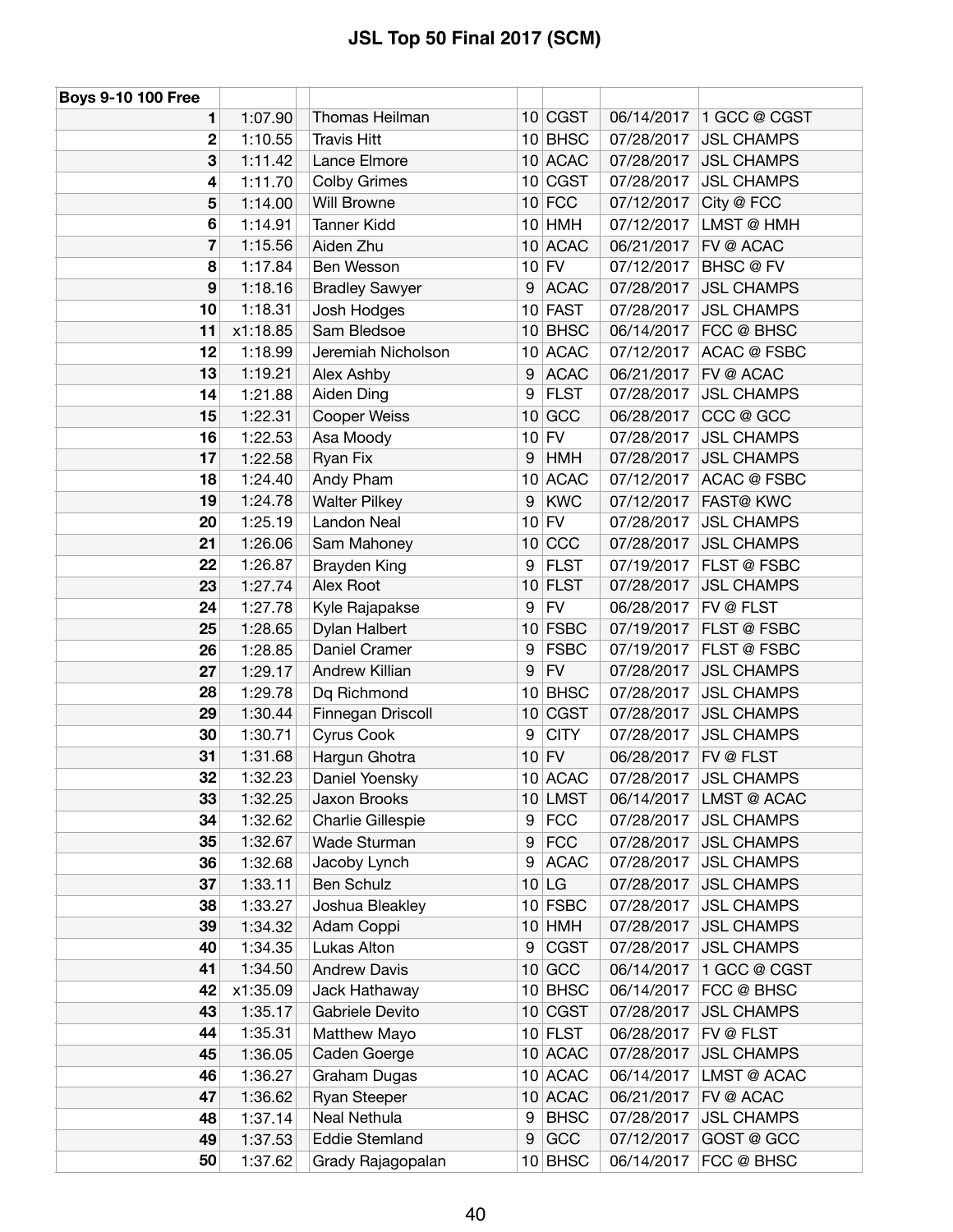# JSL Top 50 Final 2017 (SCM)

| Boys 9-10 100 Free | | | | | | |
|---|---|---|---|---|---|---|
| 1 | 1:07.90 | Thomas Heilman | 10 | CGST | 06/14/2017 | 1 GCC @ CGST |
| 2 | 1:10.55 | Travis Hitt | 10 | BHSC | 07/28/2017 | JSL CHAMPS |
| 3 | 1:11.42 | Lance Elmore | 10 | ACAC | 07/28/2017 | JSL CHAMPS |
| 4 | 1:11.70 | Colby Grimes | 10 | CGST | 07/28/2017 | JSL CHAMPS |
| 5 | 1:14.00 | Will Browne | 10 | FCC | 07/12/2017 | City @ FCC |
| 6 | 1:14.91 | Tanner Kidd | 10 | HMH | 07/12/2017 | LMST @ HMH |
| 7 | 1:15.56 | Aiden Zhu | 10 | ACAC | 06/21/2017 | FV @ ACAC |
| 8 | 1:17.84 | Ben Wesson | 10 | FV | 07/12/2017 | BHSC @ FV |
| 9 | 1:18.16 | Bradley Sawyer | 9 | ACAC | 07/28/2017 | JSL CHAMPS |
| 10 | 1:18.31 | Josh Hodges | 10 | FAST | 07/28/2017 | JSL CHAMPS |
| 11 | x1:18.85 | Sam Bledsoe | 10 | BHSC | 06/14/2017 | FCC @ BHSC |
| 12 | 1:18.99 | Jeremiah Nicholson | 10 | ACAC | 07/12/2017 | ACAC @ FSBC |
| 13 | 1:19.21 | Alex Ashby | 9 | ACAC | 06/21/2017 | FV @ ACAC |
| 14 | 1:21.88 | Aiden Ding | 9 | FLST | 07/28/2017 | JSL CHAMPS |
| 15 | 1:22.31 | Cooper Weiss | 10 | GCC | 06/28/2017 | CCC @ GCC |
| 16 | 1:22.53 | Asa Moody | 10 | FV | 07/28/2017 | JSL CHAMPS |
| 17 | 1:22.58 | Ryan Fix | 9 | HMH | 07/28/2017 | JSL CHAMPS |
| 18 | 1:24.40 | Andy Pham | 10 | ACAC | 07/12/2017 | ACAC @ FSBC |
| 19 | 1:24.78 | Walter Pilkey | 9 | KWC | 07/12/2017 | FAST@ KWC |
| 20 | 1:25.19 | Landon Neal | 10 | FV | 07/28/2017 | JSL CHAMPS |
| 21 | 1:26.06 | Sam Mahoney | 10 | CCC | 07/28/2017 | JSL CHAMPS |
| 22 | 1:26.87 | Brayden King | 9 | FLST | 07/19/2017 | FLST @ FSBC |
| 23 | 1:27.74 | Alex Root | 10 | FLST | 07/28/2017 | JSL CHAMPS |
| 24 | 1:27.78 | Kyle Rajapakse | 9 | FV | 06/28/2017 | FV @ FLST |
| 25 | 1:28.65 | Dylan Halbert | 10 | FSBC | 07/19/2017 | FLST @ FSBC |
| 26 | 1:28.85 | Daniel Cramer | 9 | FSBC | 07/19/2017 | FLST @ FSBC |
| 27 | 1:29.17 | Andrew Killian | 9 | FV | 07/28/2017 | JSL CHAMPS |
| 28 | 1:29.78 | Dq Richmond | 10 | BHSC | 07/28/2017 | JSL CHAMPS |
| 29 | 1:30.44 | Finnegan Driscoll | 10 | CGST | 07/28/2017 | JSL CHAMPS |
| 30 | 1:30.71 | Cyrus Cook | 9 | CITY | 07/28/2017 | JSL CHAMPS |
| 31 | 1:31.68 | Hargun Ghotra | 10 | FV | 06/28/2017 | FV @ FLST |
| 32 | 1:32.23 | Daniel Yoensky | 10 | ACAC | 07/28/2017 | JSL CHAMPS |
| 33 | 1:32.25 | Jaxon Brooks | 10 | LMST | 06/14/2017 | LMST @ ACAC |
| 34 | 1:32.62 | Charlie Gillespie | 9 | FCC | 07/28/2017 | JSL CHAMPS |
| 35 | 1:32.67 | Wade Sturman | 9 | FCC | 07/28/2017 | JSL CHAMPS |
| 36 | 1:32.68 | Jacoby Lynch | 9 | ACAC | 07/28/2017 | JSL CHAMPS |
| 37 | 1:33.11 | Ben Schulz | 10 | LG | 07/28/2017 | JSL CHAMPS |
| 38 | 1:33.27 | Joshua Bleakley | 10 | FSBC | 07/28/2017 | JSL CHAMPS |
| 39 | 1:34.32 | Adam Coppi | 10 | HMH | 07/28/2017 | JSL CHAMPS |
| 40 | 1:34.35 | Lukas Alton | 9 | CGST | 07/28/2017 | JSL CHAMPS |
| 41 | 1:34.50 | Andrew Davis | 10 | GCC | 06/14/2017 | 1 GCC @ CGST |
| 42 | x1:35.09 | Jack Hathaway | 10 | BHSC | 06/14/2017 | FCC @ BHSC |
| 43 | 1:35.17 | Gabriele Devito | 10 | CGST | 07/28/2017 | JSL CHAMPS |
| 44 | 1:35.31 | Matthew Mayo | 10 | FLST | 06/28/2017 | FV @ FLST |
| 45 | 1:36.05 | Caden Goerge | 10 | ACAC | 07/28/2017 | JSL CHAMPS |
| 46 | 1:36.27 | Graham Dugas | 10 | ACAC | 06/14/2017 | LMST @ ACAC |
| 47 | 1:36.62 | Ryan Steeper | 10 | ACAC | 06/21/2017 | FV @ ACAC |
| 48 | 1:37.14 | Neal Nethula | 9 | BHSC | 07/28/2017 | JSL CHAMPS |
| 49 | 1:37.53 | Eddie Stemland | 9 | GCC | 07/12/2017 | GOST @ GCC |
| 50 | 1:37.62 | Grady Rajagopalan | 10 | BHSC | 06/14/2017 | FCC @ BHSC |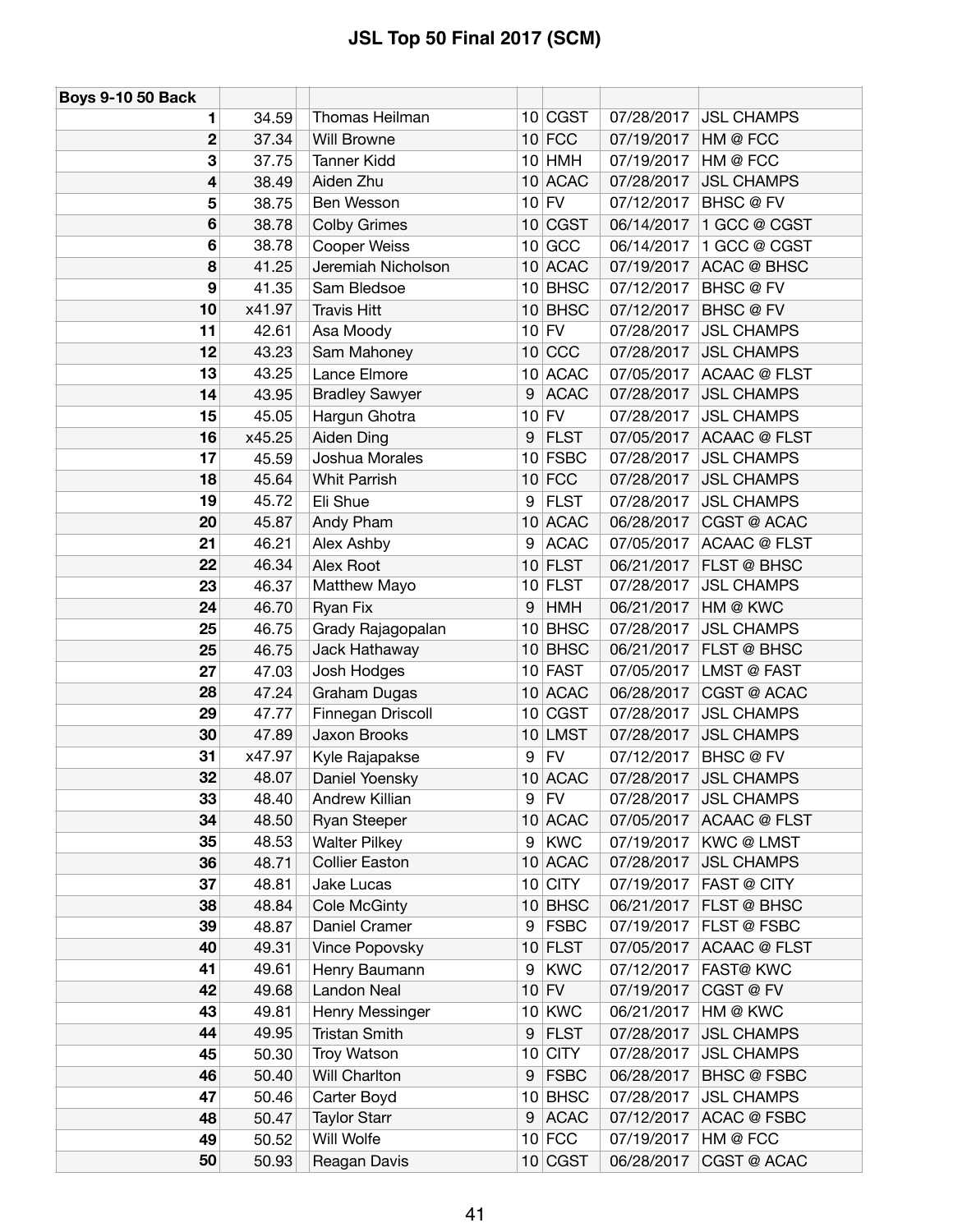# JSL Top 50 Final 2017 (SCM)

| Boys 9-10 50 Back | | | | | | |
|---|---|---|---|---|---|---|
| 1 | 34.59 | Thomas Heilman | 10 | CGST | 07/28/2017 | JSL CHAMPS |
| 2 | 37.34 | Will Browne | 10 | FCC | 07/19/2017 | HM @ FCC |
| 3 | 37.75 | Tanner Kidd | 10 | HMH | 07/19/2017 | HM @ FCC |
| 4 | 38.49 | Aiden Zhu | 10 | ACAC | 07/28/2017 | JSL CHAMPS |
| 5 | 38.75 | Ben Wesson | 10 | FV | 07/12/2017 | BHSC @ FV |
| 6 | 38.78 | Colby Grimes | 10 | CGST | 06/14/2017 | 1 GCC @ CGST |
| 6 | 38.78 | Cooper Weiss | 10 | GCC | 06/14/2017 | 1 GCC @ CGST |
| 8 | 41.25 | Jeremiah Nicholson | 10 | ACAC | 07/19/2017 | ACAC @ BHSC |
| 9 | 41.35 | Sam Bledsoe | 10 | BHSC | 07/12/2017 | BHSC @ FV |
| 10 | x41.97 | Travis Hitt | 10 | BHSC | 07/12/2017 | BHSC @ FV |
| 11 | 42.61 | Asa Moody | 10 | FV | 07/28/2017 | JSL CHAMPS |
| 12 | 43.23 | Sam Mahoney | 10 | CCC | 07/28/2017 | JSL CHAMPS |
| 13 | 43.25 | Lance Elmore | 10 | ACAC | 07/05/2017 | ACAAC @ FLST |
| 14 | 43.95 | Bradley Sawyer | 9 | ACAC | 07/28/2017 | JSL CHAMPS |
| 15 | 45.05 | Hargun Ghotra | 10 | FV | 07/28/2017 | JSL CHAMPS |
| 16 | x45.25 | Aiden Ding | 9 | FLST | 07/05/2017 | ACAAC @ FLST |
| 17 | 45.59 | Joshua Morales | 10 | FSBC | 07/28/2017 | JSL CHAMPS |
| 18 | 45.64 | Whit Parrish | 10 | FCC | 07/28/2017 | JSL CHAMPS |
| 19 | 45.72 | Eli Shue | 9 | FLST | 07/28/2017 | JSL CHAMPS |
| 20 | 45.87 | Andy Pham | 10 | ACAC | 06/28/2017 | CGST @ ACAC |
| 21 | 46.21 | Alex Ashby | 9 | ACAC | 07/05/2017 | ACAAC @ FLST |
| 22 | 46.34 | Alex Root | 10 | FLST | 06/21/2017 | FLST @ BHSC |
| 23 | 46.37 | Matthew Mayo | 10 | FLST | 07/28/2017 | JSL CHAMPS |
| 24 | 46.70 | Ryan Fix | 9 | HMH | 06/21/2017 | HM @ KWC |
| 25 | 46.75 | Grady Rajagopalan | 10 | BHSC | 07/28/2017 | JSL CHAMPS |
| 25 | 46.75 | Jack Hathaway | 10 | BHSC | 06/21/2017 | FLST @ BHSC |
| 27 | 47.03 | Josh Hodges | 10 | FAST | 07/05/2017 | LMST @ FAST |
| 28 | 47.24 | Graham Dugas | 10 | ACAC | 06/28/2017 | CGST @ ACAC |
| 29 | 47.77 | Finnegan Driscoll | 10 | CGST | 07/28/2017 | JSL CHAMPS |
| 30 | 47.89 | Jaxon Brooks | 10 | LMST | 07/28/2017 | JSL CHAMPS |
| 31 | x47.97 | Kyle Rajapakse | 9 | FV | 07/12/2017 | BHSC @ FV |
| 32 | 48.07 | Daniel Yoensky | 10 | ACAC | 07/28/2017 | JSL CHAMPS |
| 33 | 48.40 | Andrew Killian | 9 | FV | 07/28/2017 | JSL CHAMPS |
| 34 | 48.50 | Ryan Steeper | 10 | ACAC | 07/05/2017 | ACAAC @ FLST |
| 35 | 48.53 | Walter Pilkey | 9 | KWC | 07/19/2017 | KWC @ LMST |
| 36 | 48.71 | Collier Easton | 10 | ACAC | 07/28/2017 | JSL CHAMPS |
| 37 | 48.81 | Jake Lucas | 10 | CITY | 07/19/2017 | FAST @ CITY |
| 38 | 48.84 | Cole McGinty | 10 | BHSC | 06/21/2017 | FLST @ BHSC |
| 39 | 48.87 | Daniel Cramer | 9 | FSBC | 07/19/2017 | FLST @ FSBC |
| 40 | 49.31 | Vince Popovsky | 10 | FLST | 07/05/2017 | ACAAC @ FLST |
| 41 | 49.61 | Henry Baumann | 9 | KWC | 07/12/2017 | FAST@ KWC |
| 42 | 49.68 | Landon Neal | 10 | FV | 07/19/2017 | CGST @ FV |
| 43 | 49.81 | Henry Messinger | 10 | KWC | 06/21/2017 | HM @ KWC |
| 44 | 49.95 | Tristan Smith | 9 | FLST | 07/28/2017 | JSL CHAMPS |
| 45 | 50.30 | Troy Watson | 10 | CITY | 07/28/2017 | JSL CHAMPS |
| 46 | 50.40 | Will Charlton | 9 | FSBC | 06/28/2017 | BHSC @ FSBC |
| 47 | 50.46 | Carter Boyd | 10 | BHSC | 07/28/2017 | JSL CHAMPS |
| 48 | 50.47 | Taylor Starr | 9 | ACAC | 07/12/2017 | ACAC @ FSBC |
| 49 | 50.52 | Will Wolfe | 10 | FCC | 07/19/2017 | HM @ FCC |
| 50 | 50.93 | Reagan Davis | 10 | CGST | 06/28/2017 | CGST @ ACAC |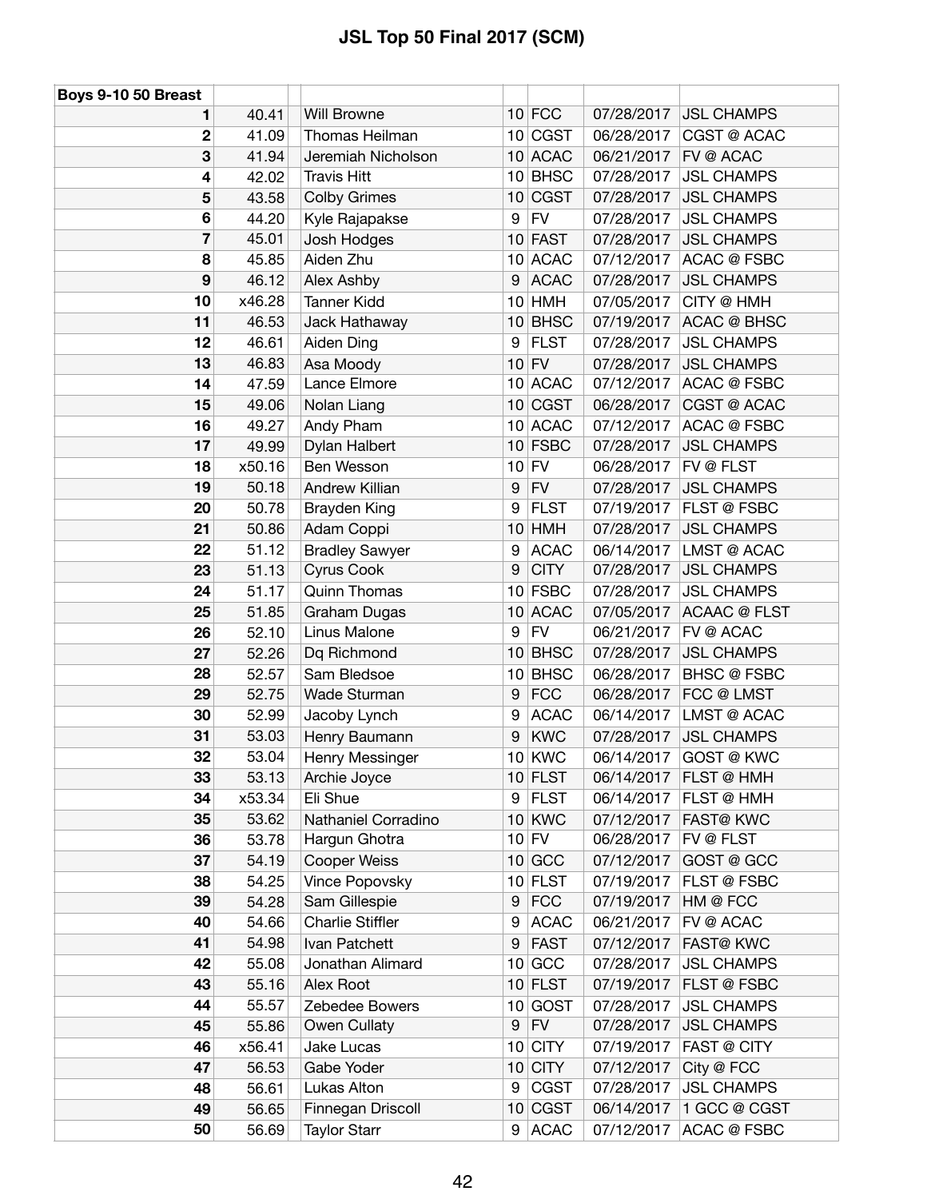# JSL Top 50 Final 2017 (SCM)

| Boys 9-10 50 Breast | | | | | | |
|---|---|---|---|---|---|---|
| 1 | 40.41 | Will Browne | 10 | FCC | 07/28/2017 | JSL CHAMPS |
| 2 | 41.09 | Thomas Heilman | 10 | CGST | 06/28/2017 | CGST @ ACAC |
| 3 | 41.94 | Jeremiah Nicholson | 10 | ACAC | 06/21/2017 | FV @ ACAC |
| 4 | 42.02 | Travis Hitt | 10 | BHSC | 07/28/2017 | JSL CHAMPS |
| 5 | 43.58 | Colby Grimes | 10 | CGST | 07/28/2017 | JSL CHAMPS |
| 6 | 44.20 | Kyle Rajapakse | 9 | FV | 07/28/2017 | JSL CHAMPS |
| 7 | 45.01 | Josh Hodges | 10 | FAST | 07/28/2017 | JSL CHAMPS |
| 8 | 45.85 | Aiden Zhu | 10 | ACAC | 07/12/2017 | ACAC @ FSBC |
| 9 | 46.12 | Alex Ashby | 9 | ACAC | 07/28/2017 | JSL CHAMPS |
| 10 | x46.28 | Tanner Kidd | 10 | HMH | 07/05/2017 | CITY @ HMH |
| 11 | 46.53 | Jack Hathaway | 10 | BHSC | 07/19/2017 | ACAC @ BHSC |
| 12 | 46.61 | Aiden Ding | 9 | FLST | 07/28/2017 | JSL CHAMPS |
| 13 | 46.83 | Asa Moody | 10 | FV | 07/28/2017 | JSL CHAMPS |
| 14 | 47.59 | Lance Elmore | 10 | ACAC | 07/12/2017 | ACAC @ FSBC |
| 15 | 49.06 | Nolan Liang | 10 | CGST | 06/28/2017 | CGST @ ACAC |
| 16 | 49.27 | Andy Pham | 10 | ACAC | 07/12/2017 | ACAC @ FSBC |
| 17 | 49.99 | Dylan Halbert | 10 | FSBC | 07/28/2017 | JSL CHAMPS |
| 18 | x50.16 | Ben Wesson | 10 | FV | 06/28/2017 | FV @ FLST |
| 19 | 50.18 | Andrew Killian | 9 | FV | 07/28/2017 | JSL CHAMPS |
| 20 | 50.78 | Brayden King | 9 | FLST | 07/19/2017 | FLST @ FSBC |
| 21 | 50.86 | Adam Coppi | 10 | HMH | 07/28/2017 | JSL CHAMPS |
| 22 | 51.12 | Bradley Sawyer | 9 | ACAC | 06/14/2017 | LMST @ ACAC |
| 23 | 51.13 | Cyrus Cook | 9 | CITY | 07/28/2017 | JSL CHAMPS |
| 24 | 51.17 | Quinn Thomas | 10 | FSBC | 07/28/2017 | JSL CHAMPS |
| 25 | 51.85 | Graham Dugas | 10 | ACAC | 07/05/2017 | ACAAC @ FLST |
| 26 | 52.10 | Linus Malone | 9 | FV | 06/21/2017 | FV @ ACAC |
| 27 | 52.26 | Dq Richmond | 10 | BHSC | 07/28/2017 | JSL CHAMPS |
| 28 | 52.57 | Sam Bledsoe | 10 | BHSC | 06/28/2017 | BHSC @ FSBC |
| 29 | 52.75 | Wade Sturman | 9 | FCC | 06/28/2017 | FCC @ LMST |
| 30 | 52.99 | Jacoby Lynch | 9 | ACAC | 06/14/2017 | LMST @ ACAC |
| 31 | 53.03 | Henry Baumann | 9 | KWC | 07/28/2017 | JSL CHAMPS |
| 32 | 53.04 | Henry Messinger | 10 | KWC | 06/14/2017 | GOST @ KWC |
| 33 | 53.13 | Archie Joyce | 10 | FLST | 06/14/2017 | FLST @ HMH |
| 34 | x53.34 | Eli Shue | 9 | FLST | 06/14/2017 | FLST @ HMH |
| 35 | 53.62 | Nathaniel Corradino | 10 | KWC | 07/12/2017 | FAST@ KWC |
| 36 | 53.78 | Hargun Ghotra | 10 | FV | 06/28/2017 | FV @ FLST |
| 37 | 54.19 | Cooper Weiss | 10 | GCC | 07/12/2017 | GOST @ GCC |
| 38 | 54.25 | Vince Popovsky | 10 | FLST | 07/19/2017 | FLST @ FSBC |
| 39 | 54.28 | Sam Gillespie | 9 | FCC | 07/19/2017 | HM @ FCC |
| 40 | 54.66 | Charlie Stiffler | 9 | ACAC | 06/21/2017 | FV @ ACAC |
| 41 | 54.98 | Ivan Patchett | 9 | FAST | 07/12/2017 | FAST@ KWC |
| 42 | 55.08 | Jonathan Alimard | 10 | GCC | 07/28/2017 | JSL CHAMPS |
| 43 | 55.16 | Alex Root | 10 | FLST | 07/19/2017 | FLST @ FSBC |
| 44 | 55.57 | Zebedee Bowers | 10 | GOST | 07/28/2017 | JSL CHAMPS |
| 45 | 55.86 | Owen Cullaty | 9 | FV | 07/28/2017 | JSL CHAMPS |
| 46 | x56.41 | Jake Lucas | 10 | CITY | 07/19/2017 | FAST @ CITY |
| 47 | 56.53 | Gabe Yoder | 10 | CITY | 07/12/2017 | City @ FCC |
| 48 | 56.61 | Lukas Alton | 9 | CGST | 07/28/2017 | JSL CHAMPS |
| 49 | 56.65 | Finnegan Driscoll | 10 | CGST | 06/14/2017 | 1 GCC @ CGST |
| 50 | 56.69 | Taylor Starr | 9 | ACAC | 07/12/2017 | ACAC @ FSBC |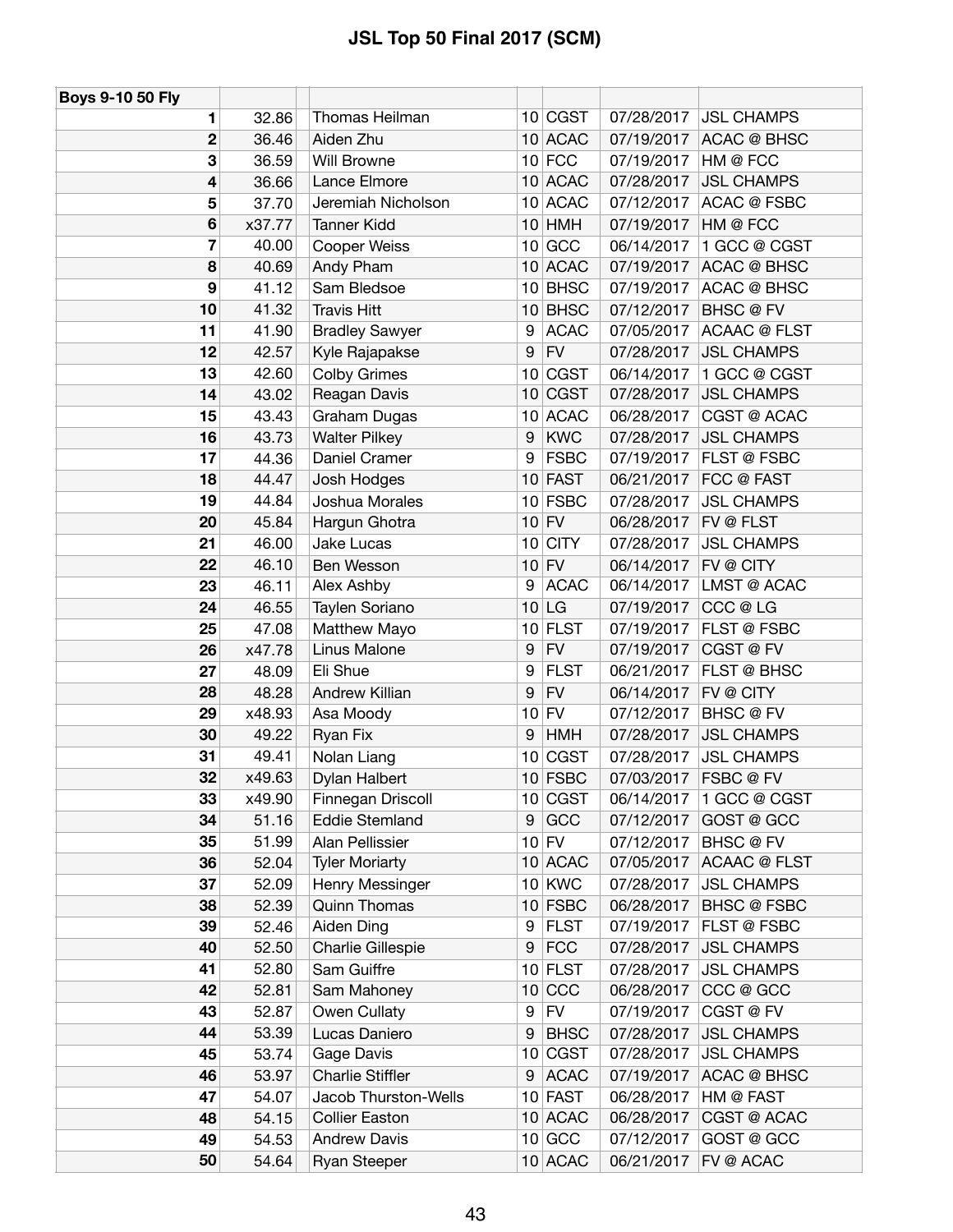# JSL Top 50 Final 2017 (SCM)

| Boys 9-10 50 Fly | | | | | | |
|---|---|---|---|---|---|---|
| 1 | 32.86 | Thomas Heilman | 10 | CGST | 07/28/2017 | JSL CHAMPS |
| 2 | 36.46 | Aiden Zhu | 10 | ACAC | 07/19/2017 | ACAC @ BHSC |
| 3 | 36.59 | Will Browne | 10 | FCC | 07/19/2017 | HM @ FCC |
| 4 | 36.66 | Lance Elmore | 10 | ACAC | 07/28/2017 | JSL CHAMPS |
| 5 | 37.70 | Jeremiah Nicholson | 10 | ACAC | 07/12/2017 | ACAC @ FSBC |
| 6 | x37.77 | Tanner Kidd | 10 | HMH | 07/19/2017 | HM @ FCC |
| 7 | 40.00 | Cooper Weiss | 10 | GCC | 06/14/2017 | 1 GCC @ CGST |
| 8 | 40.69 | Andy Pham | 10 | ACAC | 07/19/2017 | ACAC @ BHSC |
| 9 | 41.12 | Sam Bledsoe | 10 | BHSC | 07/19/2017 | ACAC @ BHSC |
| 10 | 41.32 | Travis Hitt | 10 | BHSC | 07/12/2017 | BHSC @ FV |
| 11 | 41.90 | Bradley Sawyer | 9 | ACAC | 07/05/2017 | ACAAC @ FLST |
| 12 | 42.57 | Kyle Rajapakse | 9 | FV | 07/28/2017 | JSL CHAMPS |
| 13 | 42.60 | Colby Grimes | 10 | CGST | 06/14/2017 | 1 GCC @ CGST |
| 14 | 43.02 | Reagan Davis | 10 | CGST | 07/28/2017 | JSL CHAMPS |
| 15 | 43.43 | Graham Dugas | 10 | ACAC | 06/28/2017 | CGST @ ACAC |
| 16 | 43.73 | Walter Pilkey | 9 | KWC | 07/28/2017 | JSL CHAMPS |
| 17 | 44.36 | Daniel Cramer | 9 | FSBC | 07/19/2017 | FLST @ FSBC |
| 18 | 44.47 | Josh Hodges | 10 | FAST | 06/21/2017 | FCC @ FAST |
| 19 | 44.84 | Joshua Morales | 10 | FSBC | 07/28/2017 | JSL CHAMPS |
| 20 | 45.84 | Hargun Ghotra | 10 | FV | 06/28/2017 | FV @ FLST |
| 21 | 46.00 | Jake Lucas | 10 | CITY | 07/28/2017 | JSL CHAMPS |
| 22 | 46.10 | Ben Wesson | 10 | FV | 06/14/2017 | FV @ CITY |
| 23 | 46.11 | Alex Ashby | 9 | ACAC | 06/14/2017 | LMST @ ACAC |
| 24 | 46.55 | Taylen Soriano | 10 | LG | 07/19/2017 | CCC @ LG |
| 25 | 47.08 | Matthew Mayo | 10 | FLST | 07/19/2017 | FLST @ FSBC |
| 26 | x47.78 | Linus Malone | 9 | FV | 07/19/2017 | CGST @ FV |
| 27 | 48.09 | Eli Shue | 9 | FLST | 06/21/2017 | FLST @ BHSC |
| 28 | 48.28 | Andrew Killian | 9 | FV | 06/14/2017 | FV @ CITY |
| 29 | x48.93 | Asa Moody | 10 | FV | 07/12/2017 | BHSC @ FV |
| 30 | 49.22 | Ryan Fix | 9 | HMH | 07/28/2017 | JSL CHAMPS |
| 31 | 49.41 | Nolan Liang | 10 | CGST | 07/28/2017 | JSL CHAMPS |
| 32 | x49.63 | Dylan Halbert | 10 | FSBC | 07/03/2017 | FSBC @ FV |
| 33 | x49.90 | Finnegan Driscoll | 10 | CGST | 06/14/2017 | 1 GCC @ CGST |
| 34 | 51.16 | Eddie Stemland | 9 | GCC | 07/12/2017 | GOST @ GCC |
| 35 | 51.99 | Alan Pellissier | 10 | FV | 07/12/2017 | BHSC @ FV |
| 36 | 52.04 | Tyler Moriarty | 10 | ACAC | 07/05/2017 | ACAAC @ FLST |
| 37 | 52.09 | Henry Messinger | 10 | KWC | 07/28/2017 | JSL CHAMPS |
| 38 | 52.39 | Quinn Thomas | 10 | FSBC | 06/28/2017 | BHSC @ FSBC |
| 39 | 52.46 | Aiden Ding | 9 | FLST | 07/19/2017 | FLST @ FSBC |
| 40 | 52.50 | Charlie Gillespie | 9 | FCC | 07/28/2017 | JSL CHAMPS |
| 41 | 52.80 | Sam Guiffre | 10 | FLST | 07/28/2017 | JSL CHAMPS |
| 42 | 52.81 | Sam Mahoney | 10 | CCC | 06/28/2017 | CCC @ GCC |
| 43 | 52.87 | Owen Cullaty | 9 | FV | 07/19/2017 | CGST @ FV |
| 44 | 53.39 | Lucas Daniero | 9 | BHSC | 07/28/2017 | JSL CHAMPS |
| 45 | 53.74 | Gage Davis | 10 | CGST | 07/28/2017 | JSL CHAMPS |
| 46 | 53.97 | Charlie Stiffler | 9 | ACAC | 07/19/2017 | ACAC @ BHSC |
| 47 | 54.07 | Jacob Thurston-Wells | 10 | FAST | 06/28/2017 | HM @ FAST |
| 48 | 54.15 | Collier Easton | 10 | ACAC | 06/28/2017 | CGST @ ACAC |
| 49 | 54.53 | Andrew Davis | 10 | GCC | 07/12/2017 | GOST @ GCC |
| 50 | 54.64 | Ryan Steeper | 10 | ACAC | 06/21/2017 | FV @ ACAC |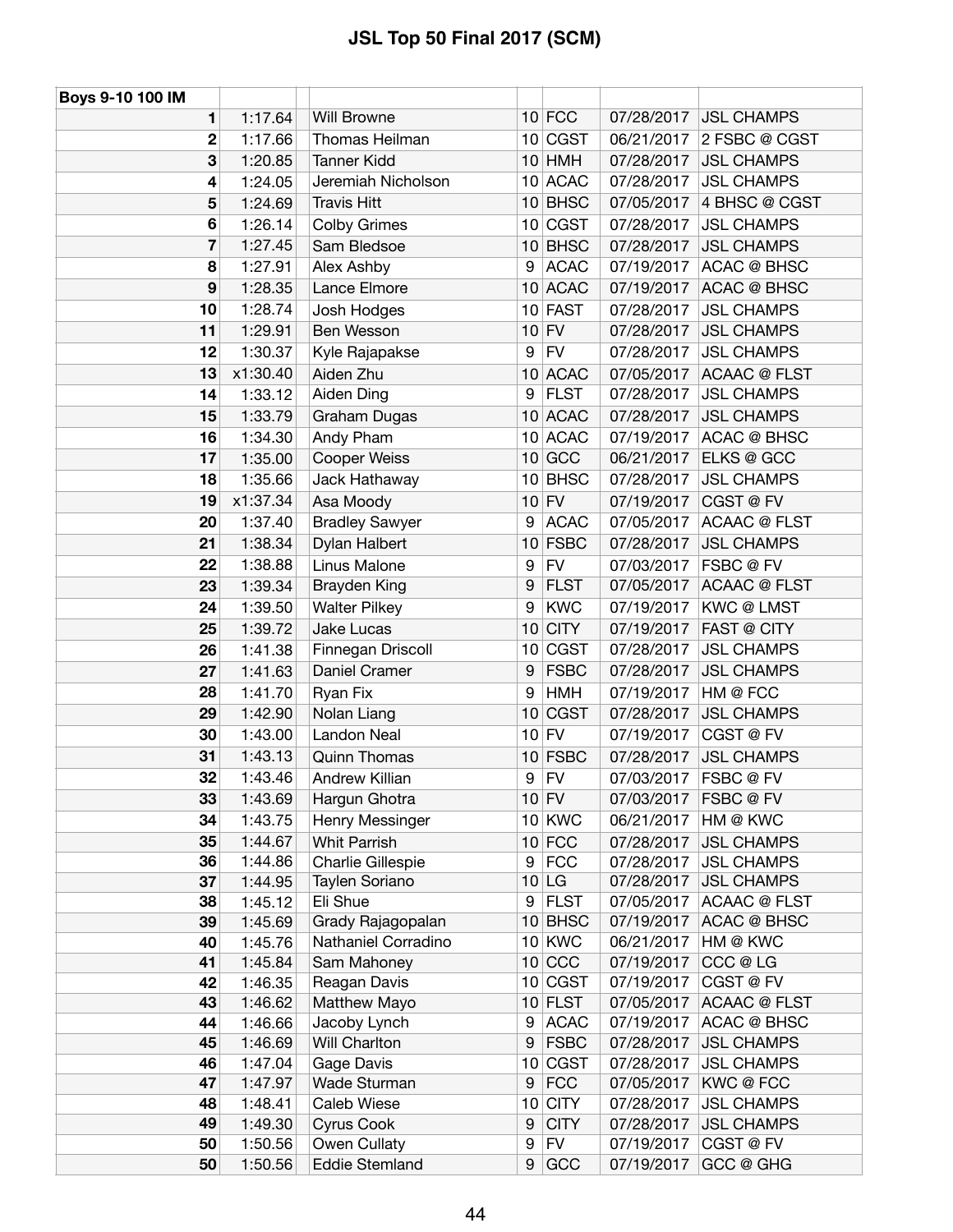# JSL Top 50 Final 2017 (SCM)

| Boys 9-10 100 IM | | | | | | |
|---|---|---|---|---|---|---|
| 1 | 1:17.64 | Will Browne | 10 | FCC | 07/28/2017 | JSL CHAMPS |
| 2 | 1:17.66 | Thomas Heilman | 10 | CGST | 06/21/2017 | 2 FSBC @ CGST |
| 3 | 1:20.85 | Tanner Kidd | 10 | HMH | 07/28/2017 | JSL CHAMPS |
| 4 | 1:24.05 | Jeremiah Nicholson | 10 | ACAC | 07/28/2017 | JSL CHAMPS |
| 5 | 1:24.69 | Travis Hitt | 10 | BHSC | 07/05/2017 | 4 BHSC @ CGST |
| 6 | 1:26.14 | Colby Grimes | 10 | CGST | 07/28/2017 | JSL CHAMPS |
| 7 | 1:27.45 | Sam Bledsoe | 10 | BHSC | 07/28/2017 | JSL CHAMPS |
| 8 | 1:27.91 | Alex Ashby | 9 | ACAC | 07/19/2017 | ACAC @ BHSC |
| 9 | 1:28.35 | Lance Elmore | 10 | ACAC | 07/19/2017 | ACAC @ BHSC |
| 10 | 1:28.74 | Josh Hodges | 10 | FAST | 07/28/2017 | JSL CHAMPS |
| 11 | 1:29.91 | Ben Wesson | 10 | FV | 07/28/2017 | JSL CHAMPS |
| 12 | 1:30.37 | Kyle Rajapakse | 9 | FV | 07/28/2017 | JSL CHAMPS |
| 13 | x1:30.40 | Aiden Zhu | 10 | ACAC | 07/05/2017 | ACAAC @ FLST |
| 14 | 1:33.12 | Aiden Ding | 9 | FLST | 07/28/2017 | JSL CHAMPS |
| 15 | 1:33.79 | Graham Dugas | 10 | ACAC | 07/28/2017 | JSL CHAMPS |
| 16 | 1:34.30 | Andy Pham | 10 | ACAC | 07/19/2017 | ACAC @ BHSC |
| 17 | 1:35.00 | Cooper Weiss | 10 | GCC | 06/21/2017 | ELKS @ GCC |
| 18 | 1:35.66 | Jack Hathaway | 10 | BHSC | 07/28/2017 | JSL CHAMPS |
| 19 | x1:37.34 | Asa Moody | 10 | FV | 07/19/2017 | CGST @ FV |
| 20 | 1:37.40 | Bradley Sawyer | 9 | ACAC | 07/05/2017 | ACAAC @ FLST |
| 21 | 1:38.34 | Dylan Halbert | 10 | FSBC | 07/28/2017 | JSL CHAMPS |
| 22 | 1:38.88 | Linus Malone | 9 | FV | 07/03/2017 | FSBC @ FV |
| 23 | 1:39.34 | Brayden King | 9 | FLST | 07/05/2017 | ACAAC @ FLST |
| 24 | 1:39.50 | Walter Pilkey | 9 | KWC | 07/19/2017 | KWC @ LMST |
| 25 | 1:39.72 | Jake Lucas | 10 | CITY | 07/19/2017 | FAST @ CITY |
| 26 | 1:41.38 | Finnegan Driscoll | 10 | CGST | 07/28/2017 | JSL CHAMPS |
| 27 | 1:41.63 | Daniel Cramer | 9 | FSBC | 07/28/2017 | JSL CHAMPS |
| 28 | 1:41.70 | Ryan Fix | 9 | HMH | 07/19/2017 | HM @ FCC |
| 29 | 1:42.90 | Nolan Liang | 10 | CGST | 07/28/2017 | JSL CHAMPS |
| 30 | 1:43.00 | Landon Neal | 10 | FV | 07/19/2017 | CGST @ FV |
| 31 | 1:43.13 | Quinn Thomas | 10 | FSBC | 07/28/2017 | JSL CHAMPS |
| 32 | 1:43.46 | Andrew Killian | 9 | FV | 07/03/2017 | FSBC @ FV |
| 33 | 1:43.69 | Hargun Ghotra | 10 | FV | 07/03/2017 | FSBC @ FV |
| 34 | 1:43.75 | Henry Messinger | 10 | KWC | 06/21/2017 | HM @ KWC |
| 35 | 1:44.67 | Whit Parrish | 10 | FCC | 07/28/2017 | JSL CHAMPS |
| 36 | 1:44.86 | Charlie Gillespie | 9 | FCC | 07/28/2017 | JSL CHAMPS |
| 37 | 1:44.95 | Taylen Soriano | 10 | LG | 07/28/2017 | JSL CHAMPS |
| 38 | 1:45.12 | Eli Shue | 9 | FLST | 07/05/2017 | ACAAC @ FLST |
| 39 | 1:45.69 | Grady Rajagopalan | 10 | BHSC | 07/19/2017 | ACAC @ BHSC |
| 40 | 1:45.76 | Nathaniel Corradino | 10 | KWC | 06/21/2017 | HM @ KWC |
| 41 | 1:45.84 | Sam Mahoney | 10 | CCC | 07/19/2017 | CCC @ LG |
| 42 | 1:46.35 | Reagan Davis | 10 | CGST | 07/19/2017 | CGST @ FV |
| 43 | 1:46.62 | Matthew Mayo | 10 | FLST | 07/05/2017 | ACAAC @ FLST |
| 44 | 1:46.66 | Jacoby Lynch | 9 | ACAC | 07/19/2017 | ACAC @ BHSC |
| 45 | 1:46.69 | Will Charlton | 9 | FSBC | 07/28/2017 | JSL CHAMPS |
| 46 | 1:47.04 | Gage Davis | 10 | CGST | 07/28/2017 | JSL CHAMPS |
| 47 | 1:47.97 | Wade Sturman | 9 | FCC | 07/05/2017 | KWC @ FCC |
| 48 | 1:48.41 | Caleb Wiese | 10 | CITY | 07/28/2017 | JSL CHAMPS |
| 49 | 1:49.30 | Cyrus Cook | 9 | CITY | 07/28/2017 | JSL CHAMPS |
| 50 | 1:50.56 | Owen Cullaty | 9 | FV | 07/19/2017 | CGST @ FV |
| 50 | 1:50.56 | Eddie Stemland | 9 | GCC | 07/19/2017 | GCC @ GHG |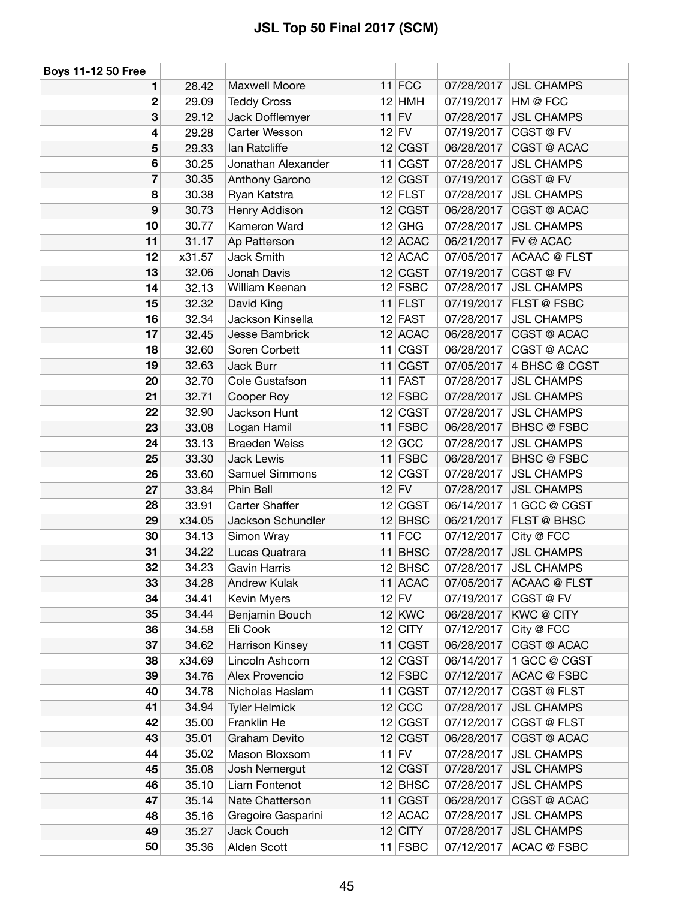# JSL Top 50 Final 2017 (SCM)

| Boys 11-12 50 Free | | | | | | |
|---|---|---|---|---|---|---|
| 1 | 28.42 | Maxwell Moore | 11 | FCC | 07/28/2017 | JSL CHAMPS |
| 2 | 29.09 | Teddy Cross | 12 | HMH | 07/19/2017 | HM @ FCC |
| 3 | 29.12 | Jack Dofflemyer | 11 | FV | 07/28/2017 | JSL CHAMPS |
| 4 | 29.28 | Carter Wesson | 12 | FV | 07/19/2017 | CGST @ FV |
| 5 | 29.33 | Ian Ratcliffe | 12 | CGST | 06/28/2017 | CGST @ ACAC |
| 6 | 30.25 | Jonathan Alexander | 11 | CGST | 07/28/2017 | JSL CHAMPS |
| 7 | 30.35 | Anthony Garono | 12 | CGST | 07/19/2017 | CGST @ FV |
| 8 | 30.38 | Ryan Katstra | 12 | FLST | 07/28/2017 | JSL CHAMPS |
| 9 | 30.73 | Henry Addison | 12 | CGST | 06/28/2017 | CGST @ ACAC |
| 10 | 30.77 | Kameron Ward | 12 | GHG | 07/28/2017 | JSL CHAMPS |
| 11 | 31.17 | Ap Patterson | 12 | ACAC | 06/21/2017 | FV @ ACAC |
| 12 | x31.57 | Jack Smith | 12 | ACAC | 07/05/2017 | ACAAC @ FLST |
| 13 | 32.06 | Jonah Davis | 12 | CGST | 07/19/2017 | CGST @ FV |
| 14 | 32.13 | William Keenan | 12 | FSBC | 07/28/2017 | JSL CHAMPS |
| 15 | 32.32 | David King | 11 | FLST | 07/19/2017 | FLST @ FSBC |
| 16 | 32.34 | Jackson Kinsella | 12 | FAST | 07/28/2017 | JSL CHAMPS |
| 17 | 32.45 | Jesse Bambrick | 12 | ACAC | 06/28/2017 | CGST @ ACAC |
| 18 | 32.60 | Soren Corbett | 11 | CGST | 06/28/2017 | CGST @ ACAC |
| 19 | 32.63 | Jack Burr | 11 | CGST | 07/05/2017 | 4 BHSC @ CGST |
| 20 | 32.70 | Cole Gustafson | 11 | FAST | 07/28/2017 | JSL CHAMPS |
| 21 | 32.71 | Cooper Roy | 12 | FSBC | 07/28/2017 | JSL CHAMPS |
| 22 | 32.90 | Jackson Hunt | 12 | CGST | 07/28/2017 | JSL CHAMPS |
| 23 | 33.08 | Logan Hamil | 11 | FSBC | 06/28/2017 | BHSC @ FSBC |
| 24 | 33.13 | Braeden Weiss | 12 | GCC | 07/28/2017 | JSL CHAMPS |
| 25 | 33.30 | Jack Lewis | 11 | FSBC | 06/28/2017 | BHSC @ FSBC |
| 26 | 33.60 | Samuel Simmons | 12 | CGST | 07/28/2017 | JSL CHAMPS |
| 27 | 33.84 | Phin Bell | 12 | FV | 07/28/2017 | JSL CHAMPS |
| 28 | 33.91 | Carter Shaffer | 12 | CGST | 06/14/2017 | 1 GCC @ CGST |
| 29 | x34.05 | Jackson Schundler | 12 | BHSC | 06/21/2017 | FLST @ BHSC |
| 30 | 34.13 | Simon Wray | 11 | FCC | 07/12/2017 | City @ FCC |
| 31 | 34.22 | Lucas Quatrara | 11 | BHSC | 07/28/2017 | JSL CHAMPS |
| 32 | 34.23 | Gavin Harris | 12 | BHSC | 07/28/2017 | JSL CHAMPS |
| 33 | 34.28 | Andrew Kulak | 11 | ACAC | 07/05/2017 | ACAAC @ FLST |
| 34 | 34.41 | Kevin Myers | 12 | FV | 07/19/2017 | CGST @ FV |
| 35 | 34.44 | Benjamin Bouch | 12 | KWC | 06/28/2017 | KWC @ CITY |
| 36 | 34.58 | Eli Cook | 12 | CITY | 07/12/2017 | City @ FCC |
| 37 | 34.62 | Harrison Kinsey | 11 | CGST | 06/28/2017 | CGST @ ACAC |
| 38 | x34.69 | Lincoln Ashcom | 12 | CGST | 06/14/2017 | 1 GCC @ CGST |
| 39 | 34.76 | Alex Provencio | 12 | FSBC | 07/12/2017 | ACAC @ FSBC |
| 40 | 34.78 | Nicholas Haslam | 11 | CGST | 07/12/2017 | CGST @ FLST |
| 41 | 34.94 | Tyler Helmick | 12 | CCC | 07/28/2017 | JSL CHAMPS |
| 42 | 35.00 | Franklin He | 12 | CGST | 07/12/2017 | CGST @ FLST |
| 43 | 35.01 | Graham Devito | 12 | CGST | 06/28/2017 | CGST @ ACAC |
| 44 | 35.02 | Mason Bloxsom | 11 | FV | 07/28/2017 | JSL CHAMPS |
| 45 | 35.08 | Josh Nemergut | 12 | CGST | 07/28/2017 | JSL CHAMPS |
| 46 | 35.10 | Liam Fontenot | 12 | BHSC | 07/28/2017 | JSL CHAMPS |
| 47 | 35.14 | Nate Chatterson | 11 | CGST | 06/28/2017 | CGST @ ACAC |
| 48 | 35.16 | Gregoire Gasparini | 12 | ACAC | 07/28/2017 | JSL CHAMPS |
| 49 | 35.27 | Jack Couch | 12 | CITY | 07/28/2017 | JSL CHAMPS |
| 50 | 35.36 | Alden Scott | 11 | FSBC | 07/12/2017 | ACAC @ FSBC |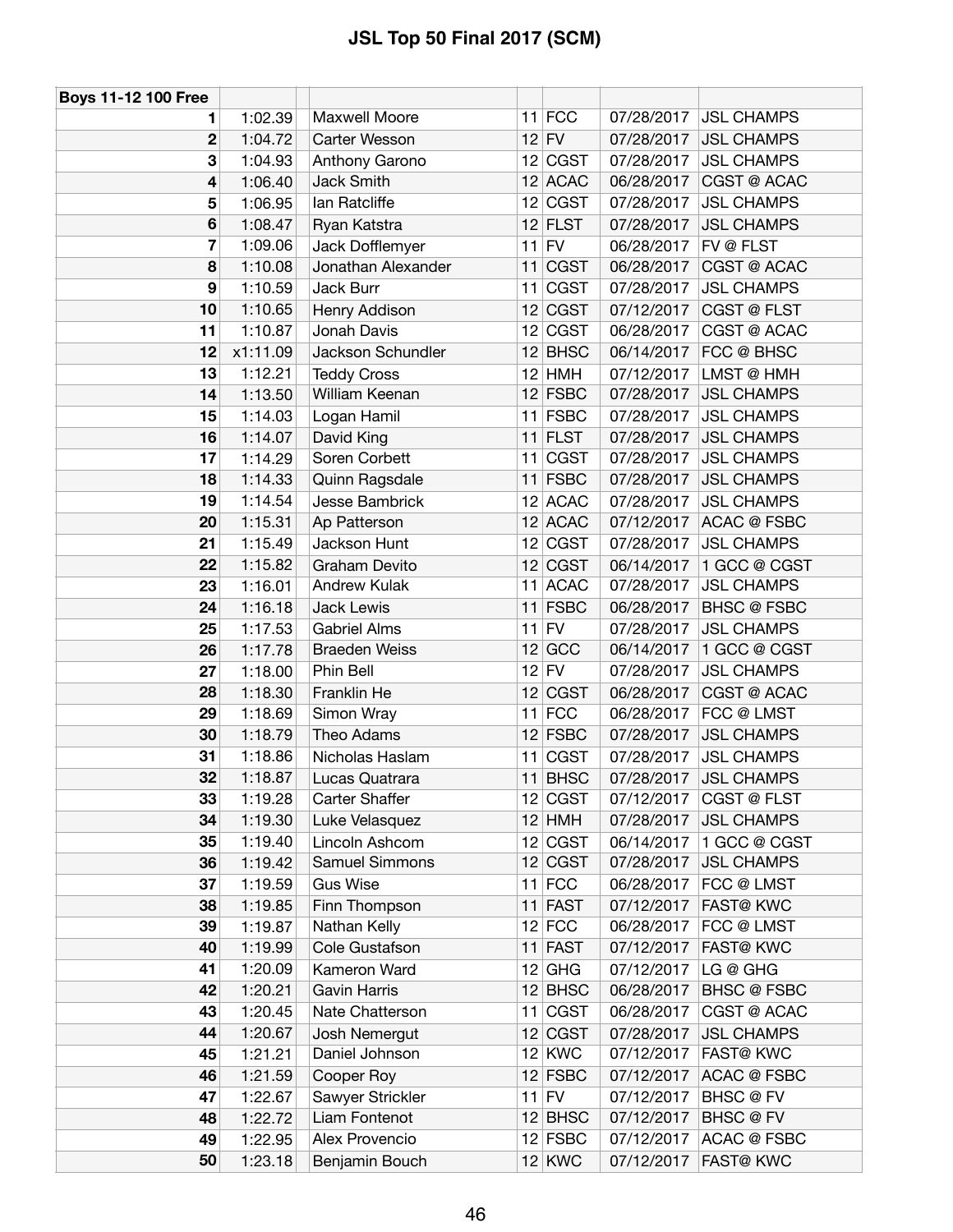# JSL Top 50 Final 2017 (SCM)

| Boys 11-12 100 Free | | | | | | |
|---|---|---|---|---|---|---|
| 1 | 1:02.39 | Maxwell Moore | 11 | FCC | 07/28/2017 | JSL CHAMPS |
| 2 | 1:04.72 | Carter Wesson | 12 | FV | 07/28/2017 | JSL CHAMPS |
| 3 | 1:04.93 | Anthony Garono | 12 | CGST | 07/28/2017 | JSL CHAMPS |
| 4 | 1:06.40 | Jack Smith | 12 | ACAC | 06/28/2017 | CGST @ ACAC |
| 5 | 1:06.95 | Ian Ratcliffe | 12 | CGST | 07/28/2017 | JSL CHAMPS |
| 6 | 1:08.47 | Ryan Katstra | 12 | FLST | 07/28/2017 | JSL CHAMPS |
| 7 | 1:09.06 | Jack Dofflemyer | 11 | FV | 06/28/2017 | FV @ FLST |
| 8 | 1:10.08 | Jonathan Alexander | 11 | CGST | 06/28/2017 | CGST @ ACAC |
| 9 | 1:10.59 | Jack Burr | 11 | CGST | 07/28/2017 | JSL CHAMPS |
| 10 | 1:10.65 | Henry Addison | 12 | CGST | 07/12/2017 | CGST @ FLST |
| 11 | 1:10.87 | Jonah Davis | 12 | CGST | 06/28/2017 | CGST @ ACAC |
| 12 | x1:11.09 | Jackson Schundler | 12 | BHSC | 06/14/2017 | FCC @ BHSC |
| 13 | 1:12.21 | Teddy Cross | 12 | HMH | 07/12/2017 | LMST @ HMH |
| 14 | 1:13.50 | William Keenan | 12 | FSBC | 07/28/2017 | JSL CHAMPS |
| 15 | 1:14.03 | Logan Hamil | 11 | FSBC | 07/28/2017 | JSL CHAMPS |
| 16 | 1:14.07 | David King | 11 | FLST | 07/28/2017 | JSL CHAMPS |
| 17 | 1:14.29 | Soren Corbett | 11 | CGST | 07/28/2017 | JSL CHAMPS |
| 18 | 1:14.33 | Quinn Ragsdale | 11 | FSBC | 07/28/2017 | JSL CHAMPS |
| 19 | 1:14.54 | Jesse Bambrick | 12 | ACAC | 07/28/2017 | JSL CHAMPS |
| 20 | 1:15.31 | Ap Patterson | 12 | ACAC | 07/12/2017 | ACAC @ FSBC |
| 21 | 1:15.49 | Jackson Hunt | 12 | CGST | 07/28/2017 | JSL CHAMPS |
| 22 | 1:15.82 | Graham Devito | 12 | CGST | 06/14/2017 | 1 GCC @ CGST |
| 23 | 1:16.01 | Andrew Kulak | 11 | ACAC | 07/28/2017 | JSL CHAMPS |
| 24 | 1:16.18 | Jack Lewis | 11 | FSBC | 06/28/2017 | BHSC @ FSBC |
| 25 | 1:17.53 | Gabriel Alms | 11 | FV | 07/28/2017 | JSL CHAMPS |
| 26 | 1:17.78 | Braeden Weiss | 12 | GCC | 06/14/2017 | 1 GCC @ CGST |
| 27 | 1:18.00 | Phin Bell | 12 | FV | 07/28/2017 | JSL CHAMPS |
| 28 | 1:18.30 | Franklin He | 12 | CGST | 06/28/2017 | CGST @ ACAC |
| 29 | 1:18.69 | Simon Wray | 11 | FCC | 06/28/2017 | FCC @ LMST |
| 30 | 1:18.79 | Theo Adams | 12 | FSBC | 07/28/2017 | JSL CHAMPS |
| 31 | 1:18.86 | Nicholas Haslam | 11 | CGST | 07/28/2017 | JSL CHAMPS |
| 32 | 1:18.87 | Lucas Quatrara | 11 | BHSC | 07/28/2017 | JSL CHAMPS |
| 33 | 1:19.28 | Carter Shaffer | 12 | CGST | 07/12/2017 | CGST @ FLST |
| 34 | 1:19.30 | Luke Velasquez | 12 | HMH | 07/28/2017 | JSL CHAMPS |
| 35 | 1:19.40 | Lincoln Ashcom | 12 | CGST | 06/14/2017 | 1 GCC @ CGST |
| 36 | 1:19.42 | Samuel Simmons | 12 | CGST | 07/28/2017 | JSL CHAMPS |
| 37 | 1:19.59 | Gus Wise | 11 | FCC | 06/28/2017 | FCC @ LMST |
| 38 | 1:19.85 | Finn Thompson | 11 | FAST | 07/12/2017 | FAST@ KWC |
| 39 | 1:19.87 | Nathan Kelly | 12 | FCC | 06/28/2017 | FCC @ LMST |
| 40 | 1:19.99 | Cole Gustafson | 11 | FAST | 07/12/2017 | FAST@ KWC |
| 41 | 1:20.09 | Kameron Ward | 12 | GHG | 07/12/2017 | LG @ GHG |
| 42 | 1:20.21 | Gavin Harris | 12 | BHSC | 06/28/2017 | BHSC @ FSBC |
| 43 | 1:20.45 | Nate Chatterson | 11 | CGST | 06/28/2017 | CGST @ ACAC |
| 44 | 1:20.67 | Josh Nemergut | 12 | CGST | 07/28/2017 | JSL CHAMPS |
| 45 | 1:21.21 | Daniel Johnson | 12 | KWC | 07/12/2017 | FAST@ KWC |
| 46 | 1:21.59 | Cooper Roy | 12 | FSBC | 07/12/2017 | ACAC @ FSBC |
| 47 | 1:22.67 | Sawyer Strickler | 11 | FV | 07/12/2017 | BHSC @ FV |
| 48 | 1:22.72 | Liam Fontenot | 12 | BHSC | 07/12/2017 | BHSC @ FV |
| 49 | 1:22.95 | Alex Provencio | 12 | FSBC | 07/12/2017 | ACAC @ FSBC |
| 50 | 1:23.18 | Benjamin Bouch | 12 | KWC | 07/12/2017 | FAST@ KWC |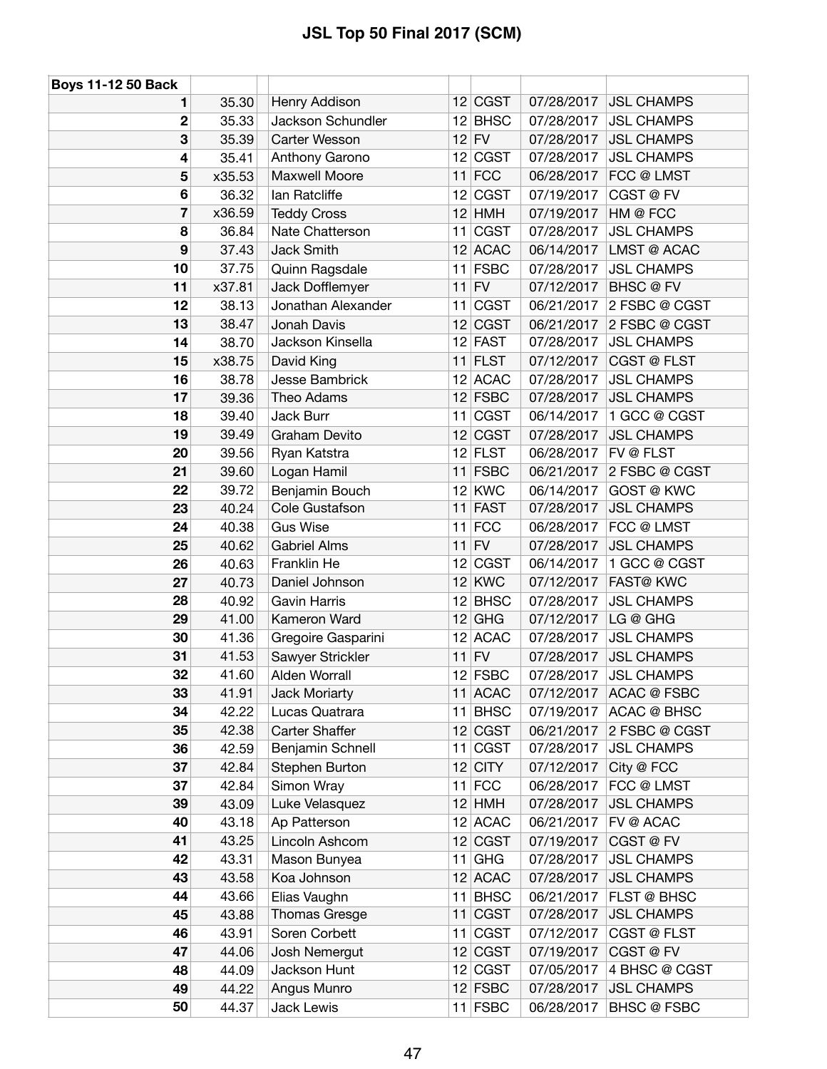# JSL Top 50 Final 2017 (SCM)

| Boys 11-12 50 Back | | | | | | |
|---|---|---|---|---|---|---|
| 1 | 35.30 | Henry Addison | 12 | CGST | 07/28/2017 | JSL CHAMPS |
| 2 | 35.33 | Jackson Schundler | 12 | BHSC | 07/28/2017 | JSL CHAMPS |
| 3 | 35.39 | Carter Wesson | 12 | FV | 07/28/2017 | JSL CHAMPS |
| 4 | 35.41 | Anthony Garono | 12 | CGST | 07/28/2017 | JSL CHAMPS |
| 5 | x35.53 | Maxwell Moore | 11 | FCC | 06/28/2017 | FCC @ LMST |
| 6 | 36.32 | Ian Ratcliffe | 12 | CGST | 07/19/2017 | CGST @ FV |
| 7 | x36.59 | Teddy Cross | 12 | HMH | 07/19/2017 | HM @ FCC |
| 8 | 36.84 | Nate Chatterson | 11 | CGST | 07/28/2017 | JSL CHAMPS |
| 9 | 37.43 | Jack Smith | 12 | ACAC | 06/14/2017 | LMST @ ACAC |
| 10 | 37.75 | Quinn Ragsdale | 11 | FSBC | 07/28/2017 | JSL CHAMPS |
| 11 | x37.81 | Jack Dofflemyer | 11 | FV | 07/12/2017 | BHSC @ FV |
| 12 | 38.13 | Jonathan Alexander | 11 | CGST | 06/21/2017 | 2 FSBC @ CGST |
| 13 | 38.47 | Jonah Davis | 12 | CGST | 06/21/2017 | 2 FSBC @ CGST |
| 14 | 38.70 | Jackson Kinsella | 12 | FAST | 07/28/2017 | JSL CHAMPS |
| 15 | x38.75 | David King | 11 | FLST | 07/12/2017 | CGST @ FLST |
| 16 | 38.78 | Jesse Bambrick | 12 | ACAC | 07/28/2017 | JSL CHAMPS |
| 17 | 39.36 | Theo Adams | 12 | FSBC | 07/28/2017 | JSL CHAMPS |
| 18 | 39.40 | Jack Burr | 11 | CGST | 06/14/2017 | 1 GCC @ CGST |
| 19 | 39.49 | Graham Devito | 12 | CGST | 07/28/2017 | JSL CHAMPS |
| 20 | 39.56 | Ryan Katstra | 12 | FLST | 06/28/2017 | FV @ FLST |
| 21 | 39.60 | Logan Hamil | 11 | FSBC | 06/21/2017 | 2 FSBC @ CGST |
| 22 | 39.72 | Benjamin Bouch | 12 | KWC | 06/14/2017 | GOST @ KWC |
| 23 | 40.24 | Cole Gustafson | 11 | FAST | 07/28/2017 | JSL CHAMPS |
| 24 | 40.38 | Gus Wise | 11 | FCC | 06/28/2017 | FCC @ LMST |
| 25 | 40.62 | Gabriel Alms | 11 | FV | 07/28/2017 | JSL CHAMPS |
| 26 | 40.63 | Franklin He | 12 | CGST | 06/14/2017 | 1 GCC @ CGST |
| 27 | 40.73 | Daniel Johnson | 12 | KWC | 07/12/2017 | FAST@ KWC |
| 28 | 40.92 | Gavin Harris | 12 | BHSC | 07/28/2017 | JSL CHAMPS |
| 29 | 41.00 | Kameron Ward | 12 | GHG | 07/12/2017 | LG @ GHG |
| 30 | 41.36 | Gregoire Gasparini | 12 | ACAC | 07/28/2017 | JSL CHAMPS |
| 31 | 41.53 | Sawyer Strickler | 11 | FV | 07/28/2017 | JSL CHAMPS |
| 32 | 41.60 | Alden Worrall | 12 | FSBC | 07/28/2017 | JSL CHAMPS |
| 33 | 41.91 | Jack Moriarty | 11 | ACAC | 07/12/2017 | ACAC @ FSBC |
| 34 | 42.22 | Lucas Quatrara | 11 | BHSC | 07/19/2017 | ACAC @ BHSC |
| 35 | 42.38 | Carter Shaffer | 12 | CGST | 06/21/2017 | 2 FSBC @ CGST |
| 36 | 42.59 | Benjamin Schnell | 11 | CGST | 07/28/2017 | JSL CHAMPS |
| 37 | 42.84 | Stephen Burton | 12 | CITY | 07/12/2017 | City @ FCC |
| 37 | 42.84 | Simon Wray | 11 | FCC | 06/28/2017 | FCC @ LMST |
| 39 | 43.09 | Luke Velasquez | 12 | HMH | 07/28/2017 | JSL CHAMPS |
| 40 | 43.18 | Ap Patterson | 12 | ACAC | 06/21/2017 | FV @ ACAC |
| 41 | 43.25 | Lincoln Ashcom | 12 | CGST | 07/19/2017 | CGST @ FV |
| 42 | 43.31 | Mason Bunyea | 11 | GHG | 07/28/2017 | JSL CHAMPS |
| 43 | 43.58 | Koa Johnson | 12 | ACAC | 07/28/2017 | JSL CHAMPS |
| 44 | 43.66 | Elias Vaughn | 11 | BHSC | 06/21/2017 | FLST @ BHSC |
| 45 | 43.88 | Thomas Gresge | 11 | CGST | 07/28/2017 | JSL CHAMPS |
| 46 | 43.91 | Soren Corbett | 11 | CGST | 07/12/2017 | CGST @ FLST |
| 47 | 44.06 | Josh Nemergut | 12 | CGST | 07/19/2017 | CGST @ FV |
| 48 | 44.09 | Jackson Hunt | 12 | CGST | 07/05/2017 | 4 BHSC @ CGST |
| 49 | 44.22 | Angus Munro | 12 | FSBC | 07/28/2017 | JSL CHAMPS |
| 50 | 44.37 | Jack Lewis | 11 | FSBC | 06/28/2017 | BHSC @ FSBC |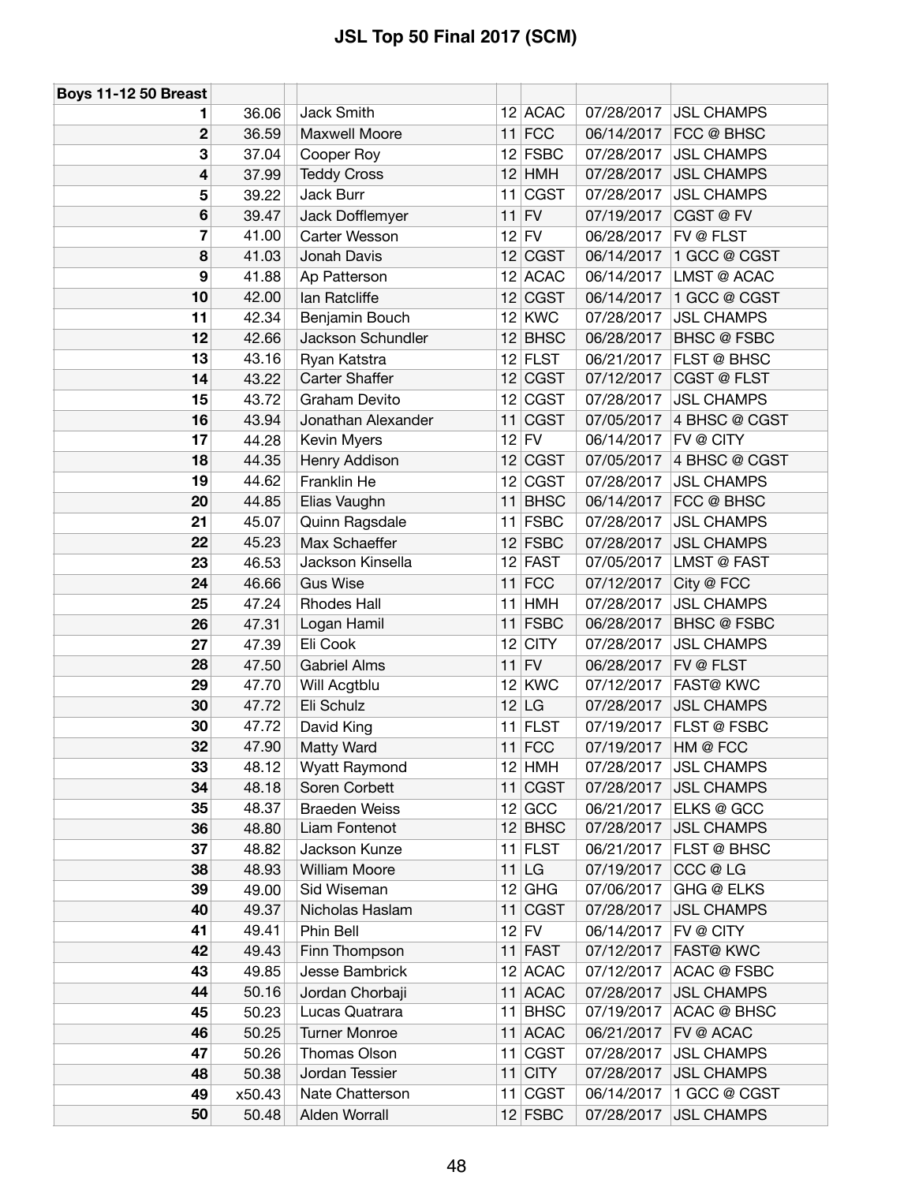# JSL Top 50 Final 2017 (SCM)

| Boys 11-12 50 Breast | | | | | | |
|---|---|---|---|---|---|---|
| 1 | 36.06 | Jack Smith | 12 | ACAC | 07/28/2017 | JSL CHAMPS |
| 2 | 36.59 | Maxwell Moore | 11 | FCC | 06/14/2017 | FCC @ BHSC |
| 3 | 37.04 | Cooper Roy | 12 | FSBC | 07/28/2017 | JSL CHAMPS |
| 4 | 37.99 | Teddy Cross | 12 | HMH | 07/28/2017 | JSL CHAMPS |
| 5 | 39.22 | Jack Burr | 11 | CGST | 07/28/2017 | JSL CHAMPS |
| 6 | 39.47 | Jack Dofflemyer | 11 | FV | 07/19/2017 | CGST @ FV |
| 7 | 41.00 | Carter Wesson | 12 | FV | 06/28/2017 | FV @ FLST |
| 8 | 41.03 | Jonah Davis | 12 | CGST | 06/14/2017 | 1 GCC @ CGST |
| 9 | 41.88 | Ap Patterson | 12 | ACAC | 06/14/2017 | LMST @ ACAC |
| 10 | 42.00 | Ian Ratcliffe | 12 | CGST | 06/14/2017 | 1 GCC @ CGST |
| 11 | 42.34 | Benjamin Bouch | 12 | KWC | 07/28/2017 | JSL CHAMPS |
| 12 | 42.66 | Jackson Schundler | 12 | BHSC | 06/28/2017 | BHSC @ FSBC |
| 13 | 43.16 | Ryan Katstra | 12 | FLST | 06/21/2017 | FLST @ BHSC |
| 14 | 43.22 | Carter Shaffer | 12 | CGST | 07/12/2017 | CGST @ FLST |
| 15 | 43.72 | Graham Devito | 12 | CGST | 07/28/2017 | JSL CHAMPS |
| 16 | 43.94 | Jonathan Alexander | 11 | CGST | 07/05/2017 | 4 BHSC @ CGST |
| 17 | 44.28 | Kevin Myers | 12 | FV | 06/14/2017 | FV @ CITY |
| 18 | 44.35 | Henry Addison | 12 | CGST | 07/05/2017 | 4 BHSC @ CGST |
| 19 | 44.62 | Franklin He | 12 | CGST | 07/28/2017 | JSL CHAMPS |
| 20 | 44.85 | Elias Vaughn | 11 | BHSC | 06/14/2017 | FCC @ BHSC |
| 21 | 45.07 | Quinn Ragsdale | 11 | FSBC | 07/28/2017 | JSL CHAMPS |
| 22 | 45.23 | Max Schaeffer | 12 | FSBC | 07/28/2017 | JSL CHAMPS |
| 23 | 46.53 | Jackson Kinsella | 12 | FAST | 07/05/2017 | LMST @ FAST |
| 24 | 46.66 | Gus Wise | 11 | FCC | 07/12/2017 | City @ FCC |
| 25 | 47.24 | Rhodes Hall | 11 | HMH | 07/28/2017 | JSL CHAMPS |
| 26 | 47.31 | Logan Hamil | 11 | FSBC | 06/28/2017 | BHSC @ FSBC |
| 27 | 47.39 | Eli Cook | 12 | CITY | 07/28/2017 | JSL CHAMPS |
| 28 | 47.50 | Gabriel Alms | 11 | FV | 06/28/2017 | FV @ FLST |
| 29 | 47.70 | Will Acgtblu | 12 | KWC | 07/12/2017 | FAST@ KWC |
| 30 | 47.72 | Eli Schulz | 12 | LG | 07/28/2017 | JSL CHAMPS |
| 30 | 47.72 | David King | 11 | FLST | 07/19/2017 | FLST @ FSBC |
| 32 | 47.90 | Matty Ward | 11 | FCC | 07/19/2017 | HM @ FCC |
| 33 | 48.12 | Wyatt Raymond | 12 | HMH | 07/28/2017 | JSL CHAMPS |
| 34 | 48.18 | Soren Corbett | 11 | CGST | 07/28/2017 | JSL CHAMPS |
| 35 | 48.37 | Braeden Weiss | 12 | GCC | 06/21/2017 | ELKS @ GCC |
| 36 | 48.80 | Liam Fontenot | 12 | BHSC | 07/28/2017 | JSL CHAMPS |
| 37 | 48.82 | Jackson Kunze | 11 | FLST | 06/21/2017 | FLST @ BHSC |
| 38 | 48.93 | William Moore | 11 | LG | 07/19/2017 | CCC @ LG |
| 39 | 49.00 | Sid Wiseman | 12 | GHG | 07/06/2017 | GHG @ ELKS |
| 40 | 49.37 | Nicholas Haslam | 11 | CGST | 07/28/2017 | JSL CHAMPS |
| 41 | 49.41 | Phin Bell | 12 | FV | 06/14/2017 | FV @ CITY |
| 42 | 49.43 | Finn Thompson | 11 | FAST | 07/12/2017 | FAST@ KWC |
| 43 | 49.85 | Jesse Bambrick | 12 | ACAC | 07/12/2017 | ACAC @ FSBC |
| 44 | 50.16 | Jordan Chorbaji | 11 | ACAC | 07/28/2017 | JSL CHAMPS |
| 45 | 50.23 | Lucas Quatrara | 11 | BHSC | 07/19/2017 | ACAC @ BHSC |
| 46 | 50.25 | Turner Monroe | 11 | ACAC | 06/21/2017 | FV @ ACAC |
| 47 | 50.26 | Thomas Olson | 11 | CGST | 07/28/2017 | JSL CHAMPS |
| 48 | 50.38 | Jordan Tessier | 11 | CITY | 07/28/2017 | JSL CHAMPS |
| 49 | x50.43 | Nate Chatterson | 11 | CGST | 06/14/2017 | 1 GCC @ CGST |
| 50 | 50.48 | Alden Worrall | 12 | FSBC | 07/28/2017 | JSL CHAMPS |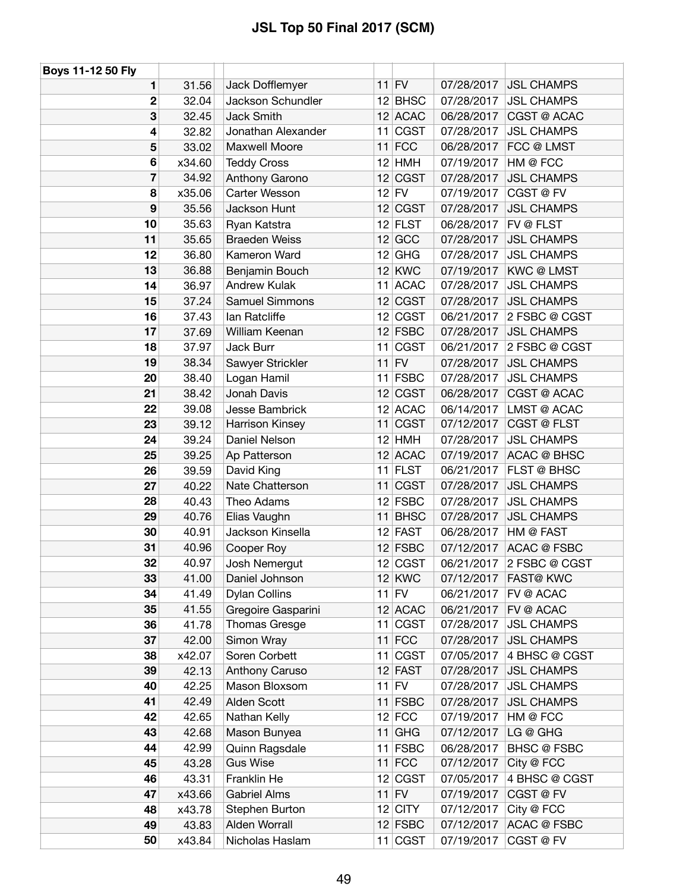# JSL Top 50 Final 2017 (SCM)

| Boys 11-12 50 Fly | | | | | | |
|---|---|---|---|---|---|---|
| 1 | 31.56 | Jack Dofflemyer | 11 | FV | 07/28/2017 | JSL CHAMPS |
| 2 | 32.04 | Jackson Schundler | 12 | BHSC | 07/28/2017 | JSL CHAMPS |
| 3 | 32.45 | Jack Smith | 12 | ACAC | 06/28/2017 | CGST @ ACAC |
| 4 | 32.82 | Jonathan Alexander | 11 | CGST | 07/28/2017 | JSL CHAMPS |
| 5 | 33.02 | Maxwell Moore | 11 | FCC | 06/28/2017 | FCC @ LMST |
| 6 | x34.60 | Teddy Cross | 12 | HMH | 07/19/2017 | HM @ FCC |
| 7 | 34.92 | Anthony Garono | 12 | CGST | 07/28/2017 | JSL CHAMPS |
| 8 | x35.06 | Carter Wesson | 12 | FV | 07/19/2017 | CGST @ FV |
| 9 | 35.56 | Jackson Hunt | 12 | CGST | 07/28/2017 | JSL CHAMPS |
| 10 | 35.63 | Ryan Katstra | 12 | FLST | 06/28/2017 | FV @ FLST |
| 11 | 35.65 | Braeden Weiss | 12 | GCC | 07/28/2017 | JSL CHAMPS |
| 12 | 36.80 | Kameron Ward | 12 | GHG | 07/28/2017 | JSL CHAMPS |
| 13 | 36.88 | Benjamin Bouch | 12 | KWC | 07/19/2017 | KWC @ LMST |
| 14 | 36.97 | Andrew Kulak | 11 | ACAC | 07/28/2017 | JSL CHAMPS |
| 15 | 37.24 | Samuel Simmons | 12 | CGST | 07/28/2017 | JSL CHAMPS |
| 16 | 37.43 | Ian Ratcliffe | 12 | CGST | 06/21/2017 | 2 FSBC @ CGST |
| 17 | 37.69 | William Keenan | 12 | FSBC | 07/28/2017 | JSL CHAMPS |
| 18 | 37.97 | Jack Burr | 11 | CGST | 06/21/2017 | 2 FSBC @ CGST |
| 19 | 38.34 | Sawyer Strickler | 11 | FV | 07/28/2017 | JSL CHAMPS |
| 20 | 38.40 | Logan Hamil | 11 | FSBC | 07/28/2017 | JSL CHAMPS |
| 21 | 38.42 | Jonah Davis | 12 | CGST | 06/28/2017 | CGST @ ACAC |
| 22 | 39.08 | Jesse Bambrick | 12 | ACAC | 06/14/2017 | LMST @ ACAC |
| 23 | 39.12 | Harrison Kinsey | 11 | CGST | 07/12/2017 | CGST @ FLST |
| 24 | 39.24 | Daniel Nelson | 12 | HMH | 07/28/2017 | JSL CHAMPS |
| 25 | 39.25 | Ap Patterson | 12 | ACAC | 07/19/2017 | ACAC @ BHSC |
| 26 | 39.59 | David King | 11 | FLST | 06/21/2017 | FLST @ BHSC |
| 27 | 40.22 | Nate Chatterson | 11 | CGST | 07/28/2017 | JSL CHAMPS |
| 28 | 40.43 | Theo Adams | 12 | FSBC | 07/28/2017 | JSL CHAMPS |
| 29 | 40.76 | Elias Vaughn | 11 | BHSC | 07/28/2017 | JSL CHAMPS |
| 30 | 40.91 | Jackson Kinsella | 12 | FAST | 06/28/2017 | HM @ FAST |
| 31 | 40.96 | Cooper Roy | 12 | FSBC | 07/12/2017 | ACAC @ FSBC |
| 32 | 40.97 | Josh Nemergut | 12 | CGST | 06/21/2017 | 2 FSBC @ CGST |
| 33 | 41.00 | Daniel Johnson | 12 | KWC | 07/12/2017 | FAST@ KWC |
| 34 | 41.49 | Dylan Collins | 11 | FV | 06/21/2017 | FV @ ACAC |
| 35 | 41.55 | Gregoire Gasparini | 12 | ACAC | 06/21/2017 | FV @ ACAC |
| 36 | 41.78 | Thomas Gresge | 11 | CGST | 07/28/2017 | JSL CHAMPS |
| 37 | 42.00 | Simon Wray | 11 | FCC | 07/28/2017 | JSL CHAMPS |
| 38 | x42.07 | Soren Corbett | 11 | CGST | 07/05/2017 | 4 BHSC @ CGST |
| 39 | 42.13 | Anthony Caruso | 12 | FAST | 07/28/2017 | JSL CHAMPS |
| 40 | 42.25 | Mason Bloxsom | 11 | FV | 07/28/2017 | JSL CHAMPS |
| 41 | 42.49 | Alden Scott | 11 | FSBC | 07/28/2017 | JSL CHAMPS |
| 42 | 42.65 | Nathan Kelly | 12 | FCC | 07/19/2017 | HM @ FCC |
| 43 | 42.68 | Mason Bunyea | 11 | GHG | 07/12/2017 | LG @ GHG |
| 44 | 42.99 | Quinn Ragsdale | 11 | FSBC | 06/28/2017 | BHSC @ FSBC |
| 45 | 43.28 | Gus Wise | 11 | FCC | 07/12/2017 | City @ FCC |
| 46 | 43.31 | Franklin He | 12 | CGST | 07/05/2017 | 4 BHSC @ CGST |
| 47 | x43.66 | Gabriel Alms | 11 | FV | 07/19/2017 | CGST @ FV |
| 48 | x43.78 | Stephen Burton | 12 | CITY | 07/12/2017 | City @ FCC |
| 49 | 43.83 | Alden Worrall | 12 | FSBC | 07/12/2017 | ACAC @ FSBC |
| 50 | x43.84 | Nicholas Haslam | 11 | CGST | 07/19/2017 | CGST @ FV |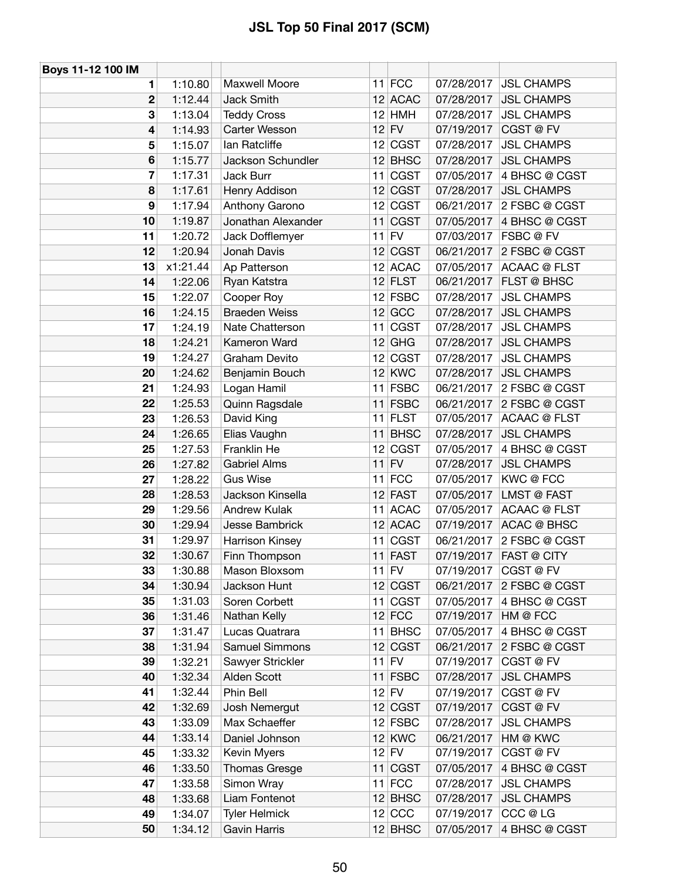# JSL Top 50 Final 2017 (SCM)

| Boys 11-12 100 IM | | | | | | |
|---|---|---|---|---|---|---|
| 1 | 1:10.80 | Maxwell Moore | 11 | FCC | 07/28/2017 | JSL CHAMPS |
| 2 | 1:12.44 | Jack Smith | 12 | ACAC | 07/28/2017 | JSL CHAMPS |
| 3 | 1:13.04 | Teddy Cross | 12 | HMH | 07/28/2017 | JSL CHAMPS |
| 4 | 1:14.93 | Carter Wesson | 12 | FV | 07/19/2017 | CGST @ FV |
| 5 | 1:15.07 | Ian Ratcliffe | 12 | CGST | 07/28/2017 | JSL CHAMPS |
| 6 | 1:15.77 | Jackson Schundler | 12 | BHSC | 07/28/2017 | JSL CHAMPS |
| 7 | 1:17.31 | Jack Burr | 11 | CGST | 07/05/2017 | 4 BHSC @ CGST |
| 8 | 1:17.61 | Henry Addison | 12 | CGST | 07/28/2017 | JSL CHAMPS |
| 9 | 1:17.94 | Anthony Garono | 12 | CGST | 06/21/2017 | 2 FSBC @ CGST |
| 10 | 1:19.87 | Jonathan Alexander | 11 | CGST | 07/05/2017 | 4 BHSC @ CGST |
| 11 | 1:20.72 | Jack Dofflemyer | 11 | FV | 07/03/2017 | FSBC @ FV |
| 12 | 1:20.94 | Jonah Davis | 12 | CGST | 06/21/2017 | 2 FSBC @ CGST |
| 13 | x1:21.44 | Ap Patterson | 12 | ACAC | 07/05/2017 | ACAAC @ FLST |
| 14 | 1:22.06 | Ryan Katstra | 12 | FLST | 06/21/2017 | FLST @ BHSC |
| 15 | 1:22.07 | Cooper Roy | 12 | FSBC | 07/28/2017 | JSL CHAMPS |
| 16 | 1:24.15 | Braeden Weiss | 12 | GCC | 07/28/2017 | JSL CHAMPS |
| 17 | 1:24.19 | Nate Chatterson | 11 | CGST | 07/28/2017 | JSL CHAMPS |
| 18 | 1:24.21 | Kameron Ward | 12 | GHG | 07/28/2017 | JSL CHAMPS |
| 19 | 1:24.27 | Graham Devito | 12 | CGST | 07/28/2017 | JSL CHAMPS |
| 20 | 1:24.62 | Benjamin Bouch | 12 | KWC | 07/28/2017 | JSL CHAMPS |
| 21 | 1:24.93 | Logan Hamil | 11 | FSBC | 06/21/2017 | 2 FSBC @ CGST |
| 22 | 1:25.53 | Quinn Ragsdale | 11 | FSBC | 06/21/2017 | 2 FSBC @ CGST |
| 23 | 1:26.53 | David King | 11 | FLST | 07/05/2017 | ACAAC @ FLST |
| 24 | 1:26.65 | Elias Vaughn | 11 | BHSC | 07/28/2017 | JSL CHAMPS |
| 25 | 1:27.53 | Franklin He | 12 | CGST | 07/05/2017 | 4 BHSC @ CGST |
| 26 | 1:27.82 | Gabriel Alms | 11 | FV | 07/28/2017 | JSL CHAMPS |
| 27 | 1:28.22 | Gus Wise | 11 | FCC | 07/05/2017 | KWC @ FCC |
| 28 | 1:28.53 | Jackson Kinsella | 12 | FAST | 07/05/2017 | LMST @ FAST |
| 29 | 1:29.56 | Andrew Kulak | 11 | ACAC | 07/05/2017 | ACAAC @ FLST |
| 30 | 1:29.94 | Jesse Bambrick | 12 | ACAC | 07/19/2017 | ACAC @ BHSC |
| 31 | 1:29.97 | Harrison Kinsey | 11 | CGST | 06/21/2017 | 2 FSBC @ CGST |
| 32 | 1:30.67 | Finn Thompson | 11 | FAST | 07/19/2017 | FAST @ CITY |
| 33 | 1:30.88 | Mason Bloxsom | 11 | FV | 07/19/2017 | CGST @ FV |
| 34 | 1:30.94 | Jackson Hunt | 12 | CGST | 06/21/2017 | 2 FSBC @ CGST |
| 35 | 1:31.03 | Soren Corbett | 11 | CGST | 07/05/2017 | 4 BHSC @ CGST |
| 36 | 1:31.46 | Nathan Kelly | 12 | FCC | 07/19/2017 | HM @ FCC |
| 37 | 1:31.47 | Lucas Quatrara | 11 | BHSC | 07/05/2017 | 4 BHSC @ CGST |
| 38 | 1:31.94 | Samuel Simmons | 12 | CGST | 06/21/2017 | 2 FSBC @ CGST |
| 39 | 1:32.21 | Sawyer Strickler | 11 | FV | 07/19/2017 | CGST @ FV |
| 40 | 1:32.34 | Alden Scott | 11 | FSBC | 07/28/2017 | JSL CHAMPS |
| 41 | 1:32.44 | Phin Bell | 12 | FV | 07/19/2017 | CGST @ FV |
| 42 | 1:32.69 | Josh Nemergut | 12 | CGST | 07/19/2017 | CGST @ FV |
| 43 | 1:33.09 | Max Schaeffer | 12 | FSBC | 07/28/2017 | JSL CHAMPS |
| 44 | 1:33.14 | Daniel Johnson | 12 | KWC | 06/21/2017 | HM @ KWC |
| 45 | 1:33.32 | Kevin Myers | 12 | FV | 07/19/2017 | CGST @ FV |
| 46 | 1:33.50 | Thomas Gresge | 11 | CGST | 07/05/2017 | 4 BHSC @ CGST |
| 47 | 1:33.58 | Simon Wray | 11 | FCC | 07/28/2017 | JSL CHAMPS |
| 48 | 1:33.68 | Liam Fontenot | 12 | BHSC | 07/28/2017 | JSL CHAMPS |
| 49 | 1:34.07 | Tyler Helmick | 12 | CCC | 07/19/2017 | CCC @ LG |
| 50 | 1:34.12 | Gavin Harris | 12 | BHSC | 07/05/2017 | 4 BHSC @ CGST |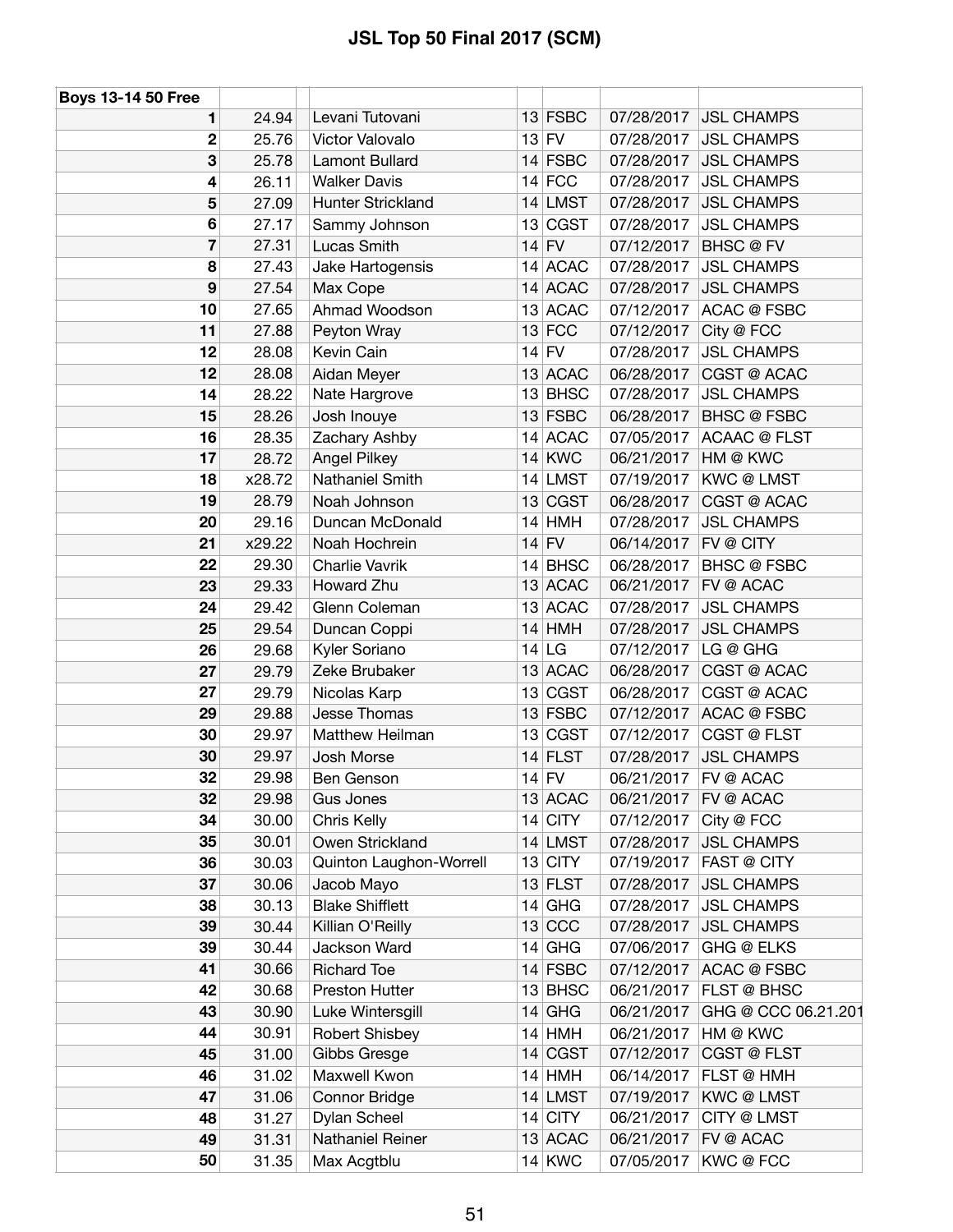# JSL Top 50 Final 2017 (SCM)

| Boys 13-14 50 Free | | | | | | |
|---|---|---|---|---|---|---|
| 1 | 24.94 | Levani Tutovani | 13 | FSBC | 07/28/2017 | JSL CHAMPS |
| 2 | 25.76 | Victor Valovalo | 13 | FV | 07/28/2017 | JSL CHAMPS |
| 3 | 25.78 | Lamont Bullard | 14 | FSBC | 07/28/2017 | JSL CHAMPS |
| 4 | 26.11 | Walker Davis | 14 | FCC | 07/28/2017 | JSL CHAMPS |
| 5 | 27.09 | Hunter Strickland | 14 | LMST | 07/28/2017 | JSL CHAMPS |
| 6 | 27.17 | Sammy Johnson | 13 | CGST | 07/28/2017 | JSL CHAMPS |
| 7 | 27.31 | Lucas Smith | 14 | FV | 07/12/2017 | BHSC @ FV |
| 8 | 27.43 | Jake Hartogensis | 14 | ACAC | 07/28/2017 | JSL CHAMPS |
| 9 | 27.54 | Max Cope | 14 | ACAC | 07/28/2017 | JSL CHAMPS |
| 10 | 27.65 | Ahmad Woodson | 13 | ACAC | 07/12/2017 | ACAC @ FSBC |
| 11 | 27.88 | Peyton Wray | 13 | FCC | 07/12/2017 | City @ FCC |
| 12 | 28.08 | Kevin Cain | 14 | FV | 07/28/2017 | JSL CHAMPS |
| 12 | 28.08 | Aidan Meyer | 13 | ACAC | 06/28/2017 | CGST @ ACAC |
| 14 | 28.22 | Nate Hargrove | 13 | BHSC | 07/28/2017 | JSL CHAMPS |
| 15 | 28.26 | Josh Inouye | 13 | FSBC | 06/28/2017 | BHSC @ FSBC |
| 16 | 28.35 | Zachary Ashby | 14 | ACAC | 07/05/2017 | ACAAC @ FLST |
| 17 | 28.72 | Angel Pilkey | 14 | KWC | 06/21/2017 | HM @ KWC |
| 18 | x28.72 | Nathaniel Smith | 14 | LMST | 07/19/2017 | KWC @ LMST |
| 19 | 28.79 | Noah Johnson | 13 | CGST | 06/28/2017 | CGST @ ACAC |
| 20 | 29.16 | Duncan McDonald | 14 | HMH | 07/28/2017 | JSL CHAMPS |
| 21 | x29.22 | Noah Hochrein | 14 | FV | 06/14/2017 | FV @ CITY |
| 22 | 29.30 | Charlie Vavrik | 14 | BHSC | 06/28/2017 | BHSC @ FSBC |
| 23 | 29.33 | Howard Zhu | 13 | ACAC | 06/21/2017 | FV @ ACAC |
| 24 | 29.42 | Glenn Coleman | 13 | ACAC | 07/28/2017 | JSL CHAMPS |
| 25 | 29.54 | Duncan Coppi | 14 | HMH | 07/28/2017 | JSL CHAMPS |
| 26 | 29.68 | Kyler Soriano | 14 | LG | 07/12/2017 | LG @ GHG |
| 27 | 29.79 | Zeke Brubaker | 13 | ACAC | 06/28/2017 | CGST @ ACAC |
| 27 | 29.79 | Nicolas Karp | 13 | CGST | 06/28/2017 | CGST @ ACAC |
| 29 | 29.88 | Jesse Thomas | 13 | FSBC | 07/12/2017 | ACAC @ FSBC |
| 30 | 29.97 | Matthew Heilman | 13 | CGST | 07/12/2017 | CGST @ FLST |
| 30 | 29.97 | Josh Morse | 14 | FLST | 07/28/2017 | JSL CHAMPS |
| 32 | 29.98 | Ben Genson | 14 | FV | 06/21/2017 | FV @ ACAC |
| 32 | 29.98 | Gus Jones | 13 | ACAC | 06/21/2017 | FV @ ACAC |
| 34 | 30.00 | Chris Kelly | 14 | CITY | 07/12/2017 | City @ FCC |
| 35 | 30.01 | Owen Strickland | 14 | LMST | 07/28/2017 | JSL CHAMPS |
| 36 | 30.03 | Quinton Laughon-Worrell | 13 | CITY | 07/19/2017 | FAST @ CITY |
| 37 | 30.06 | Jacob Mayo | 13 | FLST | 07/28/2017 | JSL CHAMPS |
| 38 | 30.13 | Blake Shifflett | 14 | GHG | 07/28/2017 | JSL CHAMPS |
| 39 | 30.44 | Killian O'Reilly | 13 | CCC | 07/28/2017 | JSL CHAMPS |
| 39 | 30.44 | Jackson Ward | 14 | GHG | 07/06/2017 | GHG @ ELKS |
| 41 | 30.66 | Richard Toe | 14 | FSBC | 07/12/2017 | ACAC @ FSBC |
| 42 | 30.68 | Preston Hutter | 13 | BHSC | 06/21/2017 | FLST @ BHSC |
| 43 | 30.90 | Luke Wintersgill | 14 | GHG | 06/21/2017 | GHG @ CCC 06.21.201 |
| 44 | 30.91 | Robert Shisbey | 14 | HMH | 06/21/2017 | HM @ KWC |
| 45 | 31.00 | Gibbs Gresge | 14 | CGST | 07/12/2017 | CGST @ FLST |
| 46 | 31.02 | Maxwell Kwon | 14 | HMH | 06/14/2017 | FLST @ HMH |
| 47 | 31.06 | Connor Bridge | 14 | LMST | 07/19/2017 | KWC @ LMST |
| 48 | 31.27 | Dylan Scheel | 14 | CITY | 06/21/2017 | CITY @ LMST |
| 49 | 31.31 | Nathaniel Reiner | 13 | ACAC | 06/21/2017 | FV @ ACAC |
| 50 | 31.35 | Max Acgtblu | 14 | KWC | 07/05/2017 | KWC @ FCC |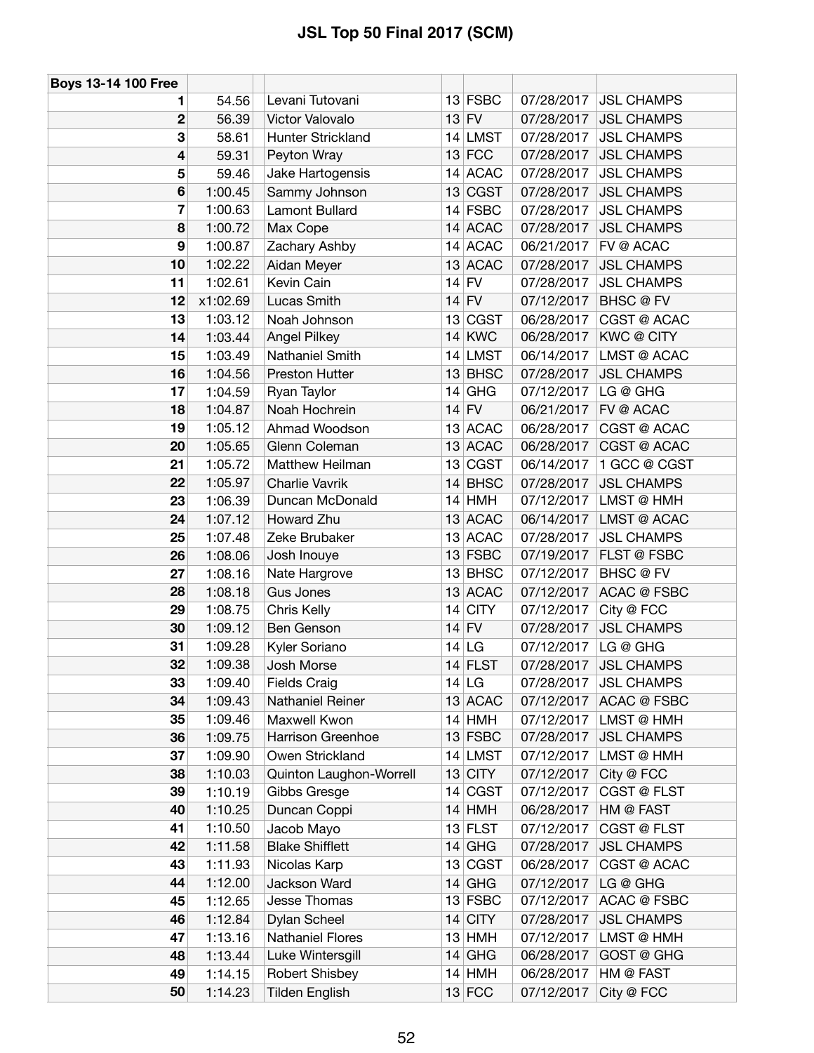# JSL Top 50 Final 2017 (SCM)

| Boys 13-14 100 Free | | | | | | |
|---|---|---|---|---|---|---|
| 1 | 54.56 | Levani Tutovani | 13 | FSBC | 07/28/2017 | JSL CHAMPS |
| 2 | 56.39 | Victor Valovalo | 13 | FV | 07/28/2017 | JSL CHAMPS |
| 3 | 58.61 | Hunter Strickland | 14 | LMST | 07/28/2017 | JSL CHAMPS |
| 4 | 59.31 | Peyton Wray | 13 | FCC | 07/28/2017 | JSL CHAMPS |
| 5 | 59.46 | Jake Hartogensis | 14 | ACAC | 07/28/2017 | JSL CHAMPS |
| 6 | 1:00.45 | Sammy Johnson | 13 | CGST | 07/28/2017 | JSL CHAMPS |
| 7 | 1:00.63 | Lamont Bullard | 14 | FSBC | 07/28/2017 | JSL CHAMPS |
| 8 | 1:00.72 | Max Cope | 14 | ACAC | 07/28/2017 | JSL CHAMPS |
| 9 | 1:00.87 | Zachary Ashby | 14 | ACAC | 06/21/2017 | FV @ ACAC |
| 10 | 1:02.22 | Aidan Meyer | 13 | ACAC | 07/28/2017 | JSL CHAMPS |
| 11 | 1:02.61 | Kevin Cain | 14 | FV | 07/28/2017 | JSL CHAMPS |
| 12 | x1:02.69 | Lucas Smith | 14 | FV | 07/12/2017 | BHSC @ FV |
| 13 | 1:03.12 | Noah Johnson | 13 | CGST | 06/28/2017 | CGST @ ACAC |
| 14 | 1:03.44 | Angel Pilkey | 14 | KWC | 06/28/2017 | KWC @ CITY |
| 15 | 1:03.49 | Nathaniel Smith | 14 | LMST | 06/14/2017 | LMST @ ACAC |
| 16 | 1:04.56 | Preston Hutter | 13 | BHSC | 07/28/2017 | JSL CHAMPS |
| 17 | 1:04.59 | Ryan Taylor | 14 | GHG | 07/12/2017 | LG @ GHG |
| 18 | 1:04.87 | Noah Hochrein | 14 | FV | 06/21/2017 | FV @ ACAC |
| 19 | 1:05.12 | Ahmad Woodson | 13 | ACAC | 06/28/2017 | CGST @ ACAC |
| 20 | 1:05.65 | Glenn Coleman | 13 | ACAC | 06/28/2017 | CGST @ ACAC |
| 21 | 1:05.72 | Matthew Heilman | 13 | CGST | 06/14/2017 | 1 GCC @ CGST |
| 22 | 1:05.97 | Charlie Vavrik | 14 | BHSC | 07/28/2017 | JSL CHAMPS |
| 23 | 1:06.39 | Duncan McDonald | 14 | HMH | 07/12/2017 | LMST @ HMH |
| 24 | 1:07.12 | Howard Zhu | 13 | ACAC | 06/14/2017 | LMST @ ACAC |
| 25 | 1:07.48 | Zeke Brubaker | 13 | ACAC | 07/28/2017 | JSL CHAMPS |
| 26 | 1:08.06 | Josh Inouye | 13 | FSBC | 07/19/2017 | FLST @ FSBC |
| 27 | 1:08.16 | Nate Hargrove | 13 | BHSC | 07/12/2017 | BHSC @ FV |
| 28 | 1:08.18 | Gus Jones | 13 | ACAC | 07/12/2017 | ACAC @ FSBC |
| 29 | 1:08.75 | Chris Kelly | 14 | CITY | 07/12/2017 | City @ FCC |
| 30 | 1:09.12 | Ben Genson | 14 | FV | 07/28/2017 | JSL CHAMPS |
| 31 | 1:09.28 | Kyler Soriano | 14 | LG | 07/12/2017 | LG @ GHG |
| 32 | 1:09.38 | Josh Morse | 14 | FLST | 07/28/2017 | JSL CHAMPS |
| 33 | 1:09.40 | Fields Craig | 14 | LG | 07/28/2017 | JSL CHAMPS |
| 34 | 1:09.43 | Nathaniel Reiner | 13 | ACAC | 07/12/2017 | ACAC @ FSBC |
| 35 | 1:09.46 | Maxwell Kwon | 14 | HMH | 07/12/2017 | LMST @ HMH |
| 36 | 1:09.75 | Harrison Greenhoe | 13 | FSBC | 07/28/2017 | JSL CHAMPS |
| 37 | 1:09.90 | Owen Strickland | 14 | LMST | 07/12/2017 | LMST @ HMH |
| 38 | 1:10.03 | Quinton Laughon-Worrell | 13 | CITY | 07/12/2017 | City @ FCC |
| 39 | 1:10.19 | Gibbs Gresge | 14 | CGST | 07/12/2017 | CGST @ FLST |
| 40 | 1:10.25 | Duncan Coppi | 14 | HMH | 06/28/2017 | HM @ FAST |
| 41 | 1:10.50 | Jacob Mayo | 13 | FLST | 07/12/2017 | CGST @ FLST |
| 42 | 1:11.58 | Blake Shifflett | 14 | GHG | 07/28/2017 | JSL CHAMPS |
| 43 | 1:11.93 | Nicolas Karp | 13 | CGST | 06/28/2017 | CGST @ ACAC |
| 44 | 1:12.00 | Jackson Ward | 14 | GHG | 07/12/2017 | LG @ GHG |
| 45 | 1:12.65 | Jesse Thomas | 13 | FSBC | 07/12/2017 | ACAC @ FSBC |
| 46 | 1:12.84 | Dylan Scheel | 14 | CITY | 07/28/2017 | JSL CHAMPS |
| 47 | 1:13.16 | Nathaniel Flores | 13 | HMH | 07/12/2017 | LMST @ HMH |
| 48 | 1:13.44 | Luke Wintersgill | 14 | GHG | 06/28/2017 | GOST @ GHG |
| 49 | 1:14.15 | Robert Shisbey | 14 | HMH | 06/28/2017 | HM @ FAST |
| 50 | 1:14.23 | Tilden English | 13 | FCC | 07/12/2017 | City @ FCC |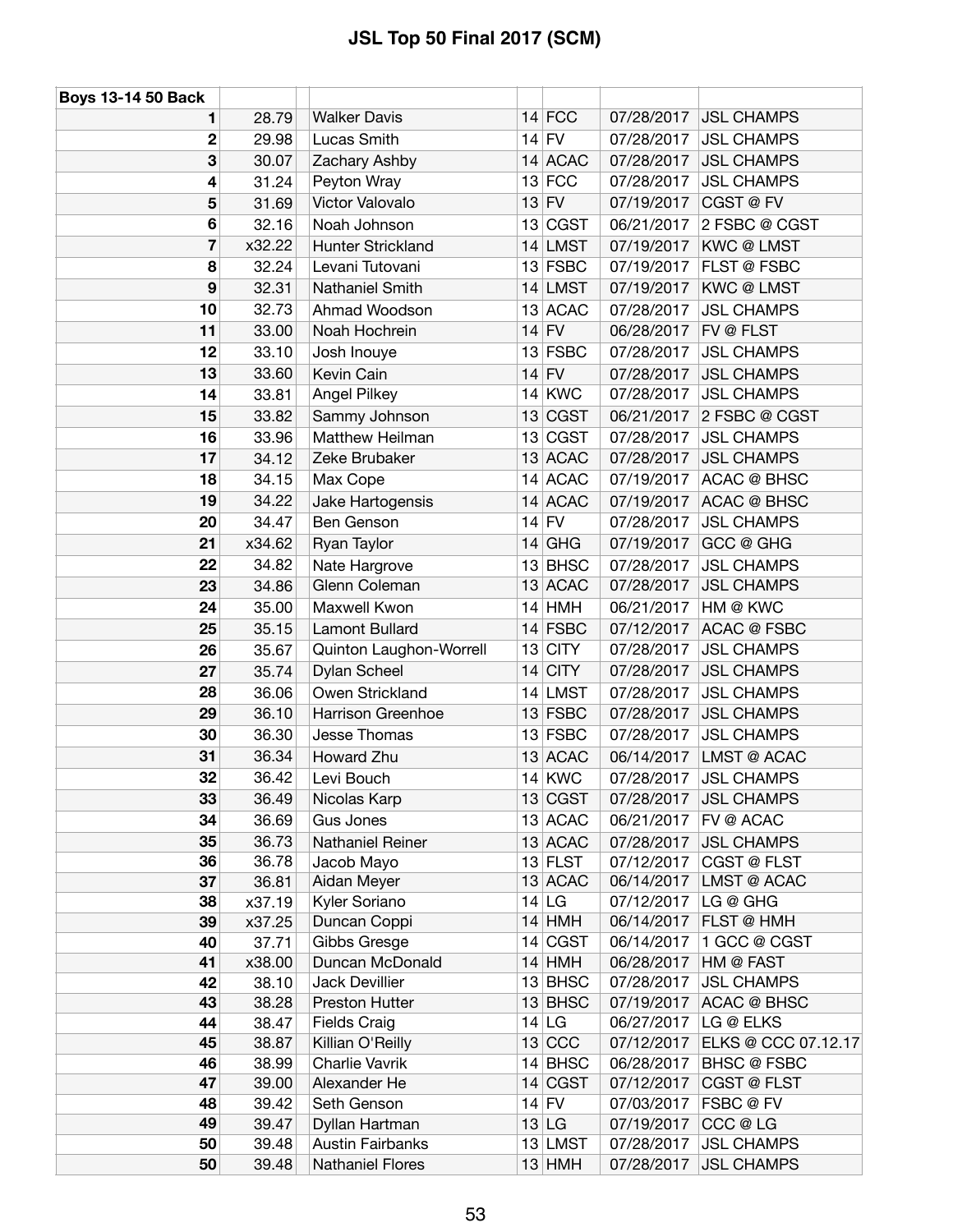# JSL Top 50 Final 2017 (SCM)

| Boys 13-14 50 Back | | | | | | |
|---|---|---|---|---|---|---|
| 1 | 28.79 | Walker Davis | 14 | FCC | 07/28/2017 | JSL CHAMPS |
| 2 | 29.98 | Lucas Smith | 14 | FV | 07/28/2017 | JSL CHAMPS |
| 3 | 30.07 | Zachary Ashby | 14 | ACAC | 07/28/2017 | JSL CHAMPS |
| 4 | 31.24 | Peyton Wray | 13 | FCC | 07/28/2017 | JSL CHAMPS |
| 5 | 31.69 | Victor Valovalo | 13 | FV | 07/19/2017 | CGST @ FV |
| 6 | 32.16 | Noah Johnson | 13 | CGST | 06/21/2017 | 2 FSBC @ CGST |
| 7 | x32.22 | Hunter Strickland | 14 | LMST | 07/19/2017 | KWC @ LMST |
| 8 | 32.24 | Levani Tutovani | 13 | FSBC | 07/19/2017 | FLST @ FSBC |
| 9 | 32.31 | Nathaniel Smith | 14 | LMST | 07/19/2017 | KWC @ LMST |
| 10 | 32.73 | Ahmad Woodson | 13 | ACAC | 07/28/2017 | JSL CHAMPS |
| 11 | 33.00 | Noah Hochrein | 14 | FV | 06/28/2017 | FV @ FLST |
| 12 | 33.10 | Josh Inouye | 13 | FSBC | 07/28/2017 | JSL CHAMPS |
| 13 | 33.60 | Kevin Cain | 14 | FV | 07/28/2017 | JSL CHAMPS |
| 14 | 33.81 | Angel Pilkey | 14 | KWC | 07/28/2017 | JSL CHAMPS |
| 15 | 33.82 | Sammy Johnson | 13 | CGST | 06/21/2017 | 2 FSBC @ CGST |
| 16 | 33.96 | Matthew Heilman | 13 | CGST | 07/28/2017 | JSL CHAMPS |
| 17 | 34.12 | Zeke Brubaker | 13 | ACAC | 07/28/2017 | JSL CHAMPS |
| 18 | 34.15 | Max Cope | 14 | ACAC | 07/19/2017 | ACAC @ BHSC |
| 19 | 34.22 | Jake Hartogensis | 14 | ACAC | 07/19/2017 | ACAC @ BHSC |
| 20 | 34.47 | Ben Genson | 14 | FV | 07/28/2017 | JSL CHAMPS |
| 21 | x34.62 | Ryan Taylor | 14 | GHG | 07/19/2017 | GCC @ GHG |
| 22 | 34.82 | Nate Hargrove | 13 | BHSC | 07/28/2017 | JSL CHAMPS |
| 23 | 34.86 | Glenn Coleman | 13 | ACAC | 07/28/2017 | JSL CHAMPS |
| 24 | 35.00 | Maxwell Kwon | 14 | HMH | 06/21/2017 | HM @ KWC |
| 25 | 35.15 | Lamont Bullard | 14 | FSBC | 07/12/2017 | ACAC @ FSBC |
| 26 | 35.67 | Quinton Laughon-Worrell | 13 | CITY | 07/28/2017 | JSL CHAMPS |
| 27 | 35.74 | Dylan Scheel | 14 | CITY | 07/28/2017 | JSL CHAMPS |
| 28 | 36.06 | Owen Strickland | 14 | LMST | 07/28/2017 | JSL CHAMPS |
| 29 | 36.10 | Harrison Greenhoe | 13 | FSBC | 07/28/2017 | JSL CHAMPS |
| 30 | 36.30 | Jesse Thomas | 13 | FSBC | 07/28/2017 | JSL CHAMPS |
| 31 | 36.34 | Howard Zhu | 13 | ACAC | 06/14/2017 | LMST @ ACAC |
| 32 | 36.42 | Levi Bouch | 14 | KWC | 07/28/2017 | JSL CHAMPS |
| 33 | 36.49 | Nicolas Karp | 13 | CGST | 07/28/2017 | JSL CHAMPS |
| 34 | 36.69 | Gus Jones | 13 | ACAC | 06/21/2017 | FV @ ACAC |
| 35 | 36.73 | Nathaniel Reiner | 13 | ACAC | 07/28/2017 | JSL CHAMPS |
| 36 | 36.78 | Jacob Mayo | 13 | FLST | 07/12/2017 | CGST @ FLST |
| 37 | 36.81 | Aidan Meyer | 13 | ACAC | 06/14/2017 | LMST @ ACAC |
| 38 | x37.19 | Kyler Soriano | 14 | LG | 07/12/2017 | LG @ GHG |
| 39 | x37.25 | Duncan Coppi | 14 | HMH | 06/14/2017 | FLST @ HMH |
| 40 | 37.71 | Gibbs Gresge | 14 | CGST | 06/14/2017 | 1 GCC @ CGST |
| 41 | x38.00 | Duncan McDonald | 14 | HMH | 06/28/2017 | HM @ FAST |
| 42 | 38.10 | Jack Devillier | 13 | BHSC | 07/28/2017 | JSL CHAMPS |
| 43 | 38.28 | Preston Hutter | 13 | BHSC | 07/19/2017 | ACAC @ BHSC |
| 44 | 38.47 | Fields Craig | 14 | LG | 06/27/2017 | LG @ ELKS |
| 45 | 38.87 | Killian O'Reilly | 13 | CCC | 07/12/2017 | ELKS @ CCC 07.12.17 |
| 46 | 38.99 | Charlie Vavrik | 14 | BHSC | 06/28/2017 | BHSC @ FSBC |
| 47 | 39.00 | Alexander He | 14 | CGST | 07/12/2017 | CGST @ FLST |
| 48 | 39.42 | Seth Genson | 14 | FV | 07/03/2017 | FSBC @ FV |
| 49 | 39.47 | Dyllan Hartman | 13 | LG | 07/19/2017 | CCC @ LG |
| 50 | 39.48 | Austin Fairbanks | 13 | LMST | 07/28/2017 | JSL CHAMPS |
| 50 | 39.48 | Nathaniel Flores | 13 | HMH | 07/28/2017 | JSL CHAMPS |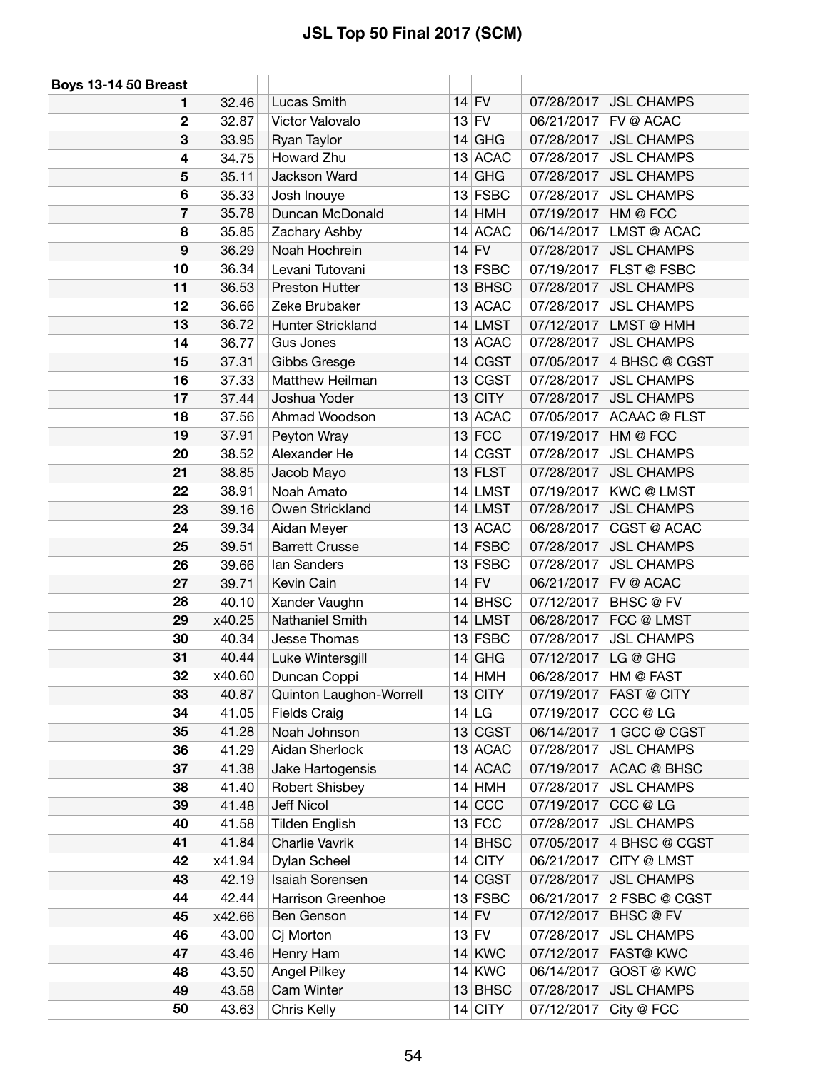# JSL Top 50 Final 2017 (SCM)

| Boys 13-14 50 Breast | | | | | | |
|---|---|---|---|---|---|---|
| 1 | 32.46 | Lucas Smith | 14 | FV | 07/28/2017 | JSL CHAMPS |
| 2 | 32.87 | Victor Valovalo | 13 | FV | 06/21/2017 | FV @ ACAC |
| 3 | 33.95 | Ryan Taylor | 14 | GHG | 07/28/2017 | JSL CHAMPS |
| 4 | 34.75 | Howard Zhu | 13 | ACAC | 07/28/2017 | JSL CHAMPS |
| 5 | 35.11 | Jackson Ward | 14 | GHG | 07/28/2017 | JSL CHAMPS |
| 6 | 35.33 | Josh Inouye | 13 | FSBC | 07/28/2017 | JSL CHAMPS |
| 7 | 35.78 | Duncan McDonald | 14 | HMH | 07/19/2017 | HM @ FCC |
| 8 | 35.85 | Zachary Ashby | 14 | ACAC | 06/14/2017 | LMST @ ACAC |
| 9 | 36.29 | Noah Hochrein | 14 | FV | 07/28/2017 | JSL CHAMPS |
| 10 | 36.34 | Levani Tutovani | 13 | FSBC | 07/19/2017 | FLST @ FSBC |
| 11 | 36.53 | Preston Hutter | 13 | BHSC | 07/28/2017 | JSL CHAMPS |
| 12 | 36.66 | Zeke Brubaker | 13 | ACAC | 07/28/2017 | JSL CHAMPS |
| 13 | 36.72 | Hunter Strickland | 14 | LMST | 07/12/2017 | LMST @ HMH |
| 14 | 36.77 | Gus Jones | 13 | ACAC | 07/28/2017 | JSL CHAMPS |
| 15 | 37.31 | Gibbs Gresge | 14 | CGST | 07/05/2017 | 4 BHSC @ CGST |
| 16 | 37.33 | Matthew Heilman | 13 | CGST | 07/28/2017 | JSL CHAMPS |
| 17 | 37.44 | Joshua Yoder | 13 | CITY | 07/28/2017 | JSL CHAMPS |
| 18 | 37.56 | Ahmad Woodson | 13 | ACAC | 07/05/2017 | ACAAC @ FLST |
| 19 | 37.91 | Peyton Wray | 13 | FCC | 07/19/2017 | HM @ FCC |
| 20 | 38.52 | Alexander He | 14 | CGST | 07/28/2017 | JSL CHAMPS |
| 21 | 38.85 | Jacob Mayo | 13 | FLST | 07/28/2017 | JSL CHAMPS |
| 22 | 38.91 | Noah Amato | 14 | LMST | 07/19/2017 | KWC @ LMST |
| 23 | 39.16 | Owen Strickland | 14 | LMST | 07/28/2017 | JSL CHAMPS |
| 24 | 39.34 | Aidan Meyer | 13 | ACAC | 06/28/2017 | CGST @ ACAC |
| 25 | 39.51 | Barrett Crusse | 14 | FSBC | 07/28/2017 | JSL CHAMPS |
| 26 | 39.66 | Ian Sanders | 13 | FSBC | 07/28/2017 | JSL CHAMPS |
| 27 | 39.71 | Kevin Cain | 14 | FV | 06/21/2017 | FV @ ACAC |
| 28 | 40.10 | Xander Vaughn | 14 | BHSC | 07/12/2017 | BHSC @ FV |
| 29 | x40.25 | Nathaniel Smith | 14 | LMST | 06/28/2017 | FCC @ LMST |
| 30 | 40.34 | Jesse Thomas | 13 | FSBC | 07/28/2017 | JSL CHAMPS |
| 31 | 40.44 | Luke Wintersgill | 14 | GHG | 07/12/2017 | LG @ GHG |
| 32 | x40.60 | Duncan Coppi | 14 | HMH | 06/28/2017 | HM @ FAST |
| 33 | 40.87 | Quinton Laughon-Worrell | 13 | CITY | 07/19/2017 | FAST @ CITY |
| 34 | 41.05 | Fields Craig | 14 | LG | 07/19/2017 | CCC @ LG |
| 35 | 41.28 | Noah Johnson | 13 | CGST | 06/14/2017 | 1 GCC @ CGST |
| 36 | 41.29 | Aidan Sherlock | 13 | ACAC | 07/28/2017 | JSL CHAMPS |
| 37 | 41.38 | Jake Hartogensis | 14 | ACAC | 07/19/2017 | ACAC @ BHSC |
| 38 | 41.40 | Robert Shisbey | 14 | HMH | 07/28/2017 | JSL CHAMPS |
| 39 | 41.48 | Jeff Nicol | 14 | CCC | 07/19/2017 | CCC @ LG |
| 40 | 41.58 | Tilden English | 13 | FCC | 07/28/2017 | JSL CHAMPS |
| 41 | 41.84 | Charlie Vavrik | 14 | BHSC | 07/05/2017 | 4 BHSC @ CGST |
| 42 | x41.94 | Dylan Scheel | 14 | CITY | 06/21/2017 | CITY @ LMST |
| 43 | 42.19 | Isaiah Sorensen | 14 | CGST | 07/28/2017 | JSL CHAMPS |
| 44 | 42.44 | Harrison Greenhoe | 13 | FSBC | 06/21/2017 | 2 FSBC @ CGST |
| 45 | x42.66 | Ben Genson | 14 | FV | 07/12/2017 | BHSC @ FV |
| 46 | 43.00 | Cj Morton | 13 | FV | 07/28/2017 | JSL CHAMPS |
| 47 | 43.46 | Henry Ham | 14 | KWC | 07/12/2017 | FAST@ KWC |
| 48 | 43.50 | Angel Pilkey | 14 | KWC | 06/14/2017 | GOST @ KWC |
| 49 | 43.58 | Cam Winter | 13 | BHSC | 07/28/2017 | JSL CHAMPS |
| 50 | 43.63 | Chris Kelly | 14 | CITY | 07/12/2017 | City @ FCC |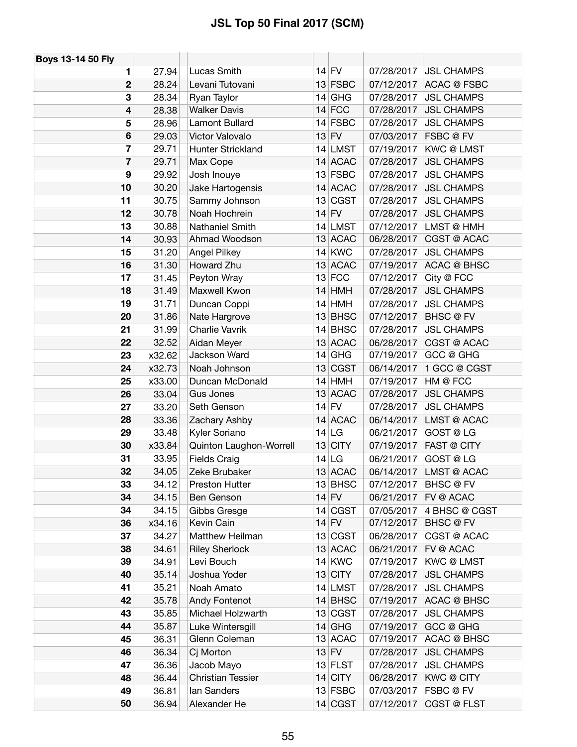# JSL Top 50 Final 2017 (SCM)

| Boys 13-14 50 Fly | | | | | | |
|---|---|---|---|---|---|---|
| 1 | 27.94 | Lucas Smith | 14 | FV | 07/28/2017 | JSL CHAMPS |
| 2 | 28.24 | Levani Tutovani | 13 | FSBC | 07/12/2017 | ACAC @ FSBC |
| 3 | 28.34 | Ryan Taylor | 14 | GHG | 07/28/2017 | JSL CHAMPS |
| 4 | 28.38 | Walker Davis | 14 | FCC | 07/28/2017 | JSL CHAMPS |
| 5 | 28.96 | Lamont Bullard | 14 | FSBC | 07/28/2017 | JSL CHAMPS |
| 6 | 29.03 | Victor Valovalo | 13 | FV | 07/03/2017 | FSBC @ FV |
| 7 | 29.71 | Hunter Strickland | 14 | LMST | 07/19/2017 | KWC @ LMST |
| 7 | 29.71 | Max Cope | 14 | ACAC | 07/28/2017 | JSL CHAMPS |
| 9 | 29.92 | Josh Inouye | 13 | FSBC | 07/28/2017 | JSL CHAMPS |
| 10 | 30.20 | Jake Hartogensis | 14 | ACAC | 07/28/2017 | JSL CHAMPS |
| 11 | 30.75 | Sammy Johnson | 13 | CGST | 07/28/2017 | JSL CHAMPS |
| 12 | 30.78 | Noah Hochrein | 14 | FV | 07/28/2017 | JSL CHAMPS |
| 13 | 30.88 | Nathaniel Smith | 14 | LMST | 07/12/2017 | LMST @ HMH |
| 14 | 30.93 | Ahmad Woodson | 13 | ACAC | 06/28/2017 | CGST @ ACAC |
| 15 | 31.20 | Angel Pilkey | 14 | KWC | 07/28/2017 | JSL CHAMPS |
| 16 | 31.30 | Howard Zhu | 13 | ACAC | 07/19/2017 | ACAC @ BHSC |
| 17 | 31.45 | Peyton Wray | 13 | FCC | 07/12/2017 | City @ FCC |
| 18 | 31.49 | Maxwell Kwon | 14 | HMH | 07/28/2017 | JSL CHAMPS |
| 19 | 31.71 | Duncan Coppi | 14 | HMH | 07/28/2017 | JSL CHAMPS |
| 20 | 31.86 | Nate Hargrove | 13 | BHSC | 07/12/2017 | BHSC @ FV |
| 21 | 31.99 | Charlie Vavrik | 14 | BHSC | 07/28/2017 | JSL CHAMPS |
| 22 | 32.52 | Aidan Meyer | 13 | ACAC | 06/28/2017 | CGST @ ACAC |
| 23 | x32.62 | Jackson Ward | 14 | GHG | 07/19/2017 | GCC @ GHG |
| 24 | x32.73 | Noah Johnson | 13 | CGST | 06/14/2017 | 1 GCC @ CGST |
| 25 | x33.00 | Duncan McDonald | 14 | HMH | 07/19/2017 | HM @ FCC |
| 26 | 33.04 | Gus Jones | 13 | ACAC | 07/28/2017 | JSL CHAMPS |
| 27 | 33.20 | Seth Genson | 14 | FV | 07/28/2017 | JSL CHAMPS |
| 28 | 33.36 | Zachary Ashby | 14 | ACAC | 06/14/2017 | LMST @ ACAC |
| 29 | 33.48 | Kyler Soriano | 14 | LG | 06/21/2017 | GOST @ LG |
| 30 | x33.84 | Quinton Laughon-Worrell | 13 | CITY | 07/19/2017 | FAST @ CITY |
| 31 | 33.95 | Fields Craig | 14 | LG | 06/21/2017 | GOST @ LG |
| 32 | 34.05 | Zeke Brubaker | 13 | ACAC | 06/14/2017 | LMST @ ACAC |
| 33 | 34.12 | Preston Hutter | 13 | BHSC | 07/12/2017 | BHSC @ FV |
| 34 | 34.15 | Ben Genson | 14 | FV | 06/21/2017 | FV @ ACAC |
| 34 | 34.15 | Gibbs Gresge | 14 | CGST | 07/05/2017 | 4 BHSC @ CGST |
| 36 | x34.16 | Kevin Cain | 14 | FV | 07/12/2017 | BHSC @ FV |
| 37 | 34.27 | Matthew Heilman | 13 | CGST | 06/28/2017 | CGST @ ACAC |
| 38 | 34.61 | Riley Sherlock | 13 | ACAC | 06/21/2017 | FV @ ACAC |
| 39 | 34.91 | Levi Bouch | 14 | KWC | 07/19/2017 | KWC @ LMST |
| 40 | 35.14 | Joshua Yoder | 13 | CITY | 07/28/2017 | JSL CHAMPS |
| 41 | 35.21 | Noah Amato | 14 | LMST | 07/28/2017 | JSL CHAMPS |
| 42 | 35.78 | Andy Fontenot | 14 | BHSC | 07/19/2017 | ACAC @ BHSC |
| 43 | 35.85 | Michael Holzwarth | 13 | CGST | 07/28/2017 | JSL CHAMPS |
| 44 | 35.87 | Luke Wintersgill | 14 | GHG | 07/19/2017 | GCC @ GHG |
| 45 | 36.31 | Glenn Coleman | 13 | ACAC | 07/19/2017 | ACAC @ BHSC |
| 46 | 36.34 | Cj Morton | 13 | FV | 07/28/2017 | JSL CHAMPS |
| 47 | 36.36 | Jacob Mayo | 13 | FLST | 07/28/2017 | JSL CHAMPS |
| 48 | 36.44 | Christian Tessier | 14 | CITY | 06/28/2017 | KWC @ CITY |
| 49 | 36.81 | Ian Sanders | 13 | FSBC | 07/03/2017 | FSBC @ FV |
| 50 | 36.94 | Alexander He | 14 | CGST | 07/12/2017 | CGST @ FLST |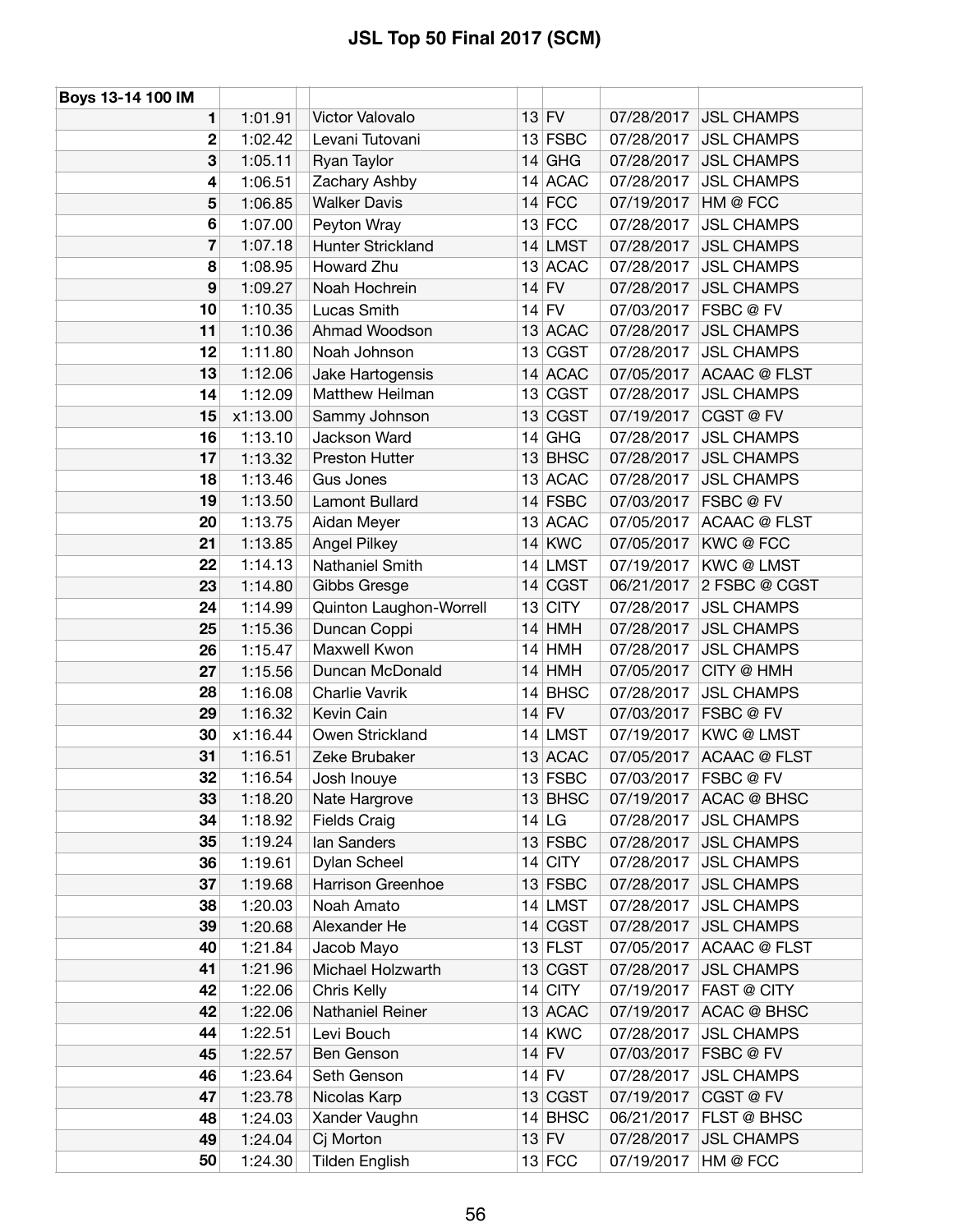# JSL Top 50 Final 2017 (SCM)

| Boys 13-14 100 IM | | | | | | |
|---|---|---|---|---|---|---|
| 1 | 1:01.91 | Victor Valovalo | 13 | FV | 07/28/2017 | JSL CHAMPS |
| 2 | 1:02.42 | Levani Tutovani | 13 | FSBC | 07/28/2017 | JSL CHAMPS |
| 3 | 1:05.11 | Ryan Taylor | 14 | GHG | 07/28/2017 | JSL CHAMPS |
| 4 | 1:06.51 | Zachary Ashby | 14 | ACAC | 07/28/2017 | JSL CHAMPS |
| 5 | 1:06.85 | Walker Davis | 14 | FCC | 07/19/2017 | HM @ FCC |
| 6 | 1:07.00 | Peyton Wray | 13 | FCC | 07/28/2017 | JSL CHAMPS |
| 7 | 1:07.18 | Hunter Strickland | 14 | LMST | 07/28/2017 | JSL CHAMPS |
| 8 | 1:08.95 | Howard Zhu | 13 | ACAC | 07/28/2017 | JSL CHAMPS |
| 9 | 1:09.27 | Noah Hochrein | 14 | FV | 07/28/2017 | JSL CHAMPS |
| 10 | 1:10.35 | Lucas Smith | 14 | FV | 07/03/2017 | FSBC @ FV |
| 11 | 1:10.36 | Ahmad Woodson | 13 | ACAC | 07/28/2017 | JSL CHAMPS |
| 12 | 1:11.80 | Noah Johnson | 13 | CGST | 07/28/2017 | JSL CHAMPS |
| 13 | 1:12.06 | Jake Hartogensis | 14 | ACAC | 07/05/2017 | ACAAC @ FLST |
| 14 | 1:12.09 | Matthew Heilman | 13 | CGST | 07/28/2017 | JSL CHAMPS |
| 15 | x1:13.00 | Sammy Johnson | 13 | CGST | 07/19/2017 | CGST @ FV |
| 16 | 1:13.10 | Jackson Ward | 14 | GHG | 07/28/2017 | JSL CHAMPS |
| 17 | 1:13.32 | Preston Hutter | 13 | BHSC | 07/28/2017 | JSL CHAMPS |
| 18 | 1:13.46 | Gus Jones | 13 | ACAC | 07/28/2017 | JSL CHAMPS |
| 19 | 1:13.50 | Lamont Bullard | 14 | FSBC | 07/03/2017 | FSBC @ FV |
| 20 | 1:13.75 | Aidan Meyer | 13 | ACAC | 07/05/2017 | ACAAC @ FLST |
| 21 | 1:13.85 | Angel Pilkey | 14 | KWC | 07/05/2017 | KWC @ FCC |
| 22 | 1:14.13 | Nathaniel Smith | 14 | LMST | 07/19/2017 | KWC @ LMST |
| 23 | 1:14.80 | Gibbs Gresge | 14 | CGST | 06/21/2017 | 2 FSBC @ CGST |
| 24 | 1:14.99 | Quinton Laughon-Worrell | 13 | CITY | 07/28/2017 | JSL CHAMPS |
| 25 | 1:15.36 | Duncan Coppi | 14 | HMH | 07/28/2017 | JSL CHAMPS |
| 26 | 1:15.47 | Maxwell Kwon | 14 | HMH | 07/28/2017 | JSL CHAMPS |
| 27 | 1:15.56 | Duncan McDonald | 14 | HMH | 07/05/2017 | CITY @ HMH |
| 28 | 1:16.08 | Charlie Vavrik | 14 | BHSC | 07/28/2017 | JSL CHAMPS |
| 29 | 1:16.32 | Kevin Cain | 14 | FV | 07/03/2017 | FSBC @ FV |
| 30 | x1:16.44 | Owen Strickland | 14 | LMST | 07/19/2017 | KWC @ LMST |
| 31 | 1:16.51 | Zeke Brubaker | 13 | ACAC | 07/05/2017 | ACAAC @ FLST |
| 32 | 1:16.54 | Josh Inouye | 13 | FSBC | 07/03/2017 | FSBC @ FV |
| 33 | 1:18.20 | Nate Hargrove | 13 | BHSC | 07/19/2017 | ACAC @ BHSC |
| 34 | 1:18.92 | Fields Craig | 14 | LG | 07/28/2017 | JSL CHAMPS |
| 35 | 1:19.24 | Ian Sanders | 13 | FSBC | 07/28/2017 | JSL CHAMPS |
| 36 | 1:19.61 | Dylan Scheel | 14 | CITY | 07/28/2017 | JSL CHAMPS |
| 37 | 1:19.68 | Harrison Greenhoe | 13 | FSBC | 07/28/2017 | JSL CHAMPS |
| 38 | 1:20.03 | Noah Amato | 14 | LMST | 07/28/2017 | JSL CHAMPS |
| 39 | 1:20.68 | Alexander He | 14 | CGST | 07/28/2017 | JSL CHAMPS |
| 40 | 1:21.84 | Jacob Mayo | 13 | FLST | 07/05/2017 | ACAAC @ FLST |
| 41 | 1:21.96 | Michael Holzwarth | 13 | CGST | 07/28/2017 | JSL CHAMPS |
| 42 | 1:22.06 | Chris Kelly | 14 | CITY | 07/19/2017 | FAST @ CITY |
| 42 | 1:22.06 | Nathaniel Reiner | 13 | ACAC | 07/19/2017 | ACAC @ BHSC |
| 44 | 1:22.51 | Levi Bouch | 14 | KWC | 07/28/2017 | JSL CHAMPS |
| 45 | 1:22.57 | Ben Genson | 14 | FV | 07/03/2017 | FSBC @ FV |
| 46 | 1:23.64 | Seth Genson | 14 | FV | 07/28/2017 | JSL CHAMPS |
| 47 | 1:23.78 | Nicolas Karp | 13 | CGST | 07/19/2017 | CGST @ FV |
| 48 | 1:24.03 | Xander Vaughn | 14 | BHSC | 06/21/2017 | FLST @ BHSC |
| 49 | 1:24.04 | Cj Morton | 13 | FV | 07/28/2017 | JSL CHAMPS |
| 50 | 1:24.30 | Tilden English | 13 | FCC | 07/19/2017 | HM @ FCC |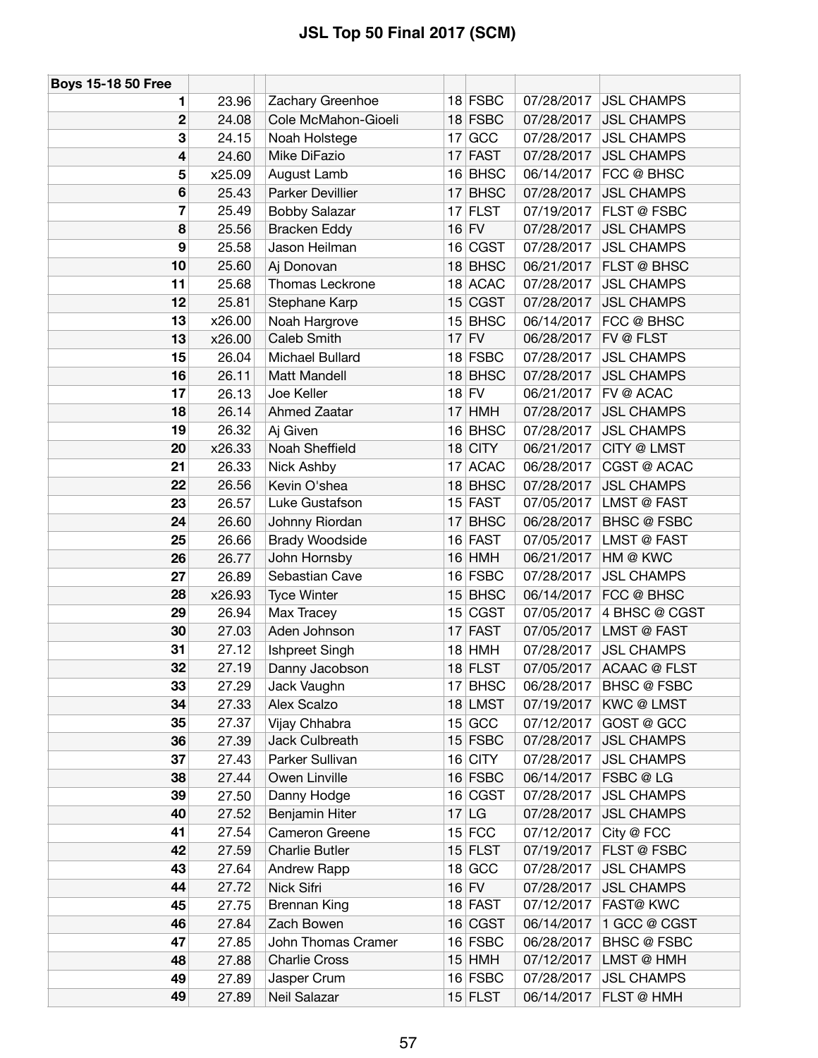# JSL Top 50 Final 2017 (SCM)

| Boys 15-18 50 Free | | | | | | |
|---|---|---|---|---|---|---|
| 1 | 23.96 | Zachary Greenhoe | 18 | FSBC | 07/28/2017 | JSL CHAMPS |
| 2 | 24.08 | Cole McMahon-Gioeli | 18 | FSBC | 07/28/2017 | JSL CHAMPS |
| 3 | 24.15 | Noah Holstege | 17 | GCC | 07/28/2017 | JSL CHAMPS |
| 4 | 24.60 | Mike DiFazio | 17 | FAST | 07/28/2017 | JSL CHAMPS |
| 5 | x25.09 | August Lamb | 16 | BHSC | 06/14/2017 | FCC @ BHSC |
| 6 | 25.43 | Parker Devillier | 17 | BHSC | 07/28/2017 | JSL CHAMPS |
| 7 | 25.49 | Bobby Salazar | 17 | FLST | 07/19/2017 | FLST @ FSBC |
| 8 | 25.56 | Bracken Eddy | 16 | FV | 07/28/2017 | JSL CHAMPS |
| 9 | 25.58 | Jason Heilman | 16 | CGST | 07/28/2017 | JSL CHAMPS |
| 10 | 25.60 | Aj Donovan | 18 | BHSC | 06/21/2017 | FLST @ BHSC |
| 11 | 25.68 | Thomas Leckrone | 18 | ACAC | 07/28/2017 | JSL CHAMPS |
| 12 | 25.81 | Stephane Karp | 15 | CGST | 07/28/2017 | JSL CHAMPS |
| 13 | x26.00 | Noah Hargrove | 15 | BHSC | 06/14/2017 | FCC @ BHSC |
| 13 | x26.00 | Caleb Smith | 17 | FV | 06/28/2017 | FV @ FLST |
| 15 | 26.04 | Michael Bullard | 18 | FSBC | 07/28/2017 | JSL CHAMPS |
| 16 | 26.11 | Matt Mandell | 18 | BHSC | 07/28/2017 | JSL CHAMPS |
| 17 | 26.13 | Joe Keller | 18 | FV | 06/21/2017 | FV @ ACAC |
| 18 | 26.14 | Ahmed Zaatar | 17 | HMH | 07/28/2017 | JSL CHAMPS |
| 19 | 26.32 | Aj Given | 16 | BHSC | 07/28/2017 | JSL CHAMPS |
| 20 | x26.33 | Noah Sheffield | 18 | CITY | 06/21/2017 | CITY @ LMST |
| 21 | 26.33 | Nick Ashby | 17 | ACAC | 06/28/2017 | CGST @ ACAC |
| 22 | 26.56 | Kevin O'shea | 18 | BHSC | 07/28/2017 | JSL CHAMPS |
| 23 | 26.57 | Luke Gustafson | 15 | FAST | 07/05/2017 | LMST @ FAST |
| 24 | 26.60 | Johnny Riordan | 17 | BHSC | 06/28/2017 | BHSC @ FSBC |
| 25 | 26.66 | Brady Woodside | 16 | FAST | 07/05/2017 | LMST @ FAST |
| 26 | 26.77 | John Hornsby | 16 | HMH | 06/21/2017 | HM @ KWC |
| 27 | 26.89 | Sebastian Cave | 16 | FSBC | 07/28/2017 | JSL CHAMPS |
| 28 | x26.93 | Tyce Winter | 15 | BHSC | 06/14/2017 | FCC @ BHSC |
| 29 | 26.94 | Max Tracey | 15 | CGST | 07/05/2017 | 4 BHSC @ CGST |
| 30 | 27.03 | Aden Johnson | 17 | FAST | 07/05/2017 | LMST @ FAST |
| 31 | 27.12 | Ishpreet Singh | 18 | HMH | 07/28/2017 | JSL CHAMPS |
| 32 | 27.19 | Danny Jacobson | 18 | FLST | 07/05/2017 | ACAAC @ FLST |
| 33 | 27.29 | Jack Vaughn | 17 | BHSC | 06/28/2017 | BHSC @ FSBC |
| 34 | 27.33 | Alex Scalzo | 18 | LMST | 07/19/2017 | KWC @ LMST |
| 35 | 27.37 | Vijay Chhabra | 15 | GCC | 07/12/2017 | GOST @ GCC |
| 36 | 27.39 | Jack Culbreath | 15 | FSBC | 07/28/2017 | JSL CHAMPS |
| 37 | 27.43 | Parker Sullivan | 16 | CITY | 07/28/2017 | JSL CHAMPS |
| 38 | 27.44 | Owen Linville | 16 | FSBC | 06/14/2017 | FSBC @ LG |
| 39 | 27.50 | Danny Hodge | 16 | CGST | 07/28/2017 | JSL CHAMPS |
| 40 | 27.52 | Benjamin Hiter | 17 | LG | 07/28/2017 | JSL CHAMPS |
| 41 | 27.54 | Cameron Greene | 15 | FCC | 07/12/2017 | City @ FCC |
| 42 | 27.59 | Charlie Butler | 15 | FLST | 07/19/2017 | FLST @ FSBC |
| 43 | 27.64 | Andrew Rapp | 18 | GCC | 07/28/2017 | JSL CHAMPS |
| 44 | 27.72 | Nick Sifri | 16 | FV | 07/28/2017 | JSL CHAMPS |
| 45 | 27.75 | Brennan King | 18 | FAST | 07/12/2017 | FAST@ KWC |
| 46 | 27.84 | Zach Bowen | 16 | CGST | 06/14/2017 | 1 GCC @ CGST |
| 47 | 27.85 | John Thomas Cramer | 16 | FSBC | 06/28/2017 | BHSC @ FSBC |
| 48 | 27.88 | Charlie Cross | 15 | HMH | 07/12/2017 | LMST @ HMH |
| 49 | 27.89 | Jasper Crum | 16 | FSBC | 07/28/2017 | JSL CHAMPS |
| 49 | 27.89 | Neil Salazar | 15 | FLST | 06/14/2017 | FLST @ HMH |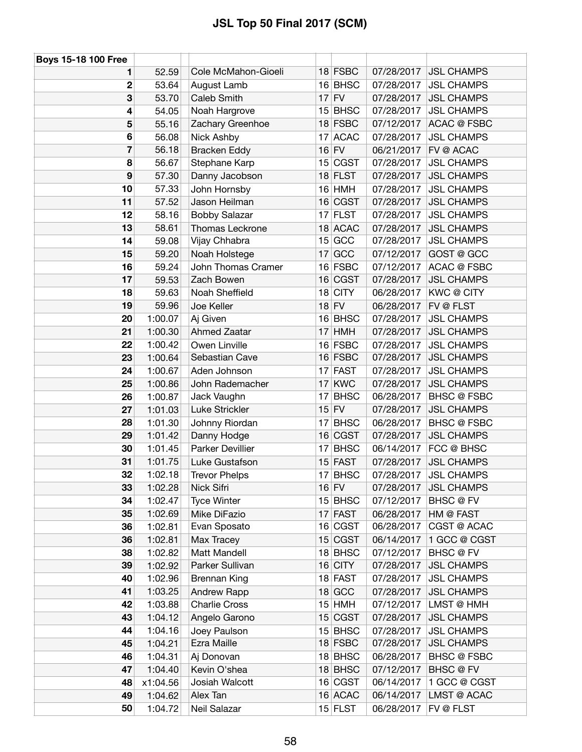# JSL Top 50 Final 2017 (SCM)

| Boys 15-18 100 Free | | | | | | | |
|---|---|---|---|---|---|---|---|
| 1 | 52.59 | | Cole McMahon-Gioeli | 18 | FSBC | 07/28/2017 | JSL CHAMPS |
| 2 | 53.64 | | August Lamb | 16 | BHSC | 07/28/2017 | JSL CHAMPS |
| 3 | 53.70 | | Caleb Smith | 17 | FV | 07/28/2017 | JSL CHAMPS |
| 4 | 54.05 | | Noah Hargrove | 15 | BHSC | 07/28/2017 | JSL CHAMPS |
| 5 | 55.16 | | Zachary Greenhoe | 18 | FSBC | 07/12/2017 | ACAC @ FSBC |
| 6 | 56.08 | | Nick Ashby | 17 | ACAC | 07/28/2017 | JSL CHAMPS |
| 7 | 56.18 | | Bracken Eddy | 16 | FV | 06/21/2017 | FV @ ACAC |
| 8 | 56.67 | | Stephane Karp | 15 | CGST | 07/28/2017 | JSL CHAMPS |
| 9 | 57.30 | | Danny Jacobson | 18 | FLST | 07/28/2017 | JSL CHAMPS |
| 10 | 57.33 | | John Hornsby | 16 | HMH | 07/28/2017 | JSL CHAMPS |
| 11 | 57.52 | | Jason Heilman | 16 | CGST | 07/28/2017 | JSL CHAMPS |
| 12 | 58.16 | | Bobby Salazar | 17 | FLST | 07/28/2017 | JSL CHAMPS |
| 13 | 58.61 | | Thomas Leckrone | 18 | ACAC | 07/28/2017 | JSL CHAMPS |
| 14 | 59.08 | | Vijay Chhabra | 15 | GCC | 07/28/2017 | JSL CHAMPS |
| 15 | 59.20 | | Noah Holstege | 17 | GCC | 07/12/2017 | GOST @ GCC |
| 16 | 59.24 | | John Thomas Cramer | 16 | FSBC | 07/12/2017 | ACAC @ FSBC |
| 17 | 59.53 | | Zach Bowen | 16 | CGST | 07/28/2017 | JSL CHAMPS |
| 18 | 59.63 | | Noah Sheffield | 18 | CITY | 06/28/2017 | KWC @ CITY |
| 19 | 59.96 | | Joe Keller | 18 | FV | 06/28/2017 | FV @ FLST |
| 20 | 1:00.07 | | Aj Given | 16 | BHSC | 07/28/2017 | JSL CHAMPS |
| 21 | 1:00.30 | | Ahmed Zaatar | 17 | HMH | 07/28/2017 | JSL CHAMPS |
| 22 | 1:00.42 | | Owen Linville | 16 | FSBC | 07/28/2017 | JSL CHAMPS |
| 23 | 1:00.64 | | Sebastian Cave | 16 | FSBC | 07/28/2017 | JSL CHAMPS |
| 24 | 1:00.67 | | Aden Johnson | 17 | FAST | 07/28/2017 | JSL CHAMPS |
| 25 | 1:00.86 | | John Rademacher | 17 | KWC | 07/28/2017 | JSL CHAMPS |
| 26 | 1:00.87 | | Jack Vaughn | 17 | BHSC | 06/28/2017 | BHSC @ FSBC |
| 27 | 1:01.03 | | Luke Strickler | 15 | FV | 07/28/2017 | JSL CHAMPS |
| 28 | 1:01.30 | | Johnny Riordan | 17 | BHSC | 06/28/2017 | BHSC @ FSBC |
| 29 | 1:01.42 | | Danny Hodge | 16 | CGST | 07/28/2017 | JSL CHAMPS |
| 30 | 1:01.45 | | Parker Devillier | 17 | BHSC | 06/14/2017 | FCC @ BHSC |
| 31 | 1:01.75 | | Luke Gustafson | 15 | FAST | 07/28/2017 | JSL CHAMPS |
| 32 | 1:02.18 | | Trevor Phelps | 17 | BHSC | 07/28/2017 | JSL CHAMPS |
| 33 | 1:02.28 | | Nick Sifri | 16 | FV | 07/28/2017 | JSL CHAMPS |
| 34 | 1:02.47 | | Tyce Winter | 15 | BHSC | 07/12/2017 | BHSC @ FV |
| 35 | 1:02.69 | | Mike DiFazio | 17 | FAST | 06/28/2017 | HM @ FAST |
| 36 | 1:02.81 | | Evan Sposato | 16 | CGST | 06/28/2017 | CGST @ ACAC |
| 36 | 1:02.81 | | Max Tracey | 15 | CGST | 06/14/2017 | 1 GCC @ CGST |
| 38 | 1:02.82 | | Matt Mandell | 18 | BHSC | 07/12/2017 | BHSC @ FV |
| 39 | 1:02.92 | | Parker Sullivan | 16 | CITY | 07/28/2017 | JSL CHAMPS |
| 40 | 1:02.96 | | Brennan King | 18 | FAST | 07/28/2017 | JSL CHAMPS |
| 41 | 1:03.25 | | Andrew Rapp | 18 | GCC | 07/28/2017 | JSL CHAMPS |
| 42 | 1:03.88 | | Charlie Cross | 15 | HMH | 07/12/2017 | LMST @ HMH |
| 43 | 1:04.12 | | Angelo Garono | 15 | CGST | 07/28/2017 | JSL CHAMPS |
| 44 | 1:04.16 | | Joey Paulson | 15 | BHSC | 07/28/2017 | JSL CHAMPS |
| 45 | 1:04.21 | | Ezra Maille | 18 | FSBC | 07/28/2017 | JSL CHAMPS |
| 46 | 1:04.31 | | Aj Donovan | 18 | BHSC | 06/28/2017 | BHSC @ FSBC |
| 47 | 1:04.40 | | Kevin O'shea | 18 | BHSC | 07/12/2017 | BHSC @ FV |
| 48 | x1:04.56 | | Josiah Walcott | 16 | CGST | 06/14/2017 | 1 GCC @ CGST |
| 49 | 1:04.62 | | Alex Tan | 16 | ACAC | 06/14/2017 | LMST @ ACAC |
| 50 | 1:04.72 | | Neil Salazar | 15 | FLST | 06/28/2017 | FV @ FLST |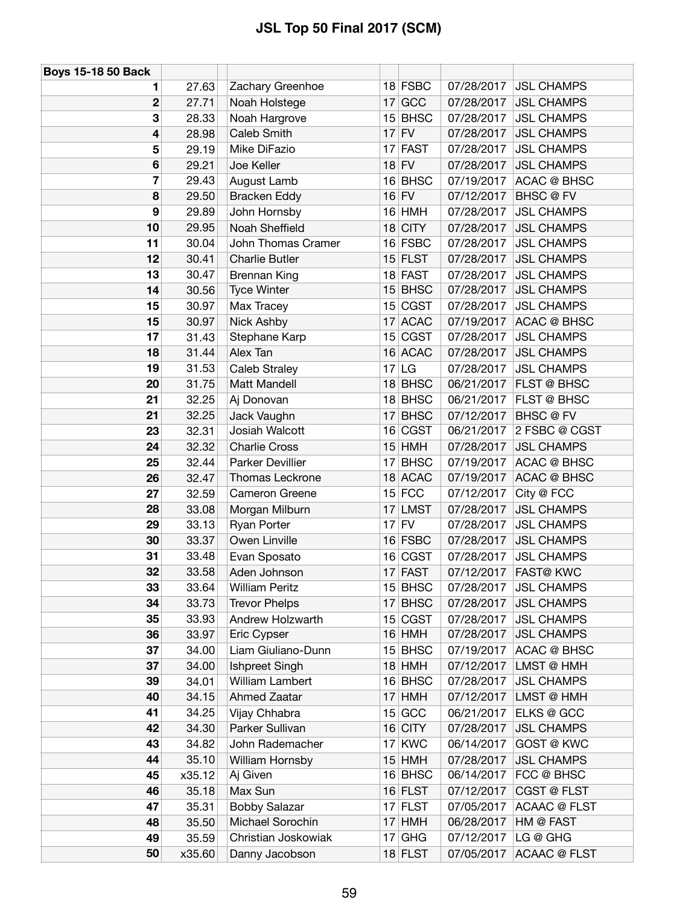# JSL Top 50 Final 2017 (SCM)

| Boys 15-18 50 Back | | | | | | | |
|---|---|---|---|---|---|---|---|
| 1 | 27.63 | | Zachary Greenhoe | 18 | FSBC | 07/28/2017 | JSL CHAMPS |
| 2 | 27.71 | | Noah Holstege | 17 | GCC | 07/28/2017 | JSL CHAMPS |
| 3 | 28.33 | | Noah Hargrove | 15 | BHSC | 07/28/2017 | JSL CHAMPS |
| 4 | 28.98 | | Caleb Smith | 17 | FV | 07/28/2017 | JSL CHAMPS |
| 5 | 29.19 | | Mike DiFazio | 17 | FAST | 07/28/2017 | JSL CHAMPS |
| 6 | 29.21 | | Joe Keller | 18 | FV | 07/28/2017 | JSL CHAMPS |
| 7 | 29.43 | | August Lamb | 16 | BHSC | 07/19/2017 | ACAC @ BHSC |
| 8 | 29.50 | | Bracken Eddy | 16 | FV | 07/12/2017 | BHSC @ FV |
| 9 | 29.89 | | John Hornsby | 16 | HMH | 07/28/2017 | JSL CHAMPS |
| 10 | 29.95 | | Noah Sheffield | 18 | CITY | 07/28/2017 | JSL CHAMPS |
| 11 | 30.04 | | John Thomas Cramer | 16 | FSBC | 07/28/2017 | JSL CHAMPS |
| 12 | 30.41 | | Charlie Butler | 15 | FLST | 07/28/2017 | JSL CHAMPS |
| 13 | 30.47 | | Brennan King | 18 | FAST | 07/28/2017 | JSL CHAMPS |
| 14 | 30.56 | | Tyce Winter | 15 | BHSC | 07/28/2017 | JSL CHAMPS |
| 15 | 30.97 | | Max Tracey | 15 | CGST | 07/28/2017 | JSL CHAMPS |
| 15 | 30.97 | | Nick Ashby | 17 | ACAC | 07/19/2017 | ACAC @ BHSC |
| 17 | 31.43 | | Stephane Karp | 15 | CGST | 07/28/2017 | JSL CHAMPS |
| 18 | 31.44 | | Alex Tan | 16 | ACAC | 07/28/2017 | JSL CHAMPS |
| 19 | 31.53 | | Caleb Straley | 17 | LG | 07/28/2017 | JSL CHAMPS |
| 20 | 31.75 | | Matt Mandell | 18 | BHSC | 06/21/2017 | FLST @ BHSC |
| 21 | 32.25 | | Aj Donovan | 18 | BHSC | 06/21/2017 | FLST @ BHSC |
| 21 | 32.25 | | Jack Vaughn | 17 | BHSC | 07/12/2017 | BHSC @ FV |
| 23 | 32.31 | | Josiah Walcott | 16 | CGST | 06/21/2017 | 2 FSBC @ CGST |
| 24 | 32.32 | | Charlie Cross | 15 | HMH | 07/28/2017 | JSL CHAMPS |
| 25 | 32.44 | | Parker Devillier | 17 | BHSC | 07/19/2017 | ACAC @ BHSC |
| 26 | 32.47 | | Thomas Leckrone | 18 | ACAC | 07/19/2017 | ACAC @ BHSC |
| 27 | 32.59 | | Cameron Greene | 15 | FCC | 07/12/2017 | City @ FCC |
| 28 | 33.08 | | Morgan Milburn | 17 | LMST | 07/28/2017 | JSL CHAMPS |
| 29 | 33.13 | | Ryan Porter | 17 | FV | 07/28/2017 | JSL CHAMPS |
| 30 | 33.37 | | Owen Linville | 16 | FSBC | 07/28/2017 | JSL CHAMPS |
| 31 | 33.48 | | Evan Sposato | 16 | CGST | 07/28/2017 | JSL CHAMPS |
| 32 | 33.58 | | Aden Johnson | 17 | FAST | 07/12/2017 | FAST@ KWC |
| 33 | 33.64 | | William Peritz | 15 | BHSC | 07/28/2017 | JSL CHAMPS |
| 34 | 33.73 | | Trevor Phelps | 17 | BHSC | 07/28/2017 | JSL CHAMPS |
| 35 | 33.93 | | Andrew Holzwarth | 15 | CGST | 07/28/2017 | JSL CHAMPS |
| 36 | 33.97 | | Eric Cypser | 16 | HMH | 07/28/2017 | JSL CHAMPS |
| 37 | 34.00 | | Liam Giuliano-Dunn | 15 | BHSC | 07/19/2017 | ACAC @ BHSC |
| 37 | 34.00 | | Ishpreet Singh | 18 | HMH | 07/12/2017 | LMST @ HMH |
| 39 | 34.01 | | William Lambert | 16 | BHSC | 07/28/2017 | JSL CHAMPS |
| 40 | 34.15 | | Ahmed Zaatar | 17 | HMH | 07/12/2017 | LMST @ HMH |
| 41 | 34.25 | | Vijay Chhabra | 15 | GCC | 06/21/2017 | ELKS @ GCC |
| 42 | 34.30 | | Parker Sullivan | 16 | CITY | 07/28/2017 | JSL CHAMPS |
| 43 | 34.82 | | John Rademacher | 17 | KWC | 06/14/2017 | GOST @ KWC |
| 44 | 35.10 | | William Hornsby | 15 | HMH | 07/28/2017 | JSL CHAMPS |
| 45 | x35.12 | | Aj Given | 16 | BHSC | 06/14/2017 | FCC @ BHSC |
| 46 | 35.18 | | Max Sun | 16 | FLST | 07/12/2017 | CGST @ FLST |
| 47 | 35.31 | | Bobby Salazar | 17 | FLST | 07/05/2017 | ACAAC @ FLST |
| 48 | 35.50 | | Michael Sorochin | 17 | HMH | 06/28/2017 | HM @ FAST |
| 49 | 35.59 | | Christian Joskowiak | 17 | GHG | 07/12/2017 | LG @ GHG |
| 50 | x35.60 | | Danny Jacobson | 18 | FLST | 07/05/2017 | ACAAC @ FLST |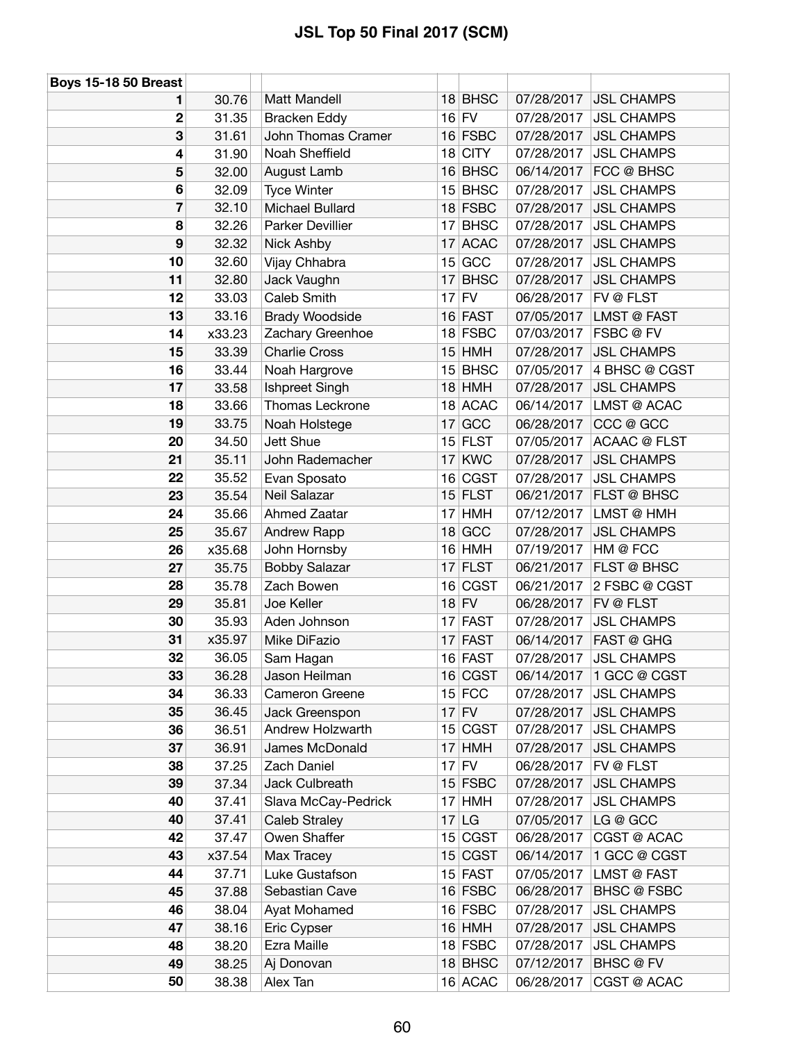# JSL Top 50 Final 2017 (SCM)

| Boys 15-18 50 Breast | | | | | | |
|---|---|---|---|---|---|---|
| 1 | 30.76 | Matt Mandell | 18 | BHSC | 07/28/2017 | JSL CHAMPS |
| 2 | 31.35 | Bracken Eddy | 16 | FV | 07/28/2017 | JSL CHAMPS |
| 3 | 31.61 | John Thomas Cramer | 16 | FSBC | 07/28/2017 | JSL CHAMPS |
| 4 | 31.90 | Noah Sheffield | 18 | CITY | 07/28/2017 | JSL CHAMPS |
| 5 | 32.00 | August Lamb | 16 | BHSC | 06/14/2017 | FCC @ BHSC |
| 6 | 32.09 | Tyce Winter | 15 | BHSC | 07/28/2017 | JSL CHAMPS |
| 7 | 32.10 | Michael Bullard | 18 | FSBC | 07/28/2017 | JSL CHAMPS |
| 8 | 32.26 | Parker Devillier | 17 | BHSC | 07/28/2017 | JSL CHAMPS |
| 9 | 32.32 | Nick Ashby | 17 | ACAC | 07/28/2017 | JSL CHAMPS |
| 10 | 32.60 | Vijay Chhabra | 15 | GCC | 07/28/2017 | JSL CHAMPS |
| 11 | 32.80 | Jack Vaughn | 17 | BHSC | 07/28/2017 | JSL CHAMPS |
| 12 | 33.03 | Caleb Smith | 17 | FV | 06/28/2017 | FV @ FLST |
| 13 | 33.16 | Brady Woodside | 16 | FAST | 07/05/2017 | LMST @ FAST |
| 14 | x33.23 | Zachary Greenhoe | 18 | FSBC | 07/03/2017 | FSBC @ FV |
| 15 | 33.39 | Charlie Cross | 15 | HMH | 07/28/2017 | JSL CHAMPS |
| 16 | 33.44 | Noah Hargrove | 15 | BHSC | 07/05/2017 | 4 BHSC @ CGST |
| 17 | 33.58 | Ishpreet Singh | 18 | HMH | 07/28/2017 | JSL CHAMPS |
| 18 | 33.66 | Thomas Leckrone | 18 | ACAC | 06/14/2017 | LMST @ ACAC |
| 19 | 33.75 | Noah Holstege | 17 | GCC | 06/28/2017 | CCC @ GCC |
| 20 | 34.50 | Jett Shue | 15 | FLST | 07/05/2017 | ACAAC @ FLST |
| 21 | 35.11 | John Rademacher | 17 | KWC | 07/28/2017 | JSL CHAMPS |
| 22 | 35.52 | Evan Sposato | 16 | CGST | 07/28/2017 | JSL CHAMPS |
| 23 | 35.54 | Neil Salazar | 15 | FLST | 06/21/2017 | FLST @ BHSC |
| 24 | 35.66 | Ahmed Zaatar | 17 | HMH | 07/12/2017 | LMST @ HMH |
| 25 | 35.67 | Andrew Rapp | 18 | GCC | 07/28/2017 | JSL CHAMPS |
| 26 | x35.68 | John Hornsby | 16 | HMH | 07/19/2017 | HM @ FCC |
| 27 | 35.75 | Bobby Salazar | 17 | FLST | 06/21/2017 | FLST @ BHSC |
| 28 | 35.78 | Zach Bowen | 16 | CGST | 06/21/2017 | 2 FSBC @ CGST |
| 29 | 35.81 | Joe Keller | 18 | FV | 06/28/2017 | FV @ FLST |
| 30 | 35.93 | Aden Johnson | 17 | FAST | 07/28/2017 | JSL CHAMPS |
| 31 | x35.97 | Mike DiFazio | 17 | FAST | 06/14/2017 | FAST @ GHG |
| 32 | 36.05 | Sam Hagan | 16 | FAST | 07/28/2017 | JSL CHAMPS |
| 33 | 36.28 | Jason Heilman | 16 | CGST | 06/14/2017 | 1 GCC @ CGST |
| 34 | 36.33 | Cameron Greene | 15 | FCC | 07/28/2017 | JSL CHAMPS |
| 35 | 36.45 | Jack Greenspon | 17 | FV | 07/28/2017 | JSL CHAMPS |
| 36 | 36.51 | Andrew Holzwarth | 15 | CGST | 07/28/2017 | JSL CHAMPS |
| 37 | 36.91 | James McDonald | 17 | HMH | 07/28/2017 | JSL CHAMPS |
| 38 | 37.25 | Zach Daniel | 17 | FV | 06/28/2017 | FV @ FLST |
| 39 | 37.34 | Jack Culbreath | 15 | FSBC | 07/28/2017 | JSL CHAMPS |
| 40 | 37.41 | Slava McCay-Pedrick | 17 | HMH | 07/28/2017 | JSL CHAMPS |
| 40 | 37.41 | Caleb Straley | 17 | LG | 07/05/2017 | LG @ GCC |
| 42 | 37.47 | Owen Shaffer | 15 | CGST | 06/28/2017 | CGST @ ACAC |
| 43 | x37.54 | Max Tracey | 15 | CGST | 06/14/2017 | 1 GCC @ CGST |
| 44 | 37.71 | Luke Gustafson | 15 | FAST | 07/05/2017 | LMST @ FAST |
| 45 | 37.88 | Sebastian Cave | 16 | FSBC | 06/28/2017 | BHSC @ FSBC |
| 46 | 38.04 | Ayat Mohamed | 16 | FSBC | 07/28/2017 | JSL CHAMPS |
| 47 | 38.16 | Eric Cypser | 16 | HMH | 07/28/2017 | JSL CHAMPS |
| 48 | 38.20 | Ezra Maille | 18 | FSBC | 07/28/2017 | JSL CHAMPS |
| 49 | 38.25 | Aj Donovan | 18 | BHSC | 07/12/2017 | BHSC @ FV |
| 50 | 38.38 | Alex Tan | 16 | ACAC | 06/28/2017 | CGST @ ACAC |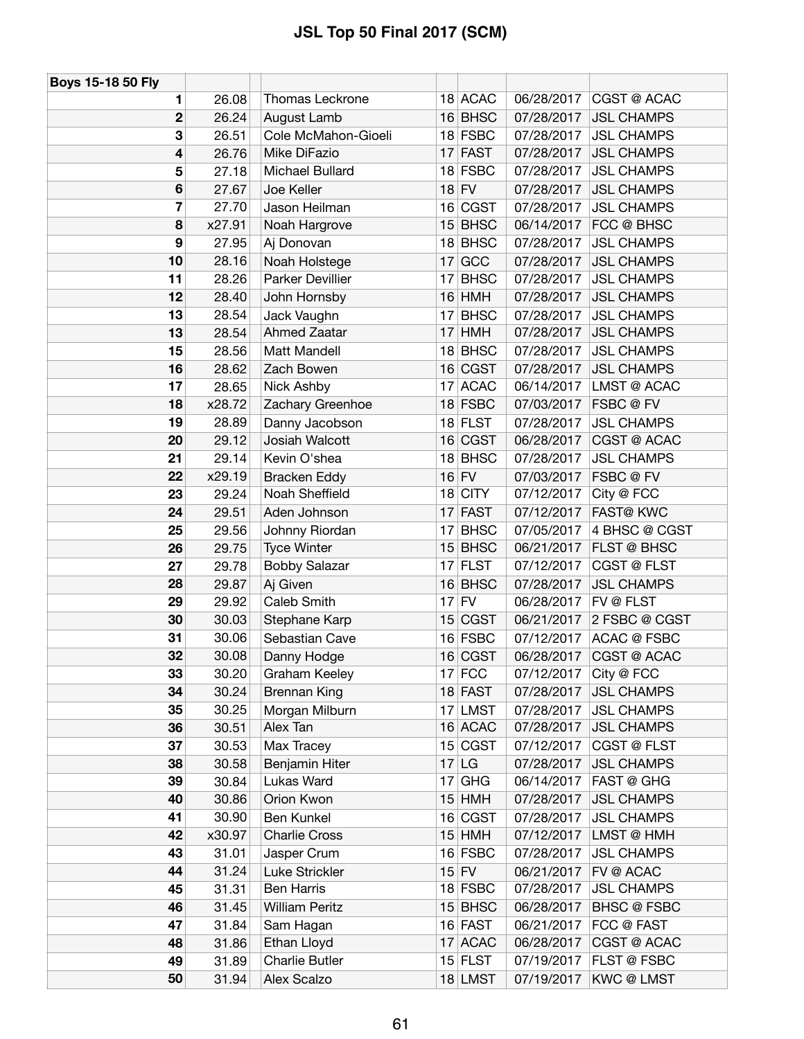# JSL Top 50 Final 2017 (SCM)

| Boys 15-18 50 Fly | | | | | | |
|---|---|---|---|---|---|---|
| 1 | 26.08 | Thomas Leckrone | 18 | ACAC | 06/28/2017 | CGST @ ACAC |
| 2 | 26.24 | August Lamb | 16 | BHSC | 07/28/2017 | JSL CHAMPS |
| 3 | 26.51 | Cole McMahon-Gioeli | 18 | FSBC | 07/28/2017 | JSL CHAMPS |
| 4 | 26.76 | Mike DiFazio | 17 | FAST | 07/28/2017 | JSL CHAMPS |
| 5 | 27.18 | Michael Bullard | 18 | FSBC | 07/28/2017 | JSL CHAMPS |
| 6 | 27.67 | Joe Keller | 18 | FV | 07/28/2017 | JSL CHAMPS |
| 7 | 27.70 | Jason Heilman | 16 | CGST | 07/28/2017 | JSL CHAMPS |
| 8 | x27.91 | Noah Hargrove | 15 | BHSC | 06/14/2017 | FCC @ BHSC |
| 9 | 27.95 | Aj Donovan | 18 | BHSC | 07/28/2017 | JSL CHAMPS |
| 10 | 28.16 | Noah Holstege | 17 | GCC | 07/28/2017 | JSL CHAMPS |
| 11 | 28.26 | Parker Devillier | 17 | BHSC | 07/28/2017 | JSL CHAMPS |
| 12 | 28.40 | John Hornsby | 16 | HMH | 07/28/2017 | JSL CHAMPS |
| 13 | 28.54 | Jack Vaughn | 17 | BHSC | 07/28/2017 | JSL CHAMPS |
| 13 | 28.54 | Ahmed Zaatar | 17 | HMH | 07/28/2017 | JSL CHAMPS |
| 15 | 28.56 | Matt Mandell | 18 | BHSC | 07/28/2017 | JSL CHAMPS |
| 16 | 28.62 | Zach Bowen | 16 | CGST | 07/28/2017 | JSL CHAMPS |
| 17 | 28.65 | Nick Ashby | 17 | ACAC | 06/14/2017 | LMST @ ACAC |
| 18 | x28.72 | Zachary Greenhoe | 18 | FSBC | 07/03/2017 | FSBC @ FV |
| 19 | 28.89 | Danny Jacobson | 18 | FLST | 07/28/2017 | JSL CHAMPS |
| 20 | 29.12 | Josiah Walcott | 16 | CGST | 06/28/2017 | CGST @ ACAC |
| 21 | 29.14 | Kevin O'shea | 18 | BHSC | 07/28/2017 | JSL CHAMPS |
| 22 | x29.19 | Bracken Eddy | 16 | FV | 07/03/2017 | FSBC @ FV |
| 23 | 29.24 | Noah Sheffield | 18 | CITY | 07/12/2017 | City @ FCC |
| 24 | 29.51 | Aden Johnson | 17 | FAST | 07/12/2017 | FAST@ KWC |
| 25 | 29.56 | Johnny Riordan | 17 | BHSC | 07/05/2017 | 4 BHSC @ CGST |
| 26 | 29.75 | Tyce Winter | 15 | BHSC | 06/21/2017 | FLST @ BHSC |
| 27 | 29.78 | Bobby Salazar | 17 | FLST | 07/12/2017 | CGST @ FLST |
| 28 | 29.87 | Aj Given | 16 | BHSC | 07/28/2017 | JSL CHAMPS |
| 29 | 29.92 | Caleb Smith | 17 | FV | 06/28/2017 | FV @ FLST |
| 30 | 30.03 | Stephane Karp | 15 | CGST | 06/21/2017 | 2 FSBC @ CGST |
| 31 | 30.06 | Sebastian Cave | 16 | FSBC | 07/12/2017 | ACAC @ FSBC |
| 32 | 30.08 | Danny Hodge | 16 | CGST | 06/28/2017 | CGST @ ACAC |
| 33 | 30.20 | Graham Keeley | 17 | FCC | 07/12/2017 | City @ FCC |
| 34 | 30.24 | Brennan King | 18 | FAST | 07/28/2017 | JSL CHAMPS |
| 35 | 30.25 | Morgan Milburn | 17 | LMST | 07/28/2017 | JSL CHAMPS |
| 36 | 30.51 | Alex Tan | 16 | ACAC | 07/28/2017 | JSL CHAMPS |
| 37 | 30.53 | Max Tracey | 15 | CGST | 07/12/2017 | CGST @ FLST |
| 38 | 30.58 | Benjamin Hiter | 17 | LG | 07/28/2017 | JSL CHAMPS |
| 39 | 30.84 | Lukas Ward | 17 | GHG | 06/14/2017 | FAST @ GHG |
| 40 | 30.86 | Orion Kwon | 15 | HMH | 07/28/2017 | JSL CHAMPS |
| 41 | 30.90 | Ben Kunkel | 16 | CGST | 07/28/2017 | JSL CHAMPS |
| 42 | x30.97 | Charlie Cross | 15 | HMH | 07/12/2017 | LMST @ HMH |
| 43 | 31.01 | Jasper Crum | 16 | FSBC | 07/28/2017 | JSL CHAMPS |
| 44 | 31.24 | Luke Strickler | 15 | FV | 06/21/2017 | FV @ ACAC |
| 45 | 31.31 | Ben Harris | 18 | FSBC | 07/28/2017 | JSL CHAMPS |
| 46 | 31.45 | William Peritz | 15 | BHSC | 06/28/2017 | BHSC @ FSBC |
| 47 | 31.84 | Sam Hagan | 16 | FAST | 06/21/2017 | FCC @ FAST |
| 48 | 31.86 | Ethan Lloyd | 17 | ACAC | 06/28/2017 | CGST @ ACAC |
| 49 | 31.89 | Charlie Butler | 15 | FLST | 07/19/2017 | FLST @ FSBC |
| 50 | 31.94 | Alex Scalzo | 18 | LMST | 07/19/2017 | KWC @ LMST |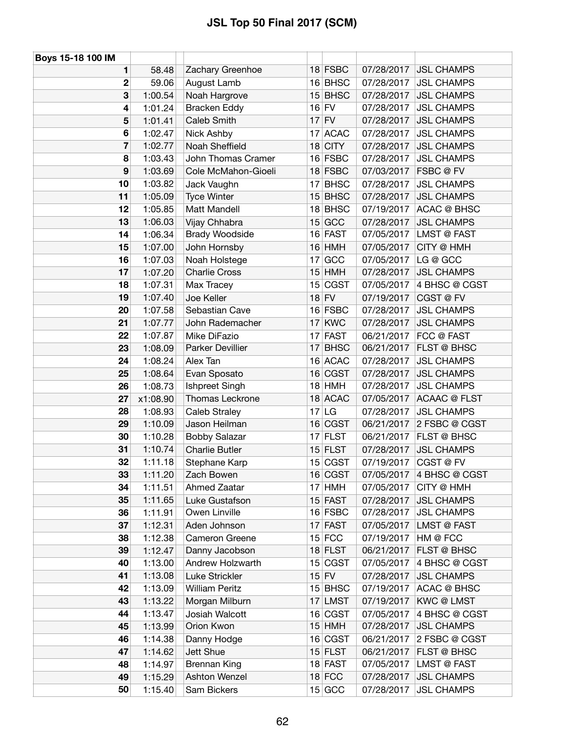# JSL Top 50 Final 2017 (SCM)

| Boys 15-18 100 IM | | | | | | |
|---|---|---|---|---|---|---|
| 1 | 58.48 | Zachary Greenhoe | 18 | FSBC | 07/28/2017 | JSL CHAMPS |
| 2 | 59.06 | August Lamb | 16 | BHSC | 07/28/2017 | JSL CHAMPS |
| 3 | 1:00.54 | Noah Hargrove | 15 | BHSC | 07/28/2017 | JSL CHAMPS |
| 4 | 1:01.24 | Bracken Eddy | 16 | FV | 07/28/2017 | JSL CHAMPS |
| 5 | 1:01.41 | Caleb Smith | 17 | FV | 07/28/2017 | JSL CHAMPS |
| 6 | 1:02.47 | Nick Ashby | 17 | ACAC | 07/28/2017 | JSL CHAMPS |
| 7 | 1:02.77 | Noah Sheffield | 18 | CITY | 07/28/2017 | JSL CHAMPS |
| 8 | 1:03.43 | John Thomas Cramer | 16 | FSBC | 07/28/2017 | JSL CHAMPS |
| 9 | 1:03.69 | Cole McMahon-Gioeli | 18 | FSBC | 07/03/2017 | FSBC @ FV |
| 10 | 1:03.82 | Jack Vaughn | 17 | BHSC | 07/28/2017 | JSL CHAMPS |
| 11 | 1:05.09 | Tyce Winter | 15 | BHSC | 07/28/2017 | JSL CHAMPS |
| 12 | 1:05.85 | Matt Mandell | 18 | BHSC | 07/19/2017 | ACAC @ BHSC |
| 13 | 1:06.03 | Vijay Chhabra | 15 | GCC | 07/28/2017 | JSL CHAMPS |
| 14 | 1:06.34 | Brady Woodside | 16 | FAST | 07/05/2017 | LMST @ FAST |
| 15 | 1:07.00 | John Hornsby | 16 | HMH | 07/05/2017 | CITY @ HMH |
| 16 | 1:07.03 | Noah Holstege | 17 | GCC | 07/05/2017 | LG @ GCC |
| 17 | 1:07.20 | Charlie Cross | 15 | HMH | 07/28/2017 | JSL CHAMPS |
| 18 | 1:07.31 | Max Tracey | 15 | CGST | 07/05/2017 | 4 BHSC @ CGST |
| 19 | 1:07.40 | Joe Keller | 18 | FV | 07/19/2017 | CGST @ FV |
| 20 | 1:07.58 | Sebastian Cave | 16 | FSBC | 07/28/2017 | JSL CHAMPS |
| 21 | 1:07.77 | John Rademacher | 17 | KWC | 07/28/2017 | JSL CHAMPS |
| 22 | 1:07.87 | Mike DiFazio | 17 | FAST | 06/21/2017 | FCC @ FAST |
| 23 | 1:08.09 | Parker Devillier | 17 | BHSC | 06/21/2017 | FLST @ BHSC |
| 24 | 1:08.24 | Alex Tan | 16 | ACAC | 07/28/2017 | JSL CHAMPS |
| 25 | 1:08.64 | Evan Sposato | 16 | CGST | 07/28/2017 | JSL CHAMPS |
| 26 | 1:08.73 | Ishpreet Singh | 18 | HMH | 07/28/2017 | JSL CHAMPS |
| 27 | x1:08.90 | Thomas Leckrone | 18 | ACAC | 07/05/2017 | ACAAC @ FLST |
| 28 | 1:08.93 | Caleb Straley | 17 | LG | 07/28/2017 | JSL CHAMPS |
| 29 | 1:10.09 | Jason Heilman | 16 | CGST | 06/21/2017 | 2 FSBC @ CGST |
| 30 | 1:10.28 | Bobby Salazar | 17 | FLST | 06/21/2017 | FLST @ BHSC |
| 31 | 1:10.74 | Charlie Butler | 15 | FLST | 07/28/2017 | JSL CHAMPS |
| 32 | 1:11.18 | Stephane Karp | 15 | CGST | 07/19/2017 | CGST @ FV |
| 33 | 1:11.20 | Zach Bowen | 16 | CGST | 07/05/2017 | 4 BHSC @ CGST |
| 34 | 1:11.51 | Ahmed Zaatar | 17 | HMH | 07/05/2017 | CITY @ HMH |
| 35 | 1:11.65 | Luke Gustafson | 15 | FAST | 07/28/2017 | JSL CHAMPS |
| 36 | 1:11.91 | Owen Linville | 16 | FSBC | 07/28/2017 | JSL CHAMPS |
| 37 | 1:12.31 | Aden Johnson | 17 | FAST | 07/05/2017 | LMST @ FAST |
| 38 | 1:12.38 | Cameron Greene | 15 | FCC | 07/19/2017 | HM @ FCC |
| 39 | 1:12.47 | Danny Jacobson | 18 | FLST | 06/21/2017 | FLST @ BHSC |
| 40 | 1:13.00 | Andrew Holzwarth | 15 | CGST | 07/05/2017 | 4 BHSC @ CGST |
| 41 | 1:13.08 | Luke Strickler | 15 | FV | 07/28/2017 | JSL CHAMPS |
| 42 | 1:13.09 | William Peritz | 15 | BHSC | 07/19/2017 | ACAC @ BHSC |
| 43 | 1:13.22 | Morgan Milburn | 17 | LMST | 07/19/2017 | KWC @ LMST |
| 44 | 1:13.47 | Josiah Walcott | 16 | CGST | 07/05/2017 | 4 BHSC @ CGST |
| 45 | 1:13.99 | Orion Kwon | 15 | HMH | 07/28/2017 | JSL CHAMPS |
| 46 | 1:14.38 | Danny Hodge | 16 | CGST | 06/21/2017 | 2 FSBC @ CGST |
| 47 | 1:14.62 | Jett Shue | 15 | FLST | 06/21/2017 | FLST @ BHSC |
| 48 | 1:14.97 | Brennan King | 18 | FAST | 07/05/2017 | LMST @ FAST |
| 49 | 1:15.29 | Ashton Wenzel | 18 | FCC | 07/28/2017 | JSL CHAMPS |
| 50 | 1:15.40 | Sam Bickers | 15 | GCC | 07/28/2017 | JSL CHAMPS |